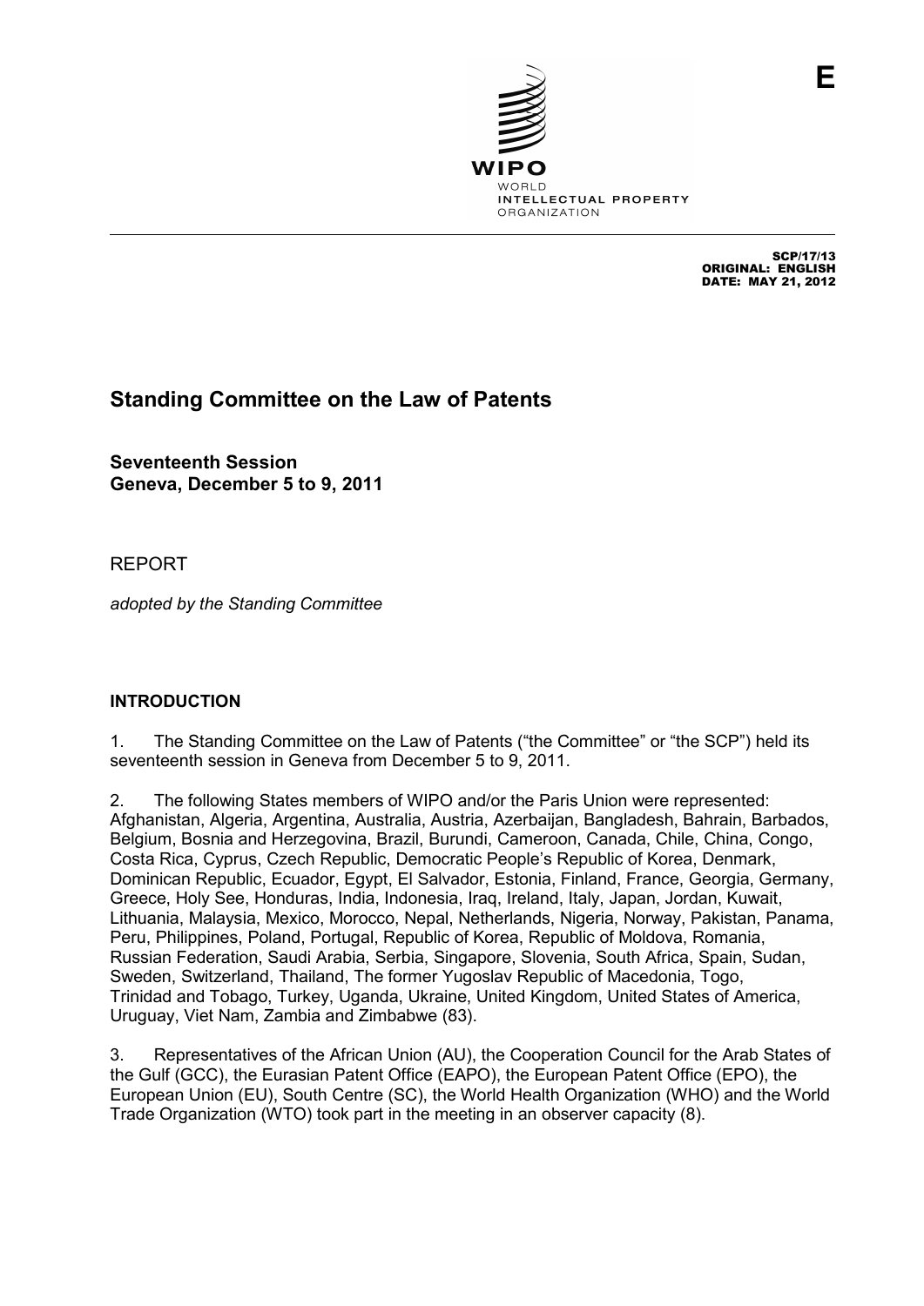WIPO
WORLD
INTELLECTUAL PROPERTY
ORGANIZATION

E

SCP/17/13
ORIGINAL: ENGLISH
DATE: MAY 21, 2012

# Standing Committee on the Law of Patents

**Seventeenth Session**
**Geneva, December 5 to 9, 2011**

REPORT

*adopted by the Standing Committee*

## INTRODUCTION

1. The Standing Committee on the Law of Patents ("the Committee" or "the SCP") held its seventeenth session in Geneva from December 5 to 9, 2011.

2. The following States members of WIPO and/or the Paris Union were represented: Afghanistan, Algeria, Argentina, Australia, Austria, Azerbaijan, Bangladesh, Bahrain, Barbados, Belgium, Bosnia and Herzegovina, Brazil, Burundi, Cameroon, Canada, Chile, China, Congo, Costa Rica, Cyprus, Czech Republic, Democratic People's Republic of Korea, Denmark, Dominican Republic, Ecuador, Egypt, El Salvador, Estonia, Finland, France, Georgia, Germany, Greece, Holy See, Honduras, India, Indonesia, Iraq, Ireland, Italy, Japan, Jordan, Kuwait, Lithuania, Malaysia, Mexico, Morocco, Nepal, Netherlands, Nigeria, Norway, Pakistan, Panama, Peru, Philippines, Poland, Portugal, Republic of Korea, Republic of Moldova, Romania, Russian Federation, Saudi Arabia, Serbia, Singapore, Slovenia, South Africa, Spain, Sudan, Sweden, Switzerland, Thailand, The former Yugoslav Republic of Macedonia, Togo, Trinidad and Tobago, Turkey, Uganda, Ukraine, United Kingdom, United States of America, Uruguay, Viet Nam, Zambia and Zimbabwe (83).

3. Representatives of the African Union (AU), the Cooperation Council for the Arab States of the Gulf (GCC), the Eurasian Patent Office (EAPO), the European Patent Office (EPO), the European Union (EU), South Centre (SC), the World Health Organization (WHO) and the World Trade Organization (WTO) took part in the meeting in an observer capacity (8).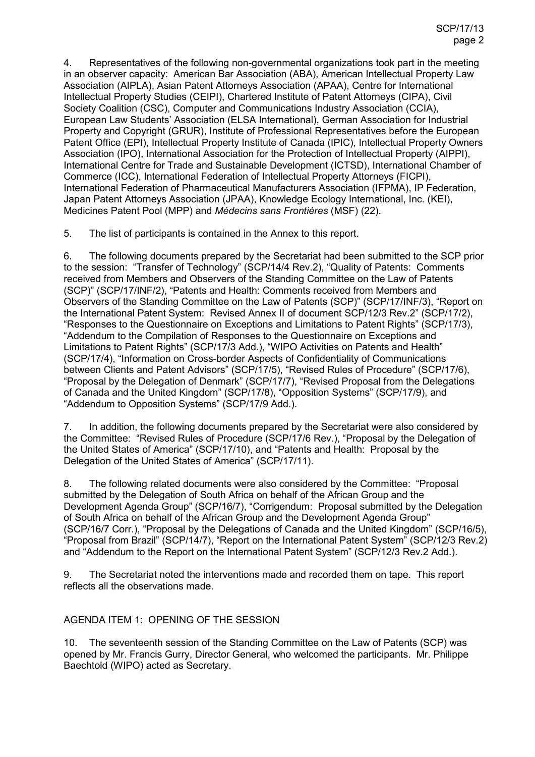4. Representatives of the following non-governmental organizations took part in the meeting in an observer capacity: American Bar Association (ABA), American Intellectual Property Law Association (AIPLA), Asian Patent Attorneys Association (APAA), Centre for International Intellectual Property Studies (CEIPI), Chartered Institute of Patent Attorneys (CIPA), Civil Society Coalition (CSC), Computer and Communications Industry Association (CCIA), European Law Students' Association (ELSA International), German Association for Industrial Property and Copyright (GRUR), Institute of Professional Representatives before the European Patent Office (EPI), Intellectual Property Institute of Canada (IPIC), Intellectual Property Owners Association (IPO), International Association for the Protection of Intellectual Property (AIPPI), International Centre for Trade and Sustainable Development (ICTSD), International Chamber of Commerce (ICC), International Federation of Intellectual Property Attorneys (FICPI), International Federation of Pharmaceutical Manufacturers Association (IFPMA), IP Federation, Japan Patent Attorneys Association (JPAA), Knowledge Ecology International, Inc. (KEI), Medicines Patent Pool (MPP) and *Médecins sans Frontières* (MSF) (22).

5. The list of participants is contained in the Annex to this report.

6. The following documents prepared by the Secretariat had been submitted to the SCP prior to the session: "Transfer of Technology" (SCP/14/4 Rev.2), "Quality of Patents: Comments received from Members and Observers of the Standing Committee on the Law of Patents (SCP)" (SCP/17/INF/2), "Patents and Health: Comments received from Members and Observers of the Standing Committee on the Law of Patents (SCP)" (SCP/17/INF/3), "Report on the International Patent System: Revised Annex II of document SCP/12/3 Rev.2" (SCP/17/2), "Responses to the Questionnaire on Exceptions and Limitations to Patent Rights" (SCP/17/3), "Addendum to the Compilation of Responses to the Questionnaire on Exceptions and Limitations to Patent Rights" (SCP/17/3 Add.), "WIPO Activities on Patents and Health" (SCP/17/4), "Information on Cross-border Aspects of Confidentiality of Communications between Clients and Patent Advisors" (SCP/17/5), "Revised Rules of Procedure" (SCP/17/6), "Proposal by the Delegation of Denmark" (SCP/17/7), "Revised Proposal from the Delegations of Canada and the United Kingdom" (SCP/17/8), "Opposition Systems" (SCP/17/9), and "Addendum to Opposition Systems" (SCP/17/9 Add.).

7. In addition, the following documents prepared by the Secretariat were also considered by the Committee: "Revised Rules of Procedure (SCP/17/6 Rev.), "Proposal by the Delegation of the United States of America" (SCP/17/10), and "Patents and Health: Proposal by the Delegation of the United States of America" (SCP/17/11).

8. The following related documents were also considered by the Committee: "Proposal submitted by the Delegation of South Africa on behalf of the African Group and the Development Agenda Group" (SCP/16/7), "Corrigendum: Proposal submitted by the Delegation of South Africa on behalf of the African Group and the Development Agenda Group" (SCP/16/7 Corr.), "Proposal by the Delegations of Canada and the United Kingdom" (SCP/16/5), "Proposal from Brazil" (SCP/14/7), "Report on the International Patent System" (SCP/12/3 Rev.2) and "Addendum to the Report on the International Patent System" (SCP/12/3 Rev.2 Add.).

9. The Secretariat noted the interventions made and recorded them on tape. This report reflects all the observations made.

## AGENDA ITEM 1: OPENING OF THE SESSION

10. The seventeenth session of the Standing Committee on the Law of Patents (SCP) was opened by Mr. Francis Gurry, Director General, who welcomed the participants. Mr. Philippe Baechtold (WIPO) acted as Secretary.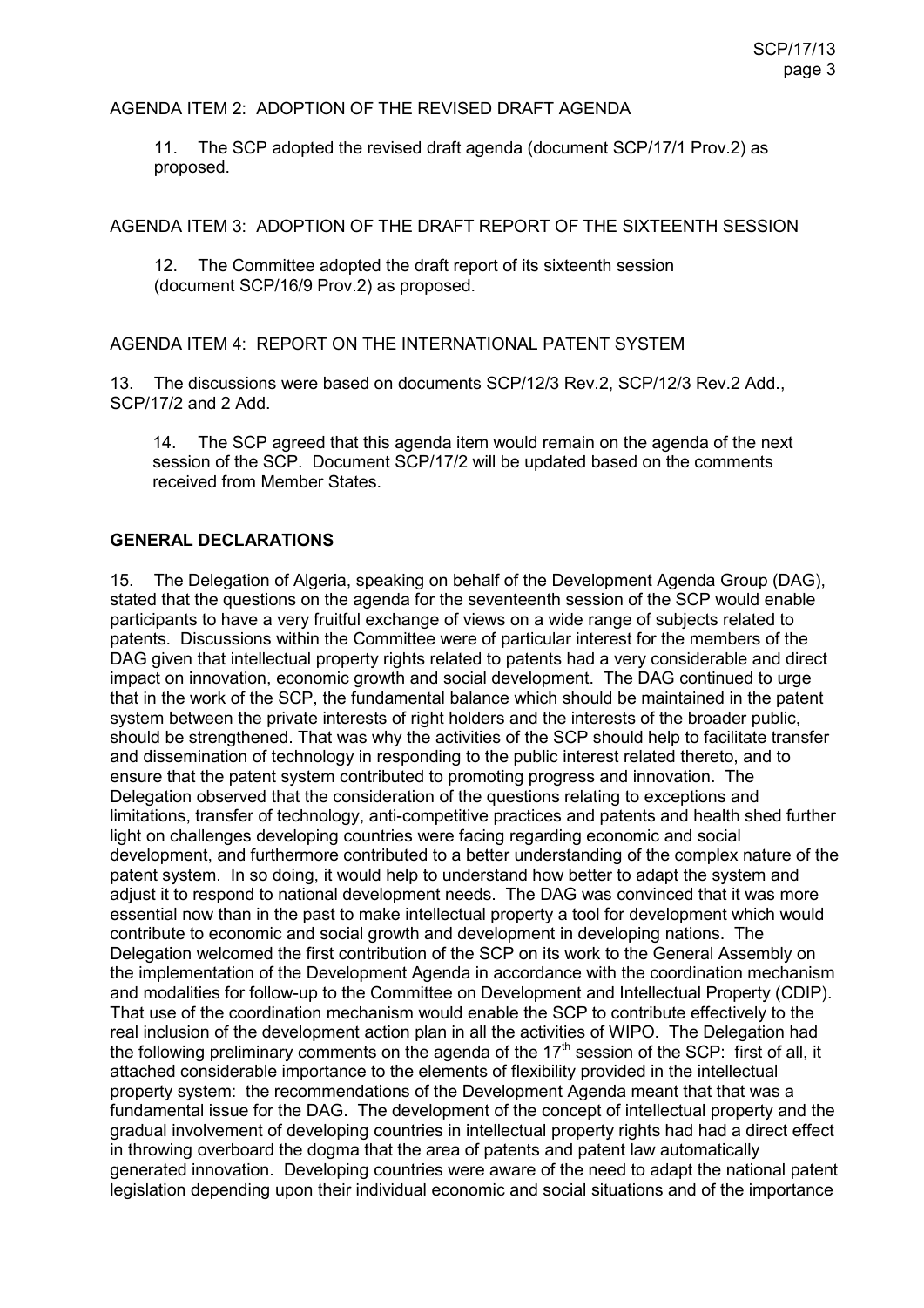AGENDA ITEM 2: ADOPTION OF THE REVISED DRAFT AGENDA

11. The SCP adopted the revised draft agenda (document SCP/17/1 Prov.2) as proposed.

AGENDA ITEM 3: ADOPTION OF THE DRAFT REPORT OF THE SIXTEENTH SESSION

12. The Committee adopted the draft report of its sixteenth session (document SCP/16/9 Prov.2) as proposed.

AGENDA ITEM 4: REPORT ON THE INTERNATIONAL PATENT SYSTEM

13. The discussions were based on documents SCP/12/3 Rev.2, SCP/12/3 Rev.2 Add., SCP/17/2 and 2 Add.

14. The SCP agreed that this agenda item would remain on the agenda of the next session of the SCP. Document SCP/17/2 will be updated based on the comments received from Member States.

**GENERAL DECLARATIONS**

15. The Delegation of Algeria, speaking on behalf of the Development Agenda Group (DAG), stated that the questions on the agenda for the seventeenth session of the SCP would enable participants to have a very fruitful exchange of views on a wide range of subjects related to patents. Discussions within the Committee were of particular interest for the members of the DAG given that intellectual property rights related to patents had a very considerable and direct impact on innovation, economic growth and social development. The DAG continued to urge that in the work of the SCP, the fundamental balance which should be maintained in the patent system between the private interests of right holders and the interests of the broader public, should be strengthened. That was why the activities of the SCP should help to facilitate transfer and dissemination of technology in responding to the public interest related thereto, and to ensure that the patent system contributed to promoting progress and innovation. The Delegation observed that the consideration of the questions relating to exceptions and limitations, transfer of technology, anti-competitive practices and patents and health shed further light on challenges developing countries were facing regarding economic and social development, and furthermore contributed to a better understanding of the complex nature of the patent system. In so doing, it would help to understand how better to adapt the system and adjust it to respond to national development needs. The DAG was convinced that it was more essential now than in the past to make intellectual property a tool for development which would contribute to economic and social growth and development in developing nations. The Delegation welcomed the first contribution of the SCP on its work to the General Assembly on the implementation of the Development Agenda in accordance with the coordination mechanism and modalities for follow-up to the Committee on Development and Intellectual Property (CDIP). That use of the coordination mechanism would enable the SCP to contribute effectively to the real inclusion of the development action plan in all the activities of WIPO. The Delegation had the following preliminary comments on the agenda of the 17th session of the SCP: first of all, it attached considerable importance to the elements of flexibility provided in the intellectual property system: the recommendations of the Development Agenda meant that that was a fundamental issue for the DAG. The development of the concept of intellectual property and the gradual involvement of developing countries in intellectual property rights had had a direct effect in throwing overboard the dogma that the area of patents and patent law automatically generated innovation. Developing countries were aware of the need to adapt the national patent legislation depending upon their individual economic and social situations and of the importance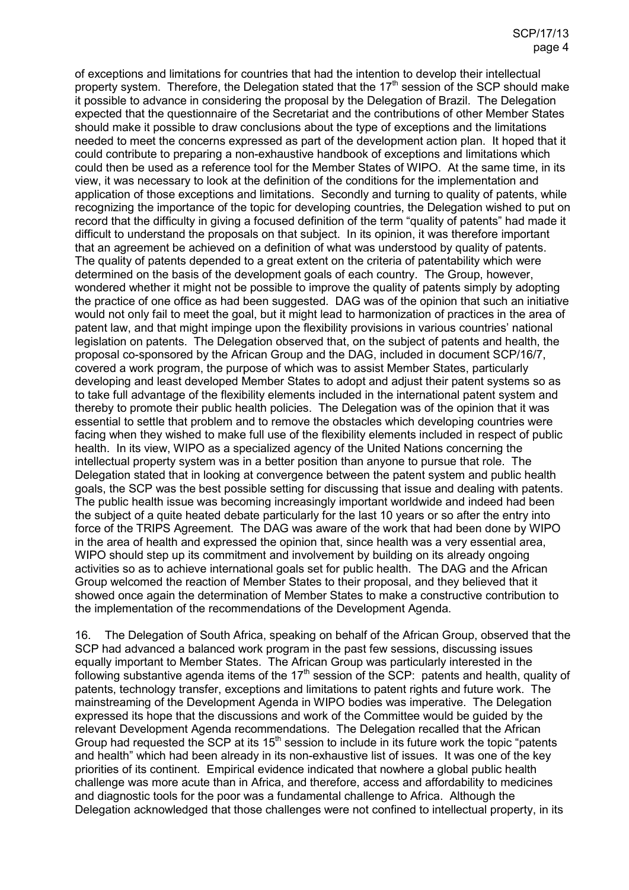of exceptions and limitations for countries that had the intention to develop their intellectual property system. Therefore, the Delegation stated that the 17th session of the SCP should make it possible to advance in considering the proposal by the Delegation of Brazil. The Delegation expected that the questionnaire of the Secretariat and the contributions of other Member States should make it possible to draw conclusions about the type of exceptions and the limitations needed to meet the concerns expressed as part of the development action plan. It hoped that it could contribute to preparing a non-exhaustive handbook of exceptions and limitations which could then be used as a reference tool for the Member States of WIPO. At the same time, in its view, it was necessary to look at the definition of the conditions for the implementation and application of those exceptions and limitations. Secondly and turning to quality of patents, while recognizing the importance of the topic for developing countries, the Delegation wished to put on record that the difficulty in giving a focused definition of the term "quality of patents" had made it difficult to understand the proposals on that subject. In its opinion, it was therefore important that an agreement be achieved on a definition of what was understood by quality of patents. The quality of patents depended to a great extent on the criteria of patentability which were determined on the basis of the development goals of each country. The Group, however, wondered whether it might not be possible to improve the quality of patents simply by adopting the practice of one office as had been suggested. DAG was of the opinion that such an initiative would not only fail to meet the goal, but it might lead to harmonization of practices in the area of patent law, and that might impinge upon the flexibility provisions in various countries' national legislation on patents. The Delegation observed that, on the subject of patents and health, the proposal co-sponsored by the African Group and the DAG, included in document SCP/16/7, covered a work program, the purpose of which was to assist Member States, particularly developing and least developed Member States to adopt and adjust their patent systems so as to take full advantage of the flexibility elements included in the international patent system and thereby to promote their public health policies. The Delegation was of the opinion that it was essential to settle that problem and to remove the obstacles which developing countries were facing when they wished to make full use of the flexibility elements included in respect of public health. In its view, WIPO as a specialized agency of the United Nations concerning the intellectual property system was in a better position than anyone to pursue that role. The Delegation stated that in looking at convergence between the patent system and public health goals, the SCP was the best possible setting for discussing that issue and dealing with patents. The public health issue was becoming increasingly important worldwide and indeed had been the subject of a quite heated debate particularly for the last 10 years or so after the entry into force of the TRIPS Agreement. The DAG was aware of the work that had been done by WIPO in the area of health and expressed the opinion that, since health was a very essential area, WIPO should step up its commitment and involvement by building on its already ongoing activities so as to achieve international goals set for public health. The DAG and the African Group welcomed the reaction of Member States to their proposal, and they believed that it showed once again the determination of Member States to make a constructive contribution to the implementation of the recommendations of the Development Agenda.

16. The Delegation of South Africa, speaking on behalf of the African Group, observed that the SCP had advanced a balanced work program in the past few sessions, discussing issues equally important to Member States. The African Group was particularly interested in the following substantive agenda items of the 17th session of the SCP: patents and health, quality of patents, technology transfer, exceptions and limitations to patent rights and future work. The mainstreaming of the Development Agenda in WIPO bodies was imperative. The Delegation expressed its hope that the discussions and work of the Committee would be guided by the relevant Development Agenda recommendations. The Delegation recalled that the African Group had requested the SCP at its 15th session to include in its future work the topic "patents and health" which had been already in its non-exhaustive list of issues. It was one of the key priorities of its continent. Empirical evidence indicated that nowhere a global public health challenge was more acute than in Africa, and therefore, access and affordability to medicines and diagnostic tools for the poor was a fundamental challenge to Africa. Although the Delegation acknowledged that those challenges were not confined to intellectual property, in its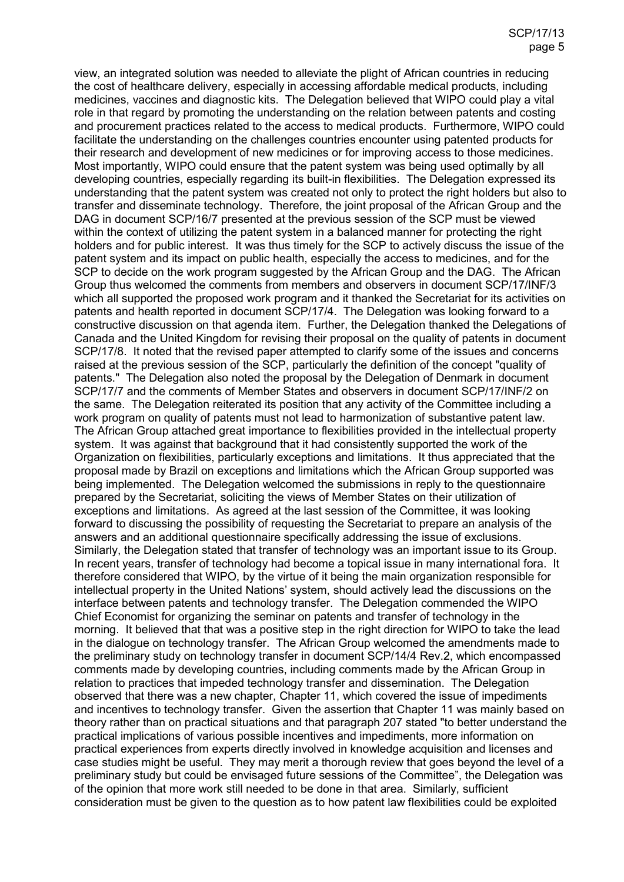view, an integrated solution was needed to alleviate the plight of African countries in reducing the cost of healthcare delivery, especially in accessing affordable medical products, including medicines, vaccines and diagnostic kits. The Delegation believed that WIPO could play a vital role in that regard by promoting the understanding on the relation between patents and costing and procurement practices related to the access to medical products. Furthermore, WIPO could facilitate the understanding on the challenges countries encounter using patented products for their research and development of new medicines or for improving access to those medicines. Most importantly, WIPO could ensure that the patent system was being used optimally by all developing countries, especially regarding its built-in flexibilities. The Delegation expressed its understanding that the patent system was created not only to protect the right holders but also to transfer and disseminate technology. Therefore, the joint proposal of the African Group and the DAG in document SCP/16/7 presented at the previous session of the SCP must be viewed within the context of utilizing the patent system in a balanced manner for protecting the right holders and for public interest. It was thus timely for the SCP to actively discuss the issue of the patent system and its impact on public health, especially the access to medicines, and for the SCP to decide on the work program suggested by the African Group and the DAG. The African Group thus welcomed the comments from members and observers in document SCP/17/INF/3 which all supported the proposed work program and it thanked the Secretariat for its activities on patents and health reported in document SCP/17/4. The Delegation was looking forward to a constructive discussion on that agenda item. Further, the Delegation thanked the Delegations of Canada and the United Kingdom for revising their proposal on the quality of patents in document SCP/17/8. It noted that the revised paper attempted to clarify some of the issues and concerns raised at the previous session of the SCP, particularly the definition of the concept "quality of patents." The Delegation also noted the proposal by the Delegation of Denmark in document SCP/17/7 and the comments of Member States and observers in document SCP/17/INF/2 on the same. The Delegation reiterated its position that any activity of the Committee including a work program on quality of patents must not lead to harmonization of substantive patent law. The African Group attached great importance to flexibilities provided in the intellectual property system. It was against that background that it had consistently supported the work of the Organization on flexibilities, particularly exceptions and limitations. It thus appreciated that the proposal made by Brazil on exceptions and limitations which the African Group supported was being implemented. The Delegation welcomed the submissions in reply to the questionnaire prepared by the Secretariat, soliciting the views of Member States on their utilization of exceptions and limitations. As agreed at the last session of the Committee, it was looking forward to discussing the possibility of requesting the Secretariat to prepare an analysis of the answers and an additional questionnaire specifically addressing the issue of exclusions. Similarly, the Delegation stated that transfer of technology was an important issue to its Group. In recent years, transfer of technology had become a topical issue in many international fora. It therefore considered that WIPO, by the virtue of it being the main organization responsible for intellectual property in the United Nations' system, should actively lead the discussions on the interface between patents and technology transfer. The Delegation commended the WIPO Chief Economist for organizing the seminar on patents and transfer of technology in the morning. It believed that that was a positive step in the right direction for WIPO to take the lead in the dialogue on technology transfer. The African Group welcomed the amendments made to the preliminary study on technology transfer in document SCP/14/4 Rev.2, which encompassed comments made by developing countries, including comments made by the African Group in relation to practices that impeded technology transfer and dissemination. The Delegation observed that there was a new chapter, Chapter 11, which covered the issue of impediments and incentives to technology transfer. Given the assertion that Chapter 11 was mainly based on theory rather than on practical situations and that paragraph 207 stated "to better understand the practical implications of various possible incentives and impediments, more information on practical experiences from experts directly involved in knowledge acquisition and licenses and case studies might be useful. They may merit a thorough review that goes beyond the level of a preliminary study but could be envisaged future sessions of the Committee", the Delegation was of the opinion that more work still needed to be done in that area. Similarly, sufficient consideration must be given to the question as to how patent law flexibilities could be exploited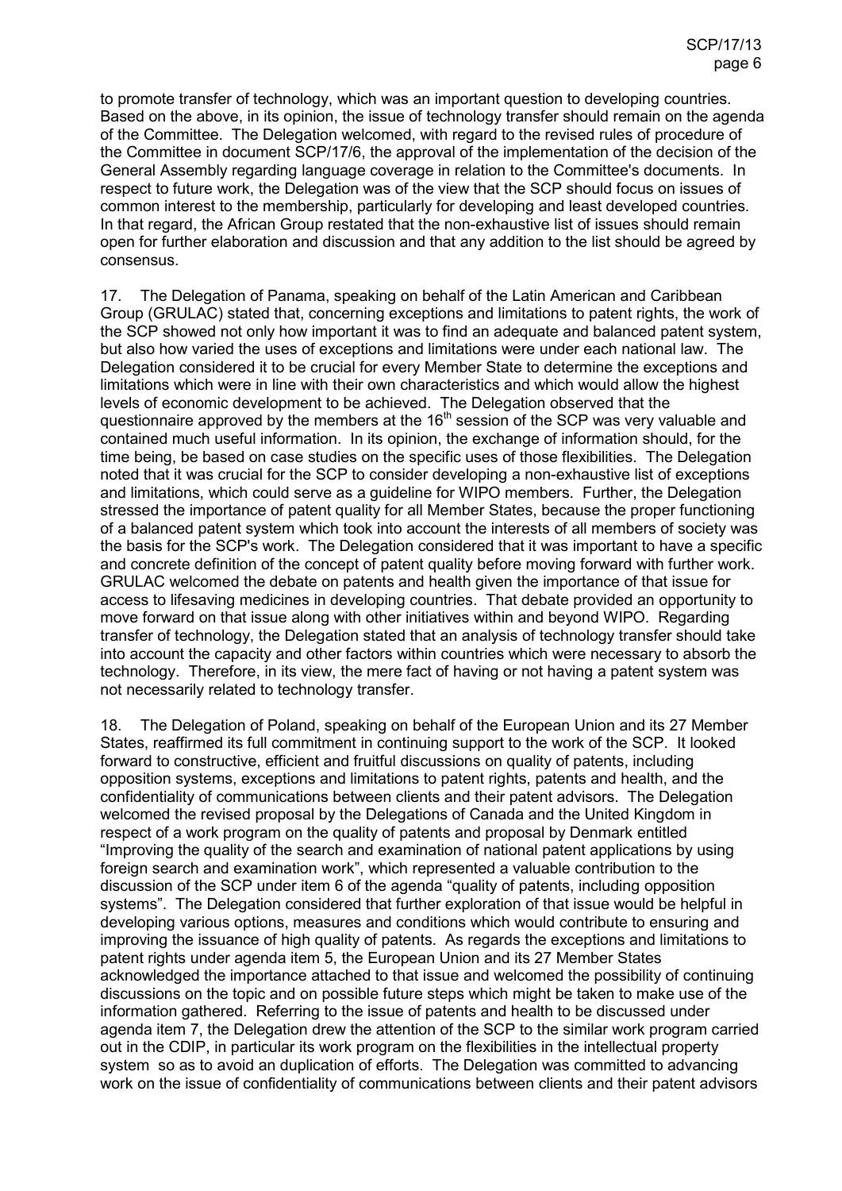to promote transfer of technology, which was an important question to developing countries. Based on the above, in its opinion, the issue of technology transfer should remain on the agenda of the Committee. The Delegation welcomed, with regard to the revised rules of procedure of the Committee in document SCP/17/6, the approval of the implementation of the decision of the General Assembly regarding language coverage in relation to the Committee's documents. In respect to future work, the Delegation was of the view that the SCP should focus on issues of common interest to the membership, particularly for developing and least developed countries. In that regard, the African Group restated that the non-exhaustive list of issues should remain open for further elaboration and discussion and that any addition to the list should be agreed by consensus.

17. The Delegation of Panama, speaking on behalf of the Latin American and Caribbean Group (GRULAC) stated that, concerning exceptions and limitations to patent rights, the work of the SCP showed not only how important it was to find an adequate and balanced patent system, but also how varied the uses of exceptions and limitations were under each national law. The Delegation considered it to be crucial for every Member State to determine the exceptions and limitations which were in line with their own characteristics and which would allow the highest levels of economic development to be achieved. The Delegation observed that the questionnaire approved by the members at the 16th session of the SCP was very valuable and contained much useful information. In its opinion, the exchange of information should, for the time being, be based on case studies on the specific uses of those flexibilities. The Delegation noted that it was crucial for the SCP to consider developing a non-exhaustive list of exceptions and limitations, which could serve as a guideline for WIPO members. Further, the Delegation stressed the importance of patent quality for all Member States, because the proper functioning of a balanced patent system which took into account the interests of all members of society was the basis for the SCP's work. The Delegation considered that it was important to have a specific and concrete definition of the concept of patent quality before moving forward with further work. GRULAC welcomed the debate on patents and health given the importance of that issue for access to lifesaving medicines in developing countries. That debate provided an opportunity to move forward on that issue along with other initiatives within and beyond WIPO. Regarding transfer of technology, the Delegation stated that an analysis of technology transfer should take into account the capacity and other factors within countries which were necessary to absorb the technology. Therefore, in its view, the mere fact of having or not having a patent system was not necessarily related to technology transfer.

18. The Delegation of Poland, speaking on behalf of the European Union and its 27 Member States, reaffirmed its full commitment in continuing support to the work of the SCP. It looked forward to constructive, efficient and fruitful discussions on quality of patents, including opposition systems, exceptions and limitations to patent rights, patents and health, and the confidentiality of communications between clients and their patent advisors. The Delegation welcomed the revised proposal by the Delegations of Canada and the United Kingdom in respect of a work program on the quality of patents and proposal by Denmark entitled "Improving the quality of the search and examination of national patent applications by using foreign search and examination work", which represented a valuable contribution to the discussion of the SCP under item 6 of the agenda "quality of patents, including opposition systems". The Delegation considered that further exploration of that issue would be helpful in developing various options, measures and conditions which would contribute to ensuring and improving the issuance of high quality of patents. As regards the exceptions and limitations to patent rights under agenda item 5, the European Union and its 27 Member States acknowledged the importance attached to that issue and welcomed the possibility of continuing discussions on the topic and on possible future steps which might be taken to make use of the information gathered. Referring to the issue of patents and health to be discussed under agenda item 7, the Delegation drew the attention of the SCP to the similar work program carried out in the CDIP, in particular its work program on the flexibilities in the intellectual property system so as to avoid an duplication of efforts. The Delegation was committed to advancing work on the issue of confidentiality of communications between clients and their patent advisors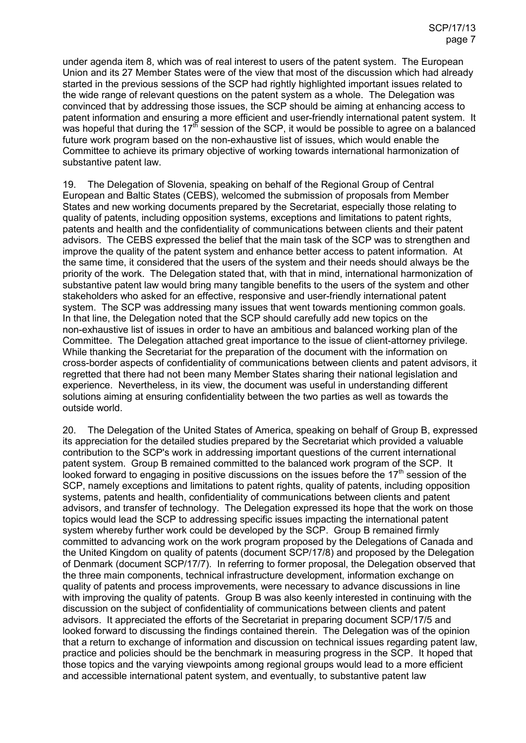under agenda item 8, which was of real interest to users of the patent system. The European Union and its 27 Member States were of the view that most of the discussion which had already started in the previous sessions of the SCP had rightly highlighted important issues related to the wide range of relevant questions on the patent system as a whole. The Delegation was convinced that by addressing those issues, the SCP should be aiming at enhancing access to patent information and ensuring a more efficient and user-friendly international patent system. It was hopeful that during the 17th session of the SCP, it would be possible to agree on a balanced future work program based on the non-exhaustive list of issues, which would enable the Committee to achieve its primary objective of working towards international harmonization of substantive patent law.

19. The Delegation of Slovenia, speaking on behalf of the Regional Group of Central European and Baltic States (CEBS), welcomed the submission of proposals from Member States and new working documents prepared by the Secretariat, especially those relating to quality of patents, including opposition systems, exceptions and limitations to patent rights, patents and health and the confidentiality of communications between clients and their patent advisors. The CEBS expressed the belief that the main task of the SCP was to strengthen and improve the quality of the patent system and enhance better access to patent information. At the same time, it considered that the users of the system and their needs should always be the priority of the work. The Delegation stated that, with that in mind, international harmonization of substantive patent law would bring many tangible benefits to the users of the system and other stakeholders who asked for an effective, responsive and user-friendly international patent system. The SCP was addressing many issues that went towards mentioning common goals. In that line, the Delegation noted that the SCP should carefully add new topics on the non-exhaustive list of issues in order to have an ambitious and balanced working plan of the Committee. The Delegation attached great importance to the issue of client-attorney privilege. While thanking the Secretariat for the preparation of the document with the information on cross-border aspects of confidentiality of communications between clients and patent advisors, it regretted that there had not been many Member States sharing their national legislation and experience. Nevertheless, in its view, the document was useful in understanding different solutions aiming at ensuring confidentiality between the two parties as well as towards the outside world.

20. The Delegation of the United States of America, speaking on behalf of Group B, expressed its appreciation for the detailed studies prepared by the Secretariat which provided a valuable contribution to the SCP's work in addressing important questions of the current international patent system. Group B remained committed to the balanced work program of the SCP. It looked forward to engaging in positive discussions on the issues before the 17th session of the SCP, namely exceptions and limitations to patent rights, quality of patents, including opposition systems, patents and health, confidentiality of communications between clients and patent advisors, and transfer of technology. The Delegation expressed its hope that the work on those topics would lead the SCP to addressing specific issues impacting the international patent system whereby further work could be developed by the SCP. Group B remained firmly committed to advancing work on the work program proposed by the Delegations of Canada and the United Kingdom on quality of patents (document SCP/17/8) and proposed by the Delegation of Denmark (document SCP/17/7). In referring to former proposal, the Delegation observed that the three main components, technical infrastructure development, information exchange on quality of patents and process improvements, were necessary to advance discussions in line with improving the quality of patents. Group B was also keenly interested in continuing with the discussion on the subject of confidentiality of communications between clients and patent advisors. It appreciated the efforts of the Secretariat in preparing document SCP/17/5 and looked forward to discussing the findings contained therein. The Delegation was of the opinion that a return to exchange of information and discussion on technical issues regarding patent law, practice and policies should be the benchmark in measuring progress in the SCP. It hoped that those topics and the varying viewpoints among regional groups would lead to a more efficient and accessible international patent system, and eventually, to substantive patent law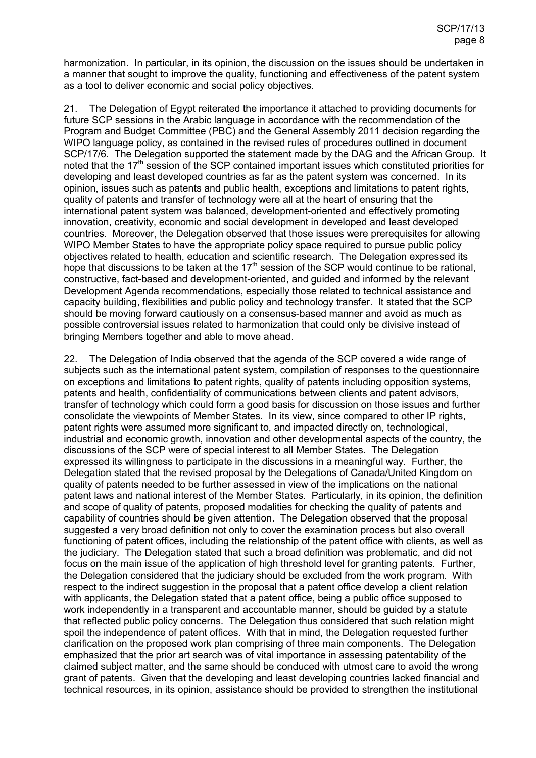harmonization. In particular, in its opinion, the discussion on the issues should be undertaken in a manner that sought to improve the quality, functioning and effectiveness of the patent system as a tool to deliver economic and social policy objectives.

21. The Delegation of Egypt reiterated the importance it attached to providing documents for future SCP sessions in the Arabic language in accordance with the recommendation of the Program and Budget Committee (PBC) and the General Assembly 2011 decision regarding the WIPO language policy, as contained in the revised rules of procedures outlined in document SCP/17/6. The Delegation supported the statement made by the DAG and the African Group. It noted that the 17th session of the SCP contained important issues which constituted priorities for developing and least developed countries as far as the patent system was concerned. In its opinion, issues such as patents and public health, exceptions and limitations to patent rights, quality of patents and transfer of technology were all at the heart of ensuring that the international patent system was balanced, development-oriented and effectively promoting innovation, creativity, economic and social development in developed and least developed countries. Moreover, the Delegation observed that those issues were prerequisites for allowing WIPO Member States to have the appropriate policy space required to pursue public policy objectives related to health, education and scientific research. The Delegation expressed its hope that discussions to be taken at the 17th session of the SCP would continue to be rational, constructive, fact-based and development-oriented, and guided and informed by the relevant Development Agenda recommendations, especially those related to technical assistance and capacity building, flexibilities and public policy and technology transfer. It stated that the SCP should be moving forward cautiously on a consensus-based manner and avoid as much as possible controversial issues related to harmonization that could only be divisive instead of bringing Members together and able to move ahead.

22. The Delegation of India observed that the agenda of the SCP covered a wide range of subjects such as the international patent system, compilation of responses to the questionnaire on exceptions and limitations to patent rights, quality of patents including opposition systems, patents and health, confidentiality of communications between clients and patent advisors, transfer of technology which could form a good basis for discussion on those issues and further consolidate the viewpoints of Member States. In its view, since compared to other IP rights, patent rights were assumed more significant to, and impacted directly on, technological, industrial and economic growth, innovation and other developmental aspects of the country, the discussions of the SCP were of special interest to all Member States. The Delegation expressed its willingness to participate in the discussions in a meaningful way. Further, the Delegation stated that the revised proposal by the Delegations of Canada/United Kingdom on quality of patents needed to be further assessed in view of the implications on the national patent laws and national interest of the Member States. Particularly, in its opinion, the definition and scope of quality of patents, proposed modalities for checking the quality of patents and capability of countries should be given attention. The Delegation observed that the proposal suggested a very broad definition not only to cover the examination process but also overall functioning of patent offices, including the relationship of the patent office with clients, as well as the judiciary. The Delegation stated that such a broad definition was problematic, and did not focus on the main issue of the application of high threshold level for granting patents. Further, the Delegation considered that the judiciary should be excluded from the work program. With respect to the indirect suggestion in the proposal that a patent office develop a client relation with applicants, the Delegation stated that a patent office, being a public office supposed to work independently in a transparent and accountable manner, should be guided by a statute that reflected public policy concerns. The Delegation thus considered that such relation might spoil the independence of patent offices. With that in mind, the Delegation requested further clarification on the proposed work plan comprising of three main components. The Delegation emphasized that the prior art search was of vital importance in assessing patentability of the claimed subject matter, and the same should be conduced with utmost care to avoid the wrong grant of patents. Given that the developing and least developing countries lacked financial and technical resources, in its opinion, assistance should be provided to strengthen the institutional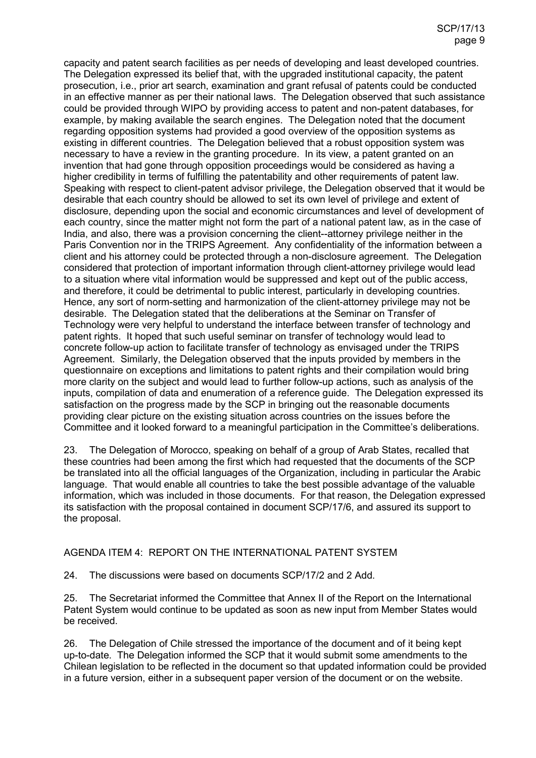capacity and patent search facilities as per needs of developing and least developed countries. The Delegation expressed its belief that, with the upgraded institutional capacity, the patent prosecution, i.e., prior art search, examination and grant refusal of patents could be conducted in an effective manner as per their national laws. The Delegation observed that such assistance could be provided through WIPO by providing access to patent and non-patent databases, for example, by making available the search engines. The Delegation noted that the document regarding opposition systems had provided a good overview of the opposition systems as existing in different countries. The Delegation believed that a robust opposition system was necessary to have a review in the granting procedure. In its view, a patent granted on an invention that had gone through opposition proceedings would be considered as having a higher credibility in terms of fulfilling the patentability and other requirements of patent law. Speaking with respect to client-patent advisor privilege, the Delegation observed that it would be desirable that each country should be allowed to set its own level of privilege and extent of disclosure, depending upon the social and economic circumstances and level of development of each country, since the matter might not form the part of a national patent law, as in the case of India, and also, there was a provision concerning the client--attorney privilege neither in the Paris Convention nor in the TRIPS Agreement. Any confidentiality of the information between a client and his attorney could be protected through a non-disclosure agreement. The Delegation considered that protection of important information through client-attorney privilege would lead to a situation where vital information would be suppressed and kept out of the public access, and therefore, it could be detrimental to public interest, particularly in developing countries. Hence, any sort of norm-setting and harmonization of the client-attorney privilege may not be desirable. The Delegation stated that the deliberations at the Seminar on Transfer of Technology were very helpful to understand the interface between transfer of technology and patent rights. It hoped that such useful seminar on transfer of technology would lead to concrete follow-up action to facilitate transfer of technology as envisaged under the TRIPS Agreement. Similarly, the Delegation observed that the inputs provided by members in the questionnaire on exceptions and limitations to patent rights and their compilation would bring more clarity on the subject and would lead to further follow-up actions, such as analysis of the inputs, compilation of data and enumeration of a reference guide. The Delegation expressed its satisfaction on the progress made by the SCP in bringing out the reasonable documents providing clear picture on the existing situation across countries on the issues before the Committee and it looked forward to a meaningful participation in the Committee's deliberations.

23. The Delegation of Morocco, speaking on behalf of a group of Arab States, recalled that these countries had been among the first which had requested that the documents of the SCP be translated into all the official languages of the Organization, including in particular the Arabic language. That would enable all countries to take the best possible advantage of the valuable information, which was included in those documents. For that reason, the Delegation expressed its satisfaction with the proposal contained in document SCP/17/6, and assured its support to the proposal.

## AGENDA ITEM 4: REPORT ON THE INTERNATIONAL PATENT SYSTEM

24. The discussions were based on documents SCP/17/2 and 2 Add.

25. The Secretariat informed the Committee that Annex II of the Report on the International Patent System would continue to be updated as soon as new input from Member States would be received.

26. The Delegation of Chile stressed the importance of the document and of it being kept up-to-date. The Delegation informed the SCP that it would submit some amendments to the Chilean legislation to be reflected in the document so that updated information could be provided in a future version, either in a subsequent paper version of the document or on the website.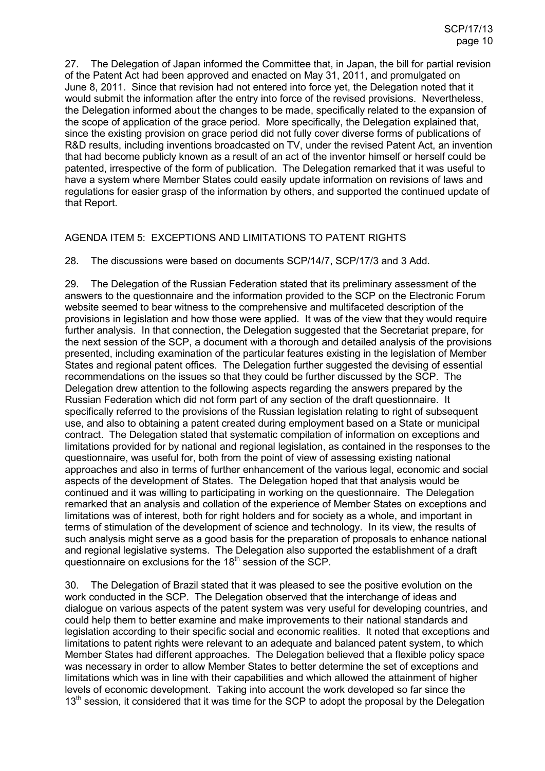27. The Delegation of Japan informed the Committee that, in Japan, the bill for partial revision of the Patent Act had been approved and enacted on May 31, 2011, and promulgated on June 8, 2011. Since that revision had not entered into force yet, the Delegation noted that it would submit the information after the entry into force of the revised provisions. Nevertheless, the Delegation informed about the changes to be made, specifically related to the expansion of the scope of application of the grace period. More specifically, the Delegation explained that, since the existing provision on grace period did not fully cover diverse forms of publications of R&D results, including inventions broadcasted on TV, under the revised Patent Act, an invention that had become publicly known as a result of an act of the inventor himself or herself could be patented, irrespective of the form of publication. The Delegation remarked that it was useful to have a system where Member States could easily update information on revisions of laws and regulations for easier grasp of the information by others, and supported the continued update of that Report.

## AGENDA ITEM 5: EXCEPTIONS AND LIMITATIONS TO PATENT RIGHTS

28. The discussions were based on documents SCP/14/7, SCP/17/3 and 3 Add.

29. The Delegation of the Russian Federation stated that its preliminary assessment of the answers to the questionnaire and the information provided to the SCP on the Electronic Forum website seemed to bear witness to the comprehensive and multifaceted description of the provisions in legislation and how those were applied. It was of the view that they would require further analysis. In that connection, the Delegation suggested that the Secretariat prepare, for the next session of the SCP, a document with a thorough and detailed analysis of the provisions presented, including examination of the particular features existing in the legislation of Member States and regional patent offices. The Delegation further suggested the devising of essential recommendations on the issues so that they could be further discussed by the SCP. The Delegation drew attention to the following aspects regarding the answers prepared by the Russian Federation which did not form part of any section of the draft questionnaire. It specifically referred to the provisions of the Russian legislation relating to right of subsequent use, and also to obtaining a patent created during employment based on a State or municipal contract. The Delegation stated that systematic compilation of information on exceptions and limitations provided for by national and regional legislation, as contained in the responses to the questionnaire, was useful for, both from the point of view of assessing existing national approaches and also in terms of further enhancement of the various legal, economic and social aspects of the development of States. The Delegation hoped that that analysis would be continued and it was willing to participating in working on the questionnaire. The Delegation remarked that an analysis and collation of the experience of Member States on exceptions and limitations was of interest, both for right holders and for society as a whole, and important in terms of stimulation of the development of science and technology. In its view, the results of such analysis might serve as a good basis for the preparation of proposals to enhance national and regional legislative systems. The Delegation also supported the establishment of a draft questionnaire on exclusions for the 18th session of the SCP.

30. The Delegation of Brazil stated that it was pleased to see the positive evolution on the work conducted in the SCP. The Delegation observed that the interchange of ideas and dialogue on various aspects of the patent system was very useful for developing countries, and could help them to better examine and make improvements to their national standards and legislation according to their specific social and economic realities. It noted that exceptions and limitations to patent rights were relevant to an adequate and balanced patent system, to which Member States had different approaches. The Delegation believed that a flexible policy space was necessary in order to allow Member States to better determine the set of exceptions and limitations which was in line with their capabilities and which allowed the attainment of higher levels of economic development. Taking into account the work developed so far since the 13th session, it considered that it was time for the SCP to adopt the proposal by the Delegation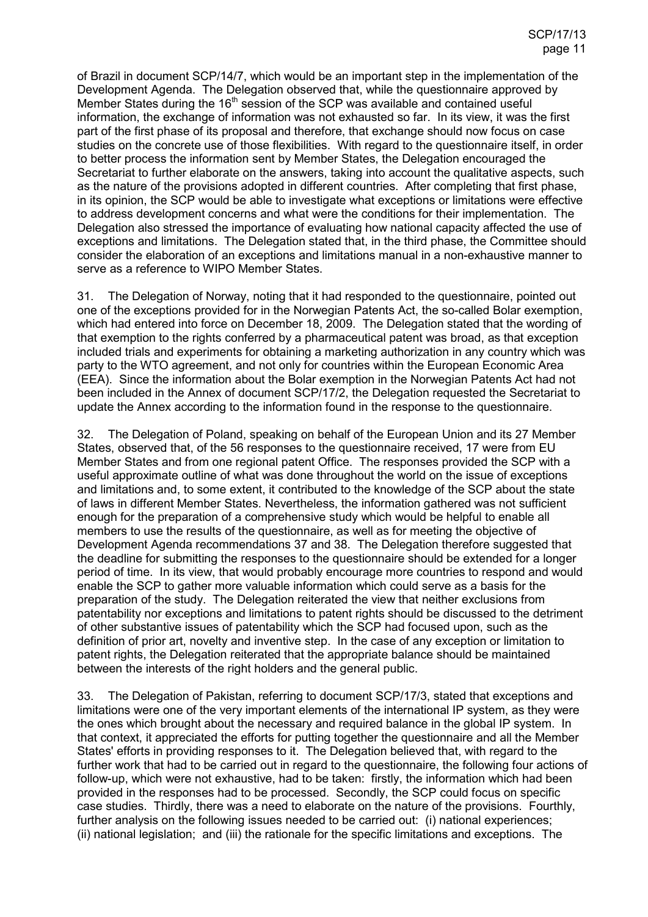of Brazil in document SCP/14/7, which would be an important step in the implementation of the Development Agenda. The Delegation observed that, while the questionnaire approved by Member States during the 16th session of the SCP was available and contained useful information, the exchange of information was not exhausted so far. In its view, it was the first part of the first phase of its proposal and therefore, that exchange should now focus on case studies on the concrete use of those flexibilities. With regard to the questionnaire itself, in order to better process the information sent by Member States, the Delegation encouraged the Secretariat to further elaborate on the answers, taking into account the qualitative aspects, such as the nature of the provisions adopted in different countries. After completing that first phase, in its opinion, the SCP would be able to investigate what exceptions or limitations were effective to address development concerns and what were the conditions for their implementation. The Delegation also stressed the importance of evaluating how national capacity affected the use of exceptions and limitations. The Delegation stated that, in the third phase, the Committee should consider the elaboration of an exceptions and limitations manual in a non-exhaustive manner to serve as a reference to WIPO Member States.

31. The Delegation of Norway, noting that it had responded to the questionnaire, pointed out one of the exceptions provided for in the Norwegian Patents Act, the so-called Bolar exemption, which had entered into force on December 18, 2009. The Delegation stated that the wording of that exemption to the rights conferred by a pharmaceutical patent was broad, as that exception included trials and experiments for obtaining a marketing authorization in any country which was party to the WTO agreement, and not only for countries within the European Economic Area (EEA). Since the information about the Bolar exemption in the Norwegian Patents Act had not been included in the Annex of document SCP/17/2, the Delegation requested the Secretariat to update the Annex according to the information found in the response to the questionnaire.

32. The Delegation of Poland, speaking on behalf of the European Union and its 27 Member States, observed that, of the 56 responses to the questionnaire received, 17 were from EU Member States and from one regional patent Office. The responses provided the SCP with a useful approximate outline of what was done throughout the world on the issue of exceptions and limitations and, to some extent, it contributed to the knowledge of the SCP about the state of laws in different Member States. Nevertheless, the information gathered was not sufficient enough for the preparation of a comprehensive study which would be helpful to enable all members to use the results of the questionnaire, as well as for meeting the objective of Development Agenda recommendations 37 and 38. The Delegation therefore suggested that the deadline for submitting the responses to the questionnaire should be extended for a longer period of time. In its view, that would probably encourage more countries to respond and would enable the SCP to gather more valuable information which could serve as a basis for the preparation of the study. The Delegation reiterated the view that neither exclusions from patentability nor exceptions and limitations to patent rights should be discussed to the detriment of other substantive issues of patentability which the SCP had focused upon, such as the definition of prior art, novelty and inventive step. In the case of any exception or limitation to patent rights, the Delegation reiterated that the appropriate balance should be maintained between the interests of the right holders and the general public.

33. The Delegation of Pakistan, referring to document SCP/17/3, stated that exceptions and limitations were one of the very important elements of the international IP system, as they were the ones which brought about the necessary and required balance in the global IP system. In that context, it appreciated the efforts for putting together the questionnaire and all the Member States' efforts in providing responses to it. The Delegation believed that, with regard to the further work that had to be carried out in regard to the questionnaire, the following four actions of follow-up, which were not exhaustive, had to be taken: firstly, the information which had been provided in the responses had to be processed. Secondly, the SCP could focus on specific case studies. Thirdly, there was a need to elaborate on the nature of the provisions. Fourthly, further analysis on the following issues needed to be carried out: (i) national experiences; (ii) national legislation; and (iii) the rationale for the specific limitations and exceptions. The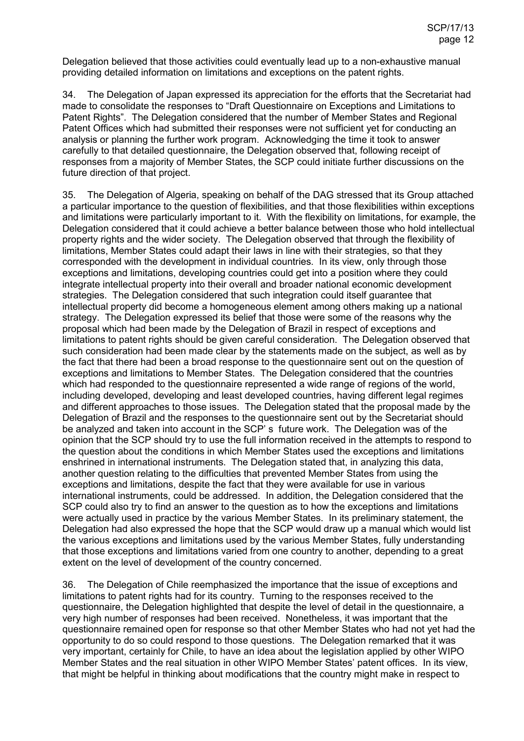Delegation believed that those activities could eventually lead up to a non-exhaustive manual providing detailed information on limitations and exceptions on the patent rights.

34. The Delegation of Japan expressed its appreciation for the efforts that the Secretariat had made to consolidate the responses to "Draft Questionnaire on Exceptions and Limitations to Patent Rights". The Delegation considered that the number of Member States and Regional Patent Offices which had submitted their responses were not sufficient yet for conducting an analysis or planning the further work program. Acknowledging the time it took to answer carefully to that detailed questionnaire, the Delegation observed that, following receipt of responses from a majority of Member States, the SCP could initiate further discussions on the future direction of that project.

35. The Delegation of Algeria, speaking on behalf of the DAG stressed that its Group attached a particular importance to the question of flexibilities, and that those flexibilities within exceptions and limitations were particularly important to it. With the flexibility on limitations, for example, the Delegation considered that it could achieve a better balance between those who hold intellectual property rights and the wider society. The Delegation observed that through the flexibility of limitations, Member States could adapt their laws in line with their strategies, so that they corresponded with the development in individual countries. In its view, only through those exceptions and limitations, developing countries could get into a position where they could integrate intellectual property into their overall and broader national economic development strategies. The Delegation considered that such integration could itself guarantee that intellectual property did become a homogeneous element among others making up a national strategy. The Delegation expressed its belief that those were some of the reasons why the proposal which had been made by the Delegation of Brazil in respect of exceptions and limitations to patent rights should be given careful consideration. The Delegation observed that such consideration had been made clear by the statements made on the subject, as well as by the fact that there had been a broad response to the questionnaire sent out on the question of exceptions and limitations to Member States. The Delegation considered that the countries which had responded to the questionnaire represented a wide range of regions of the world, including developed, developing and least developed countries, having different legal regimes and different approaches to those issues. The Delegation stated that the proposal made by the Delegation of Brazil and the responses to the questionnaire sent out by the Secretariat should be analyzed and taken into account in the SCP' s future work. The Delegation was of the opinion that the SCP should try to use the full information received in the attempts to respond to the question about the conditions in which Member States used the exceptions and limitations enshrined in international instruments. The Delegation stated that, in analyzing this data, another question relating to the difficulties that prevented Member States from using the exceptions and limitations, despite the fact that they were available for use in various international instruments, could be addressed. In addition, the Delegation considered that the SCP could also try to find an answer to the question as to how the exceptions and limitations were actually used in practice by the various Member States. In its preliminary statement, the Delegation had also expressed the hope that the SCP would draw up a manual which would list the various exceptions and limitations used by the various Member States, fully understanding that those exceptions and limitations varied from one country to another, depending to a great extent on the level of development of the country concerned.

36. The Delegation of Chile reemphasized the importance that the issue of exceptions and limitations to patent rights had for its country. Turning to the responses received to the questionnaire, the Delegation highlighted that despite the level of detail in the questionnaire, a very high number of responses had been received. Nonetheless, it was important that the questionnaire remained open for response so that other Member States who had not yet had the opportunity to do so could respond to those questions. The Delegation remarked that it was very important, certainly for Chile, to have an idea about the legislation applied by other WIPO Member States and the real situation in other WIPO Member States' patent offices. In its view, that might be helpful in thinking about modifications that the country might make in respect to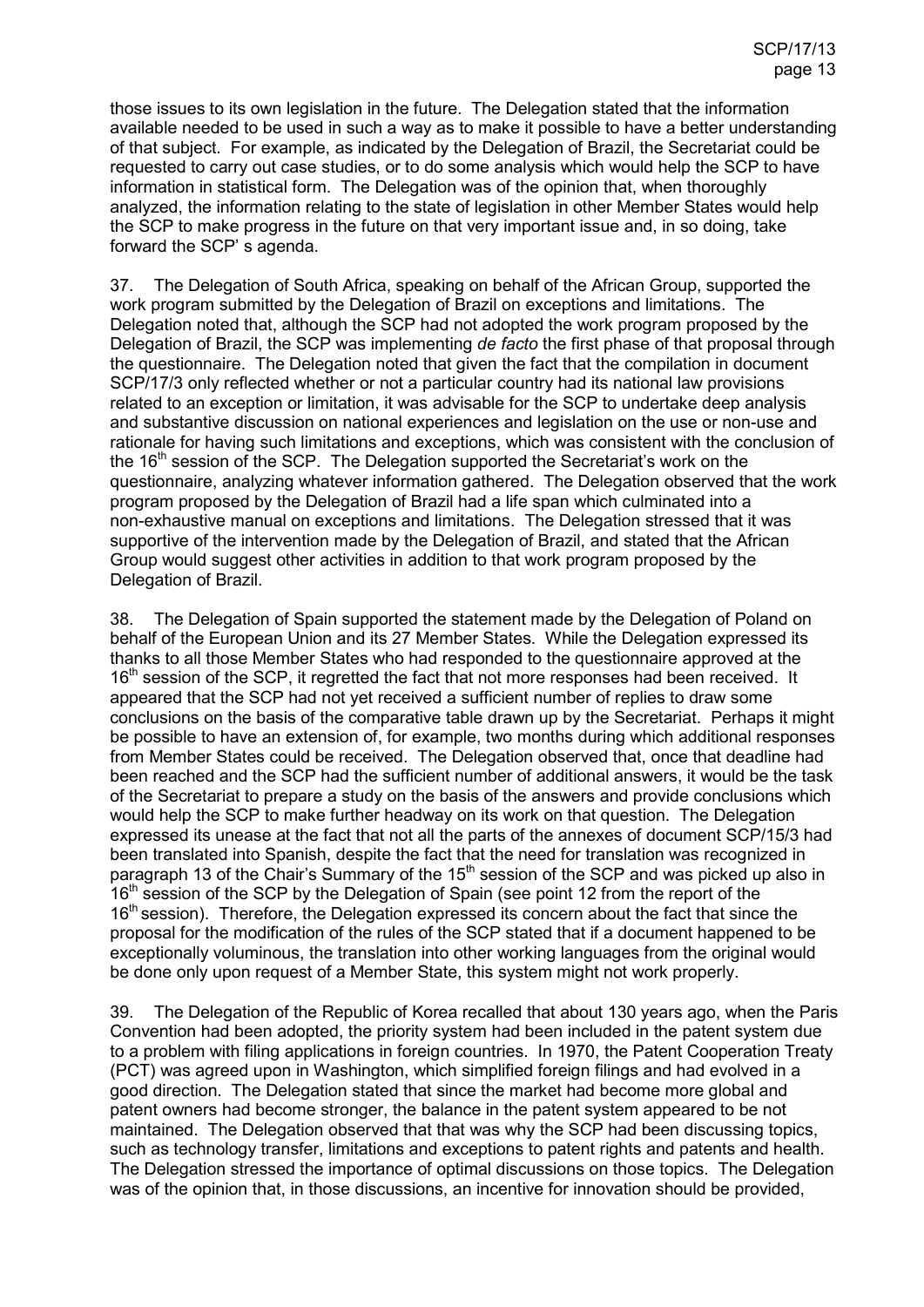those issues to its own legislation in the future. The Delegation stated that the information available needed to be used in such a way as to make it possible to have a better understanding of that subject. For example, as indicated by the Delegation of Brazil, the Secretariat could be requested to carry out case studies, or to do some analysis which would help the SCP to have information in statistical form. The Delegation was of the opinion that, when thoroughly analyzed, the information relating to the state of legislation in other Member States would help the SCP to make progress in the future on that very important issue and, in so doing, take forward the SCP' s agenda.

37. The Delegation of South Africa, speaking on behalf of the African Group, supported the work program submitted by the Delegation of Brazil on exceptions and limitations. The Delegation noted that, although the SCP had not adopted the work program proposed by the Delegation of Brazil, the SCP was implementing *de facto* the first phase of that proposal through the questionnaire. The Delegation noted that given the fact that the compilation in document SCP/17/3 only reflected whether or not a particular country had its national law provisions related to an exception or limitation, it was advisable for the SCP to undertake deep analysis and substantive discussion on national experiences and legislation on the use or non-use and rationale for having such limitations and exceptions, which was consistent with the conclusion of the 16th session of the SCP. The Delegation supported the Secretariat's work on the questionnaire, analyzing whatever information gathered. The Delegation observed that the work program proposed by the Delegation of Brazil had a life span which culminated into a non-exhaustive manual on exceptions and limitations. The Delegation stressed that it was supportive of the intervention made by the Delegation of Brazil, and stated that the African Group would suggest other activities in addition to that work program proposed by the Delegation of Brazil.

38. The Delegation of Spain supported the statement made by the Delegation of Poland on behalf of the European Union and its 27 Member States. While the Delegation expressed its thanks to all those Member States who had responded to the questionnaire approved at the 16th session of the SCP, it regretted the fact that not more responses had been received. It appeared that the SCP had not yet received a sufficient number of replies to draw some conclusions on the basis of the comparative table drawn up by the Secretariat. Perhaps it might be possible to have an extension of, for example, two months during which additional responses from Member States could be received. The Delegation observed that, once that deadline had been reached and the SCP had the sufficient number of additional answers, it would be the task of the Secretariat to prepare a study on the basis of the answers and provide conclusions which would help the SCP to make further headway on its work on that question. The Delegation expressed its unease at the fact that not all the parts of the annexes of document SCP/15/3 had been translated into Spanish, despite the fact that the need for translation was recognized in paragraph 13 of the Chair's Summary of the 15th session of the SCP and was picked up also in 16th session of the SCP by the Delegation of Spain (see point 12 from the report of the 16th session). Therefore, the Delegation expressed its concern about the fact that since the proposal for the modification of the rules of the SCP stated that if a document happened to be exceptionally voluminous, the translation into other working languages from the original would be done only upon request of a Member State, this system might not work properly.

39. The Delegation of the Republic of Korea recalled that about 130 years ago, when the Paris Convention had been adopted, the priority system had been included in the patent system due to a problem with filing applications in foreign countries. In 1970, the Patent Cooperation Treaty (PCT) was agreed upon in Washington, which simplified foreign filings and had evolved in a good direction. The Delegation stated that since the market had become more global and patent owners had become stronger, the balance in the patent system appeared to be not maintained. The Delegation observed that that was why the SCP had been discussing topics, such as technology transfer, limitations and exceptions to patent rights and patents and health. The Delegation stressed the importance of optimal discussions on those topics. The Delegation was of the opinion that, in those discussions, an incentive for innovation should be provided,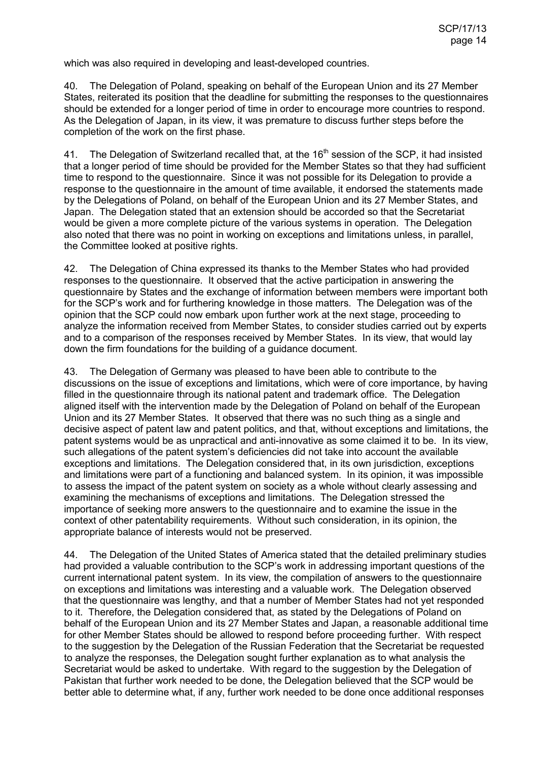which was also required in developing and least-developed countries.

40. The Delegation of Poland, speaking on behalf of the European Union and its 27 Member States, reiterated its position that the deadline for submitting the responses to the questionnaires should be extended for a longer period of time in order to encourage more countries to respond. As the Delegation of Japan, in its view, it was premature to discuss further steps before the completion of the work on the first phase.

41. The Delegation of Switzerland recalled that, at the 16th session of the SCP, it had insisted that a longer period of time should be provided for the Member States so that they had sufficient time to respond to the questionnaire. Since it was not possible for its Delegation to provide a response to the questionnaire in the amount of time available, it endorsed the statements made by the Delegations of Poland, on behalf of the European Union and its 27 Member States, and Japan. The Delegation stated that an extension should be accorded so that the Secretariat would be given a more complete picture of the various systems in operation. The Delegation also noted that there was no point in working on exceptions and limitations unless, in parallel, the Committee looked at positive rights.

42. The Delegation of China expressed its thanks to the Member States who had provided responses to the questionnaire. It observed that the active participation in answering the questionnaire by States and the exchange of information between members were important both for the SCP's work and for furthering knowledge in those matters. The Delegation was of the opinion that the SCP could now embark upon further work at the next stage, proceeding to analyze the information received from Member States, to consider studies carried out by experts and to a comparison of the responses received by Member States. In its view, that would lay down the firm foundations for the building of a guidance document.

43. The Delegation of Germany was pleased to have been able to contribute to the discussions on the issue of exceptions and limitations, which were of core importance, by having filled in the questionnaire through its national patent and trademark office. The Delegation aligned itself with the intervention made by the Delegation of Poland on behalf of the European Union and its 27 Member States. It observed that there was no such thing as a single and decisive aspect of patent law and patent politics, and that, without exceptions and limitations, the patent systems would be as unpractical and anti-innovative as some claimed it to be. In its view, such allegations of the patent system's deficiencies did not take into account the available exceptions and limitations. The Delegation considered that, in its own jurisdiction, exceptions and limitations were part of a functioning and balanced system. In its opinion, it was impossible to assess the impact of the patent system on society as a whole without clearly assessing and examining the mechanisms of exceptions and limitations. The Delegation stressed the importance of seeking more answers to the questionnaire and to examine the issue in the context of other patentability requirements. Without such consideration, in its opinion, the appropriate balance of interests would not be preserved.

44. The Delegation of the United States of America stated that the detailed preliminary studies had provided a valuable contribution to the SCP's work in addressing important questions of the current international patent system. In its view, the compilation of answers to the questionnaire on exceptions and limitations was interesting and a valuable work. The Delegation observed that the questionnaire was lengthy, and that a number of Member States had not yet responded to it. Therefore, the Delegation considered that, as stated by the Delegations of Poland on behalf of the European Union and its 27 Member States and Japan, a reasonable additional time for other Member States should be allowed to respond before proceeding further. With respect to the suggestion by the Delegation of the Russian Federation that the Secretariat be requested to analyze the responses, the Delegation sought further explanation as to what analysis the Secretariat would be asked to undertake. With regard to the suggestion by the Delegation of Pakistan that further work needed to be done, the Delegation believed that the SCP would be better able to determine what, if any, further work needed to be done once additional responses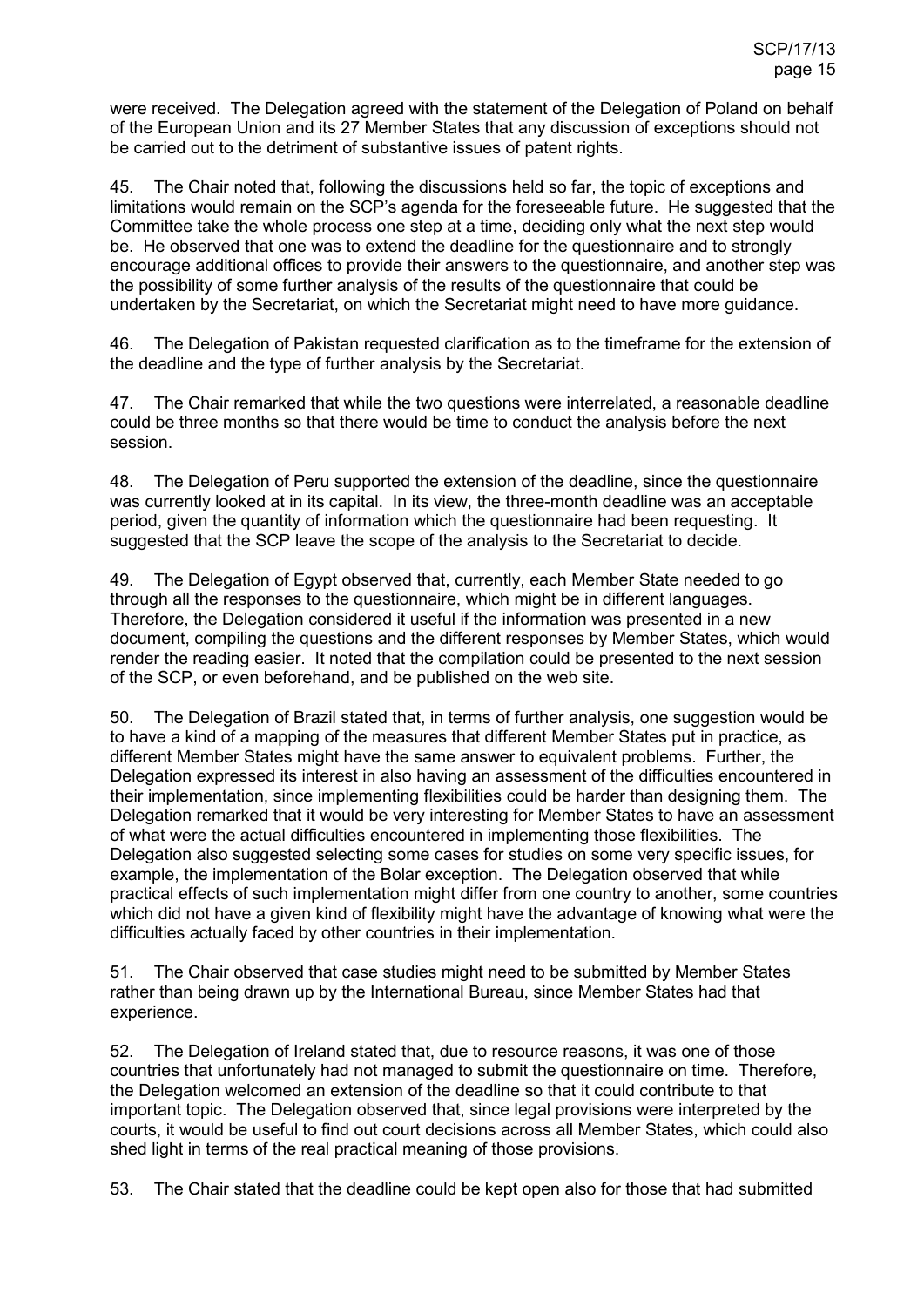were received. The Delegation agreed with the statement of the Delegation of Poland on behalf of the European Union and its 27 Member States that any discussion of exceptions should not be carried out to the detriment of substantive issues of patent rights.

45. The Chair noted that, following the discussions held so far, the topic of exceptions and limitations would remain on the SCP's agenda for the foreseeable future. He suggested that the Committee take the whole process one step at a time, deciding only what the next step would be. He observed that one was to extend the deadline for the questionnaire and to strongly encourage additional offices to provide their answers to the questionnaire, and another step was the possibility of some further analysis of the results of the questionnaire that could be undertaken by the Secretariat, on which the Secretariat might need to have more guidance.

46. The Delegation of Pakistan requested clarification as to the timeframe for the extension of the deadline and the type of further analysis by the Secretariat.

47. The Chair remarked that while the two questions were interrelated, a reasonable deadline could be three months so that there would be time to conduct the analysis before the next session.

48. The Delegation of Peru supported the extension of the deadline, since the questionnaire was currently looked at in its capital. In its view, the three-month deadline was an acceptable period, given the quantity of information which the questionnaire had been requesting. It suggested that the SCP leave the scope of the analysis to the Secretariat to decide.

49. The Delegation of Egypt observed that, currently, each Member State needed to go through all the responses to the questionnaire, which might be in different languages. Therefore, the Delegation considered it useful if the information was presented in a new document, compiling the questions and the different responses by Member States, which would render the reading easier. It noted that the compilation could be presented to the next session of the SCP, or even beforehand, and be published on the web site.

50. The Delegation of Brazil stated that, in terms of further analysis, one suggestion would be to have a kind of a mapping of the measures that different Member States put in practice, as different Member States might have the same answer to equivalent problems. Further, the Delegation expressed its interest in also having an assessment of the difficulties encountered in their implementation, since implementing flexibilities could be harder than designing them. The Delegation remarked that it would be very interesting for Member States to have an assessment of what were the actual difficulties encountered in implementing those flexibilities. The Delegation also suggested selecting some cases for studies on some very specific issues, for example, the implementation of the Bolar exception. The Delegation observed that while practical effects of such implementation might differ from one country to another, some countries which did not have a given kind of flexibility might have the advantage of knowing what were the difficulties actually faced by other countries in their implementation.

51. The Chair observed that case studies might need to be submitted by Member States rather than being drawn up by the International Bureau, since Member States had that experience.

52. The Delegation of Ireland stated that, due to resource reasons, it was one of those countries that unfortunately had not managed to submit the questionnaire on time. Therefore, the Delegation welcomed an extension of the deadline so that it could contribute to that important topic. The Delegation observed that, since legal provisions were interpreted by the courts, it would be useful to find out court decisions across all Member States, which could also shed light in terms of the real practical meaning of those provisions.

53. The Chair stated that the deadline could be kept open also for those that had submitted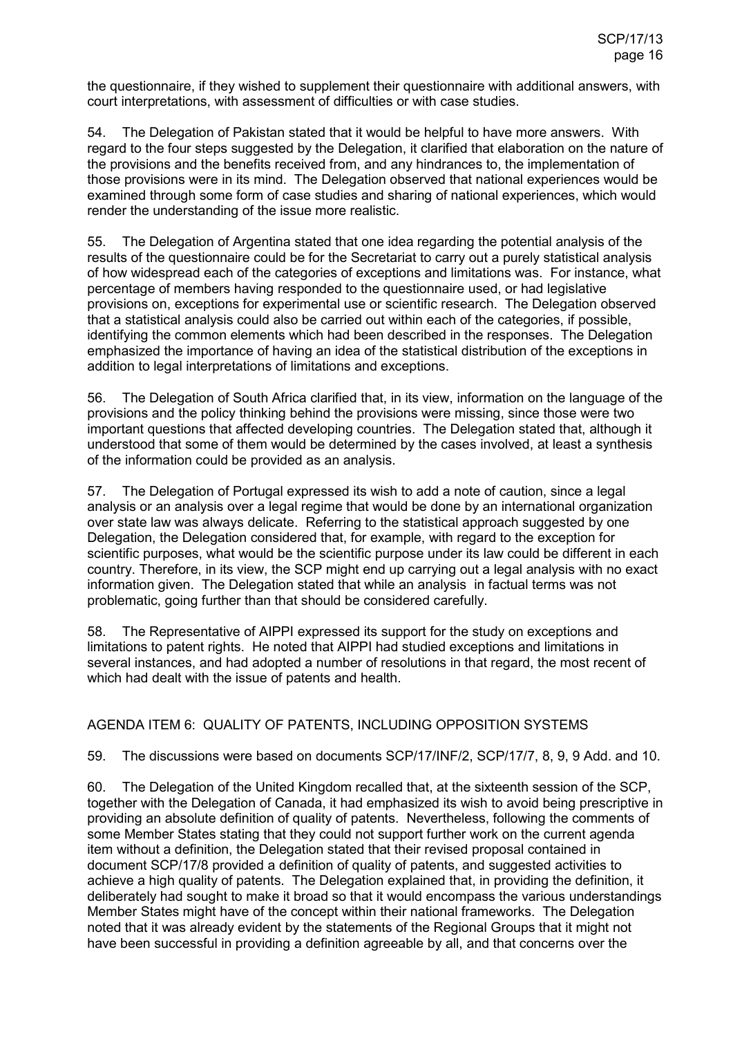the questionnaire, if they wished to supplement their questionnaire with additional answers, with court interpretations, with assessment of difficulties or with case studies.

54. The Delegation of Pakistan stated that it would be helpful to have more answers. With regard to the four steps suggested by the Delegation, it clarified that elaboration on the nature of the provisions and the benefits received from, and any hindrances to, the implementation of those provisions were in its mind. The Delegation observed that national experiences would be examined through some form of case studies and sharing of national experiences, which would render the understanding of the issue more realistic.

55. The Delegation of Argentina stated that one idea regarding the potential analysis of the results of the questionnaire could be for the Secretariat to carry out a purely statistical analysis of how widespread each of the categories of exceptions and limitations was. For instance, what percentage of members having responded to the questionnaire used, or had legislative provisions on, exceptions for experimental use or scientific research. The Delegation observed that a statistical analysis could also be carried out within each of the categories, if possible, identifying the common elements which had been described in the responses. The Delegation emphasized the importance of having an idea of the statistical distribution of the exceptions in addition to legal interpretations of limitations and exceptions.

56. The Delegation of South Africa clarified that, in its view, information on the language of the provisions and the policy thinking behind the provisions were missing, since those were two important questions that affected developing countries. The Delegation stated that, although it understood that some of them would be determined by the cases involved, at least a synthesis of the information could be provided as an analysis.

57. The Delegation of Portugal expressed its wish to add a note of caution, since a legal analysis or an analysis over a legal regime that would be done by an international organization over state law was always delicate. Referring to the statistical approach suggested by one Delegation, the Delegation considered that, for example, with regard to the exception for scientific purposes, what would be the scientific purpose under its law could be different in each country. Therefore, in its view, the SCP might end up carrying out a legal analysis with no exact information given. The Delegation stated that while an analysis in factual terms was not problematic, going further than that should be considered carefully.

58. The Representative of AIPPI expressed its support for the study on exceptions and limitations to patent rights. He noted that AIPPI had studied exceptions and limitations in several instances, and had adopted a number of resolutions in that regard, the most recent of which had dealt with the issue of patents and health.

## AGENDA ITEM 6: QUALITY OF PATENTS, INCLUDING OPPOSITION SYSTEMS

59. The discussions were based on documents SCP/17/INF/2, SCP/17/7, 8, 9, 9 Add. and 10.

60. The Delegation of the United Kingdom recalled that, at the sixteenth session of the SCP, together with the Delegation of Canada, it had emphasized its wish to avoid being prescriptive in providing an absolute definition of quality of patents. Nevertheless, following the comments of some Member States stating that they could not support further work on the current agenda item without a definition, the Delegation stated that their revised proposal contained in document SCP/17/8 provided a definition of quality of patents, and suggested activities to achieve a high quality of patents. The Delegation explained that, in providing the definition, it deliberately had sought to make it broad so that it would encompass the various understandings Member States might have of the concept within their national frameworks. The Delegation noted that it was already evident by the statements of the Regional Groups that it might not have been successful in providing a definition agreeable by all, and that concerns over the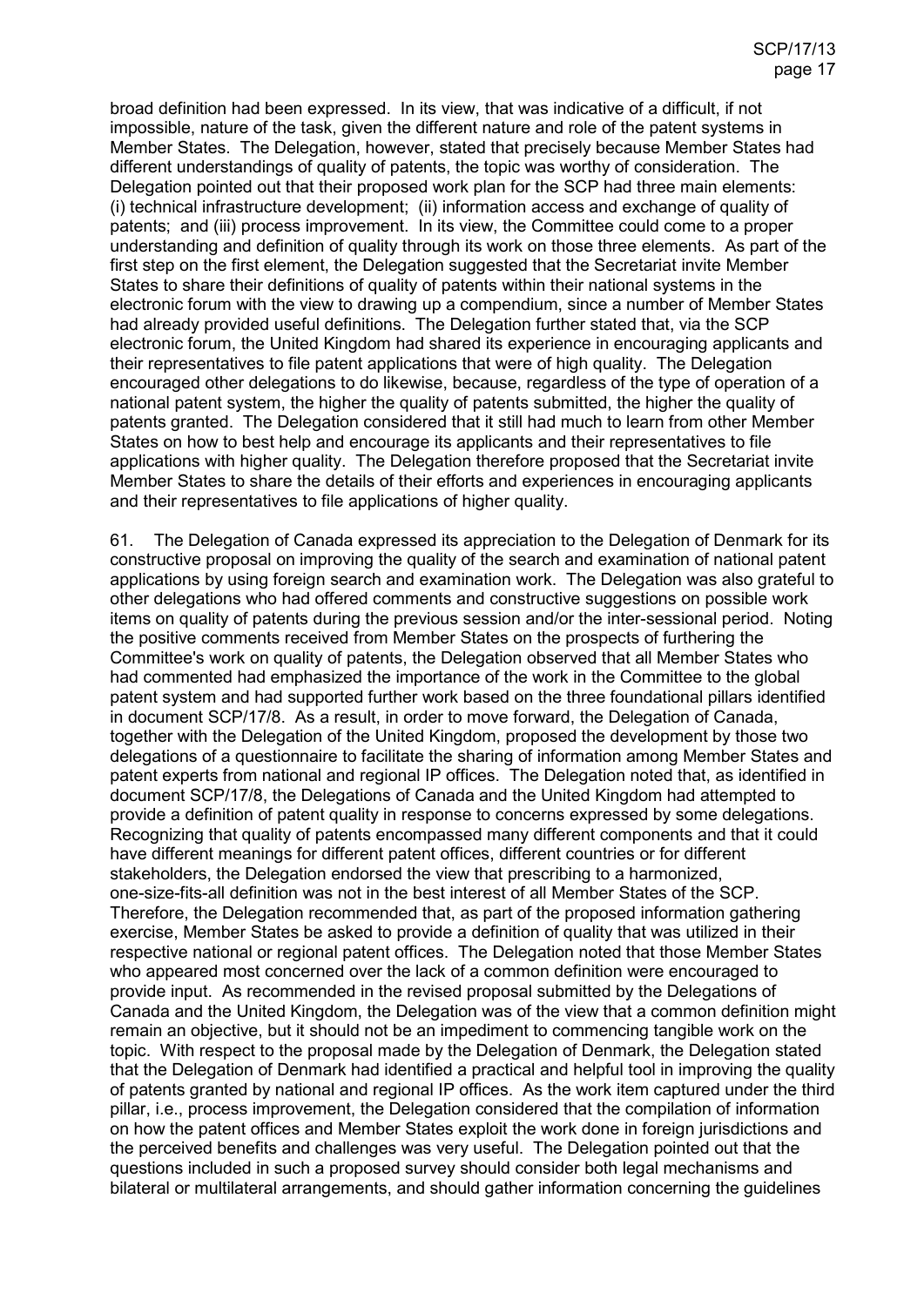broad definition had been expressed. In its view, that was indicative of a difficult, if not impossible, nature of the task, given the different nature and role of the patent systems in Member States. The Delegation, however, stated that precisely because Member States had different understandings of quality of patents, the topic was worthy of consideration. The Delegation pointed out that their proposed work plan for the SCP had three main elements: (i) technical infrastructure development; (ii) information access and exchange of quality of patents; and (iii) process improvement. In its view, the Committee could come to a proper understanding and definition of quality through its work on those three elements. As part of the first step on the first element, the Delegation suggested that the Secretariat invite Member States to share their definitions of quality of patents within their national systems in the electronic forum with the view to drawing up a compendium, since a number of Member States had already provided useful definitions. The Delegation further stated that, via the SCP electronic forum, the United Kingdom had shared its experience in encouraging applicants and their representatives to file patent applications that were of high quality. The Delegation encouraged other delegations to do likewise, because, regardless of the type of operation of a national patent system, the higher the quality of patents submitted, the higher the quality of patents granted. The Delegation considered that it still had much to learn from other Member States on how to best help and encourage its applicants and their representatives to file applications with higher quality. The Delegation therefore proposed that the Secretariat invite Member States to share the details of their efforts and experiences in encouraging applicants and their representatives to file applications of higher quality.

61. The Delegation of Canada expressed its appreciation to the Delegation of Denmark for its constructive proposal on improving the quality of the search and examination of national patent applications by using foreign search and examination work. The Delegation was also grateful to other delegations who had offered comments and constructive suggestions on possible work items on quality of patents during the previous session and/or the inter-sessional period. Noting the positive comments received from Member States on the prospects of furthering the Committee's work on quality of patents, the Delegation observed that all Member States who had commented had emphasized the importance of the work in the Committee to the global patent system and had supported further work based on the three foundational pillars identified in document SCP/17/8. As a result, in order to move forward, the Delegation of Canada, together with the Delegation of the United Kingdom, proposed the development by those two delegations of a questionnaire to facilitate the sharing of information among Member States and patent experts from national and regional IP offices. The Delegation noted that, as identified in document SCP/17/8, the Delegations of Canada and the United Kingdom had attempted to provide a definition of patent quality in response to concerns expressed by some delegations. Recognizing that quality of patents encompassed many different components and that it could have different meanings for different patent offices, different countries or for different stakeholders, the Delegation endorsed the view that prescribing to a harmonized, one-size-fits-all definition was not in the best interest of all Member States of the SCP. Therefore, the Delegation recommended that, as part of the proposed information gathering exercise, Member States be asked to provide a definition of quality that was utilized in their respective national or regional patent offices. The Delegation noted that those Member States who appeared most concerned over the lack of a common definition were encouraged to provide input. As recommended in the revised proposal submitted by the Delegations of Canada and the United Kingdom, the Delegation was of the view that a common definition might remain an objective, but it should not be an impediment to commencing tangible work on the topic. With respect to the proposal made by the Delegation of Denmark, the Delegation stated that the Delegation of Denmark had identified a practical and helpful tool in improving the quality of patents granted by national and regional IP offices. As the work item captured under the third pillar, i.e., process improvement, the Delegation considered that the compilation of information on how the patent offices and Member States exploit the work done in foreign jurisdictions and the perceived benefits and challenges was very useful. The Delegation pointed out that the questions included in such a proposed survey should consider both legal mechanisms and bilateral or multilateral arrangements, and should gather information concerning the guidelines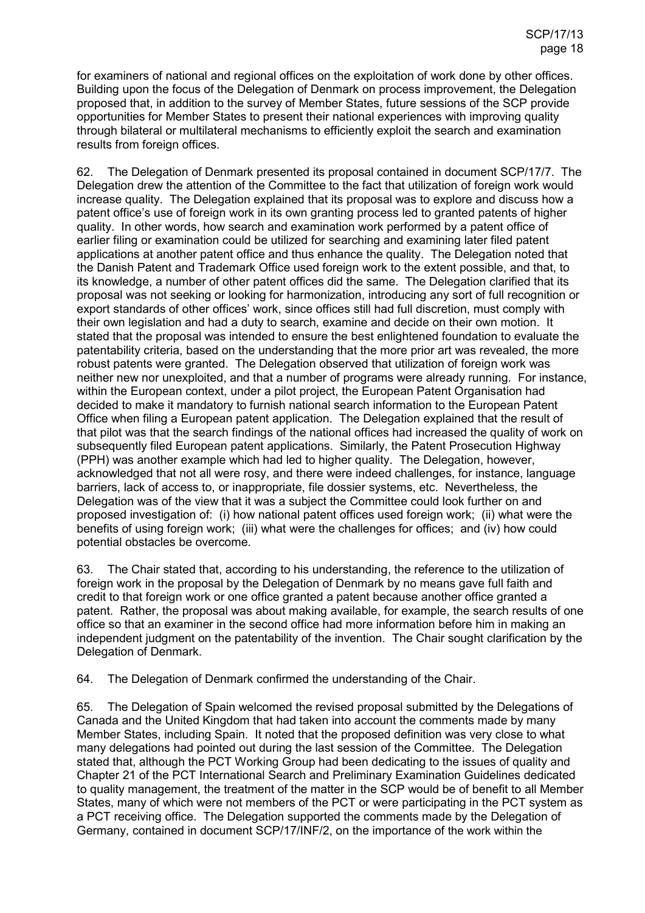for examiners of national and regional offices on the exploitation of work done by other offices. Building upon the focus of the Delegation of Denmark on process improvement, the Delegation proposed that, in addition to the survey of Member States, future sessions of the SCP provide opportunities for Member States to present their national experiences with improving quality through bilateral or multilateral mechanisms to efficiently exploit the search and examination results from foreign offices.

62. The Delegation of Denmark presented its proposal contained in document SCP/17/7. The Delegation drew the attention of the Committee to the fact that utilization of foreign work would increase quality. The Delegation explained that its proposal was to explore and discuss how a patent office's use of foreign work in its own granting process led to granted patents of higher quality. In other words, how search and examination work performed by a patent office of earlier filing or examination could be utilized for searching and examining later filed patent applications at another patent office and thus enhance the quality. The Delegation noted that the Danish Patent and Trademark Office used foreign work to the extent possible, and that, to its knowledge, a number of other patent offices did the same. The Delegation clarified that its proposal was not seeking or looking for harmonization, introducing any sort of full recognition or export standards of other offices' work, since offices still had full discretion, must comply with their own legislation and had a duty to search, examine and decide on their own motion. It stated that the proposal was intended to ensure the best enlightened foundation to evaluate the patentability criteria, based on the understanding that the more prior art was revealed, the more robust patents were granted. The Delegation observed that utilization of foreign work was neither new nor unexploited, and that a number of programs were already running. For instance, within the European context, under a pilot project, the European Patent Organisation had decided to make it mandatory to furnish national search information to the European Patent Office when filing a European patent application. The Delegation explained that the result of that pilot was that the search findings of the national offices had increased the quality of work on subsequently filed European patent applications. Similarly, the Patent Prosecution Highway (PPH) was another example which had led to higher quality. The Delegation, however, acknowledged that not all were rosy, and there were indeed challenges, for instance, language barriers, lack of access to, or inappropriate, file dossier systems, etc. Nevertheless, the Delegation was of the view that it was a subject the Committee could look further on and proposed investigation of: (i) how national patent offices used foreign work; (ii) what were the benefits of using foreign work; (iii) what were the challenges for offices; and (iv) how could potential obstacles be overcome.

63. The Chair stated that, according to his understanding, the reference to the utilization of foreign work in the proposal by the Delegation of Denmark by no means gave full faith and credit to that foreign work or one office granted a patent because another office granted a patent. Rather, the proposal was about making available, for example, the search results of one office so that an examiner in the second office had more information before him in making an independent judgment on the patentability of the invention. The Chair sought clarification by the Delegation of Denmark.

64. The Delegation of Denmark confirmed the understanding of the Chair.

65. The Delegation of Spain welcomed the revised proposal submitted by the Delegations of Canada and the United Kingdom that had taken into account the comments made by many Member States, including Spain. It noted that the proposed definition was very close to what many delegations had pointed out during the last session of the Committee. The Delegation stated that, although the PCT Working Group had been dedicating to the issues of quality and Chapter 21 of the PCT International Search and Preliminary Examination Guidelines dedicated to quality management, the treatment of the matter in the SCP would be of benefit to all Member States, many of which were not members of the PCT or were participating in the PCT system as a PCT receiving office. The Delegation supported the comments made by the Delegation of Germany, contained in document SCP/17/INF/2, on the importance of the work within the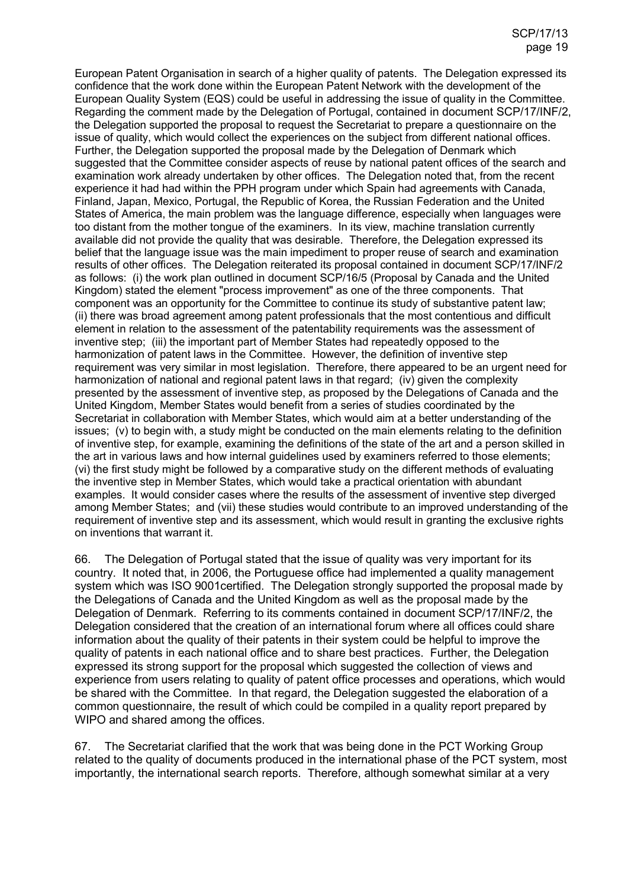European Patent Organisation in search of a higher quality of patents. The Delegation expressed its confidence that the work done within the European Patent Network with the development of the European Quality System (EQS) could be useful in addressing the issue of quality in the Committee. Regarding the comment made by the Delegation of Portugal, contained in document SCP/17/INF/2, the Delegation supported the proposal to request the Secretariat to prepare a questionnaire on the issue of quality, which would collect the experiences on the subject from different national offices. Further, the Delegation supported the proposal made by the Delegation of Denmark which suggested that the Committee consider aspects of reuse by national patent offices of the search and examination work already undertaken by other offices. The Delegation noted that, from the recent experience it had had within the PPH program under which Spain had agreements with Canada, Finland, Japan, Mexico, Portugal, the Republic of Korea, the Russian Federation and the United States of America, the main problem was the language difference, especially when languages were too distant from the mother tongue of the examiners. In its view, machine translation currently available did not provide the quality that was desirable. Therefore, the Delegation expressed its belief that the language issue was the main impediment to proper reuse of search and examination results of other offices. The Delegation reiterated its proposal contained in document SCP/17/INF/2 as follows: (i) the work plan outlined in document SCP/16/5 (Proposal by Canada and the United Kingdom) stated the element "process improvement" as one of the three components. That component was an opportunity for the Committee to continue its study of substantive patent law; (ii) there was broad agreement among patent professionals that the most contentious and difficult element in relation to the assessment of the patentability requirements was the assessment of inventive step; (iii) the important part of Member States had repeatedly opposed to the harmonization of patent laws in the Committee. However, the definition of inventive step requirement was very similar in most legislation. Therefore, there appeared to be an urgent need for harmonization of national and regional patent laws in that regard; (iv) given the complexity presented by the assessment of inventive step, as proposed by the Delegations of Canada and the United Kingdom, Member States would benefit from a series of studies coordinated by the Secretariat in collaboration with Member States, which would aim at a better understanding of the issues; (v) to begin with, a study might be conducted on the main elements relating to the definition of inventive step, for example, examining the definitions of the state of the art and a person skilled in the art in various laws and how internal guidelines used by examiners referred to those elements; (vi) the first study might be followed by a comparative study on the different methods of evaluating the inventive step in Member States, which would take a practical orientation with abundant examples. It would consider cases where the results of the assessment of inventive step diverged among Member States; and (vii) these studies would contribute to an improved understanding of the requirement of inventive step and its assessment, which would result in granting the exclusive rights on inventions that warrant it.

66. The Delegation of Portugal stated that the issue of quality was very important for its country. It noted that, in 2006, the Portuguese office had implemented a quality management system which was ISO 9001certified. The Delegation strongly supported the proposal made by the Delegations of Canada and the United Kingdom as well as the proposal made by the Delegation of Denmark. Referring to its comments contained in document SCP/17/INF/2, the Delegation considered that the creation of an international forum where all offices could share information about the quality of their patents in their system could be helpful to improve the quality of patents in each national office and to share best practices. Further, the Delegation expressed its strong support for the proposal which suggested the collection of views and experience from users relating to quality of patent office processes and operations, which would be shared with the Committee. In that regard, the Delegation suggested the elaboration of a common questionnaire, the result of which could be compiled in a quality report prepared by WIPO and shared among the offices.

67. The Secretariat clarified that the work that was being done in the PCT Working Group related to the quality of documents produced in the international phase of the PCT system, most importantly, the international search reports. Therefore, although somewhat similar at a very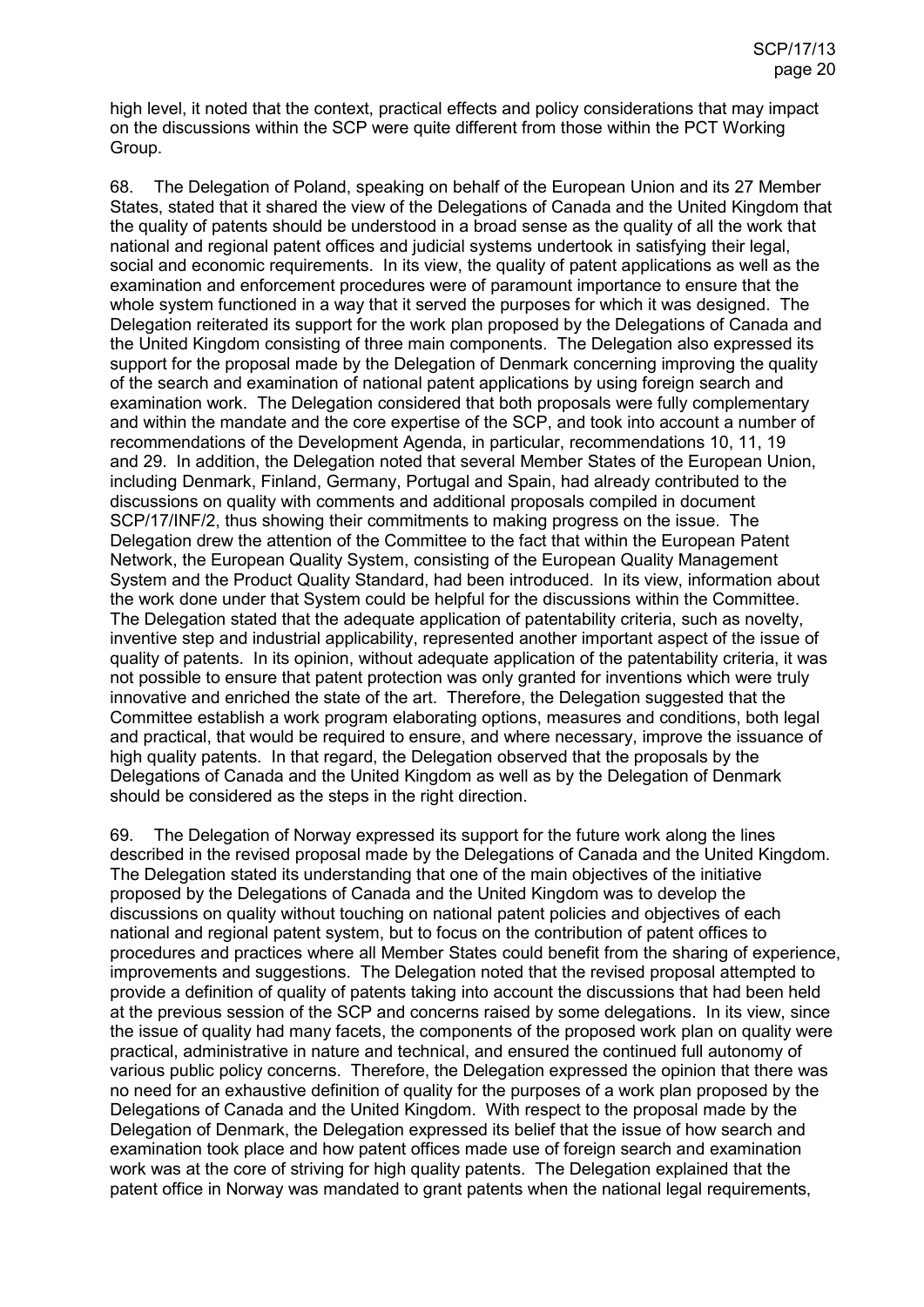high level, it noted that the context, practical effects and policy considerations that may impact on the discussions within the SCP were quite different from those within the PCT Working Group.

68. The Delegation of Poland, speaking on behalf of the European Union and its 27 Member States, stated that it shared the view of the Delegations of Canada and the United Kingdom that the quality of patents should be understood in a broad sense as the quality of all the work that national and regional patent offices and judicial systems undertook in satisfying their legal, social and economic requirements. In its view, the quality of patent applications as well as the examination and enforcement procedures were of paramount importance to ensure that the whole system functioned in a way that it served the purposes for which it was designed. The Delegation reiterated its support for the work plan proposed by the Delegations of Canada and the United Kingdom consisting of three main components. The Delegation also expressed its support for the proposal made by the Delegation of Denmark concerning improving the quality of the search and examination of national patent applications by using foreign search and examination work. The Delegation considered that both proposals were fully complementary and within the mandate and the core expertise of the SCP, and took into account a number of recommendations of the Development Agenda, in particular, recommendations 10, 11, 19 and 29. In addition, the Delegation noted that several Member States of the European Union, including Denmark, Finland, Germany, Portugal and Spain, had already contributed to the discussions on quality with comments and additional proposals compiled in document SCP/17/INF/2, thus showing their commitments to making progress on the issue. The Delegation drew the attention of the Committee to the fact that within the European Patent Network, the European Quality System, consisting of the European Quality Management System and the Product Quality Standard, had been introduced. In its view, information about the work done under that System could be helpful for the discussions within the Committee. The Delegation stated that the adequate application of patentability criteria, such as novelty, inventive step and industrial applicability, represented another important aspect of the issue of quality of patents. In its opinion, without adequate application of the patentability criteria, it was not possible to ensure that patent protection was only granted for inventions which were truly innovative and enriched the state of the art. Therefore, the Delegation suggested that the Committee establish a work program elaborating options, measures and conditions, both legal and practical, that would be required to ensure, and where necessary, improve the issuance of high quality patents. In that regard, the Delegation observed that the proposals by the Delegations of Canada and the United Kingdom as well as by the Delegation of Denmark should be considered as the steps in the right direction.

69. The Delegation of Norway expressed its support for the future work along the lines described in the revised proposal made by the Delegations of Canada and the United Kingdom. The Delegation stated its understanding that one of the main objectives of the initiative proposed by the Delegations of Canada and the United Kingdom was to develop the discussions on quality without touching on national patent policies and objectives of each national and regional patent system, but to focus on the contribution of patent offices to procedures and practices where all Member States could benefit from the sharing of experience, improvements and suggestions. The Delegation noted that the revised proposal attempted to provide a definition of quality of patents taking into account the discussions that had been held at the previous session of the SCP and concerns raised by some delegations. In its view, since the issue of quality had many facets, the components of the proposed work plan on quality were practical, administrative in nature and technical, and ensured the continued full autonomy of various public policy concerns. Therefore, the Delegation expressed the opinion that there was no need for an exhaustive definition of quality for the purposes of a work plan proposed by the Delegations of Canada and the United Kingdom. With respect to the proposal made by the Delegation of Denmark, the Delegation expressed its belief that the issue of how search and examination took place and how patent offices made use of foreign search and examination work was at the core of striving for high quality patents. The Delegation explained that the patent office in Norway was mandated to grant patents when the national legal requirements,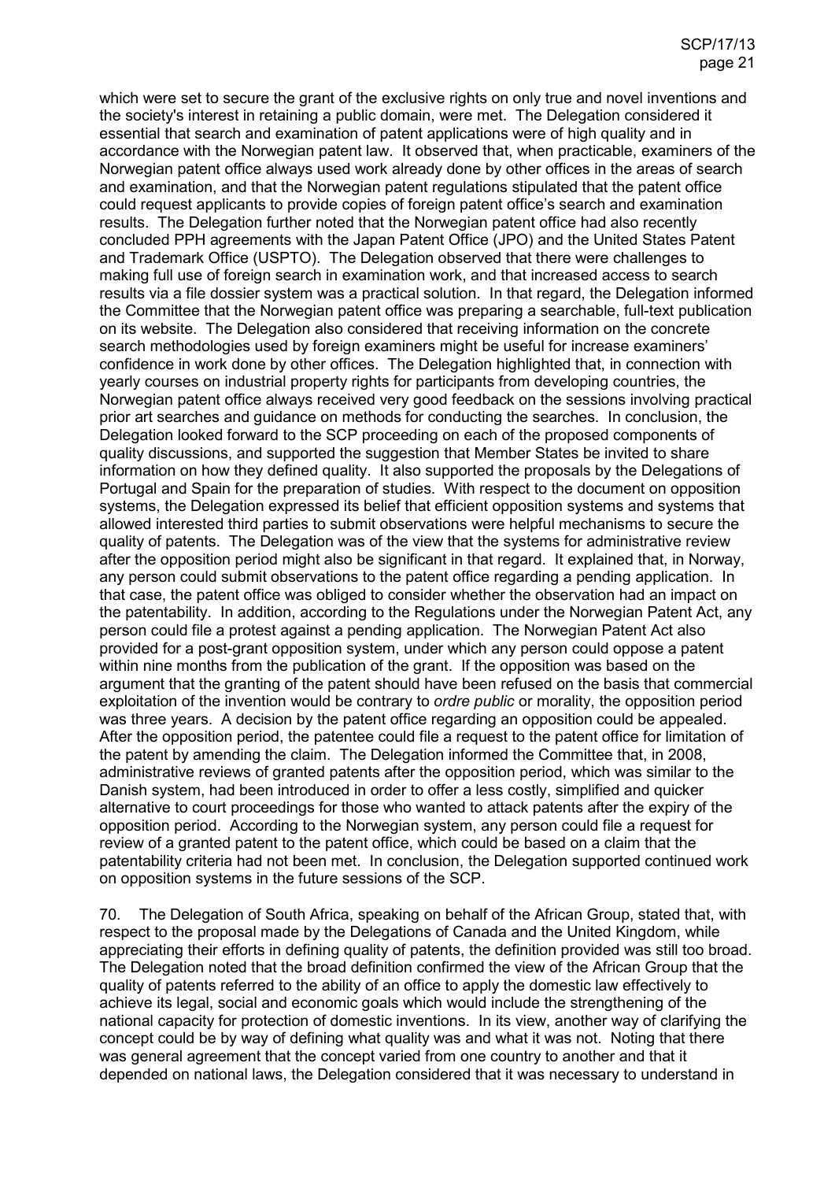which were set to secure the grant of the exclusive rights on only true and novel inventions and the society's interest in retaining a public domain, were met. The Delegation considered it essential that search and examination of patent applications were of high quality and in accordance with the Norwegian patent law. It observed that, when practicable, examiners of the Norwegian patent office always used work already done by other offices in the areas of search and examination, and that the Norwegian patent regulations stipulated that the patent office could request applicants to provide copies of foreign patent office's search and examination results. The Delegation further noted that the Norwegian patent office had also recently concluded PPH agreements with the Japan Patent Office (JPO) and the United States Patent and Trademark Office (USPTO). The Delegation observed that there were challenges to making full use of foreign search in examination work, and that increased access to search results via a file dossier system was a practical solution. In that regard, the Delegation informed the Committee that the Norwegian patent office was preparing a searchable, full-text publication on its website. The Delegation also considered that receiving information on the concrete search methodologies used by foreign examiners might be useful for increase examiners' confidence in work done by other offices. The Delegation highlighted that, in connection with yearly courses on industrial property rights for participants from developing countries, the Norwegian patent office always received very good feedback on the sessions involving practical prior art searches and guidance on methods for conducting the searches. In conclusion, the Delegation looked forward to the SCP proceeding on each of the proposed components of quality discussions, and supported the suggestion that Member States be invited to share information on how they defined quality. It also supported the proposals by the Delegations of Portugal and Spain for the preparation of studies. With respect to the document on opposition systems, the Delegation expressed its belief that efficient opposition systems and systems that allowed interested third parties to submit observations were helpful mechanisms to secure the quality of patents. The Delegation was of the view that the systems for administrative review after the opposition period might also be significant in that regard. It explained that, in Norway, any person could submit observations to the patent office regarding a pending application. In that case, the patent office was obliged to consider whether the observation had an impact on the patentability. In addition, according to the Regulations under the Norwegian Patent Act, any person could file a protest against a pending application. The Norwegian Patent Act also provided for a post-grant opposition system, under which any person could oppose a patent within nine months from the publication of the grant. If the opposition was based on the argument that the granting of the patent should have been refused on the basis that commercial exploitation of the invention would be contrary to *ordre public* or morality, the opposition period was three years. A decision by the patent office regarding an opposition could be appealed. After the opposition period, the patentee could file a request to the patent office for limitation of the patent by amending the claim. The Delegation informed the Committee that, in 2008, administrative reviews of granted patents after the opposition period, which was similar to the Danish system, had been introduced in order to offer a less costly, simplified and quicker alternative to court proceedings for those who wanted to attack patents after the expiry of the opposition period. According to the Norwegian system, any person could file a request for review of a granted patent to the patent office, which could be based on a claim that the patentability criteria had not been met. In conclusion, the Delegation supported continued work on opposition systems in the future sessions of the SCP.

70. The Delegation of South Africa, speaking on behalf of the African Group, stated that, with respect to the proposal made by the Delegations of Canada and the United Kingdom, while appreciating their efforts in defining quality of patents, the definition provided was still too broad. The Delegation noted that the broad definition confirmed the view of the African Group that the quality of patents referred to the ability of an office to apply the domestic law effectively to achieve its legal, social and economic goals which would include the strengthening of the national capacity for protection of domestic inventions. In its view, another way of clarifying the concept could be by way of defining what quality was and what it was not. Noting that there was general agreement that the concept varied from one country to another and that it depended on national laws, the Delegation considered that it was necessary to understand in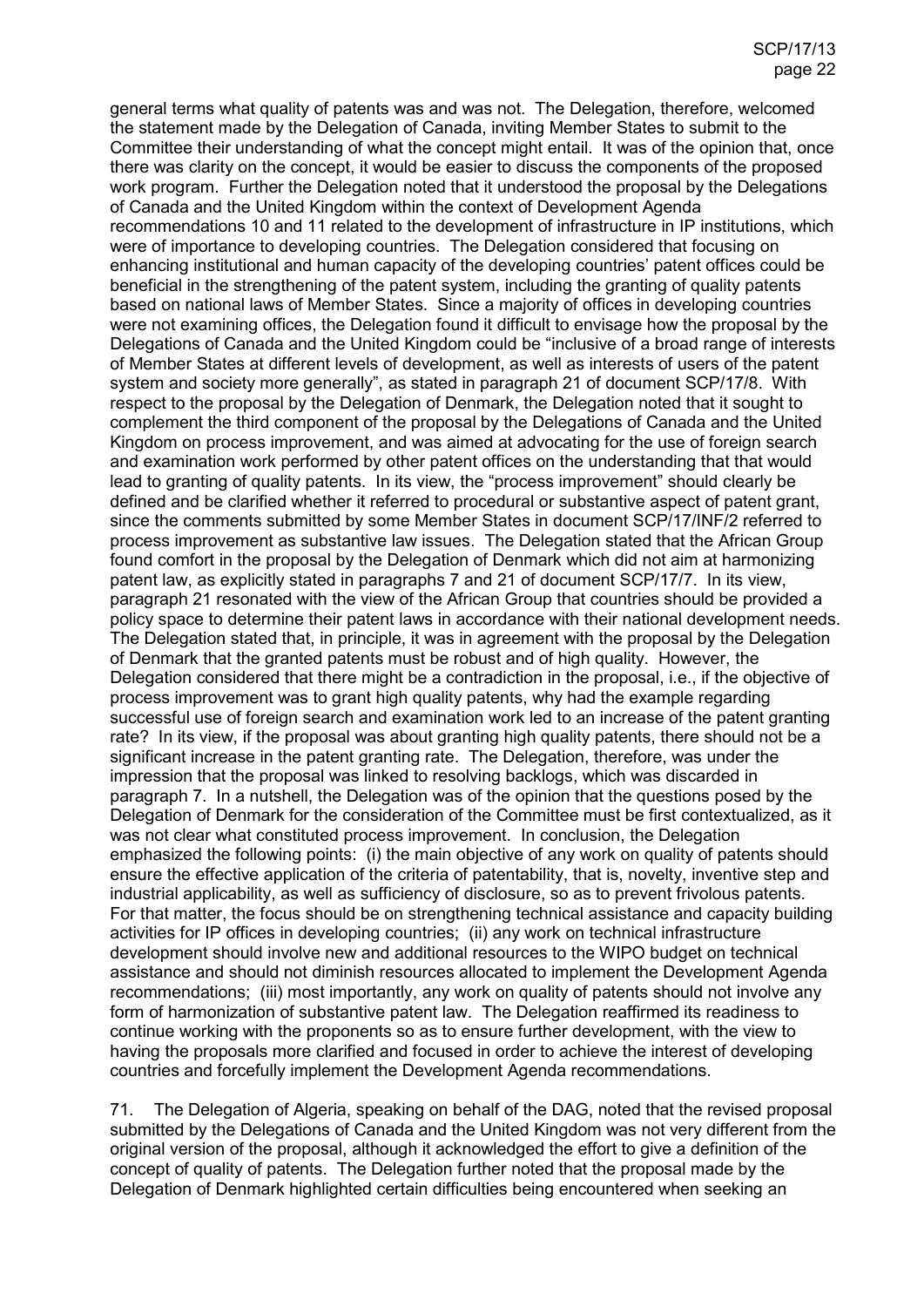general terms what quality of patents was and was not. The Delegation, therefore, welcomed the statement made by the Delegation of Canada, inviting Member States to submit to the Committee their understanding of what the concept might entail. It was of the opinion that, once there was clarity on the concept, it would be easier to discuss the components of the proposed work program. Further the Delegation noted that it understood the proposal by the Delegations of Canada and the United Kingdom within the context of Development Agenda recommendations 10 and 11 related to the development of infrastructure in IP institutions, which were of importance to developing countries. The Delegation considered that focusing on enhancing institutional and human capacity of the developing countries' patent offices could be beneficial in the strengthening of the patent system, including the granting of quality patents based on national laws of Member States. Since a majority of offices in developing countries were not examining offices, the Delegation found it difficult to envisage how the proposal by the Delegations of Canada and the United Kingdom could be "inclusive of a broad range of interests of Member States at different levels of development, as well as interests of users of the patent system and society more generally", as stated in paragraph 21 of document SCP/17/8. With respect to the proposal by the Delegation of Denmark, the Delegation noted that it sought to complement the third component of the proposal by the Delegations of Canada and the United Kingdom on process improvement, and was aimed at advocating for the use of foreign search and examination work performed by other patent offices on the understanding that that would lead to granting of quality patents. In its view, the "process improvement" should clearly be defined and be clarified whether it referred to procedural or substantive aspect of patent grant, since the comments submitted by some Member States in document SCP/17/INF/2 referred to process improvement as substantive law issues. The Delegation stated that the African Group found comfort in the proposal by the Delegation of Denmark which did not aim at harmonizing patent law, as explicitly stated in paragraphs 7 and 21 of document SCP/17/7. In its view, paragraph 21 resonated with the view of the African Group that countries should be provided a policy space to determine their patent laws in accordance with their national development needs. The Delegation stated that, in principle, it was in agreement with the proposal by the Delegation of Denmark that the granted patents must be robust and of high quality. However, the Delegation considered that there might be a contradiction in the proposal, i.e., if the objective of process improvement was to grant high quality patents, why had the example regarding successful use of foreign search and examination work led to an increase of the patent granting rate? In its view, if the proposal was about granting high quality patents, there should not be a significant increase in the patent granting rate. The Delegation, therefore, was under the impression that the proposal was linked to resolving backlogs, which was discarded in paragraph 7. In a nutshell, the Delegation was of the opinion that the questions posed by the Delegation of Denmark for the consideration of the Committee must be first contextualized, as it was not clear what constituted process improvement. In conclusion, the Delegation emphasized the following points: (i) the main objective of any work on quality of patents should ensure the effective application of the criteria of patentability, that is, novelty, inventive step and industrial applicability, as well as sufficiency of disclosure, so as to prevent frivolous patents. For that matter, the focus should be on strengthening technical assistance and capacity building activities for IP offices in developing countries; (ii) any work on technical infrastructure development should involve new and additional resources to the WIPO budget on technical assistance and should not diminish resources allocated to implement the Development Agenda recommendations; (iii) most importantly, any work on quality of patents should not involve any form of harmonization of substantive patent law. The Delegation reaffirmed its readiness to continue working with the proponents so as to ensure further development, with the view to having the proposals more clarified and focused in order to achieve the interest of developing countries and forcefully implement the Development Agenda recommendations.

71. The Delegation of Algeria, speaking on behalf of the DAG, noted that the revised proposal submitted by the Delegations of Canada and the United Kingdom was not very different from the original version of the proposal, although it acknowledged the effort to give a definition of the concept of quality of patents. The Delegation further noted that the proposal made by the Delegation of Denmark highlighted certain difficulties being encountered when seeking an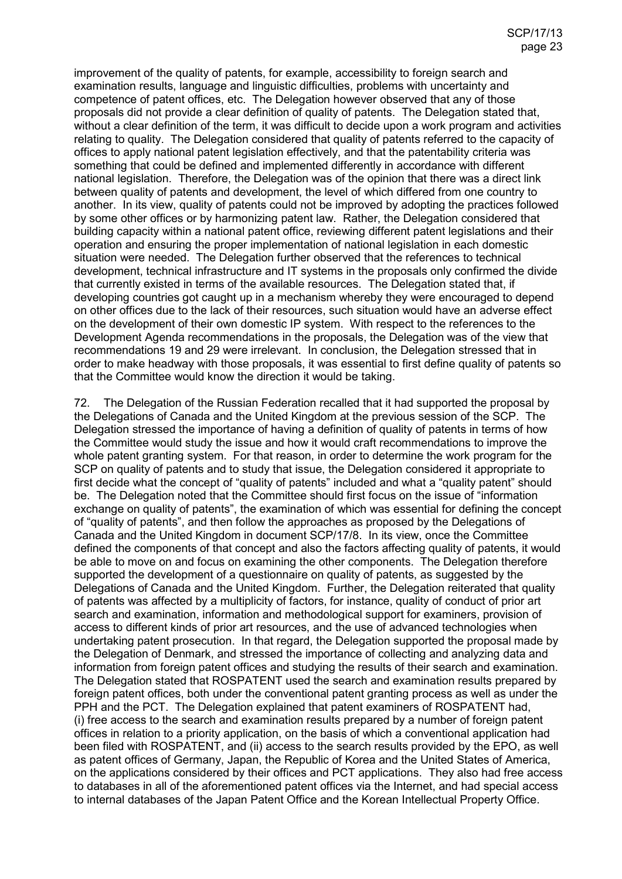improvement of the quality of patents, for example, accessibility to foreign search and examination results, language and linguistic difficulties, problems with uncertainty and competence of patent offices, etc. The Delegation however observed that any of those proposals did not provide a clear definition of quality of patents. The Delegation stated that, without a clear definition of the term, it was difficult to decide upon a work program and activities relating to quality. The Delegation considered that quality of patents referred to the capacity of offices to apply national patent legislation effectively, and that the patentability criteria was something that could be defined and implemented differently in accordance with different national legislation. Therefore, the Delegation was of the opinion that there was a direct link between quality of patents and development, the level of which differed from one country to another. In its view, quality of patents could not be improved by adopting the practices followed by some other offices or by harmonizing patent law. Rather, the Delegation considered that building capacity within a national patent office, reviewing different patent legislations and their operation and ensuring the proper implementation of national legislation in each domestic situation were needed. The Delegation further observed that the references to technical development, technical infrastructure and IT systems in the proposals only confirmed the divide that currently existed in terms of the available resources. The Delegation stated that, if developing countries got caught up in a mechanism whereby they were encouraged to depend on other offices due to the lack of their resources, such situation would have an adverse effect on the development of their own domestic IP system. With respect to the references to the Development Agenda recommendations in the proposals, the Delegation was of the view that recommendations 19 and 29 were irrelevant. In conclusion, the Delegation stressed that in order to make headway with those proposals, it was essential to first define quality of patents so that the Committee would know the direction it would be taking.

72. The Delegation of the Russian Federation recalled that it had supported the proposal by the Delegations of Canada and the United Kingdom at the previous session of the SCP. The Delegation stressed the importance of having a definition of quality of patents in terms of how the Committee would study the issue and how it would craft recommendations to improve the whole patent granting system. For that reason, in order to determine the work program for the SCP on quality of patents and to study that issue, the Delegation considered it appropriate to first decide what the concept of "quality of patents" included and what a "quality patent" should be. The Delegation noted that the Committee should first focus on the issue of "information exchange on quality of patents", the examination of which was essential for defining the concept of "quality of patents", and then follow the approaches as proposed by the Delegations of Canada and the United Kingdom in document SCP/17/8. In its view, once the Committee defined the components of that concept and also the factors affecting quality of patents, it would be able to move on and focus on examining the other components. The Delegation therefore supported the development of a questionnaire on quality of patents, as suggested by the Delegations of Canada and the United Kingdom. Further, the Delegation reiterated that quality of patents was affected by a multiplicity of factors, for instance, quality of conduct of prior art search and examination, information and methodological support for examiners, provision of access to different kinds of prior art resources, and the use of advanced technologies when undertaking patent prosecution. In that regard, the Delegation supported the proposal made by the Delegation of Denmark, and stressed the importance of collecting and analyzing data and information from foreign patent offices and studying the results of their search and examination. The Delegation stated that ROSPATENT used the search and examination results prepared by foreign patent offices, both under the conventional patent granting process as well as under the PPH and the PCT. The Delegation explained that patent examiners of ROSPATENT had, (i) free access to the search and examination results prepared by a number of foreign patent offices in relation to a priority application, on the basis of which a conventional application had been filed with ROSPATENT, and (ii) access to the search results provided by the EPO, as well as patent offices of Germany, Japan, the Republic of Korea and the United States of America, on the applications considered by their offices and PCT applications. They also had free access to databases in all of the aforementioned patent offices via the Internet, and had special access to internal databases of the Japan Patent Office and the Korean Intellectual Property Office.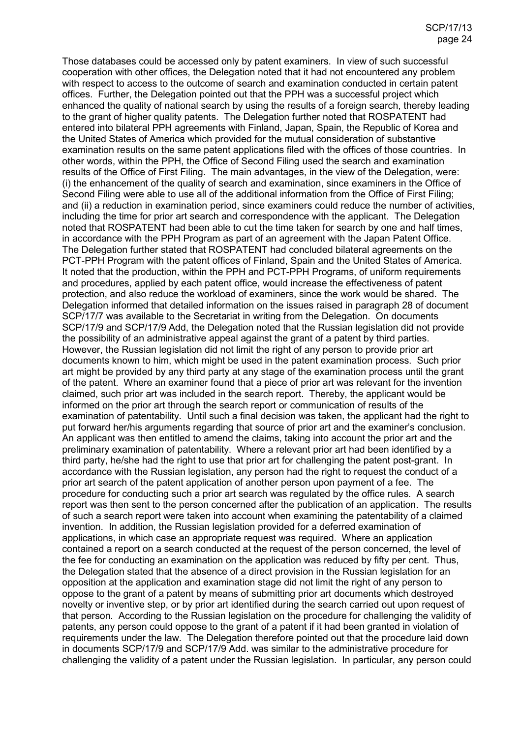Those databases could be accessed only by patent examiners. In view of such successful cooperation with other offices, the Delegation noted that it had not encountered any problem with respect to access to the outcome of search and examination conducted in certain patent offices. Further, the Delegation pointed out that the PPH was a successful project which enhanced the quality of national search by using the results of a foreign search, thereby leading to the grant of higher quality patents. The Delegation further noted that ROSPATENT had entered into bilateral PPH agreements with Finland, Japan, Spain, the Republic of Korea and the United States of America which provided for the mutual consideration of substantive examination results on the same patent applications filed with the offices of those countries. In other words, within the PPH, the Office of Second Filing used the search and examination results of the Office of First Filing. The main advantages, in the view of the Delegation, were: (i) the enhancement of the quality of search and examination, since examiners in the Office of Second Filing were able to use all of the additional information from the Office of First Filing; and (ii) a reduction in examination period, since examiners could reduce the number of activities, including the time for prior art search and correspondence with the applicant. The Delegation noted that ROSPATENT had been able to cut the time taken for search by one and half times, in accordance with the PPH Program as part of an agreement with the Japan Patent Office. The Delegation further stated that ROSPATENT had concluded bilateral agreements on the PCT-PPH Program with the patent offices of Finland, Spain and the United States of America. It noted that the production, within the PPH and PCT-PPH Programs, of uniform requirements and procedures, applied by each patent office, would increase the effectiveness of patent protection, and also reduce the workload of examiners, since the work would be shared. The Delegation informed that detailed information on the issues raised in paragraph 28 of document SCP/17/7 was available to the Secretariat in writing from the Delegation. On documents SCP/17/9 and SCP/17/9 Add, the Delegation noted that the Russian legislation did not provide the possibility of an administrative appeal against the grant of a patent by third parties. However, the Russian legislation did not limit the right of any person to provide prior art documents known to him, which might be used in the patent examination process. Such prior art might be provided by any third party at any stage of the examination process until the grant of the patent. Where an examiner found that a piece of prior art was relevant for the invention claimed, such prior art was included in the search report. Thereby, the applicant would be informed on the prior art through the search report or communication of results of the examination of patentability. Until such a final decision was taken, the applicant had the right to put forward her/his arguments regarding that source of prior art and the examiner's conclusion. An applicant was then entitled to amend the claims, taking into account the prior art and the preliminary examination of patentability. Where a relevant prior art had been identified by a third party, he/she had the right to use that prior art for challenging the patent post-grant. In accordance with the Russian legislation, any person had the right to request the conduct of a prior art search of the patent application of another person upon payment of a fee. The procedure for conducting such a prior art search was regulated by the office rules. A search report was then sent to the person concerned after the publication of an application. The results of such a search report were taken into account when examining the patentability of a claimed invention. In addition, the Russian legislation provided for a deferred examination of applications, in which case an appropriate request was required. Where an application contained a report on a search conducted at the request of the person concerned, the level of the fee for conducting an examination on the application was reduced by fifty per cent. Thus, the Delegation stated that the absence of a direct provision in the Russian legislation for an opposition at the application and examination stage did not limit the right of any person to oppose to the grant of a patent by means of submitting prior art documents which destroyed novelty or inventive step, or by prior art identified during the search carried out upon request of that person. According to the Russian legislation on the procedure for challenging the validity of patents, any person could oppose to the grant of a patent if it had been granted in violation of requirements under the law. The Delegation therefore pointed out that the procedure laid down in documents SCP/17/9 and SCP/17/9 Add. was similar to the administrative procedure for challenging the validity of a patent under the Russian legislation. In particular, any person could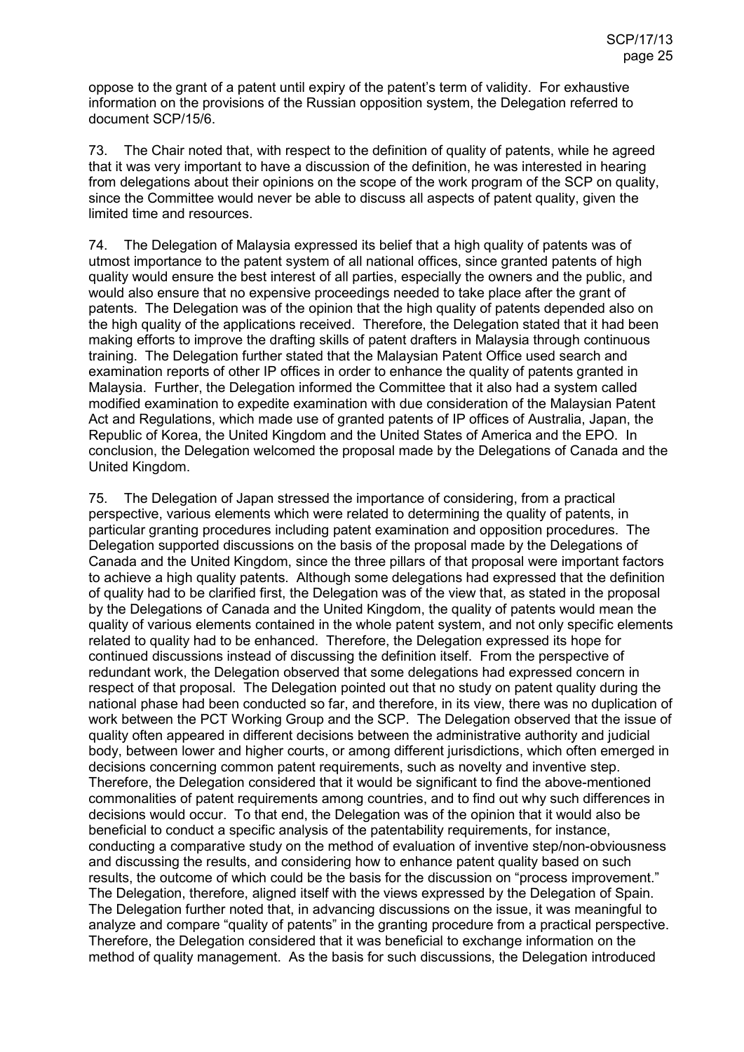oppose to the grant of a patent until expiry of the patent's term of validity. For exhaustive information on the provisions of the Russian opposition system, the Delegation referred to document SCP/15/6.

73. The Chair noted that, with respect to the definition of quality of patents, while he agreed that it was very important to have a discussion of the definition, he was interested in hearing from delegations about their opinions on the scope of the work program of the SCP on quality, since the Committee would never be able to discuss all aspects of patent quality, given the limited time and resources.

74. The Delegation of Malaysia expressed its belief that a high quality of patents was of utmost importance to the patent system of all national offices, since granted patents of high quality would ensure the best interest of all parties, especially the owners and the public, and would also ensure that no expensive proceedings needed to take place after the grant of patents. The Delegation was of the opinion that the high quality of patents depended also on the high quality of the applications received. Therefore, the Delegation stated that it had been making efforts to improve the drafting skills of patent drafters in Malaysia through continuous training. The Delegation further stated that the Malaysian Patent Office used search and examination reports of other IP offices in order to enhance the quality of patents granted in Malaysia. Further, the Delegation informed the Committee that it also had a system called modified examination to expedite examination with due consideration of the Malaysian Patent Act and Regulations, which made use of granted patents of IP offices of Australia, Japan, the Republic of Korea, the United Kingdom and the United States of America and the EPO. In conclusion, the Delegation welcomed the proposal made by the Delegations of Canada and the United Kingdom.

75. The Delegation of Japan stressed the importance of considering, from a practical perspective, various elements which were related to determining the quality of patents, in particular granting procedures including patent examination and opposition procedures. The Delegation supported discussions on the basis of the proposal made by the Delegations of Canada and the United Kingdom, since the three pillars of that proposal were important factors to achieve a high quality patents. Although some delegations had expressed that the definition of quality had to be clarified first, the Delegation was of the view that, as stated in the proposal by the Delegations of Canada and the United Kingdom, the quality of patents would mean the quality of various elements contained in the whole patent system, and not only specific elements related to quality had to be enhanced. Therefore, the Delegation expressed its hope for continued discussions instead of discussing the definition itself. From the perspective of redundant work, the Delegation observed that some delegations had expressed concern in respect of that proposal. The Delegation pointed out that no study on patent quality during the national phase had been conducted so far, and therefore, in its view, there was no duplication of work between the PCT Working Group and the SCP. The Delegation observed that the issue of quality often appeared in different decisions between the administrative authority and judicial body, between lower and higher courts, or among different jurisdictions, which often emerged in decisions concerning common patent requirements, such as novelty and inventive step. Therefore, the Delegation considered that it would be significant to find the above-mentioned commonalities of patent requirements among countries, and to find out why such differences in decisions would occur. To that end, the Delegation was of the opinion that it would also be beneficial to conduct a specific analysis of the patentability requirements, for instance, conducting a comparative study on the method of evaluation of inventive step/non-obviousness and discussing the results, and considering how to enhance patent quality based on such results, the outcome of which could be the basis for the discussion on "process improvement." The Delegation, therefore, aligned itself with the views expressed by the Delegation of Spain. The Delegation further noted that, in advancing discussions on the issue, it was meaningful to analyze and compare "quality of patents" in the granting procedure from a practical perspective. Therefore, the Delegation considered that it was beneficial to exchange information on the method of quality management. As the basis for such discussions, the Delegation introduced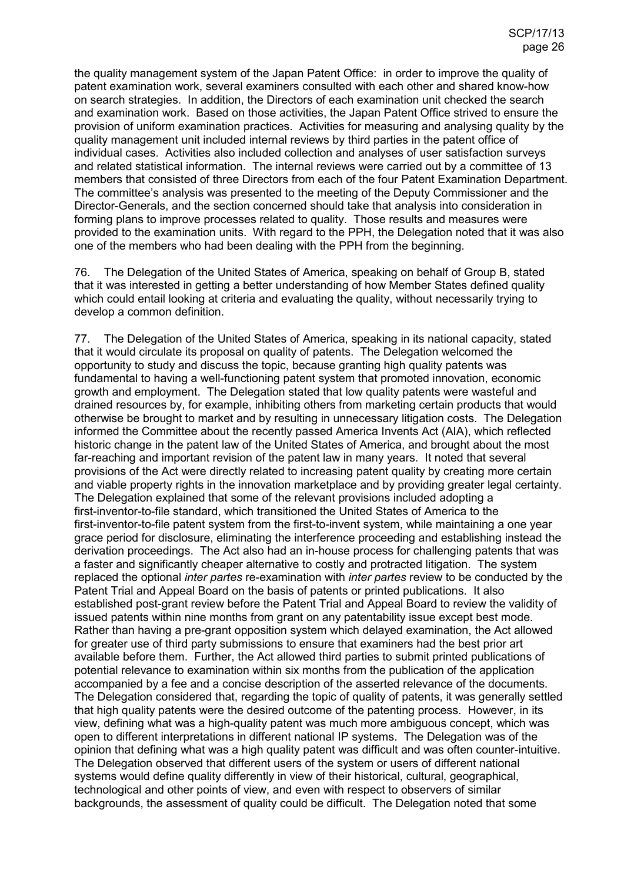the quality management system of the Japan Patent Office: in order to improve the quality of patent examination work, several examiners consulted with each other and shared know-how on search strategies. In addition, the Directors of each examination unit checked the search and examination work. Based on those activities, the Japan Patent Office strived to ensure the provision of uniform examination practices. Activities for measuring and analysing quality by the quality management unit included internal reviews by third parties in the patent office of individual cases. Activities also included collection and analyses of user satisfaction surveys and related statistical information. The internal reviews were carried out by a committee of 13 members that consisted of three Directors from each of the four Patent Examination Department. The committee's analysis was presented to the meeting of the Deputy Commissioner and the Director-Generals, and the section concerned should take that analysis into consideration in forming plans to improve processes related to quality. Those results and measures were provided to the examination units. With regard to the PPH, the Delegation noted that it was also one of the members who had been dealing with the PPH from the beginning.

76. The Delegation of the United States of America, speaking on behalf of Group B, stated that it was interested in getting a better understanding of how Member States defined quality which could entail looking at criteria and evaluating the quality, without necessarily trying to develop a common definition.

77. The Delegation of the United States of America, speaking in its national capacity, stated that it would circulate its proposal on quality of patents. The Delegation welcomed the opportunity to study and discuss the topic, because granting high quality patents was fundamental to having a well-functioning patent system that promoted innovation, economic growth and employment. The Delegation stated that low quality patents were wasteful and drained resources by, for example, inhibiting others from marketing certain products that would otherwise be brought to market and by resulting in unnecessary litigation costs. The Delegation informed the Committee about the recently passed America Invents Act (AIA), which reflected historic change in the patent law of the United States of America, and brought about the most far-reaching and important revision of the patent law in many years. It noted that several provisions of the Act were directly related to increasing patent quality by creating more certain and viable property rights in the innovation marketplace and by providing greater legal certainty. The Delegation explained that some of the relevant provisions included adopting a first-inventor-to-file standard, which transitioned the United States of America to the first-inventor-to-file patent system from the first-to-invent system, while maintaining a one year grace period for disclosure, eliminating the interference proceeding and establishing instead the derivation proceedings. The Act also had an in-house process for challenging patents that was a faster and significantly cheaper alternative to costly and protracted litigation. The system replaced the optional *inter partes* re-examination with *inter partes* review to be conducted by the Patent Trial and Appeal Board on the basis of patents or printed publications. It also established post-grant review before the Patent Trial and Appeal Board to review the validity of issued patents within nine months from grant on any patentability issue except best mode. Rather than having a pre-grant opposition system which delayed examination, the Act allowed for greater use of third party submissions to ensure that examiners had the best prior art available before them. Further, the Act allowed third parties to submit printed publications of potential relevance to examination within six months from the publication of the application accompanied by a fee and a concise description of the asserted relevance of the documents. The Delegation considered that, regarding the topic of quality of patents, it was generally settled that high quality patents were the desired outcome of the patenting process. However, in its view, defining what was a high-quality patent was much more ambiguous concept, which was open to different interpretations in different national IP systems. The Delegation was of the opinion that defining what was a high quality patent was difficult and was often counter-intuitive. The Delegation observed that different users of the system or users of different national systems would define quality differently in view of their historical, cultural, geographical, technological and other points of view, and even with respect to observers of similar backgrounds, the assessment of quality could be difficult. The Delegation noted that some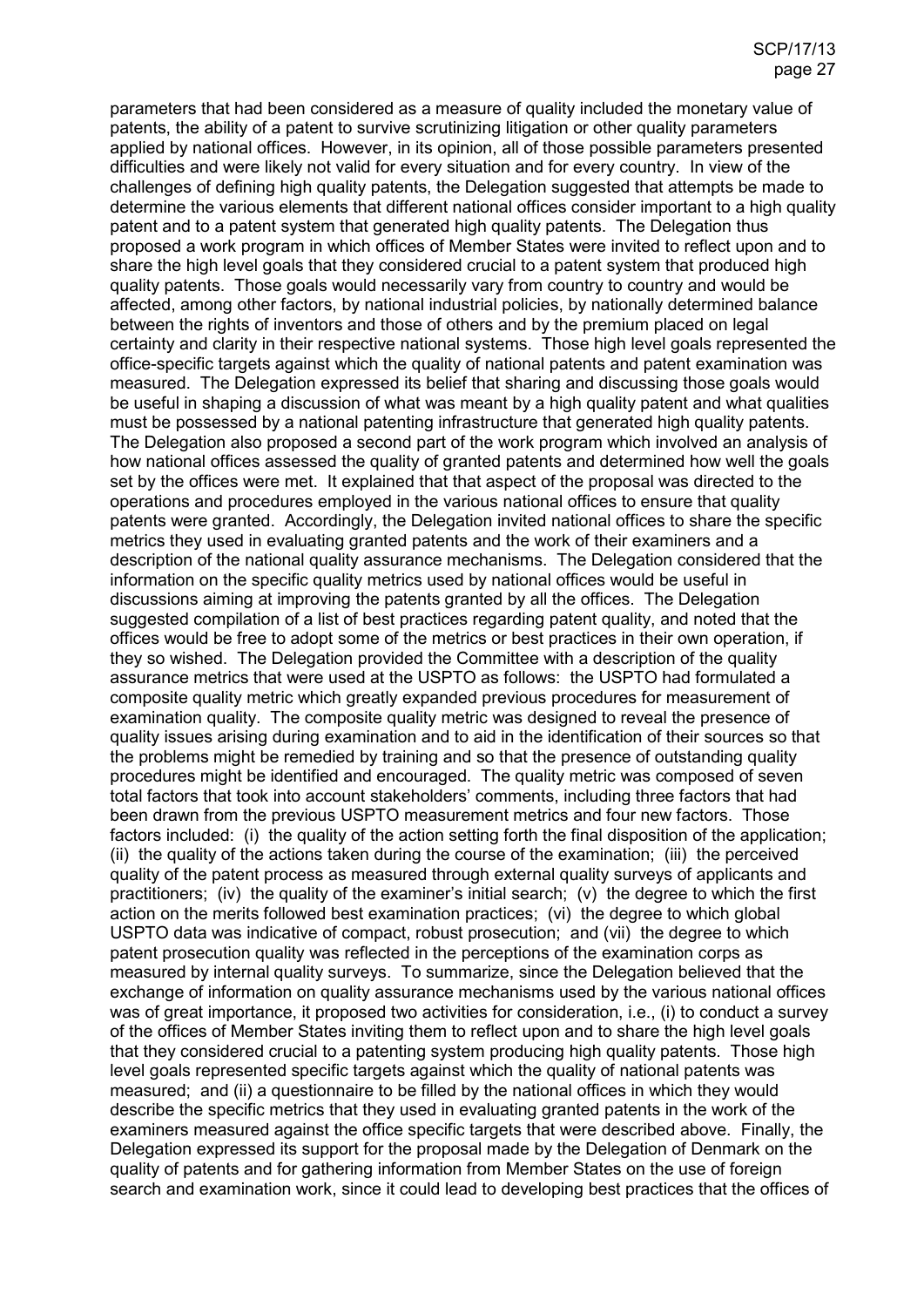parameters that had been considered as a measure of quality included the monetary value of patents, the ability of a patent to survive scrutinizing litigation or other quality parameters applied by national offices. However, in its opinion, all of those possible parameters presented difficulties and were likely not valid for every situation and for every country. In view of the challenges of defining high quality patents, the Delegation suggested that attempts be made to determine the various elements that different national offices consider important to a high quality patent and to a patent system that generated high quality patents. The Delegation thus proposed a work program in which offices of Member States were invited to reflect upon and to share the high level goals that they considered crucial to a patent system that produced high quality patents. Those goals would necessarily vary from country to country and would be affected, among other factors, by national industrial policies, by nationally determined balance between the rights of inventors and those of others and by the premium placed on legal certainty and clarity in their respective national systems. Those high level goals represented the office-specific targets against which the quality of national patents and patent examination was measured. The Delegation expressed its belief that sharing and discussing those goals would be useful in shaping a discussion of what was meant by a high quality patent and what qualities must be possessed by a national patenting infrastructure that generated high quality patents. The Delegation also proposed a second part of the work program which involved an analysis of how national offices assessed the quality of granted patents and determined how well the goals set by the offices were met. It explained that that aspect of the proposal was directed to the operations and procedures employed in the various national offices to ensure that quality patents were granted. Accordingly, the Delegation invited national offices to share the specific metrics they used in evaluating granted patents and the work of their examiners and a description of the national quality assurance mechanisms. The Delegation considered that the information on the specific quality metrics used by national offices would be useful in discussions aiming at improving the patents granted by all the offices. The Delegation suggested compilation of a list of best practices regarding patent quality, and noted that the offices would be free to adopt some of the metrics or best practices in their own operation, if they so wished. The Delegation provided the Committee with a description of the quality assurance metrics that were used at the USPTO as follows: the USPTO had formulated a composite quality metric which greatly expanded previous procedures for measurement of examination quality. The composite quality metric was designed to reveal the presence of quality issues arising during examination and to aid in the identification of their sources so that the problems might be remedied by training and so that the presence of outstanding quality procedures might be identified and encouraged. The quality metric was composed of seven total factors that took into account stakeholders' comments, including three factors that had been drawn from the previous USPTO measurement metrics and four new factors. Those factors included: (i) the quality of the action setting forth the final disposition of the application; (ii) the quality of the actions taken during the course of the examination; (iii) the perceived quality of the patent process as measured through external quality surveys of applicants and practitioners; (iv) the quality of the examiner's initial search; (v) the degree to which the first action on the merits followed best examination practices; (vi) the degree to which global USPTO data was indicative of compact, robust prosecution; and (vii) the degree to which patent prosecution quality was reflected in the perceptions of the examination corps as measured by internal quality surveys. To summarize, since the Delegation believed that the exchange of information on quality assurance mechanisms used by the various national offices was of great importance, it proposed two activities for consideration, i.e., (i) to conduct a survey of the offices of Member States inviting them to reflect upon and to share the high level goals that they considered crucial to a patenting system producing high quality patents. Those high level goals represented specific targets against which the quality of national patents was measured; and (ii) a questionnaire to be filled by the national offices in which they would describe the specific metrics that they used in evaluating granted patents in the work of the examiners measured against the office specific targets that were described above. Finally, the Delegation expressed its support for the proposal made by the Delegation of Denmark on the quality of patents and for gathering information from Member States on the use of foreign search and examination work, since it could lead to developing best practices that the offices of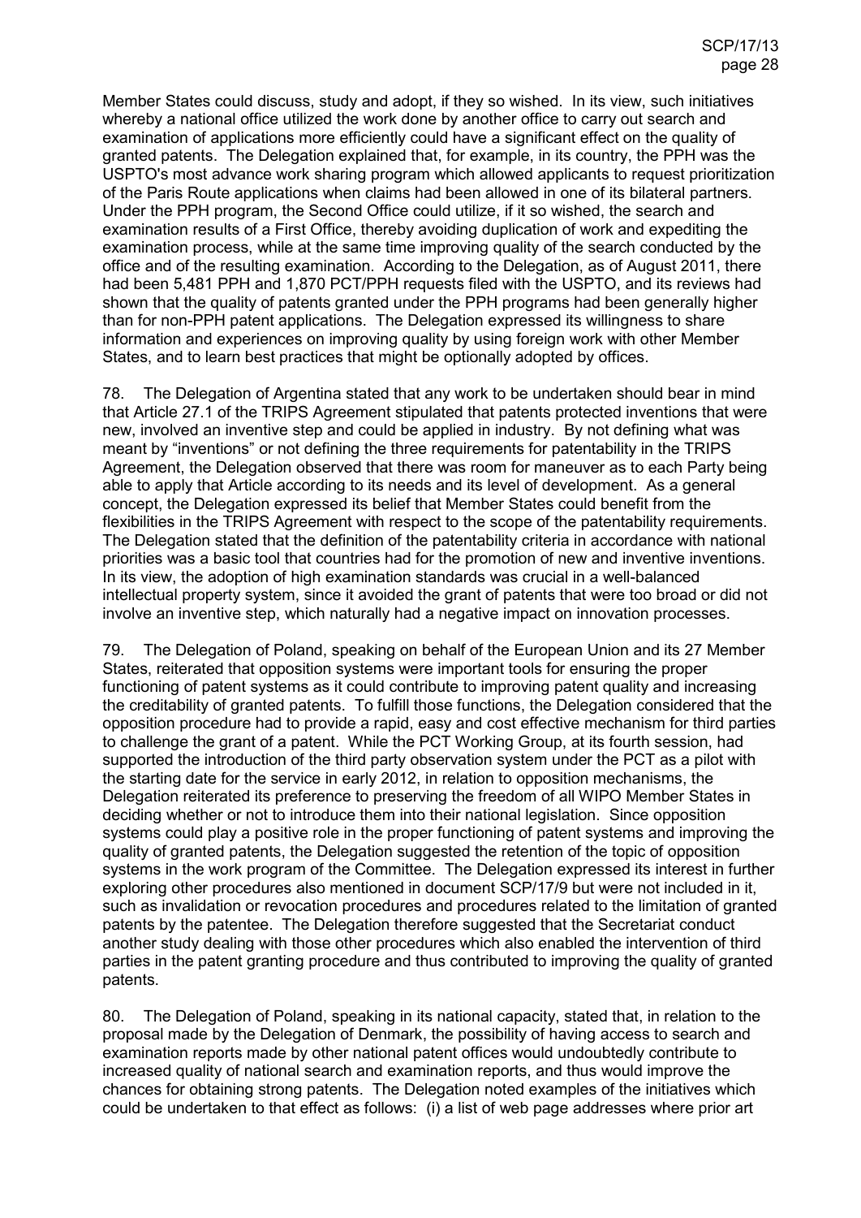Member States could discuss, study and adopt, if they so wished. In its view, such initiatives whereby a national office utilized the work done by another office to carry out search and examination of applications more efficiently could have a significant effect on the quality of granted patents. The Delegation explained that, for example, in its country, the PPH was the USPTO's most advance work sharing program which allowed applicants to request prioritization of the Paris Route applications when claims had been allowed in one of its bilateral partners. Under the PPH program, the Second Office could utilize, if it so wished, the search and examination results of a First Office, thereby avoiding duplication of work and expediting the examination process, while at the same time improving quality of the search conducted by the office and of the resulting examination. According to the Delegation, as of August 2011, there had been 5,481 PPH and 1,870 PCT/PPH requests filed with the USPTO, and its reviews had shown that the quality of patents granted under the PPH programs had been generally higher than for non-PPH patent applications. The Delegation expressed its willingness to share information and experiences on improving quality by using foreign work with other Member States, and to learn best practices that might be optionally adopted by offices.

78. The Delegation of Argentina stated that any work to be undertaken should bear in mind that Article 27.1 of the TRIPS Agreement stipulated that patents protected inventions that were new, involved an inventive step and could be applied in industry. By not defining what was meant by "inventions" or not defining the three requirements for patentability in the TRIPS Agreement, the Delegation observed that there was room for maneuver as to each Party being able to apply that Article according to its needs and its level of development. As a general concept, the Delegation expressed its belief that Member States could benefit from the flexibilities in the TRIPS Agreement with respect to the scope of the patentability requirements. The Delegation stated that the definition of the patentability criteria in accordance with national priorities was a basic tool that countries had for the promotion of new and inventive inventions. In its view, the adoption of high examination standards was crucial in a well-balanced intellectual property system, since it avoided the grant of patents that were too broad or did not involve an inventive step, which naturally had a negative impact on innovation processes.

79. The Delegation of Poland, speaking on behalf of the European Union and its 27 Member States, reiterated that opposition systems were important tools for ensuring the proper functioning of patent systems as it could contribute to improving patent quality and increasing the creditability of granted patents. To fulfill those functions, the Delegation considered that the opposition procedure had to provide a rapid, easy and cost effective mechanism for third parties to challenge the grant of a patent. While the PCT Working Group, at its fourth session, had supported the introduction of the third party observation system under the PCT as a pilot with the starting date for the service in early 2012, in relation to opposition mechanisms, the Delegation reiterated its preference to preserving the freedom of all WIPO Member States in deciding whether or not to introduce them into their national legislation. Since opposition systems could play a positive role in the proper functioning of patent systems and improving the quality of granted patents, the Delegation suggested the retention of the topic of opposition systems in the work program of the Committee. The Delegation expressed its interest in further exploring other procedures also mentioned in document SCP/17/9 but were not included in it, such as invalidation or revocation procedures and procedures related to the limitation of granted patents by the patentee. The Delegation therefore suggested that the Secretariat conduct another study dealing with those other procedures which also enabled the intervention of third parties in the patent granting procedure and thus contributed to improving the quality of granted patents.

80. The Delegation of Poland, speaking in its national capacity, stated that, in relation to the proposal made by the Delegation of Denmark, the possibility of having access to search and examination reports made by other national patent offices would undoubtedly contribute to increased quality of national search and examination reports, and thus would improve the chances for obtaining strong patents. The Delegation noted examples of the initiatives which could be undertaken to that effect as follows: (i) a list of web page addresses where prior art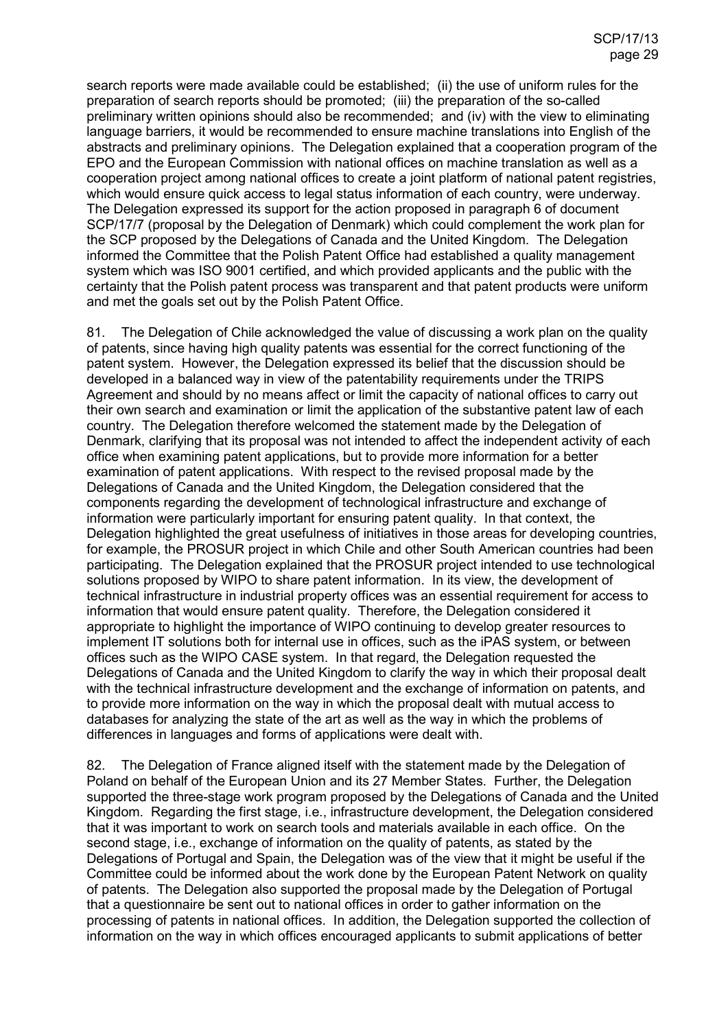search reports were made available could be established;  (ii) the use of uniform rules for the preparation of search reports should be promoted;  (iii) the preparation of the so-called preliminary written opinions should also be recommended;  and (iv) with the view to eliminating language barriers, it would be recommended to ensure machine translations into English of the abstracts and preliminary opinions.  The Delegation explained that a cooperation program of the EPO and the European Commission with national offices on machine translation as well as a cooperation project among national offices to create a joint platform of national patent registries, which would ensure quick access to legal status information of each country, were underway.  The Delegation expressed its support for the action proposed in paragraph 6 of document SCP/17/7 (proposal by the Delegation of Denmark) which could complement the work plan for the SCP proposed by the Delegations of Canada and the United Kingdom.  The Delegation informed the Committee that the Polish Patent Office had established a quality management system which was ISO 9001 certified, and which provided applicants and the public with the certainty that the Polish patent process was transparent and that patent products were uniform and met the goals set out by the Polish Patent Office.

81. The Delegation of Chile acknowledged the value of discussing a work plan on the quality of patents, since having high quality patents was essential for the correct functioning of the patent system.  However, the Delegation expressed its belief that the discussion should be developed in a balanced way in view of the patentability requirements under the TRIPS Agreement and should by no means affect or limit the capacity of national offices to carry out their own search and examination or limit the application of the substantive patent law of each country.  The Delegation therefore welcomed the statement made by the Delegation of Denmark, clarifying that its proposal was not intended to affect the independent activity of each office when examining patent applications, but to provide more information for a better examination of patent applications.  With respect to the revised proposal made by the Delegations of Canada and the United Kingdom, the Delegation considered that the components regarding the development of technological infrastructure and exchange of information were particularly important for ensuring patent quality.  In that context, the Delegation highlighted the great usefulness of initiatives in those areas for developing countries, for example, the PROSUR project in which Chile and other South American countries had been participating.  The Delegation explained that the PROSUR project intended to use technological solutions proposed by WIPO to share patent information.  In its view, the development of technical infrastructure in industrial property offices was an essential requirement for access to information that would ensure patent quality.  Therefore, the Delegation considered it appropriate to highlight the importance of WIPO continuing to develop greater resources to implement IT solutions both for internal use in offices, such as the iPAS system, or between offices such as the WIPO CASE system.  In that regard, the Delegation requested the Delegations of Canada and the United Kingdom to clarify the way in which their proposal dealt with the technical infrastructure development and the exchange of information on patents, and to provide more information on the way in which the proposal dealt with mutual access to databases for analyzing the state of the art as well as the way in which the problems of differences in languages and forms of applications were dealt with.

82. The Delegation of France aligned itself with the statement made by the Delegation of Poland on behalf of the European Union and its 27 Member States.  Further, the Delegation supported the three-stage work program proposed by the Delegations of Canada and the United Kingdom.  Regarding the first stage, i.e., infrastructure development, the Delegation considered that it was important to work on search tools and materials available in each office.  On the second stage, i.e., exchange of information on the quality of patents, as stated by the Delegations of Portugal and Spain, the Delegation was of the view that it might be useful if the Committee could be informed about the work done by the European Patent Network on quality of patents.  The Delegation also supported the proposal made by the Delegation of Portugal that a questionnaire be sent out to national offices in order to gather information on the processing of patents in national offices.  In addition, the Delegation supported the collection of information on the way in which offices encouraged applicants to submit applications of better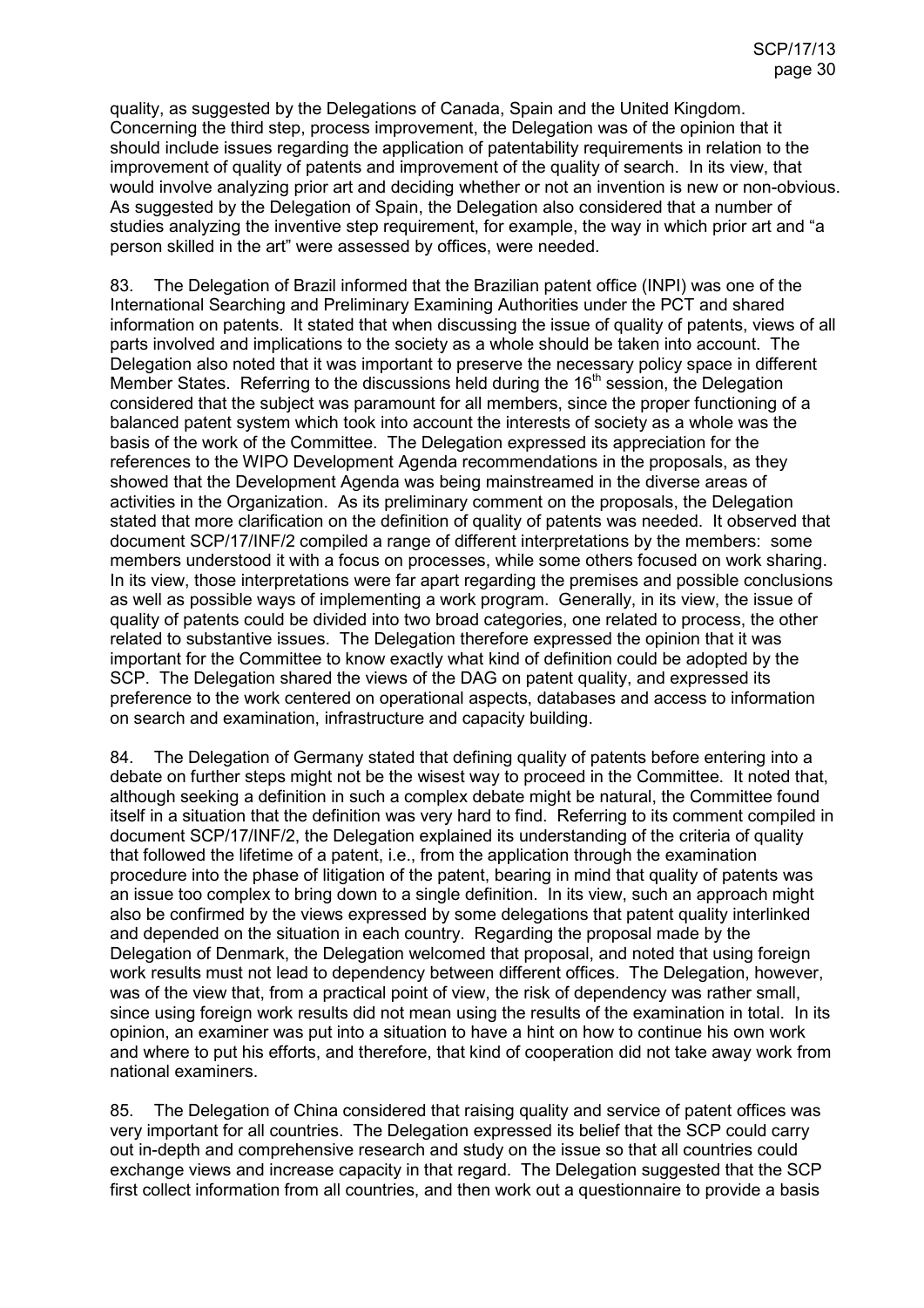quality, as suggested by the Delegations of Canada, Spain and the United Kingdom. Concerning the third step, process improvement, the Delegation was of the opinion that it should include issues regarding the application of patentability requirements in relation to the improvement of quality of patents and improvement of the quality of search. In its view, that would involve analyzing prior art and deciding whether or not an invention is new or non-obvious. As suggested by the Delegation of Spain, the Delegation also considered that a number of studies analyzing the inventive step requirement, for example, the way in which prior art and "a person skilled in the art" were assessed by offices, were needed.

83. The Delegation of Brazil informed that the Brazilian patent office (INPI) was one of the International Searching and Preliminary Examining Authorities under the PCT and shared information on patents. It stated that when discussing the issue of quality of patents, views of all parts involved and implications to the society as a whole should be taken into account. The Delegation also noted that it was important to preserve the necessary policy space in different Member States. Referring to the discussions held during the 16th session, the Delegation considered that the subject was paramount for all members, since the proper functioning of a balanced patent system which took into account the interests of society as a whole was the basis of the work of the Committee. The Delegation expressed its appreciation for the references to the WIPO Development Agenda recommendations in the proposals, as they showed that the Development Agenda was being mainstreamed in the diverse areas of activities in the Organization. As its preliminary comment on the proposals, the Delegation stated that more clarification on the definition of quality of patents was needed. It observed that document SCP/17/INF/2 compiled a range of different interpretations by the members: some members understood it with a focus on processes, while some others focused on work sharing. In its view, those interpretations were far apart regarding the premises and possible conclusions as well as possible ways of implementing a work program. Generally, in its view, the issue of quality of patents could be divided into two broad categories, one related to process, the other related to substantive issues. The Delegation therefore expressed the opinion that it was important for the Committee to know exactly what kind of definition could be adopted by the SCP. The Delegation shared the views of the DAG on patent quality, and expressed its preference to the work centered on operational aspects, databases and access to information on search and examination, infrastructure and capacity building.

84. The Delegation of Germany stated that defining quality of patents before entering into a debate on further steps might not be the wisest way to proceed in the Committee. It noted that, although seeking a definition in such a complex debate might be natural, the Committee found itself in a situation that the definition was very hard to find. Referring to its comment compiled in document SCP/17/INF/2, the Delegation explained its understanding of the criteria of quality that followed the lifetime of a patent, i.e., from the application through the examination procedure into the phase of litigation of the patent, bearing in mind that quality of patents was an issue too complex to bring down to a single definition. In its view, such an approach might also be confirmed by the views expressed by some delegations that patent quality interlinked and depended on the situation in each country. Regarding the proposal made by the Delegation of Denmark, the Delegation welcomed that proposal, and noted that using foreign work results must not lead to dependency between different offices. The Delegation, however, was of the view that, from a practical point of view, the risk of dependency was rather small, since using foreign work results did not mean using the results of the examination in total. In its opinion, an examiner was put into a situation to have a hint on how to continue his own work and where to put his efforts, and therefore, that kind of cooperation did not take away work from national examiners.

85. The Delegation of China considered that raising quality and service of patent offices was very important for all countries. The Delegation expressed its belief that the SCP could carry out in-depth and comprehensive research and study on the issue so that all countries could exchange views and increase capacity in that regard. The Delegation suggested that the SCP first collect information from all countries, and then work out a questionnaire to provide a basis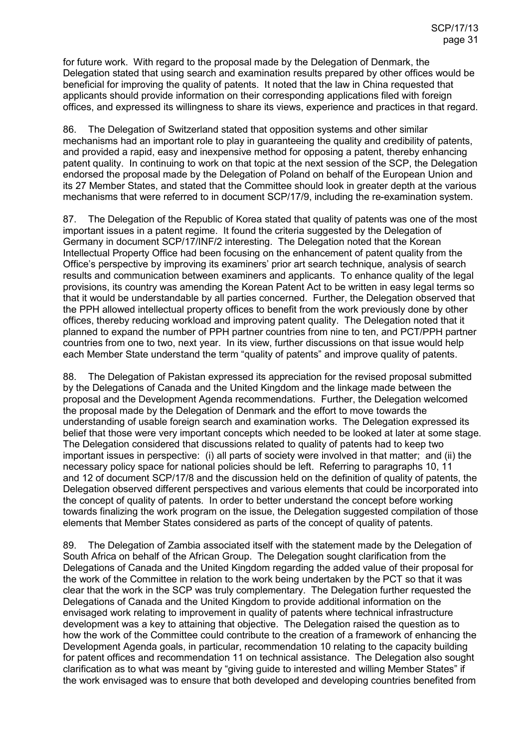for future work. With regard to the proposal made by the Delegation of Denmark, the Delegation stated that using search and examination results prepared by other offices would be beneficial for improving the quality of patents. It noted that the law in China requested that applicants should provide information on their corresponding applications filed with foreign offices, and expressed its willingness to share its views, experience and practices in that regard.

86. The Delegation of Switzerland stated that opposition systems and other similar mechanisms had an important role to play in guaranteeing the quality and credibility of patents, and provided a rapid, easy and inexpensive method for opposing a patent, thereby enhancing patent quality. In continuing to work on that topic at the next session of the SCP, the Delegation endorsed the proposal made by the Delegation of Poland on behalf of the European Union and its 27 Member States, and stated that the Committee should look in greater depth at the various mechanisms that were referred to in document SCP/17/9, including the re-examination system.

87. The Delegation of the Republic of Korea stated that quality of patents was one of the most important issues in a patent regime. It found the criteria suggested by the Delegation of Germany in document SCP/17/INF/2 interesting. The Delegation noted that the Korean Intellectual Property Office had been focusing on the enhancement of patent quality from the Office's perspective by improving its examiners' prior art search technique, analysis of search results and communication between examiners and applicants. To enhance quality of the legal provisions, its country was amending the Korean Patent Act to be written in easy legal terms so that it would be understandable by all parties concerned. Further, the Delegation observed that the PPH allowed intellectual property offices to benefit from the work previously done by other offices, thereby reducing workload and improving patent quality. The Delegation noted that it planned to expand the number of PPH partner countries from nine to ten, and PCT/PPH partner countries from one to two, next year. In its view, further discussions on that issue would help each Member State understand the term "quality of patents" and improve quality of patents.

88. The Delegation of Pakistan expressed its appreciation for the revised proposal submitted by the Delegations of Canada and the United Kingdom and the linkage made between the proposal and the Development Agenda recommendations. Further, the Delegation welcomed the proposal made by the Delegation of Denmark and the effort to move towards the understanding of usable foreign search and examination works. The Delegation expressed its belief that those were very important concepts which needed to be looked at later at some stage. The Delegation considered that discussions related to quality of patents had to keep two important issues in perspective: (i) all parts of society were involved in that matter; and (ii) the necessary policy space for national policies should be left. Referring to paragraphs 10, 11 and 12 of document SCP/17/8 and the discussion held on the definition of quality of patents, the Delegation observed different perspectives and various elements that could be incorporated into the concept of quality of patents. In order to better understand the concept before working towards finalizing the work program on the issue, the Delegation suggested compilation of those elements that Member States considered as parts of the concept of quality of patents.

89. The Delegation of Zambia associated itself with the statement made by the Delegation of South Africa on behalf of the African Group. The Delegation sought clarification from the Delegations of Canada and the United Kingdom regarding the added value of their proposal for the work of the Committee in relation to the work being undertaken by the PCT so that it was clear that the work in the SCP was truly complementary. The Delegation further requested the Delegations of Canada and the United Kingdom to provide additional information on the envisaged work relating to improvement in quality of patents where technical infrastructure development was a key to attaining that objective. The Delegation raised the question as to how the work of the Committee could contribute to the creation of a framework of enhancing the Development Agenda goals, in particular, recommendation 10 relating to the capacity building for patent offices and recommendation 11 on technical assistance. The Delegation also sought clarification as to what was meant by "giving guide to interested and willing Member States" if the work envisaged was to ensure that both developed and developing countries benefited from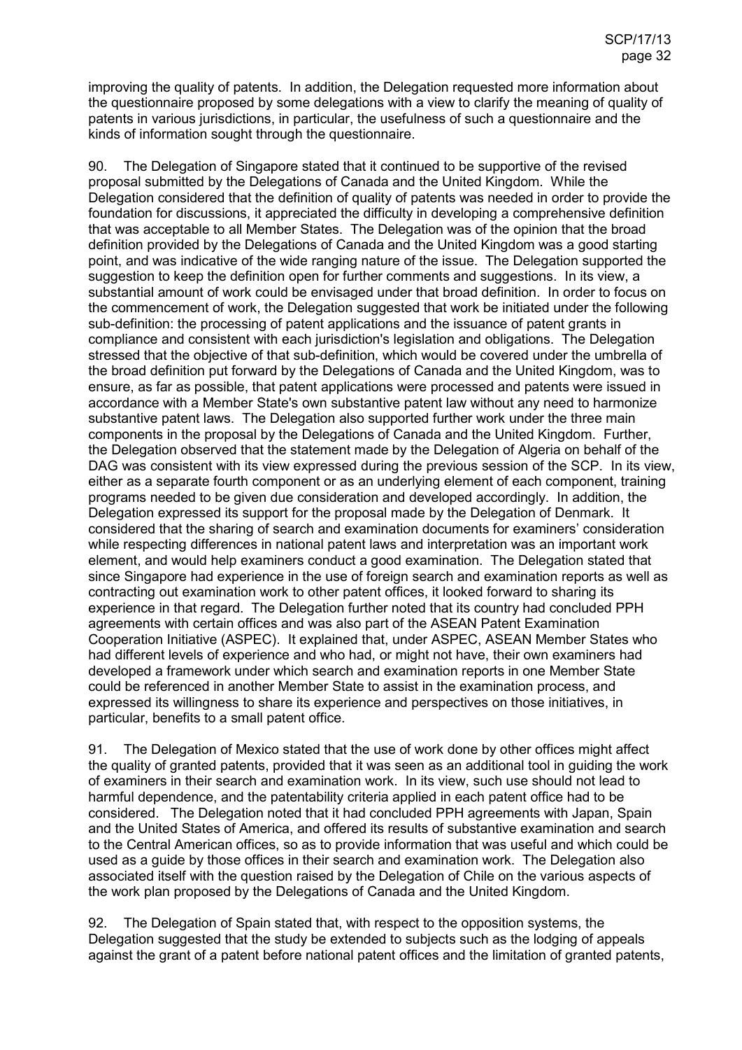improving the quality of patents. In addition, the Delegation requested more information about the questionnaire proposed by some delegations with a view to clarify the meaning of quality of patents in various jurisdictions, in particular, the usefulness of such a questionnaire and the kinds of information sought through the questionnaire.

90. The Delegation of Singapore stated that it continued to be supportive of the revised proposal submitted by the Delegations of Canada and the United Kingdom. While the Delegation considered that the definition of quality of patents was needed in order to provide the foundation for discussions, it appreciated the difficulty in developing a comprehensive definition that was acceptable to all Member States. The Delegation was of the opinion that the broad definition provided by the Delegations of Canada and the United Kingdom was a good starting point, and was indicative of the wide ranging nature of the issue. The Delegation supported the suggestion to keep the definition open for further comments and suggestions. In its view, a substantial amount of work could be envisaged under that broad definition. In order to focus on the commencement of work, the Delegation suggested that work be initiated under the following sub-definition: the processing of patent applications and the issuance of patent grants in compliance and consistent with each jurisdiction's legislation and obligations. The Delegation stressed that the objective of that sub-definition, which would be covered under the umbrella of the broad definition put forward by the Delegations of Canada and the United Kingdom, was to ensure, as far as possible, that patent applications were processed and patents were issued in accordance with a Member State's own substantive patent law without any need to harmonize substantive patent laws. The Delegation also supported further work under the three main components in the proposal by the Delegations of Canada and the United Kingdom. Further, the Delegation observed that the statement made by the Delegation of Algeria on behalf of the DAG was consistent with its view expressed during the previous session of the SCP. In its view, either as a separate fourth component or as an underlying element of each component, training programs needed to be given due consideration and developed accordingly. In addition, the Delegation expressed its support for the proposal made by the Delegation of Denmark. It considered that the sharing of search and examination documents for examiners' consideration while respecting differences in national patent laws and interpretation was an important work element, and would help examiners conduct a good examination. The Delegation stated that since Singapore had experience in the use of foreign search and examination reports as well as contracting out examination work to other patent offices, it looked forward to sharing its experience in that regard. The Delegation further noted that its country had concluded PPH agreements with certain offices and was also part of the ASEAN Patent Examination Cooperation Initiative (ASPEC). It explained that, under ASPEC, ASEAN Member States who had different levels of experience and who had, or might not have, their own examiners had developed a framework under which search and examination reports in one Member State could be referenced in another Member State to assist in the examination process, and expressed its willingness to share its experience and perspectives on those initiatives, in particular, benefits to a small patent office.

91. The Delegation of Mexico stated that the use of work done by other offices might affect the quality of granted patents, provided that it was seen as an additional tool in guiding the work of examiners in their search and examination work. In its view, such use should not lead to harmful dependence, and the patentability criteria applied in each patent office had to be considered. The Delegation noted that it had concluded PPH agreements with Japan, Spain and the United States of America, and offered its results of substantive examination and search to the Central American offices, so as to provide information that was useful and which could be used as a guide by those offices in their search and examination work. The Delegation also associated itself with the question raised by the Delegation of Chile on the various aspects of the work plan proposed by the Delegations of Canada and the United Kingdom.

92. The Delegation of Spain stated that, with respect to the opposition systems, the Delegation suggested that the study be extended to subjects such as the lodging of appeals against the grant of a patent before national patent offices and the limitation of granted patents,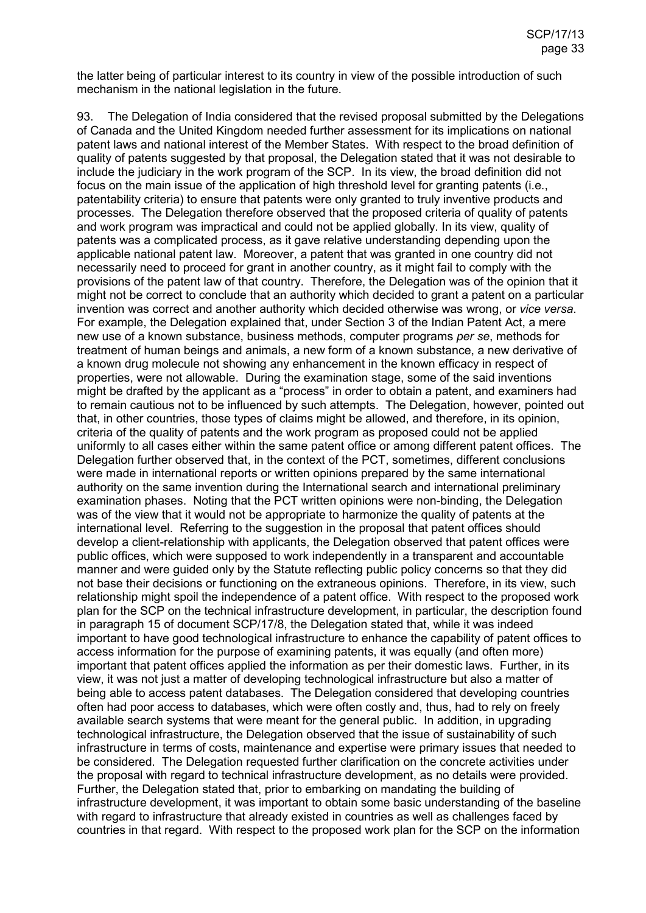the latter being of particular interest to its country in view of the possible introduction of such mechanism in the national legislation in the future.

93. The Delegation of India considered that the revised proposal submitted by the Delegations of Canada and the United Kingdom needed further assessment for its implications on national patent laws and national interest of the Member States. With respect to the broad definition of quality of patents suggested by that proposal, the Delegation stated that it was not desirable to include the judiciary in the work program of the SCP. In its view, the broad definition did not focus on the main issue of the application of high threshold level for granting patents (i.e., patentability criteria) to ensure that patents were only granted to truly inventive products and processes. The Delegation therefore observed that the proposed criteria of quality of patents and work program was impractical and could not be applied globally. In its view, quality of patents was a complicated process, as it gave relative understanding depending upon the applicable national patent law. Moreover, a patent that was granted in one country did not necessarily need to proceed for grant in another country, as it might fail to comply with the provisions of the patent law of that country. Therefore, the Delegation was of the opinion that it might not be correct to conclude that an authority which decided to grant a patent on a particular invention was correct and another authority which decided otherwise was wrong, or *vice versa*. For example, the Delegation explained that, under Section 3 of the Indian Patent Act, a mere new use of a known substance, business methods, computer programs *per se*, methods for treatment of human beings and animals, a new form of a known substance, a new derivative of a known drug molecule not showing any enhancement in the known efficacy in respect of properties, were not allowable. During the examination stage, some of the said inventions might be drafted by the applicant as a "process" in order to obtain a patent, and examiners had to remain cautious not to be influenced by such attempts. The Delegation, however, pointed out that, in other countries, those types of claims might be allowed, and therefore, in its opinion, criteria of the quality of patents and the work program as proposed could not be applied uniformly to all cases either within the same patent office or among different patent offices. The Delegation further observed that, in the context of the PCT, sometimes, different conclusions were made in international reports or written opinions prepared by the same international authority on the same invention during the International search and international preliminary examination phases. Noting that the PCT written opinions were non-binding, the Delegation was of the view that it would not be appropriate to harmonize the quality of patents at the international level. Referring to the suggestion in the proposal that patent offices should develop a client-relationship with applicants, the Delegation observed that patent offices were public offices, which were supposed to work independently in a transparent and accountable manner and were guided only by the Statute reflecting public policy concerns so that they did not base their decisions or functioning on the extraneous opinions. Therefore, in its view, such relationship might spoil the independence of a patent office. With respect to the proposed work plan for the SCP on the technical infrastructure development, in particular, the description found in paragraph 15 of document SCP/17/8, the Delegation stated that, while it was indeed important to have good technological infrastructure to enhance the capability of patent offices to access information for the purpose of examining patents, it was equally (and often more) important that patent offices applied the information as per their domestic laws. Further, in its view, it was not just a matter of developing technological infrastructure but also a matter of being able to access patent databases. The Delegation considered that developing countries often had poor access to databases, which were often costly and, thus, had to rely on freely available search systems that were meant for the general public. In addition, in upgrading technological infrastructure, the Delegation observed that the issue of sustainability of such infrastructure in terms of costs, maintenance and expertise were primary issues that needed to be considered. The Delegation requested further clarification on the concrete activities under the proposal with regard to technical infrastructure development, as no details were provided. Further, the Delegation stated that, prior to embarking on mandating the building of infrastructure development, it was important to obtain some basic understanding of the baseline with regard to infrastructure that already existed in countries as well as challenges faced by countries in that regard. With respect to the proposed work plan for the SCP on the information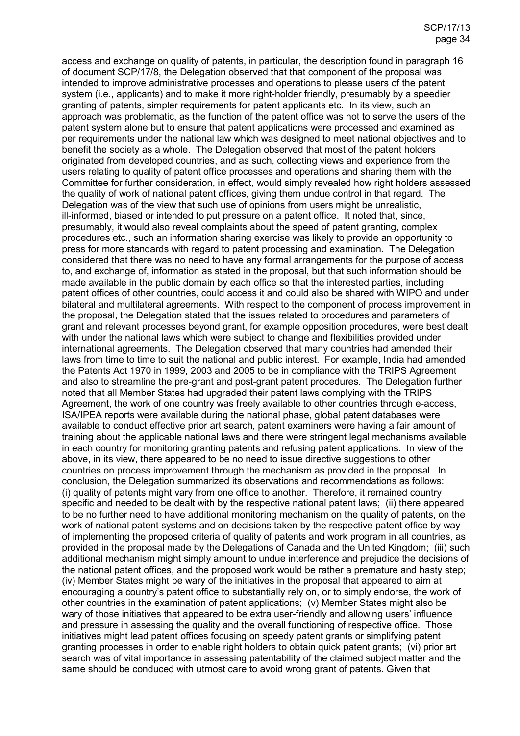access and exchange on quality of patents, in particular, the description found in paragraph 16 of document SCP/17/8, the Delegation observed that that component of the proposal was intended to improve administrative processes and operations to please users of the patent system (i.e., applicants) and to make it more right-holder friendly, presumably by a speedier granting of patents, simpler requirements for patent applicants etc. In its view, such an approach was problematic, as the function of the patent office was not to serve the users of the patent system alone but to ensure that patent applications were processed and examined as per requirements under the national law which was designed to meet national objectives and to benefit the society as a whole. The Delegation observed that most of the patent holders originated from developed countries, and as such, collecting views and experience from the users relating to quality of patent office processes and operations and sharing them with the Committee for further consideration, in effect, would simply revealed how right holders assessed the quality of work of national patent offices, giving them undue control in that regard. The Delegation was of the view that such use of opinions from users might be unrealistic, ill-informed, biased or intended to put pressure on a patent office. It noted that, since, presumably, it would also reveal complaints about the speed of patent granting, complex procedures etc., such an information sharing exercise was likely to provide an opportunity to press for more standards with regard to patent processing and examination. The Delegation considered that there was no need to have any formal arrangements for the purpose of access to, and exchange of, information as stated in the proposal, but that such information should be made available in the public domain by each office so that the interested parties, including patent offices of other countries, could access it and could also be shared with WIPO and under bilateral and multilateral agreements. With respect to the component of process improvement in the proposal, the Delegation stated that the issues related to procedures and parameters of grant and relevant processes beyond grant, for example opposition procedures, were best dealt with under the national laws which were subject to change and flexibilities provided under international agreements. The Delegation observed that many countries had amended their laws from time to time to suit the national and public interest. For example, India had amended the Patents Act 1970 in 1999, 2003 and 2005 to be in compliance with the TRIPS Agreement and also to streamline the pre-grant and post-grant patent procedures. The Delegation further noted that all Member States had upgraded their patent laws complying with the TRIPS Agreement, the work of one country was freely available to other countries through e-access, ISA/IPEA reports were available during the national phase, global patent databases were available to conduct effective prior art search, patent examiners were having a fair amount of training about the applicable national laws and there were stringent legal mechanisms available in each country for monitoring granting patents and refusing patent applications. In view of the above, in its view, there appeared to be no need to issue directive suggestions to other countries on process improvement through the mechanism as provided in the proposal. In conclusion, the Delegation summarized its observations and recommendations as follows: (i) quality of patents might vary from one office to another. Therefore, it remained country specific and needed to be dealt with by the respective national patent laws; (ii) there appeared to be no further need to have additional monitoring mechanism on the quality of patents, on the work of national patent systems and on decisions taken by the respective patent office by way of implementing the proposed criteria of quality of patents and work program in all countries, as provided in the proposal made by the Delegations of Canada and the United Kingdom; (iii) such additional mechanism might simply amount to undue interference and prejudice the decisions of the national patent offices, and the proposed work would be rather a premature and hasty step; (iv) Member States might be wary of the initiatives in the proposal that appeared to aim at encouraging a country's patent office to substantially rely on, or to simply endorse, the work of other countries in the examination of patent applications; (v) Member States might also be wary of those initiatives that appeared to be extra user-friendly and allowing users' influence and pressure in assessing the quality and the overall functioning of respective office. Those initiatives might lead patent offices focusing on speedy patent grants or simplifying patent granting processes in order to enable right holders to obtain quick patent grants; (vi) prior art search was of vital importance in assessing patentability of the claimed subject matter and the same should be conduced with utmost care to avoid wrong grant of patents. Given that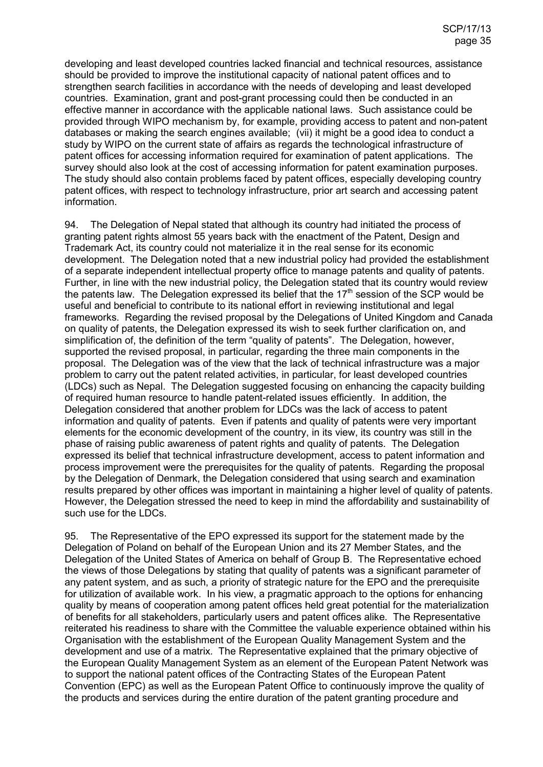developing and least developed countries lacked financial and technical resources, assistance should be provided to improve the institutional capacity of national patent offices and to strengthen search facilities in accordance with the needs of developing and least developed countries. Examination, grant and post-grant processing could then be conducted in an effective manner in accordance with the applicable national laws. Such assistance could be provided through WIPO mechanism by, for example, providing access to patent and non-patent databases or making the search engines available; (vii) it might be a good idea to conduct a study by WIPO on the current state of affairs as regards the technological infrastructure of patent offices for accessing information required for examination of patent applications. The survey should also look at the cost of accessing information for patent examination purposes. The study should also contain problems faced by patent offices, especially developing country patent offices, with respect to technology infrastructure, prior art search and accessing patent information.

94. The Delegation of Nepal stated that although its country had initiated the process of granting patent rights almost 55 years back with the enactment of the Patent, Design and Trademark Act, its country could not materialize it in the real sense for its economic development. The Delegation noted that a new industrial policy had provided the establishment of a separate independent intellectual property office to manage patents and quality of patents. Further, in line with the new industrial policy, the Delegation stated that its country would review the patents law. The Delegation expressed its belief that the 17th session of the SCP would be useful and beneficial to contribute to its national effort in reviewing institutional and legal frameworks. Regarding the revised proposal by the Delegations of United Kingdom and Canada on quality of patents, the Delegation expressed its wish to seek further clarification on, and simplification of, the definition of the term "quality of patents". The Delegation, however, supported the revised proposal, in particular, regarding the three main components in the proposal. The Delegation was of the view that the lack of technical infrastructure was a major problem to carry out the patent related activities, in particular, for least developed countries (LDCs) such as Nepal. The Delegation suggested focusing on enhancing the capacity building of required human resource to handle patent-related issues efficiently. In addition, the Delegation considered that another problem for LDCs was the lack of access to patent information and quality of patents. Even if patents and quality of patents were very important elements for the economic development of the country, in its view, its country was still in the phase of raising public awareness of patent rights and quality of patents. The Delegation expressed its belief that technical infrastructure development, access to patent information and process improvement were the prerequisites for the quality of patents. Regarding the proposal by the Delegation of Denmark, the Delegation considered that using search and examination results prepared by other offices was important in maintaining a higher level of quality of patents. However, the Delegation stressed the need to keep in mind the affordability and sustainability of such use for the LDCs.

95. The Representative of the EPO expressed its support for the statement made by the Delegation of Poland on behalf of the European Union and its 27 Member States, and the Delegation of the United States of America on behalf of Group B. The Representative echoed the views of those Delegations by stating that quality of patents was a significant parameter of any patent system, and as such, a priority of strategic nature for the EPO and the prerequisite for utilization of available work. In his view, a pragmatic approach to the options for enhancing quality by means of cooperation among patent offices held great potential for the materialization of benefits for all stakeholders, particularly users and patent offices alike. The Representative reiterated his readiness to share with the Committee the valuable experience obtained within his Organisation with the establishment of the European Quality Management System and the development and use of a matrix. The Representative explained that the primary objective of the European Quality Management System as an element of the European Patent Network was to support the national patent offices of the Contracting States of the European Patent Convention (EPC) as well as the European Patent Office to continuously improve the quality of the products and services during the entire duration of the patent granting procedure and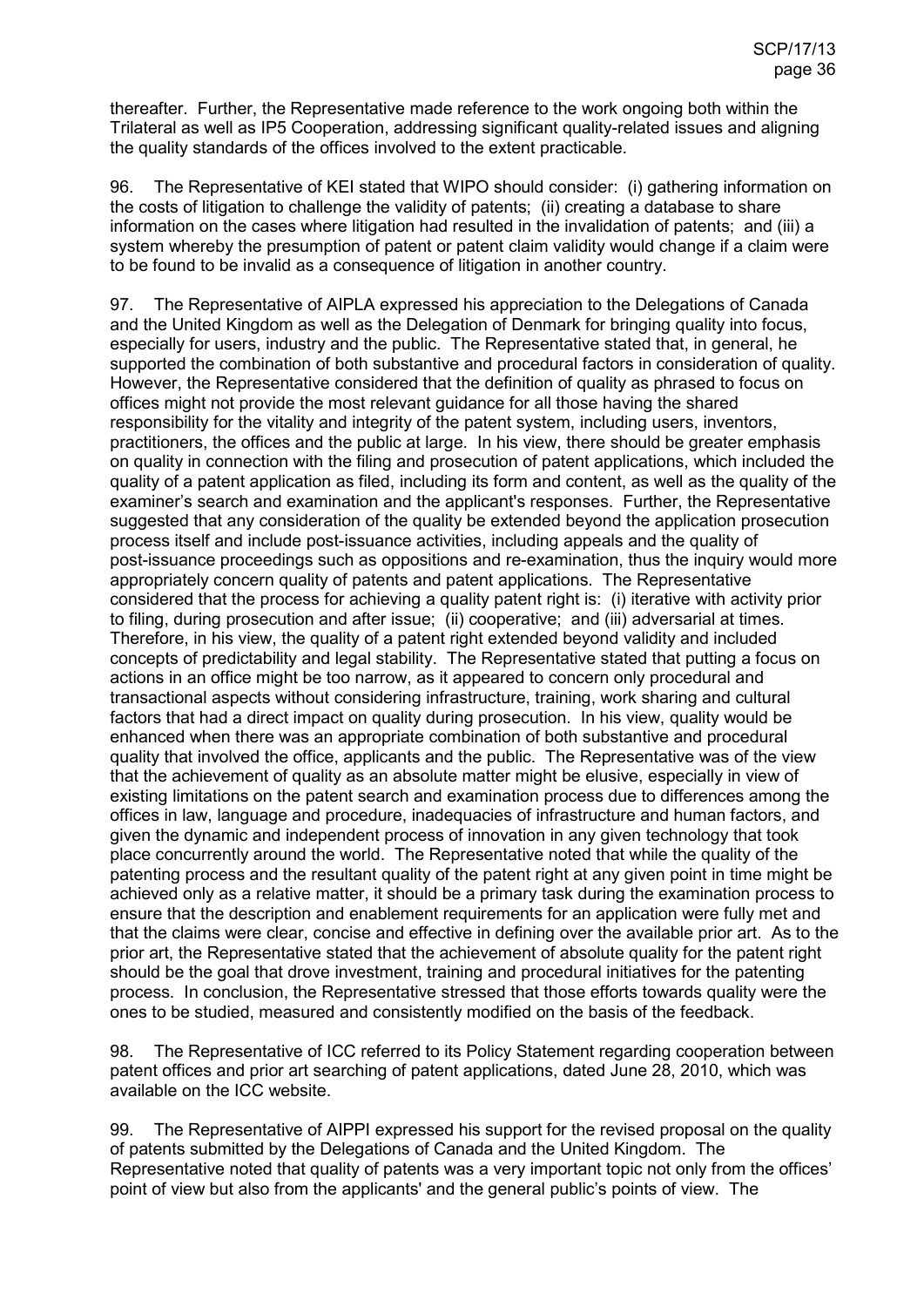thereafter. Further, the Representative made reference to the work ongoing both within the Trilateral as well as IP5 Cooperation, addressing significant quality-related issues and aligning the quality standards of the offices involved to the extent practicable.

96. The Representative of KEI stated that WIPO should consider: (i) gathering information on the costs of litigation to challenge the validity of patents; (ii) creating a database to share information on the cases where litigation had resulted in the invalidation of patents; and (iii) a system whereby the presumption of patent or patent claim validity would change if a claim were to be found to be invalid as a consequence of litigation in another country.

97. The Representative of AIPLA expressed his appreciation to the Delegations of Canada and the United Kingdom as well as the Delegation of Denmark for bringing quality into focus, especially for users, industry and the public. The Representative stated that, in general, he supported the combination of both substantive and procedural factors in consideration of quality. However, the Representative considered that the definition of quality as phrased to focus on offices might not provide the most relevant guidance for all those having the shared responsibility for the vitality and integrity of the patent system, including users, inventors, practitioners, the offices and the public at large. In his view, there should be greater emphasis on quality in connection with the filing and prosecution of patent applications, which included the quality of a patent application as filed, including its form and content, as well as the quality of the examiner's search and examination and the applicant's responses. Further, the Representative suggested that any consideration of the quality be extended beyond the application prosecution process itself and include post-issuance activities, including appeals and the quality of post-issuance proceedings such as oppositions and re-examination, thus the inquiry would more appropriately concern quality of patents and patent applications. The Representative considered that the process for achieving a quality patent right is: (i) iterative with activity prior to filing, during prosecution and after issue; (ii) cooperative; and (iii) adversarial at times. Therefore, in his view, the quality of a patent right extended beyond validity and included concepts of predictability and legal stability. The Representative stated that putting a focus on actions in an office might be too narrow, as it appeared to concern only procedural and transactional aspects without considering infrastructure, training, work sharing and cultural factors that had a direct impact on quality during prosecution. In his view, quality would be enhanced when there was an appropriate combination of both substantive and procedural quality that involved the office, applicants and the public. The Representative was of the view that the achievement of quality as an absolute matter might be elusive, especially in view of existing limitations on the patent search and examination process due to differences among the offices in law, language and procedure, inadequacies of infrastructure and human factors, and given the dynamic and independent process of innovation in any given technology that took place concurrently around the world. The Representative noted that while the quality of the patenting process and the resultant quality of the patent right at any given point in time might be achieved only as a relative matter, it should be a primary task during the examination process to ensure that the description and enablement requirements for an application were fully met and that the claims were clear, concise and effective in defining over the available prior art. As to the prior art, the Representative stated that the achievement of absolute quality for the patent right should be the goal that drove investment, training and procedural initiatives for the patenting process. In conclusion, the Representative stressed that those efforts towards quality were the ones to be studied, measured and consistently modified on the basis of the feedback.

98. The Representative of ICC referred to its Policy Statement regarding cooperation between patent offices and prior art searching of patent applications, dated June 28, 2010, which was available on the ICC website.

99. The Representative of AIPPI expressed his support for the revised proposal on the quality of patents submitted by the Delegations of Canada and the United Kingdom. The Representative noted that quality of patents was a very important topic not only from the offices' point of view but also from the applicants' and the general public's points of view. The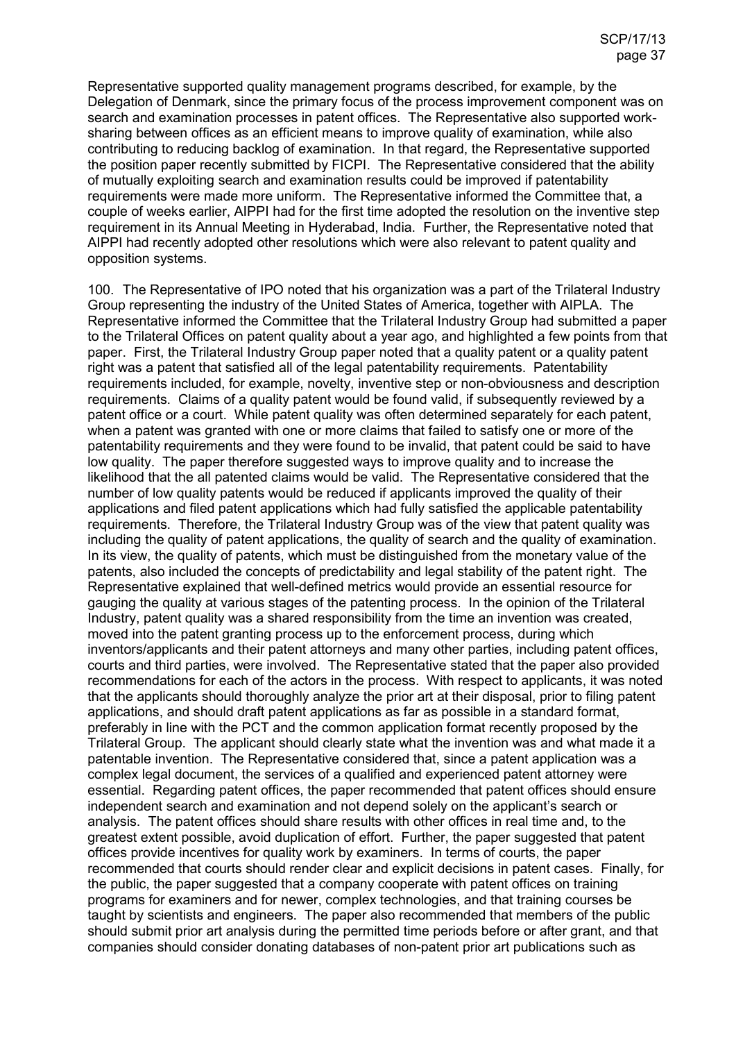Representative supported quality management programs described, for example, by the Delegation of Denmark, since the primary focus of the process improvement component was on search and examination processes in patent offices. The Representative also supported work-sharing between offices as an efficient means to improve quality of examination, while also contributing to reducing backlog of examination. In that regard, the Representative supported the position paper recently submitted by FICPI. The Representative considered that the ability of mutually exploiting search and examination results could be improved if patentability requirements were made more uniform. The Representative informed the Committee that, a couple of weeks earlier, AIPPI had for the first time adopted the resolution on the inventive step requirement in its Annual Meeting in Hyderabad, India. Further, the Representative noted that AIPPI had recently adopted other resolutions which were also relevant to patent quality and opposition systems.

100. The Representative of IPO noted that his organization was a part of the Trilateral Industry Group representing the industry of the United States of America, together with AIPLA. The Representative informed the Committee that the Trilateral Industry Group had submitted a paper to the Trilateral Offices on patent quality about a year ago, and highlighted a few points from that paper. First, the Trilateral Industry Group paper noted that a quality patent or a quality patent right was a patent that satisfied all of the legal patentability requirements. Patentability requirements included, for example, novelty, inventive step or non-obviousness and description requirements. Claims of a quality patent would be found valid, if subsequently reviewed by a patent office or a court. While patent quality was often determined separately for each patent, when a patent was granted with one or more claims that failed to satisfy one or more of the patentability requirements and they were found to be invalid, that patent could be said to have low quality. The paper therefore suggested ways to improve quality and to increase the likelihood that the all patented claims would be valid. The Representative considered that the number of low quality patents would be reduced if applicants improved the quality of their applications and filed patent applications which had fully satisfied the applicable patentability requirements. Therefore, the Trilateral Industry Group was of the view that patent quality was including the quality of patent applications, the quality of search and the quality of examination. In its view, the quality of patents, which must be distinguished from the monetary value of the patents, also included the concepts of predictability and legal stability of the patent right. The Representative explained that well-defined metrics would provide an essential resource for gauging the quality at various stages of the patenting process. In the opinion of the Trilateral Industry, patent quality was a shared responsibility from the time an invention was created, moved into the patent granting process up to the enforcement process, during which inventors/applicants and their patent attorneys and many other parties, including patent offices, courts and third parties, were involved. The Representative stated that the paper also provided recommendations for each of the actors in the process. With respect to applicants, it was noted that the applicants should thoroughly analyze the prior art at their disposal, prior to filing patent applications, and should draft patent applications as far as possible in a standard format, preferably in line with the PCT and the common application format recently proposed by the Trilateral Group. The applicant should clearly state what the invention was and what made it a patentable invention. The Representative considered that, since a patent application was a complex legal document, the services of a qualified and experienced patent attorney were essential. Regarding patent offices, the paper recommended that patent offices should ensure independent search and examination and not depend solely on the applicant's search or analysis. The patent offices should share results with other offices in real time and, to the greatest extent possible, avoid duplication of effort. Further, the paper suggested that patent offices provide incentives for quality work by examiners. In terms of courts, the paper recommended that courts should render clear and explicit decisions in patent cases. Finally, for the public, the paper suggested that a company cooperate with patent offices on training programs for examiners and for newer, complex technologies, and that training courses be taught by scientists and engineers. The paper also recommended that members of the public should submit prior art analysis during the permitted time periods before or after grant, and that companies should consider donating databases of non-patent prior art publications such as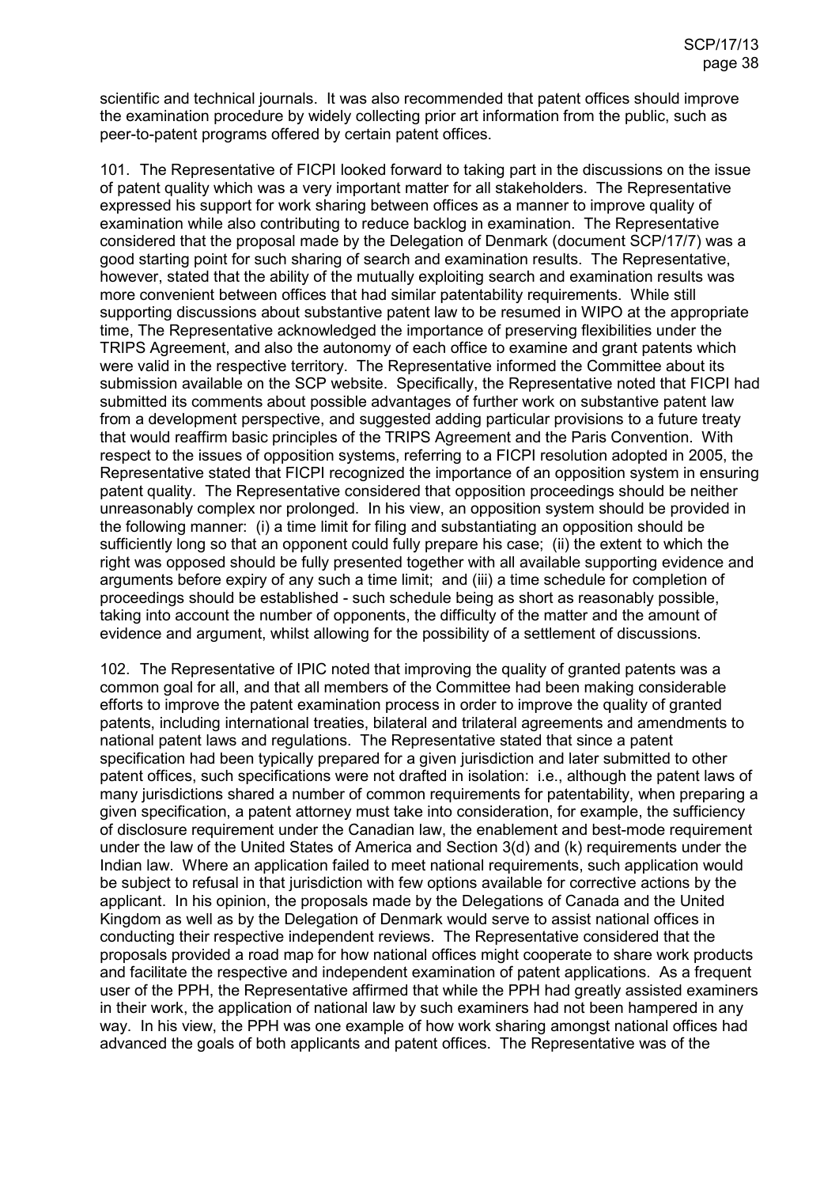scientific and technical journals. It was also recommended that patent offices should improve the examination procedure by widely collecting prior art information from the public, such as peer-to-patent programs offered by certain patent offices.

101. The Representative of FICPI looked forward to taking part in the discussions on the issue of patent quality which was a very important matter for all stakeholders. The Representative expressed his support for work sharing between offices as a manner to improve quality of examination while also contributing to reduce backlog in examination. The Representative considered that the proposal made by the Delegation of Denmark (document SCP/17/7) was a good starting point for such sharing of search and examination results. The Representative, however, stated that the ability of the mutually exploiting search and examination results was more convenient between offices that had similar patentability requirements. While still supporting discussions about substantive patent law to be resumed in WIPO at the appropriate time, The Representative acknowledged the importance of preserving flexibilities under the TRIPS Agreement, and also the autonomy of each office to examine and grant patents which were valid in the respective territory. The Representative informed the Committee about its submission available on the SCP website. Specifically, the Representative noted that FICPI had submitted its comments about possible advantages of further work on substantive patent law from a development perspective, and suggested adding particular provisions to a future treaty that would reaffirm basic principles of the TRIPS Agreement and the Paris Convention. With respect to the issues of opposition systems, referring to a FICPI resolution adopted in 2005, the Representative stated that FICPI recognized the importance of an opposition system in ensuring patent quality. The Representative considered that opposition proceedings should be neither unreasonably complex nor prolonged. In his view, an opposition system should be provided in the following manner: (i) a time limit for filing and substantiating an opposition should be sufficiently long so that an opponent could fully prepare his case; (ii) the extent to which the right was opposed should be fully presented together with all available supporting evidence and arguments before expiry of any such a time limit; and (iii) a time schedule for completion of proceedings should be established - such schedule being as short as reasonably possible, taking into account the number of opponents, the difficulty of the matter and the amount of evidence and argument, whilst allowing for the possibility of a settlement of discussions.

102. The Representative of IPIC noted that improving the quality of granted patents was a common goal for all, and that all members of the Committee had been making considerable efforts to improve the patent examination process in order to improve the quality of granted patents, including international treaties, bilateral and trilateral agreements and amendments to national patent laws and regulations. The Representative stated that since a patent specification had been typically prepared for a given jurisdiction and later submitted to other patent offices, such specifications were not drafted in isolation: i.e., although the patent laws of many jurisdictions shared a number of common requirements for patentability, when preparing a given specification, a patent attorney must take into consideration, for example, the sufficiency of disclosure requirement under the Canadian law, the enablement and best-mode requirement under the law of the United States of America and Section 3(d) and (k) requirements under the Indian law. Where an application failed to meet national requirements, such application would be subject to refusal in that jurisdiction with few options available for corrective actions by the applicant. In his opinion, the proposals made by the Delegations of Canada and the United Kingdom as well as by the Delegation of Denmark would serve to assist national offices in conducting their respective independent reviews. The Representative considered that the proposals provided a road map for how national offices might cooperate to share work products and facilitate the respective and independent examination of patent applications. As a frequent user of the PPH, the Representative affirmed that while the PPH had greatly assisted examiners in their work, the application of national law by such examiners had not been hampered in any way. In his view, the PPH was one example of how work sharing amongst national offices had advanced the goals of both applicants and patent offices. The Representative was of the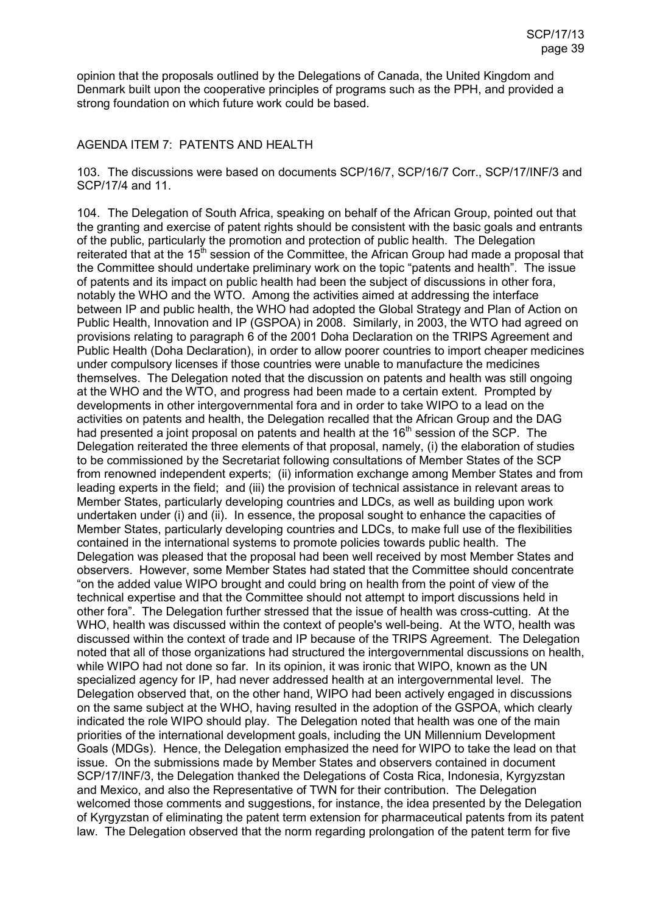opinion that the proposals outlined by the Delegations of Canada, the United Kingdom and Denmark built upon the cooperative principles of programs such as the PPH, and provided a strong foundation on which future work could be based.

## AGENDA ITEM 7: PATENTS AND HEALTH

103. The discussions were based on documents SCP/16/7, SCP/16/7 Corr., SCP/17/INF/3 and SCP/17/4 and 11.

104. The Delegation of South Africa, speaking on behalf of the African Group, pointed out that the granting and exercise of patent rights should be consistent with the basic goals and entrants of the public, particularly the promotion and protection of public health. The Delegation reiterated that at the 15th session of the Committee, the African Group had made a proposal that the Committee should undertake preliminary work on the topic "patents and health". The issue of patents and its impact on public health had been the subject of discussions in other fora, notably the WHO and the WTO. Among the activities aimed at addressing the interface between IP and public health, the WHO had adopted the Global Strategy and Plan of Action on Public Health, Innovation and IP (GSPOA) in 2008. Similarly, in 2003, the WTO had agreed on provisions relating to paragraph 6 of the 2001 Doha Declaration on the TRIPS Agreement and Public Health (Doha Declaration), in order to allow poorer countries to import cheaper medicines under compulsory licenses if those countries were unable to manufacture the medicines themselves. The Delegation noted that the discussion on patents and health was still ongoing at the WHO and the WTO, and progress had been made to a certain extent. Prompted by developments in other intergovernmental fora and in order to take WIPO to a lead on the activities on patents and health, the Delegation recalled that the African Group and the DAG had presented a joint proposal on patents and health at the 16th session of the SCP. The Delegation reiterated the three elements of that proposal, namely, (i) the elaboration of studies to be commissioned by the Secretariat following consultations of Member States of the SCP from renowned independent experts; (ii) information exchange among Member States and from leading experts in the field; and (iii) the provision of technical assistance in relevant areas to Member States, particularly developing countries and LDCs, as well as building upon work undertaken under (i) and (ii). In essence, the proposal sought to enhance the capacities of Member States, particularly developing countries and LDCs, to make full use of the flexibilities contained in the international systems to promote policies towards public health. The Delegation was pleased that the proposal had been well received by most Member States and observers. However, some Member States had stated that the Committee should concentrate "on the added value WIPO brought and could bring on health from the point of view of the technical expertise and that the Committee should not attempt to import discussions held in other fora". The Delegation further stressed that the issue of health was cross-cutting. At the WHO, health was discussed within the context of people's well-being. At the WTO, health was discussed within the context of trade and IP because of the TRIPS Agreement. The Delegation noted that all of those organizations had structured the intergovernmental discussions on health, while WIPO had not done so far. In its opinion, it was ironic that WIPO, known as the UN specialized agency for IP, had never addressed health at an intergovernmental level. The Delegation observed that, on the other hand, WIPO had been actively engaged in discussions on the same subject at the WHO, having resulted in the adoption of the GSPOA, which clearly indicated the role WIPO should play. The Delegation noted that health was one of the main priorities of the international development goals, including the UN Millennium Development Goals (MDGs). Hence, the Delegation emphasized the need for WIPO to take the lead on that issue. On the submissions made by Member States and observers contained in document SCP/17/INF/3, the Delegation thanked the Delegations of Costa Rica, Indonesia, Kyrgyzstan and Mexico, and also the Representative of TWN for their contribution. The Delegation welcomed those comments and suggestions, for instance, the idea presented by the Delegation of Kyrgyzstan of eliminating the patent term extension for pharmaceutical patents from its patent law. The Delegation observed that the norm regarding prolongation of the patent term for five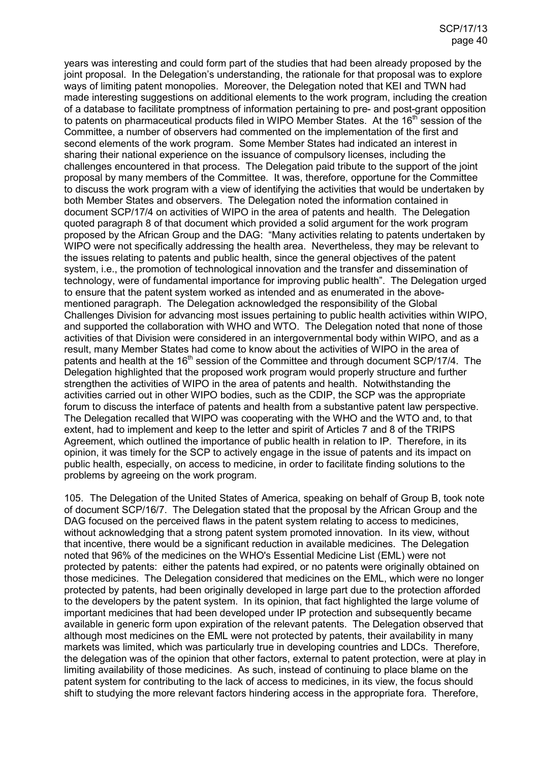years was interesting and could form part of the studies that had been already proposed by the joint proposal. In the Delegation's understanding, the rationale for that proposal was to explore ways of limiting patent monopolies. Moreover, the Delegation noted that KEI and TWN had made interesting suggestions on additional elements to the work program, including the creation of a database to facilitate promptness of information pertaining to pre- and post-grant opposition to patents on pharmaceutical products filed in WIPO Member States. At the 16th session of the Committee, a number of observers had commented on the implementation of the first and second elements of the work program. Some Member States had indicated an interest in sharing their national experience on the issuance of compulsory licenses, including the challenges encountered in that process. The Delegation paid tribute to the support of the joint proposal by many members of the Committee. It was, therefore, opportune for the Committee to discuss the work program with a view of identifying the activities that would be undertaken by both Member States and observers. The Delegation noted the information contained in document SCP/17/4 on activities of WIPO in the area of patents and health. The Delegation quoted paragraph 8 of that document which provided a solid argument for the work program proposed by the African Group and the DAG: "Many activities relating to patents undertaken by WIPO were not specifically addressing the health area. Nevertheless, they may be relevant to the issues relating to patents and public health, since the general objectives of the patent system, i.e., the promotion of technological innovation and the transfer and dissemination of technology, were of fundamental importance for improving public health". The Delegation urged to ensure that the patent system worked as intended and as enumerated in the above-mentioned paragraph. The Delegation acknowledged the responsibility of the Global Challenges Division for advancing most issues pertaining to public health activities within WIPO, and supported the collaboration with WHO and WTO. The Delegation noted that none of those activities of that Division were considered in an intergovernmental body within WIPO, and as a result, many Member States had come to know about the activities of WIPO in the area of patents and health at the 16th session of the Committee and through document SCP/17/4. The Delegation highlighted that the proposed work program would properly structure and further strengthen the activities of WIPO in the area of patents and health. Notwithstanding the activities carried out in other WIPO bodies, such as the CDIP, the SCP was the appropriate forum to discuss the interface of patents and health from a substantive patent law perspective. The Delegation recalled that WIPO was cooperating with the WHO and the WTO and, to that extent, had to implement and keep to the letter and spirit of Articles 7 and 8 of the TRIPS Agreement, which outlined the importance of public health in relation to IP. Therefore, in its opinion, it was timely for the SCP to actively engage in the issue of patents and its impact on public health, especially, on access to medicine, in order to facilitate finding solutions to the problems by agreeing on the work program.

105. The Delegation of the United States of America, speaking on behalf of Group B, took note of document SCP/16/7. The Delegation stated that the proposal by the African Group and the DAG focused on the perceived flaws in the patent system relating to access to medicines, without acknowledging that a strong patent system promoted innovation. In its view, without that incentive, there would be a significant reduction in available medicines. The Delegation noted that 96% of the medicines on the WHO's Essential Medicine List (EML) were not protected by patents: either the patents had expired, or no patents were originally obtained on those medicines. The Delegation considered that medicines on the EML, which were no longer protected by patents, had been originally developed in large part due to the protection afforded to the developers by the patent system. In its opinion, that fact highlighted the large volume of important medicines that had been developed under IP protection and subsequently became available in generic form upon expiration of the relevant patents. The Delegation observed that although most medicines on the EML were not protected by patents, their availability in many markets was limited, which was particularly true in developing countries and LDCs. Therefore, the delegation was of the opinion that other factors, external to patent protection, were at play in limiting availability of those medicines. As such, instead of continuing to place blame on the patent system for contributing to the lack of access to medicines, in its view, the focus should shift to studying the more relevant factors hindering access in the appropriate fora. Therefore,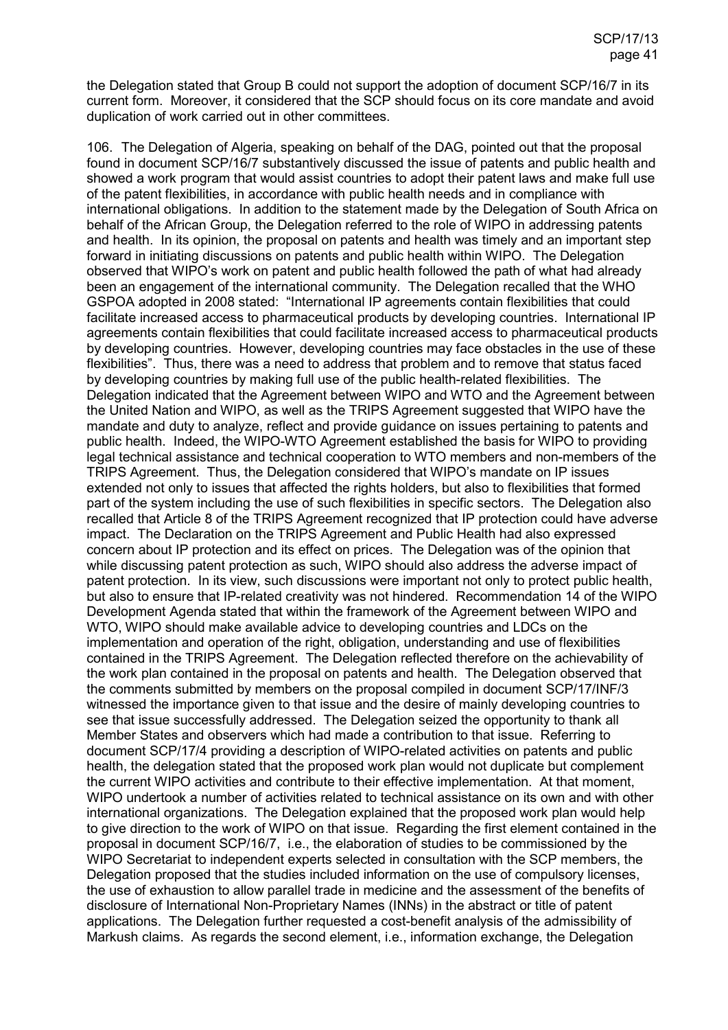the Delegation stated that Group B could not support the adoption of document SCP/16/7 in its current form. Moreover, it considered that the SCP should focus on its core mandate and avoid duplication of work carried out in other committees.

106. The Delegation of Algeria, speaking on behalf of the DAG, pointed out that the proposal found in document SCP/16/7 substantively discussed the issue of patents and public health and showed a work program that would assist countries to adopt their patent laws and make full use of the patent flexibilities, in accordance with public health needs and in compliance with international obligations. In addition to the statement made by the Delegation of South Africa on behalf of the African Group, the Delegation referred to the role of WIPO in addressing patents and health. In its opinion, the proposal on patents and health was timely and an important step forward in initiating discussions on patents and public health within WIPO. The Delegation observed that WIPO's work on patent and public health followed the path of what had already been an engagement of the international community. The Delegation recalled that the WHO GSPOA adopted in 2008 stated: "International IP agreements contain flexibilities that could facilitate increased access to pharmaceutical products by developing countries. International IP agreements contain flexibilities that could facilitate increased access to pharmaceutical products by developing countries. However, developing countries may face obstacles in the use of these flexibilities". Thus, there was a need to address that problem and to remove that status faced by developing countries by making full use of the public health-related flexibilities. The Delegation indicated that the Agreement between WIPO and WTO and the Agreement between the United Nation and WIPO, as well as the TRIPS Agreement suggested that WIPO have the mandate and duty to analyze, reflect and provide guidance on issues pertaining to patents and public health. Indeed, the WIPO-WTO Agreement established the basis for WIPO to providing legal technical assistance and technical cooperation to WTO members and non-members of the TRIPS Agreement. Thus, the Delegation considered that WIPO's mandate on IP issues extended not only to issues that affected the rights holders, but also to flexibilities that formed part of the system including the use of such flexibilities in specific sectors. The Delegation also recalled that Article 8 of the TRIPS Agreement recognized that IP protection could have adverse impact. The Declaration on the TRIPS Agreement and Public Health had also expressed concern about IP protection and its effect on prices. The Delegation was of the opinion that while discussing patent protection as such, WIPO should also address the adverse impact of patent protection. In its view, such discussions were important not only to protect public health, but also to ensure that IP-related creativity was not hindered. Recommendation 14 of the WIPO Development Agenda stated that within the framework of the Agreement between WIPO and WTO, WIPO should make available advice to developing countries and LDCs on the implementation and operation of the right, obligation, understanding and use of flexibilities contained in the TRIPS Agreement. The Delegation reflected therefore on the achievability of the work plan contained in the proposal on patents and health. The Delegation observed that the comments submitted by members on the proposal compiled in document SCP/17/INF/3 witnessed the importance given to that issue and the desire of mainly developing countries to see that issue successfully addressed. The Delegation seized the opportunity to thank all Member States and observers which had made a contribution to that issue. Referring to document SCP/17/4 providing a description of WIPO-related activities on patents and public health, the delegation stated that the proposed work plan would not duplicate but complement the current WIPO activities and contribute to their effective implementation. At that moment, WIPO undertook a number of activities related to technical assistance on its own and with other international organizations. The Delegation explained that the proposed work plan would help to give direction to the work of WIPO on that issue. Regarding the first element contained in the proposal in document SCP/16/7, i.e., the elaboration of studies to be commissioned by the WIPO Secretariat to independent experts selected in consultation with the SCP members, the Delegation proposed that the studies included information on the use of compulsory licenses, the use of exhaustion to allow parallel trade in medicine and the assessment of the benefits of disclosure of International Non-Proprietary Names (INNs) in the abstract or title of patent applications. The Delegation further requested a cost-benefit analysis of the admissibility of Markush claims. As regards the second element, i.e., information exchange, the Delegation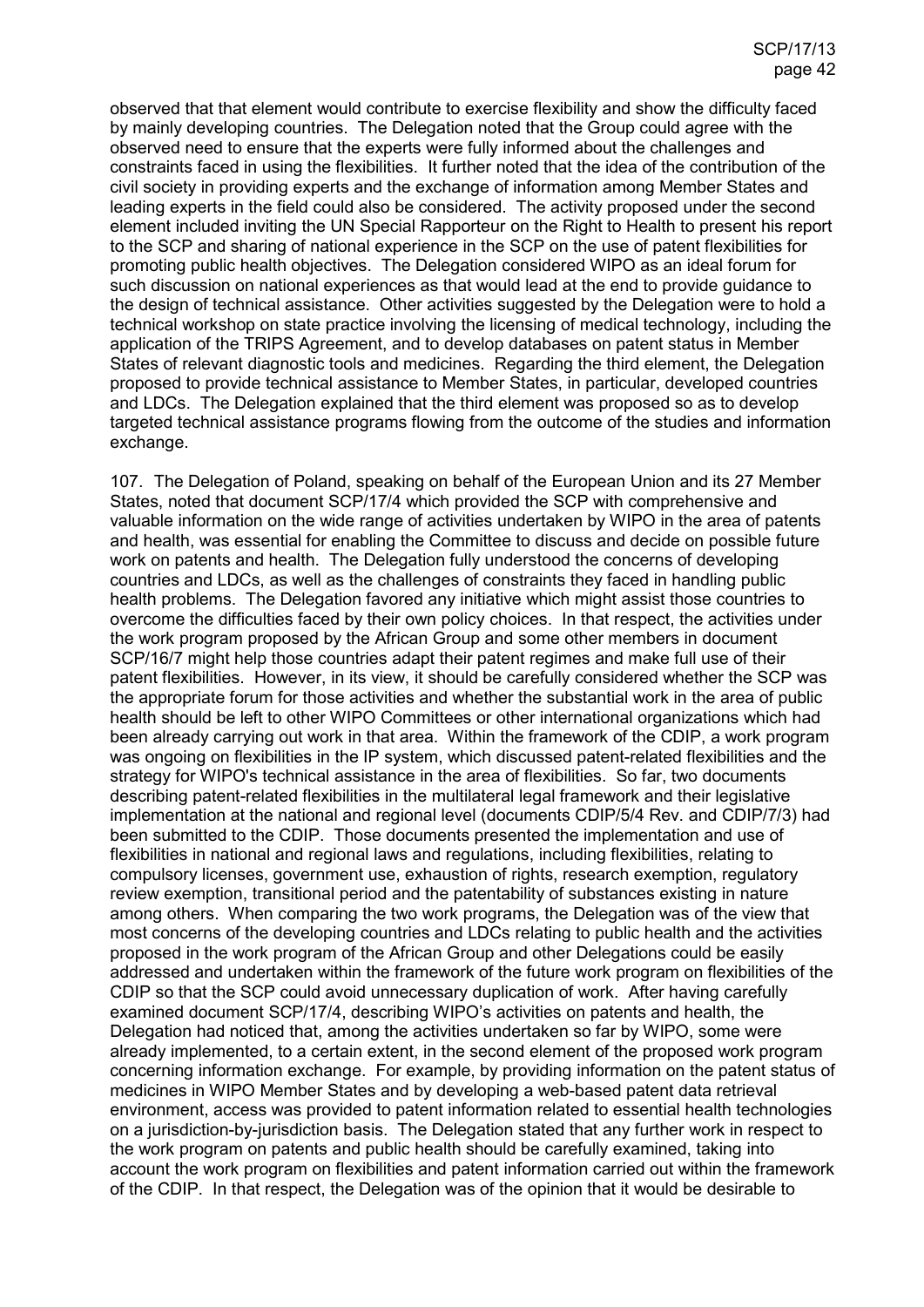observed that that element would contribute to exercise flexibility and show the difficulty faced by mainly developing countries. The Delegation noted that the Group could agree with the observed need to ensure that the experts were fully informed about the challenges and constraints faced in using the flexibilities. It further noted that the idea of the contribution of the civil society in providing experts and the exchange of information among Member States and leading experts in the field could also be considered. The activity proposed under the second element included inviting the UN Special Rapporteur on the Right to Health to present his report to the SCP and sharing of national experience in the SCP on the use of patent flexibilities for promoting public health objectives. The Delegation considered WIPO as an ideal forum for such discussion on national experiences as that would lead at the end to provide guidance to the design of technical assistance. Other activities suggested by the Delegation were to hold a technical workshop on state practice involving the licensing of medical technology, including the application of the TRIPS Agreement, and to develop databases on patent status in Member States of relevant diagnostic tools and medicines. Regarding the third element, the Delegation proposed to provide technical assistance to Member States, in particular, developed countries and LDCs. The Delegation explained that the third element was proposed so as to develop targeted technical assistance programs flowing from the outcome of the studies and information exchange.

107. The Delegation of Poland, speaking on behalf of the European Union and its 27 Member States, noted that document SCP/17/4 which provided the SCP with comprehensive and valuable information on the wide range of activities undertaken by WIPO in the area of patents and health, was essential for enabling the Committee to discuss and decide on possible future work on patents and health. The Delegation fully understood the concerns of developing countries and LDCs, as well as the challenges of constraints they faced in handling public health problems. The Delegation favored any initiative which might assist those countries to overcome the difficulties faced by their own policy choices. In that respect, the activities under the work program proposed by the African Group and some other members in document SCP/16/7 might help those countries adapt their patent regimes and make full use of their patent flexibilities. However, in its view, it should be carefully considered whether the SCP was the appropriate forum for those activities and whether the substantial work in the area of public health should be left to other WIPO Committees or other international organizations which had been already carrying out work in that area. Within the framework of the CDIP, a work program was ongoing on flexibilities in the IP system, which discussed patent-related flexibilities and the strategy for WIPO's technical assistance in the area of flexibilities. So far, two documents describing patent-related flexibilities in the multilateral legal framework and their legislative implementation at the national and regional level (documents CDIP/5/4 Rev. and CDIP/7/3) had been submitted to the CDIP. Those documents presented the implementation and use of flexibilities in national and regional laws and regulations, including flexibilities, relating to compulsory licenses, government use, exhaustion of rights, research exemption, regulatory review exemption, transitional period and the patentability of substances existing in nature among others. When comparing the two work programs, the Delegation was of the view that most concerns of the developing countries and LDCs relating to public health and the activities proposed in the work program of the African Group and other Delegations could be easily addressed and undertaken within the framework of the future work program on flexibilities of the CDIP so that the SCP could avoid unnecessary duplication of work. After having carefully examined document SCP/17/4, describing WIPO's activities on patents and health, the Delegation had noticed that, among the activities undertaken so far by WIPO, some were already implemented, to a certain extent, in the second element of the proposed work program concerning information exchange. For example, by providing information on the patent status of medicines in WIPO Member States and by developing a web-based patent data retrieval environment, access was provided to patent information related to essential health technologies on a jurisdiction-by-jurisdiction basis. The Delegation stated that any further work in respect to the work program on patents and public health should be carefully examined, taking into account the work program on flexibilities and patent information carried out within the framework of the CDIP. In that respect, the Delegation was of the opinion that it would be desirable to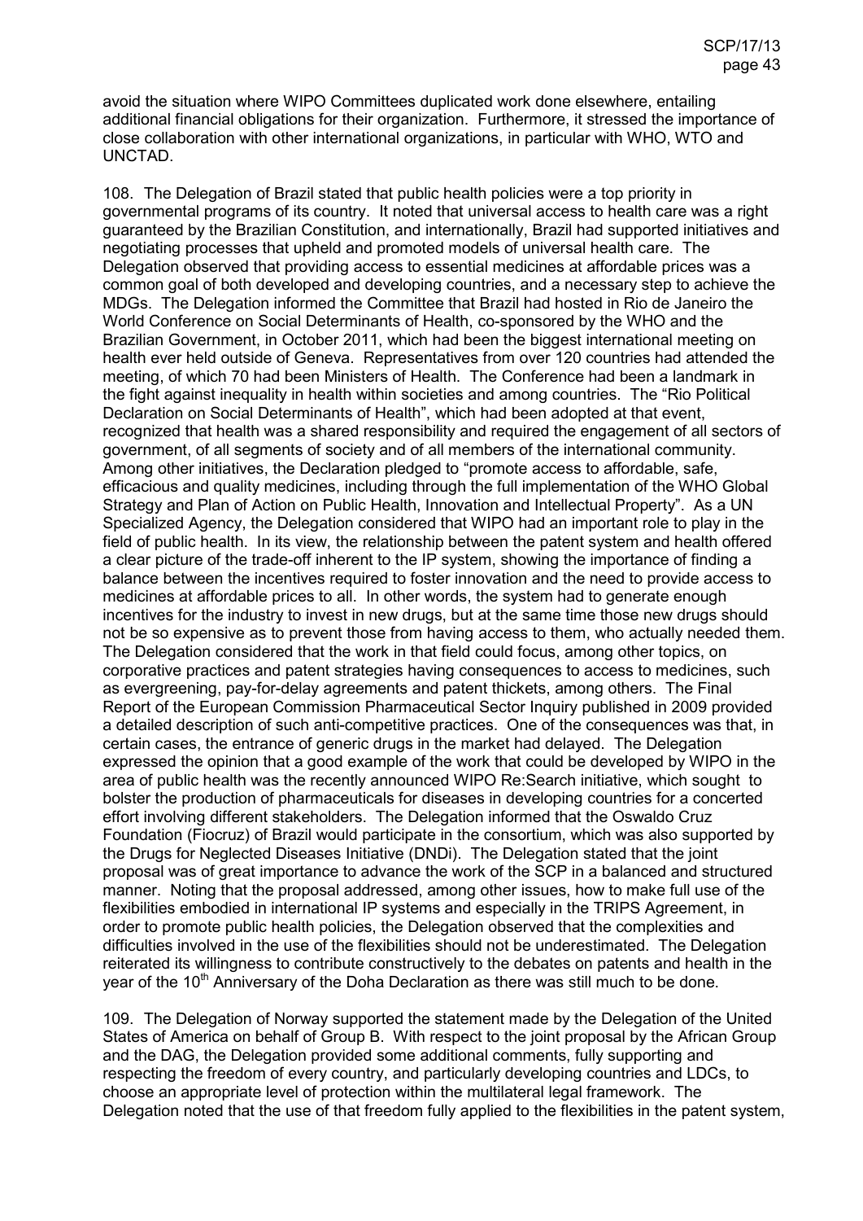avoid the situation where WIPO Committees duplicated work done elsewhere, entailing additional financial obligations for their organization. Furthermore, it stressed the importance of close collaboration with other international organizations, in particular with WHO, WTO and UNCTAD.

108. The Delegation of Brazil stated that public health policies were a top priority in governmental programs of its country. It noted that universal access to health care was a right guaranteed by the Brazilian Constitution, and internationally, Brazil had supported initiatives and negotiating processes that upheld and promoted models of universal health care. The Delegation observed that providing access to essential medicines at affordable prices was a common goal of both developed and developing countries, and a necessary step to achieve the MDGs. The Delegation informed the Committee that Brazil had hosted in Rio de Janeiro the World Conference on Social Determinants of Health, co-sponsored by the WHO and the Brazilian Government, in October 2011, which had been the biggest international meeting on health ever held outside of Geneva. Representatives from over 120 countries had attended the meeting, of which 70 had been Ministers of Health. The Conference had been a landmark in the fight against inequality in health within societies and among countries. The "Rio Political Declaration on Social Determinants of Health", which had been adopted at that event, recognized that health was a shared responsibility and required the engagement of all sectors of government, of all segments of society and of all members of the international community. Among other initiatives, the Declaration pledged to "promote access to affordable, safe, efficacious and quality medicines, including through the full implementation of the WHO Global Strategy and Plan of Action on Public Health, Innovation and Intellectual Property". As a UN Specialized Agency, the Delegation considered that WIPO had an important role to play in the field of public health. In its view, the relationship between the patent system and health offered a clear picture of the trade-off inherent to the IP system, showing the importance of finding a balance between the incentives required to foster innovation and the need to provide access to medicines at affordable prices to all. In other words, the system had to generate enough incentives for the industry to invest in new drugs, but at the same time those new drugs should not be so expensive as to prevent those from having access to them, who actually needed them. The Delegation considered that the work in that field could focus, among other topics, on corporative practices and patent strategies having consequences to access to medicines, such as evergreening, pay-for-delay agreements and patent thickets, among others. The Final Report of the European Commission Pharmaceutical Sector Inquiry published in 2009 provided a detailed description of such anti-competitive practices. One of the consequences was that, in certain cases, the entrance of generic drugs in the market had delayed. The Delegation expressed the opinion that a good example of the work that could be developed by WIPO in the area of public health was the recently announced WIPO Re:Search initiative, which sought to bolster the production of pharmaceuticals for diseases in developing countries for a concerted effort involving different stakeholders. The Delegation informed that the Oswaldo Cruz Foundation (Fiocruz) of Brazil would participate in the consortium, which was also supported by the Drugs for Neglected Diseases Initiative (DNDi). The Delegation stated that the joint proposal was of great importance to advance the work of the SCP in a balanced and structured manner. Noting that the proposal addressed, among other issues, how to make full use of the flexibilities embodied in international IP systems and especially in the TRIPS Agreement, in order to promote public health policies, the Delegation observed that the complexities and difficulties involved in the use of the flexibilities should not be underestimated. The Delegation reiterated its willingness to contribute constructively to the debates on patents and health in the year of the 10th Anniversary of the Doha Declaration as there was still much to be done.

109. The Delegation of Norway supported the statement made by the Delegation of the United States of America on behalf of Group B. With respect to the joint proposal by the African Group and the DAG, the Delegation provided some additional comments, fully supporting and respecting the freedom of every country, and particularly developing countries and LDCs, to choose an appropriate level of protection within the multilateral legal framework. The Delegation noted that the use of that freedom fully applied to the flexibilities in the patent system,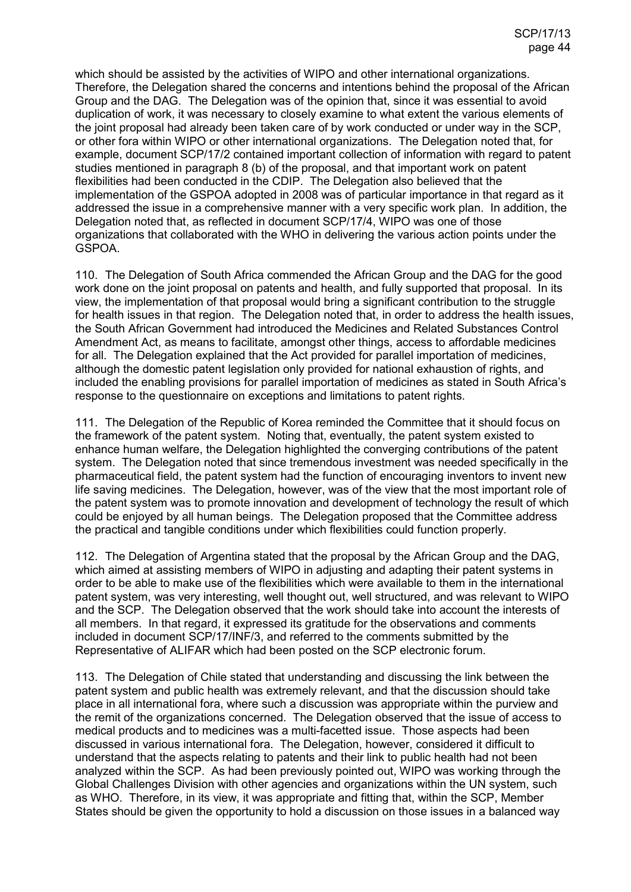which should be assisted by the activities of WIPO and other international organizations. Therefore, the Delegation shared the concerns and intentions behind the proposal of the African Group and the DAG. The Delegation was of the opinion that, since it was essential to avoid duplication of work, it was necessary to closely examine to what extent the various elements of the joint proposal had already been taken care of by work conducted or under way in the SCP, or other fora within WIPO or other international organizations. The Delegation noted that, for example, document SCP/17/2 contained important collection of information with regard to patent studies mentioned in paragraph 8 (b) of the proposal, and that important work on patent flexibilities had been conducted in the CDIP. The Delegation also believed that the implementation of the GSPOA adopted in 2008 was of particular importance in that regard as it addressed the issue in a comprehensive manner with a very specific work plan. In addition, the Delegation noted that, as reflected in document SCP/17/4, WIPO was one of those organizations that collaborated with the WHO in delivering the various action points under the GSPOA.

110. The Delegation of South Africa commended the African Group and the DAG for the good work done on the joint proposal on patents and health, and fully supported that proposal. In its view, the implementation of that proposal would bring a significant contribution to the struggle for health issues in that region. The Delegation noted that, in order to address the health issues, the South African Government had introduced the Medicines and Related Substances Control Amendment Act, as means to facilitate, amongst other things, access to affordable medicines for all. The Delegation explained that the Act provided for parallel importation of medicines, although the domestic patent legislation only provided for national exhaustion of rights, and included the enabling provisions for parallel importation of medicines as stated in South Africa's response to the questionnaire on exceptions and limitations to patent rights.

111. The Delegation of the Republic of Korea reminded the Committee that it should focus on the framework of the patent system. Noting that, eventually, the patent system existed to enhance human welfare, the Delegation highlighted the converging contributions of the patent system. The Delegation noted that since tremendous investment was needed specifically in the pharmaceutical field, the patent system had the function of encouraging inventors to invent new life saving medicines. The Delegation, however, was of the view that the most important role of the patent system was to promote innovation and development of technology the result of which could be enjoyed by all human beings. The Delegation proposed that the Committee address the practical and tangible conditions under which flexibilities could function properly.

112. The Delegation of Argentina stated that the proposal by the African Group and the DAG, which aimed at assisting members of WIPO in adjusting and adapting their patent systems in order to be able to make use of the flexibilities which were available to them in the international patent system, was very interesting, well thought out, well structured, and was relevant to WIPO and the SCP. The Delegation observed that the work should take into account the interests of all members. In that regard, it expressed its gratitude for the observations and comments included in document SCP/17/INF/3, and referred to the comments submitted by the Representative of ALIFAR which had been posted on the SCP electronic forum.

113. The Delegation of Chile stated that understanding and discussing the link between the patent system and public health was extremely relevant, and that the discussion should take place in all international fora, where such a discussion was appropriate within the purview and the remit of the organizations concerned. The Delegation observed that the issue of access to medical products and to medicines was a multi-facetted issue. Those aspects had been discussed in various international fora. The Delegation, however, considered it difficult to understand that the aspects relating to patents and their link to public health had not been analyzed within the SCP. As had been previously pointed out, WIPO was working through the Global Challenges Division with other agencies and organizations within the UN system, such as WHO. Therefore, in its view, it was appropriate and fitting that, within the SCP, Member States should be given the opportunity to hold a discussion on those issues in a balanced way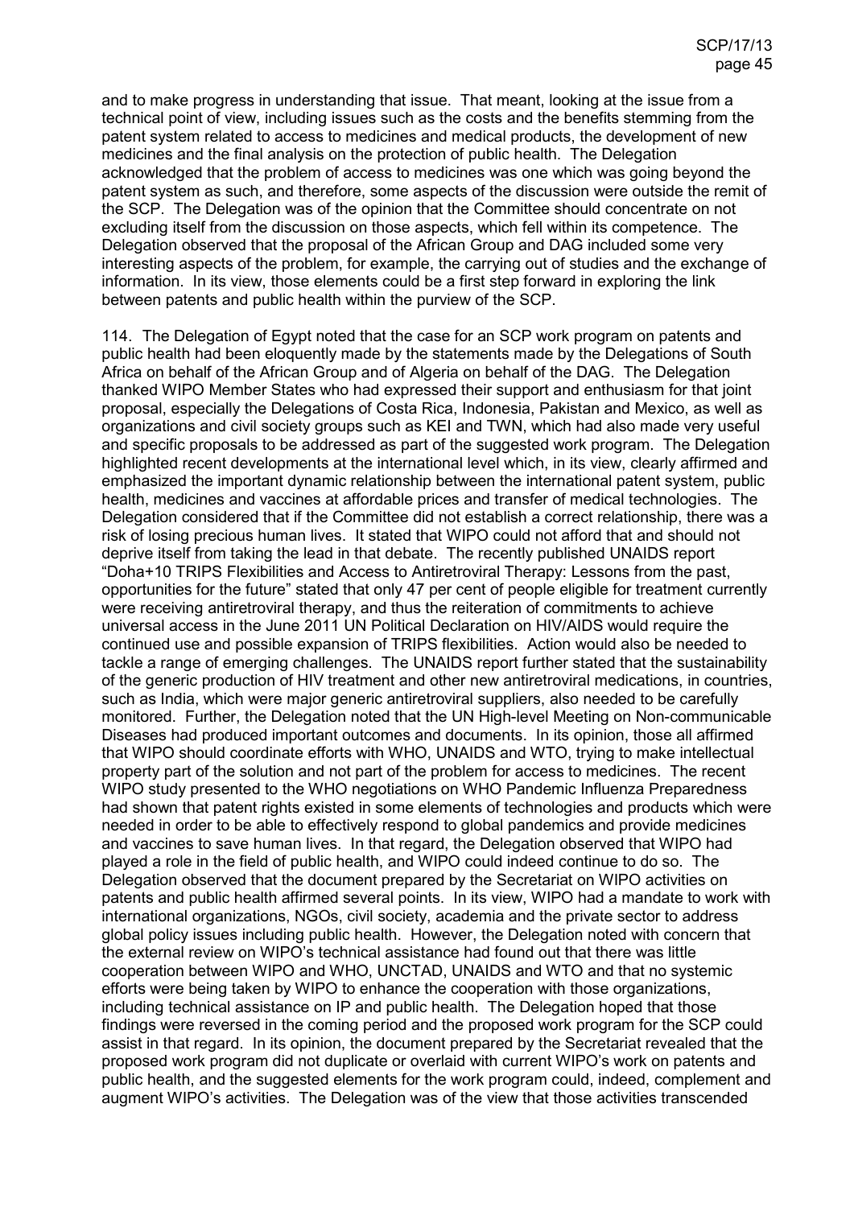and to make progress in understanding that issue. That meant, looking at the issue from a technical point of view, including issues such as the costs and the benefits stemming from the patent system related to access to medicines and medical products, the development of new medicines and the final analysis on the protection of public health. The Delegation acknowledged that the problem of access to medicines was one which was going beyond the patent system as such, and therefore, some aspects of the discussion were outside the remit of the SCP. The Delegation was of the opinion that the Committee should concentrate on not excluding itself from the discussion on those aspects, which fell within its competence. The Delegation observed that the proposal of the African Group and DAG included some very interesting aspects of the problem, for example, the carrying out of studies and the exchange of information. In its view, those elements could be a first step forward in exploring the link between patents and public health within the purview of the SCP.

114. The Delegation of Egypt noted that the case for an SCP work program on patents and public health had been eloquently made by the statements made by the Delegations of South Africa on behalf of the African Group and of Algeria on behalf of the DAG. The Delegation thanked WIPO Member States who had expressed their support and enthusiasm for that joint proposal, especially the Delegations of Costa Rica, Indonesia, Pakistan and Mexico, as well as organizations and civil society groups such as KEI and TWN, which had also made very useful and specific proposals to be addressed as part of the suggested work program. The Delegation highlighted recent developments at the international level which, in its view, clearly affirmed and emphasized the important dynamic relationship between the international patent system, public health, medicines and vaccines at affordable prices and transfer of medical technologies. The Delegation considered that if the Committee did not establish a correct relationship, there was a risk of losing precious human lives. It stated that WIPO could not afford that and should not deprive itself from taking the lead in that debate. The recently published UNAIDS report "Doha+10 TRIPS Flexibilities and Access to Antiretroviral Therapy: Lessons from the past, opportunities for the future" stated that only 47 per cent of people eligible for treatment currently were receiving antiretroviral therapy, and thus the reiteration of commitments to achieve universal access in the June 2011 UN Political Declaration on HIV/AIDS would require the continued use and possible expansion of TRIPS flexibilities. Action would also be needed to tackle a range of emerging challenges. The UNAIDS report further stated that the sustainability of the generic production of HIV treatment and other new antiretroviral medications, in countries, such as India, which were major generic antiretroviral suppliers, also needed to be carefully monitored. Further, the Delegation noted that the UN High-level Meeting on Non-communicable Diseases had produced important outcomes and documents. In its opinion, those all affirmed that WIPO should coordinate efforts with WHO, UNAIDS and WTO, trying to make intellectual property part of the solution and not part of the problem for access to medicines. The recent WIPO study presented to the WHO negotiations on WHO Pandemic Influenza Preparedness had shown that patent rights existed in some elements of technologies and products which were needed in order to be able to effectively respond to global pandemics and provide medicines and vaccines to save human lives. In that regard, the Delegation observed that WIPO had played a role in the field of public health, and WIPO could indeed continue to do so. The Delegation observed that the document prepared by the Secretariat on WIPO activities on patents and public health affirmed several points. In its view, WIPO had a mandate to work with international organizations, NGOs, civil society, academia and the private sector to address global policy issues including public health. However, the Delegation noted with concern that the external review on WIPO's technical assistance had found out that there was little cooperation between WIPO and WHO, UNCTAD, UNAIDS and WTO and that no systemic efforts were being taken by WIPO to enhance the cooperation with those organizations, including technical assistance on IP and public health. The Delegation hoped that those findings were reversed in the coming period and the proposed work program for the SCP could assist in that regard. In its opinion, the document prepared by the Secretariat revealed that the proposed work program did not duplicate or overlaid with current WIPO's work on patents and public health, and the suggested elements for the work program could, indeed, complement and augment WIPO's activities. The Delegation was of the view that those activities transcended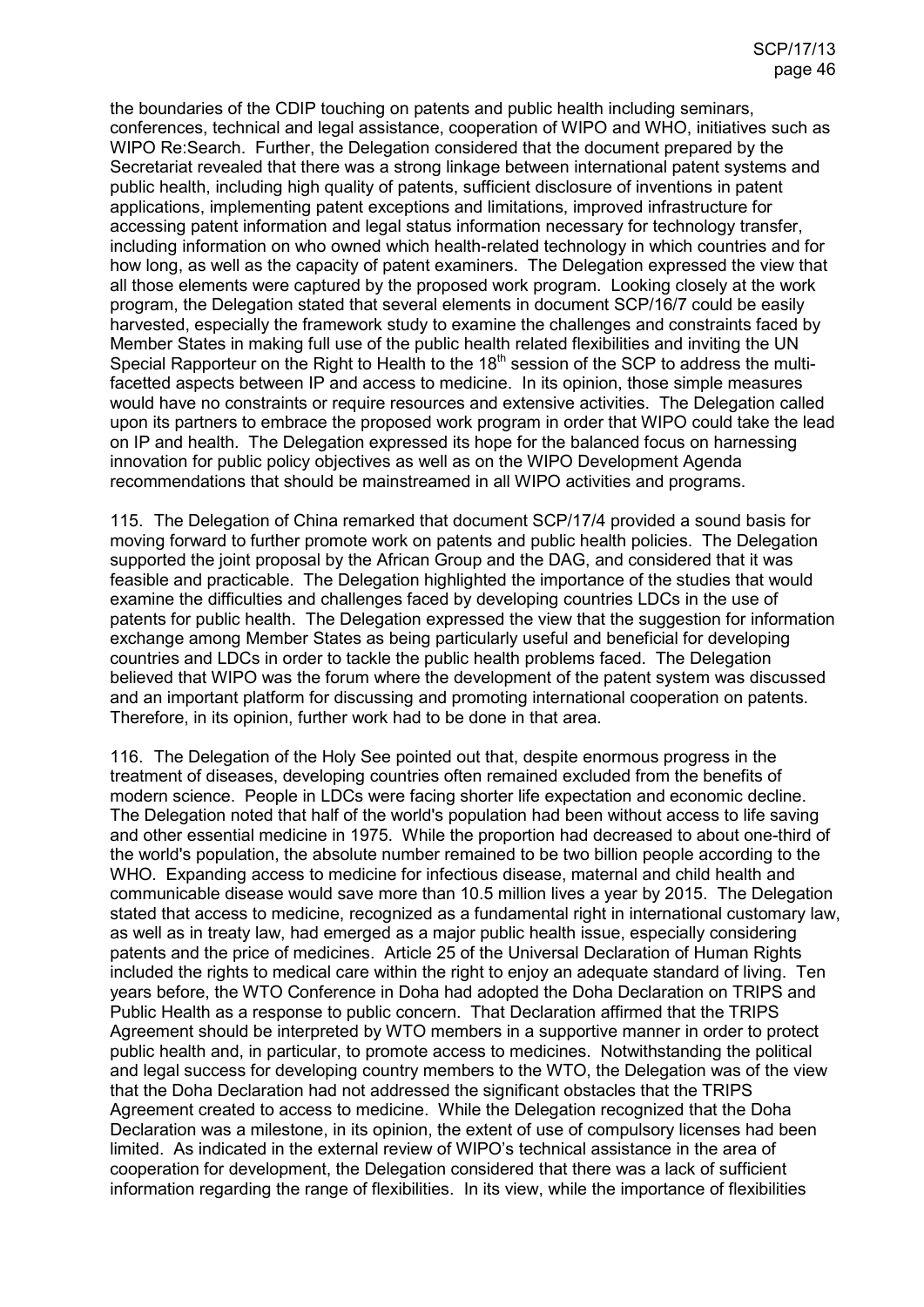the boundaries of the CDIP touching on patents and public health including seminars, conferences, technical and legal assistance, cooperation of WIPO and WHO, initiatives such as WIPO Re:Search. Further, the Delegation considered that the document prepared by the Secretariat revealed that there was a strong linkage between international patent systems and public health, including high quality of patents, sufficient disclosure of inventions in patent applications, implementing patent exceptions and limitations, improved infrastructure for accessing patent information and legal status information necessary for technology transfer, including information on who owned which health-related technology in which countries and for how long, as well as the capacity of patent examiners. The Delegation expressed the view that all those elements were captured by the proposed work program. Looking closely at the work program, the Delegation stated that several elements in document SCP/16/7 could be easily harvested, especially the framework study to examine the challenges and constraints faced by Member States in making full use of the public health related flexibilities and inviting the UN Special Rapporteur on the Right to Health to the 18th session of the SCP to address the multi-facetted aspects between IP and access to medicine. In its opinion, those simple measures would have no constraints or require resources and extensive activities. The Delegation called upon its partners to embrace the proposed work program in order that WIPO could take the lead on IP and health. The Delegation expressed its hope for the balanced focus on harnessing innovation for public policy objectives as well as on the WIPO Development Agenda recommendations that should be mainstreamed in all WIPO activities and programs.

115. The Delegation of China remarked that document SCP/17/4 provided a sound basis for moving forward to further promote work on patents and public health policies. The Delegation supported the joint proposal by the African Group and the DAG, and considered that it was feasible and practicable. The Delegation highlighted the importance of the studies that would examine the difficulties and challenges faced by developing countries LDCs in the use of patents for public health. The Delegation expressed the view that the suggestion for information exchange among Member States as being particularly useful and beneficial for developing countries and LDCs in order to tackle the public health problems faced. The Delegation believed that WIPO was the forum where the development of the patent system was discussed and an important platform for discussing and promoting international cooperation on patents. Therefore, in its opinion, further work had to be done in that area.

116. The Delegation of the Holy See pointed out that, despite enormous progress in the treatment of diseases, developing countries often remained excluded from the benefits of modern science. People in LDCs were facing shorter life expectation and economic decline. The Delegation noted that half of the world's population had been without access to life saving and other essential medicine in 1975. While the proportion had decreased to about one-third of the world's population, the absolute number remained to be two billion people according to the WHO. Expanding access to medicine for infectious disease, maternal and child health and communicable disease would save more than 10.5 million lives a year by 2015. The Delegation stated that access to medicine, recognized as a fundamental right in international customary law, as well as in treaty law, had emerged as a major public health issue, especially considering patents and the price of medicines. Article 25 of the Universal Declaration of Human Rights included the rights to medical care within the right to enjoy an adequate standard of living. Ten years before, the WTO Conference in Doha had adopted the Doha Declaration on TRIPS and Public Health as a response to public concern. That Declaration affirmed that the TRIPS Agreement should be interpreted by WTO members in a supportive manner in order to protect public health and, in particular, to promote access to medicines. Notwithstanding the political and legal success for developing country members to the WTO, the Delegation was of the view that the Doha Declaration had not addressed the significant obstacles that the TRIPS Agreement created to access to medicine. While the Delegation recognized that the Doha Declaration was a milestone, in its opinion, the extent of use of compulsory licenses had been limited. As indicated in the external review of WIPO's technical assistance in the area of cooperation for development, the Delegation considered that there was a lack of sufficient information regarding the range of flexibilities. In its view, while the importance of flexibilities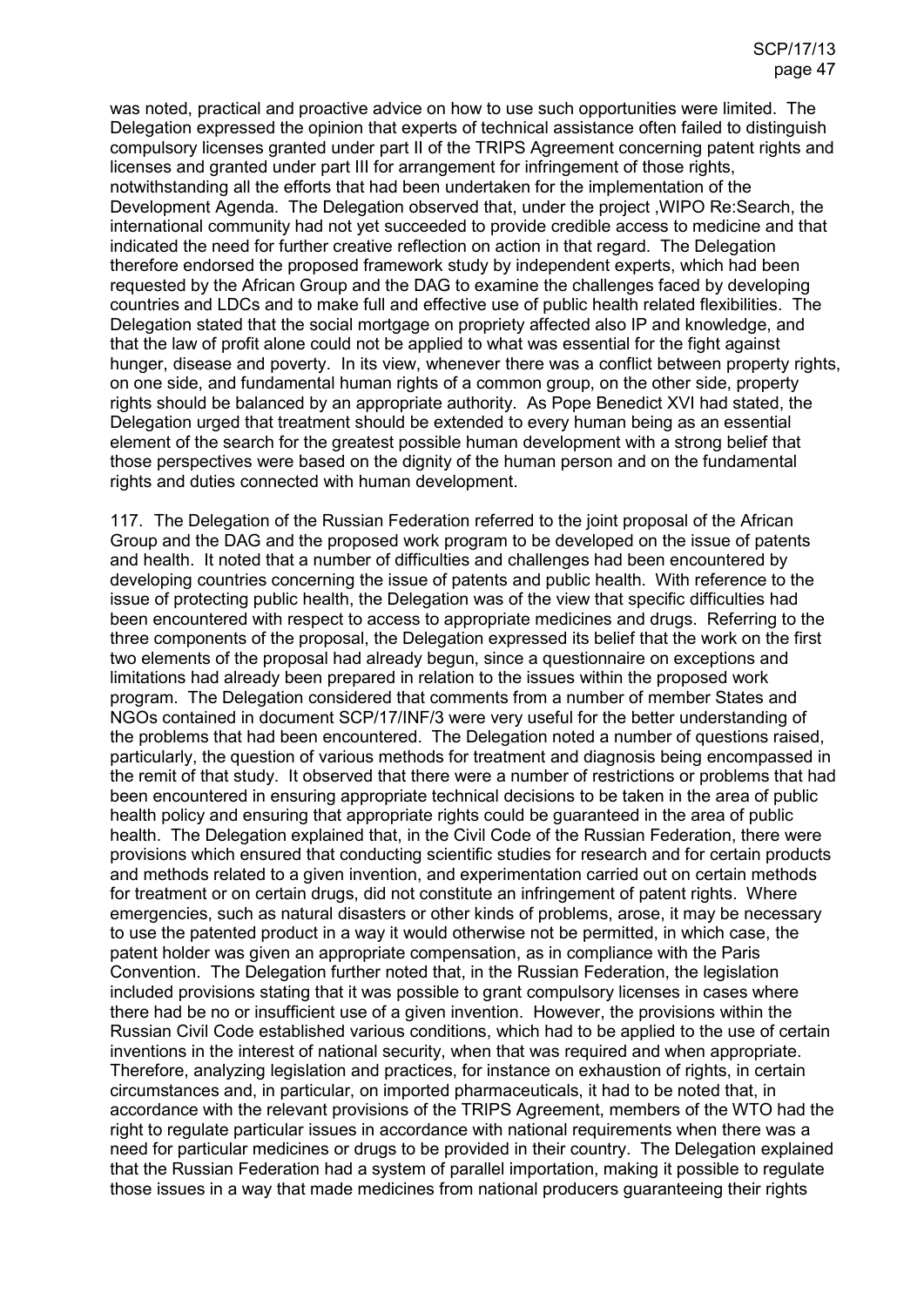was noted, practical and proactive advice on how to use such opportunities were limited. The Delegation expressed the opinion that experts of technical assistance often failed to distinguish compulsory licenses granted under part II of the TRIPS Agreement concerning patent rights and licenses and granted under part III for arrangement for infringement of those rights, notwithstanding all the efforts that had been undertaken for the implementation of the Development Agenda. The Delegation observed that, under the project ,WIPO Re:Search, the international community had not yet succeeded to provide credible access to medicine and that indicated the need for further creative reflection on action in that regard. The Delegation therefore endorsed the proposed framework study by independent experts, which had been requested by the African Group and the DAG to examine the challenges faced by developing countries and LDCs and to make full and effective use of public health related flexibilities. The Delegation stated that the social mortgage on propriety affected also IP and knowledge, and that the law of profit alone could not be applied to what was essential for the fight against hunger, disease and poverty. In its view, whenever there was a conflict between property rights, on one side, and fundamental human rights of a common group, on the other side, property rights should be balanced by an appropriate authority. As Pope Benedict XVI had stated, the Delegation urged that treatment should be extended to every human being as an essential element of the search for the greatest possible human development with a strong belief that those perspectives were based on the dignity of the human person and on the fundamental rights and duties connected with human development.

117. The Delegation of the Russian Federation referred to the joint proposal of the African Group and the DAG and the proposed work program to be developed on the issue of patents and health. It noted that a number of difficulties and challenges had been encountered by developing countries concerning the issue of patents and public health. With reference to the issue of protecting public health, the Delegation was of the view that specific difficulties had been encountered with respect to access to appropriate medicines and drugs. Referring to the three components of the proposal, the Delegation expressed its belief that the work on the first two elements of the proposal had already begun, since a questionnaire on exceptions and limitations had already been prepared in relation to the issues within the proposed work program. The Delegation considered that comments from a number of member States and NGOs contained in document SCP/17/INF/3 were very useful for the better understanding of the problems that had been encountered. The Delegation noted a number of questions raised, particularly, the question of various methods for treatment and diagnosis being encompassed in the remit of that study. It observed that there were a number of restrictions or problems that had been encountered in ensuring appropriate technical decisions to be taken in the area of public health policy and ensuring that appropriate rights could be guaranteed in the area of public health. The Delegation explained that, in the Civil Code of the Russian Federation, there were provisions which ensured that conducting scientific studies for research and for certain products and methods related to a given invention, and experimentation carried out on certain methods for treatment or on certain drugs, did not constitute an infringement of patent rights. Where emergencies, such as natural disasters or other kinds of problems, arose, it may be necessary to use the patented product in a way it would otherwise not be permitted, in which case, the patent holder was given an appropriate compensation, as in compliance with the Paris Convention. The Delegation further noted that, in the Russian Federation, the legislation included provisions stating that it was possible to grant compulsory licenses in cases where there had be no or insufficient use of a given invention. However, the provisions within the Russian Civil Code established various conditions, which had to be applied to the use of certain inventions in the interest of national security, when that was required and when appropriate. Therefore, analyzing legislation and practices, for instance on exhaustion of rights, in certain circumstances and, in particular, on imported pharmaceuticals, it had to be noted that, in accordance with the relevant provisions of the TRIPS Agreement, members of the WTO had the right to regulate particular issues in accordance with national requirements when there was a need for particular medicines or drugs to be provided in their country. The Delegation explained that the Russian Federation had a system of parallel importation, making it possible to regulate those issues in a way that made medicines from national producers guaranteeing their rights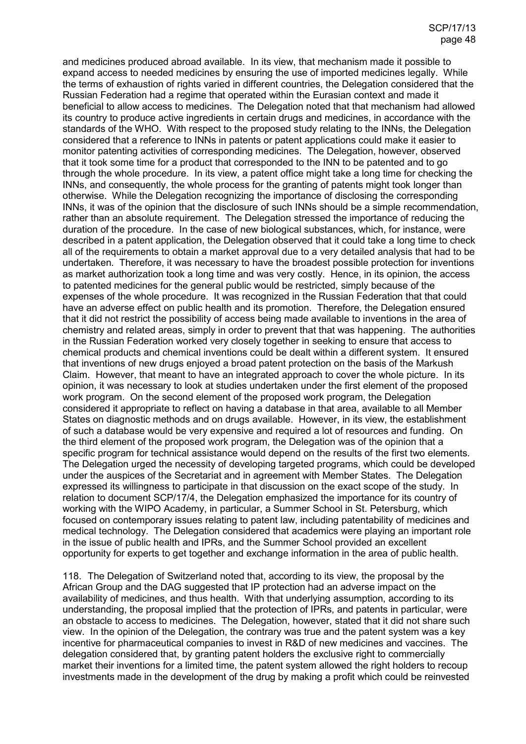and medicines produced abroad available. In its view, that mechanism made it possible to expand access to needed medicines by ensuring the use of imported medicines legally. While the terms of exhaustion of rights varied in different countries, the Delegation considered that the Russian Federation had a regime that operated within the Eurasian context and made it beneficial to allow access to medicines. The Delegation noted that that mechanism had allowed its country to produce active ingredients in certain drugs and medicines, in accordance with the standards of the WHO. With respect to the proposed study relating to the INNs, the Delegation considered that a reference to INNs in patents or patent applications could make it easier to monitor patenting activities of corresponding medicines. The Delegation, however, observed that it took some time for a product that corresponded to the INN to be patented and to go through the whole procedure. In its view, a patent office might take a long time for checking the INNs, and consequently, the whole process for the granting of patents might took longer than otherwise. While the Delegation recognizing the importance of disclosing the corresponding INNs, it was of the opinion that the disclosure of such INNs should be a simple recommendation, rather than an absolute requirement. The Delegation stressed the importance of reducing the duration of the procedure. In the case of new biological substances, which, for instance, were described in a patent application, the Delegation observed that it could take a long time to check all of the requirements to obtain a market approval due to a very detailed analysis that had to be undertaken. Therefore, it was necessary to have the broadest possible protection for inventions as market authorization took a long time and was very costly. Hence, in its opinion, the access to patented medicines for the general public would be restricted, simply because of the expenses of the whole procedure. It was recognized in the Russian Federation that that could have an adverse effect on public health and its promotion. Therefore, the Delegation ensured that it did not restrict the possibility of access being made available to inventions in the area of chemistry and related areas, simply in order to prevent that that was happening. The authorities in the Russian Federation worked very closely together in seeking to ensure that access to chemical products and chemical inventions could be dealt within a different system. It ensured that inventions of new drugs enjoyed a broad patent protection on the basis of the Markush Claim. However, that meant to have an integrated approach to cover the whole picture. In its opinion, it was necessary to look at studies undertaken under the first element of the proposed work program. On the second element of the proposed work program, the Delegation considered it appropriate to reflect on having a database in that area, available to all Member States on diagnostic methods and on drugs available. However, in its view, the establishment of such a database would be very expensive and required a lot of resources and funding. On the third element of the proposed work program, the Delegation was of the opinion that a specific program for technical assistance would depend on the results of the first two elements. The Delegation urged the necessity of developing targeted programs, which could be developed under the auspices of the Secretariat and in agreement with Member States. The Delegation expressed its willingness to participate in that discussion on the exact scope of the study. In relation to document SCP/17/4, the Delegation emphasized the importance for its country of working with the WIPO Academy, in particular, a Summer School in St. Petersburg, which focused on contemporary issues relating to patent law, including patentability of medicines and medical technology. The Delegation considered that academics were playing an important role in the issue of public health and IPRs, and the Summer School provided an excellent opportunity for experts to get together and exchange information in the area of public health.

118. The Delegation of Switzerland noted that, according to its view, the proposal by the African Group and the DAG suggested that IP protection had an adverse impact on the availability of medicines, and thus health. With that underlying assumption, according to its understanding, the proposal implied that the protection of IPRs, and patents in particular, were an obstacle to access to medicines. The Delegation, however, stated that it did not share such view. In the opinion of the Delegation, the contrary was true and the patent system was a key incentive for pharmaceutical companies to invest in R&D of new medicines and vaccines. The delegation considered that, by granting patent holders the exclusive right to commercially market their inventions for a limited time, the patent system allowed the right holders to recoup investments made in the development of the drug by making a profit which could be reinvested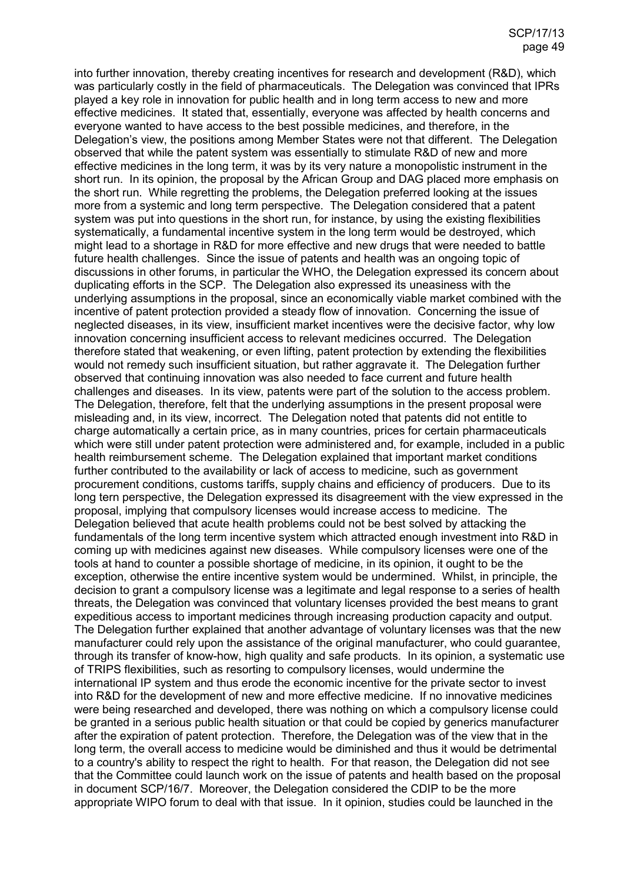into further innovation, thereby creating incentives for research and development (R&D), which was particularly costly in the field of pharmaceuticals. The Delegation was convinced that IPRs played a key role in innovation for public health and in long term access to new and more effective medicines. It stated that, essentially, everyone was affected by health concerns and everyone wanted to have access to the best possible medicines, and therefore, in the Delegation's view, the positions among Member States were not that different. The Delegation observed that while the patent system was essentially to stimulate R&D of new and more effective medicines in the long term, it was by its very nature a monopolistic instrument in the short run. In its opinion, the proposal by the African Group and DAG placed more emphasis on the short run. While regretting the problems, the Delegation preferred looking at the issues more from a systemic and long term perspective. The Delegation considered that a patent system was put into questions in the short run, for instance, by using the existing flexibilities systematically, a fundamental incentive system in the long term would be destroyed, which might lead to a shortage in R&D for more effective and new drugs that were needed to battle future health challenges. Since the issue of patents and health was an ongoing topic of discussions in other forums, in particular the WHO, the Delegation expressed its concern about duplicating efforts in the SCP. The Delegation also expressed its uneasiness with the underlying assumptions in the proposal, since an economically viable market combined with the incentive of patent protection provided a steady flow of innovation. Concerning the issue of neglected diseases, in its view, insufficient market incentives were the decisive factor, why low innovation concerning insufficient access to relevant medicines occurred. The Delegation therefore stated that weakening, or even lifting, patent protection by extending the flexibilities would not remedy such insufficient situation, but rather aggravate it. The Delegation further observed that continuing innovation was also needed to face current and future health challenges and diseases. In its view, patents were part of the solution to the access problem. The Delegation, therefore, felt that the underlying assumptions in the present proposal were misleading and, in its view, incorrect. The Delegation noted that patents did not entitle to charge automatically a certain price, as in many countries, prices for certain pharmaceuticals which were still under patent protection were administered and, for example, included in a public health reimbursement scheme. The Delegation explained that important market conditions further contributed to the availability or lack of access to medicine, such as government procurement conditions, customs tariffs, supply chains and efficiency of producers. Due to its long tern perspective, the Delegation expressed its disagreement with the view expressed in the proposal, implying that compulsory licenses would increase access to medicine. The Delegation believed that acute health problems could not be best solved by attacking the fundamentals of the long term incentive system which attracted enough investment into R&D in coming up with medicines against new diseases. While compulsory licenses were one of the tools at hand to counter a possible shortage of medicine, in its opinion, it ought to be the exception, otherwise the entire incentive system would be undermined. Whilst, in principle, the decision to grant a compulsory license was a legitimate and legal response to a series of health threats, the Delegation was convinced that voluntary licenses provided the best means to grant expeditious access to important medicines through increasing production capacity and output. The Delegation further explained that another advantage of voluntary licenses was that the new manufacturer could rely upon the assistance of the original manufacturer, who could guarantee, through its transfer of know-how, high quality and safe products. In its opinion, a systematic use of TRIPS flexibilities, such as resorting to compulsory licenses, would undermine the international IP system and thus erode the economic incentive for the private sector to invest into R&D for the development of new and more effective medicine. If no innovative medicines were being researched and developed, there was nothing on which a compulsory license could be granted in a serious public health situation or that could be copied by generics manufacturer after the expiration of patent protection. Therefore, the Delegation was of the view that in the long term, the overall access to medicine would be diminished and thus it would be detrimental to a country's ability to respect the right to health. For that reason, the Delegation did not see that the Committee could launch work on the issue of patents and health based on the proposal in document SCP/16/7. Moreover, the Delegation considered the CDIP to be the more appropriate WIPO forum to deal with that issue. In it opinion, studies could be launched in the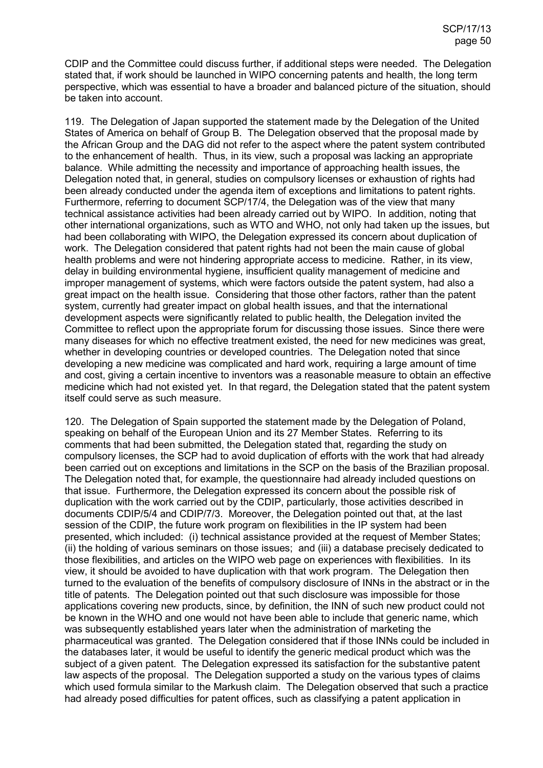CDIP and the Committee could discuss further, if additional steps were needed. The Delegation stated that, if work should be launched in WIPO concerning patents and health, the long term perspective, which was essential to have a broader and balanced picture of the situation, should be taken into account.

119. The Delegation of Japan supported the statement made by the Delegation of the United States of America on behalf of Group B. The Delegation observed that the proposal made by the African Group and the DAG did not refer to the aspect where the patent system contributed to the enhancement of health. Thus, in its view, such a proposal was lacking an appropriate balance. While admitting the necessity and importance of approaching health issues, the Delegation noted that, in general, studies on compulsory licenses or exhaustion of rights had been already conducted under the agenda item of exceptions and limitations to patent rights. Furthermore, referring to document SCP/17/4, the Delegation was of the view that many technical assistance activities had been already carried out by WIPO. In addition, noting that other international organizations, such as WTO and WHO, not only had taken up the issues, but had been collaborating with WIPO, the Delegation expressed its concern about duplication of work. The Delegation considered that patent rights had not been the main cause of global health problems and were not hindering appropriate access to medicine. Rather, in its view, delay in building environmental hygiene, insufficient quality management of medicine and improper management of systems, which were factors outside the patent system, had also a great impact on the health issue. Considering that those other factors, rather than the patent system, currently had greater impact on global health issues, and that the international development aspects were significantly related to public health, the Delegation invited the Committee to reflect upon the appropriate forum for discussing those issues. Since there were many diseases for which no effective treatment existed, the need for new medicines was great, whether in developing countries or developed countries. The Delegation noted that since developing a new medicine was complicated and hard work, requiring a large amount of time and cost, giving a certain incentive to inventors was a reasonable measure to obtain an effective medicine which had not existed yet. In that regard, the Delegation stated that the patent system itself could serve as such measure.

120. The Delegation of Spain supported the statement made by the Delegation of Poland, speaking on behalf of the European Union and its 27 Member States. Referring to its comments that had been submitted, the Delegation stated that, regarding the study on compulsory licenses, the SCP had to avoid duplication of efforts with the work that had already been carried out on exceptions and limitations in the SCP on the basis of the Brazilian proposal. The Delegation noted that, for example, the questionnaire had already included questions on that issue. Furthermore, the Delegation expressed its concern about the possible risk of duplication with the work carried out by the CDIP, particularly, those activities described in documents CDIP/5/4 and CDIP/7/3. Moreover, the Delegation pointed out that, at the last session of the CDIP, the future work program on flexibilities in the IP system had been presented, which included: (i) technical assistance provided at the request of Member States; (ii) the holding of various seminars on those issues; and (iii) a database precisely dedicated to those flexibilities, and articles on the WIPO web page on experiences with flexibilities. In its view, it should be avoided to have duplication with that work program. The Delegation then turned to the evaluation of the benefits of compulsory disclosure of INNs in the abstract or in the title of patents. The Delegation pointed out that such disclosure was impossible for those applications covering new products, since, by definition, the INN of such new product could not be known in the WHO and one would not have been able to include that generic name, which was subsequently established years later when the administration of marketing the pharmaceutical was granted. The Delegation considered that if those INNs could be included in the databases later, it would be useful to identify the generic medical product which was the subject of a given patent. The Delegation expressed its satisfaction for the substantive patent law aspects of the proposal. The Delegation supported a study on the various types of claims which used formula similar to the Markush claim. The Delegation observed that such a practice had already posed difficulties for patent offices, such as classifying a patent application in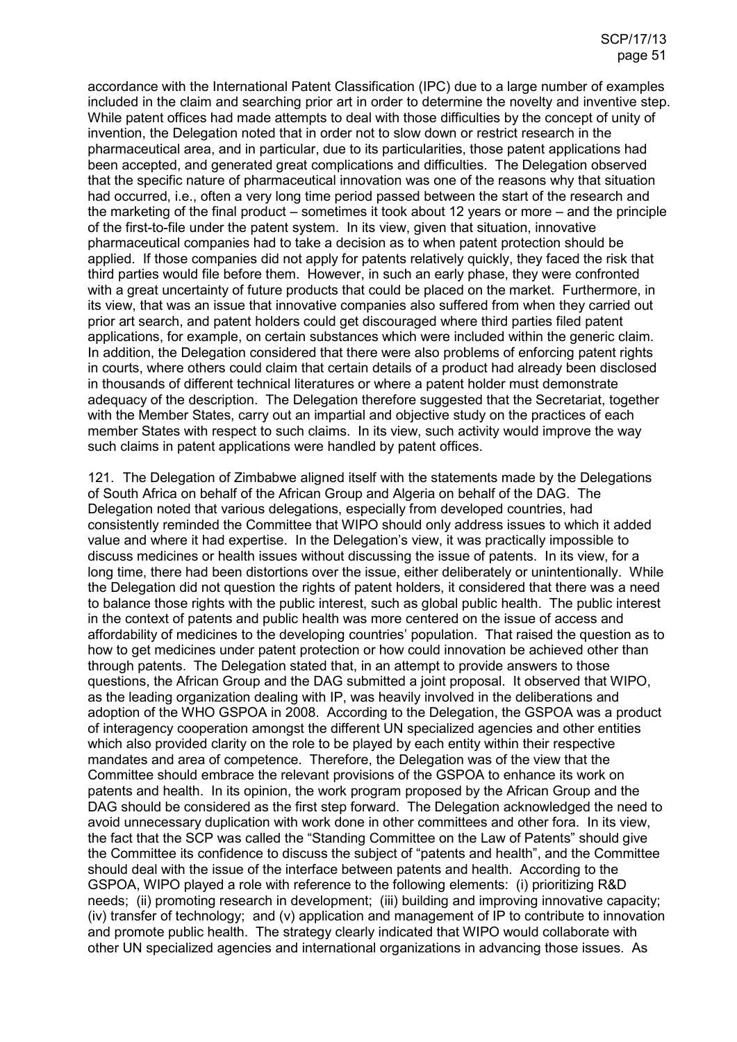accordance with the International Patent Classification (IPC) due to a large number of examples included in the claim and searching prior art in order to determine the novelty and inventive step. While patent offices had made attempts to deal with those difficulties by the concept of unity of invention, the Delegation noted that in order not to slow down or restrict research in the pharmaceutical area, and in particular, due to its particularities, those patent applications had been accepted, and generated great complications and difficulties. The Delegation observed that the specific nature of pharmaceutical innovation was one of the reasons why that situation had occurred, i.e., often a very long time period passed between the start of the research and the marketing of the final product – sometimes it took about 12 years or more – and the principle of the first-to-file under the patent system. In its view, given that situation, innovative pharmaceutical companies had to take a decision as to when patent protection should be applied. If those companies did not apply for patents relatively quickly, they faced the risk that third parties would file before them. However, in such an early phase, they were confronted with a great uncertainty of future products that could be placed on the market. Furthermore, in its view, that was an issue that innovative companies also suffered from when they carried out prior art search, and patent holders could get discouraged where third parties filed patent applications, for example, on certain substances which were included within the generic claim. In addition, the Delegation considered that there were also problems of enforcing patent rights in courts, where others could claim that certain details of a product had already been disclosed in thousands of different technical literatures or where a patent holder must demonstrate adequacy of the description. The Delegation therefore suggested that the Secretariat, together with the Member States, carry out an impartial and objective study on the practices of each member States with respect to such claims. In its view, such activity would improve the way such claims in patent applications were handled by patent offices.

121. The Delegation of Zimbabwe aligned itself with the statements made by the Delegations of South Africa on behalf of the African Group and Algeria on behalf of the DAG. The Delegation noted that various delegations, especially from developed countries, had consistently reminded the Committee that WIPO should only address issues to which it added value and where it had expertise. In the Delegation's view, it was practically impossible to discuss medicines or health issues without discussing the issue of patents. In its view, for a long time, there had been distortions over the issue, either deliberately or unintentionally. While the Delegation did not question the rights of patent holders, it considered that there was a need to balance those rights with the public interest, such as global public health. The public interest in the context of patents and public health was more centered on the issue of access and affordability of medicines to the developing countries' population. That raised the question as to how to get medicines under patent protection or how could innovation be achieved other than through patents. The Delegation stated that, in an attempt to provide answers to those questions, the African Group and the DAG submitted a joint proposal. It observed that WIPO, as the leading organization dealing with IP, was heavily involved in the deliberations and adoption of the WHO GSPOA in 2008. According to the Delegation, the GSPOA was a product of interagency cooperation amongst the different UN specialized agencies and other entities which also provided clarity on the role to be played by each entity within their respective mandates and area of competence. Therefore, the Delegation was of the view that the Committee should embrace the relevant provisions of the GSPOA to enhance its work on patents and health. In its opinion, the work program proposed by the African Group and the DAG should be considered as the first step forward. The Delegation acknowledged the need to avoid unnecessary duplication with work done in other committees and other fora. In its view, the fact that the SCP was called the "Standing Committee on the Law of Patents" should give the Committee its confidence to discuss the subject of "patents and health", and the Committee should deal with the issue of the interface between patents and health. According to the GSPOA, WIPO played a role with reference to the following elements: (i) prioritizing R&D needs; (ii) promoting research in development; (iii) building and improving innovative capacity; (iv) transfer of technology; and (v) application and management of IP to contribute to innovation and promote public health. The strategy clearly indicated that WIPO would collaborate with other UN specialized agencies and international organizations in advancing those issues. As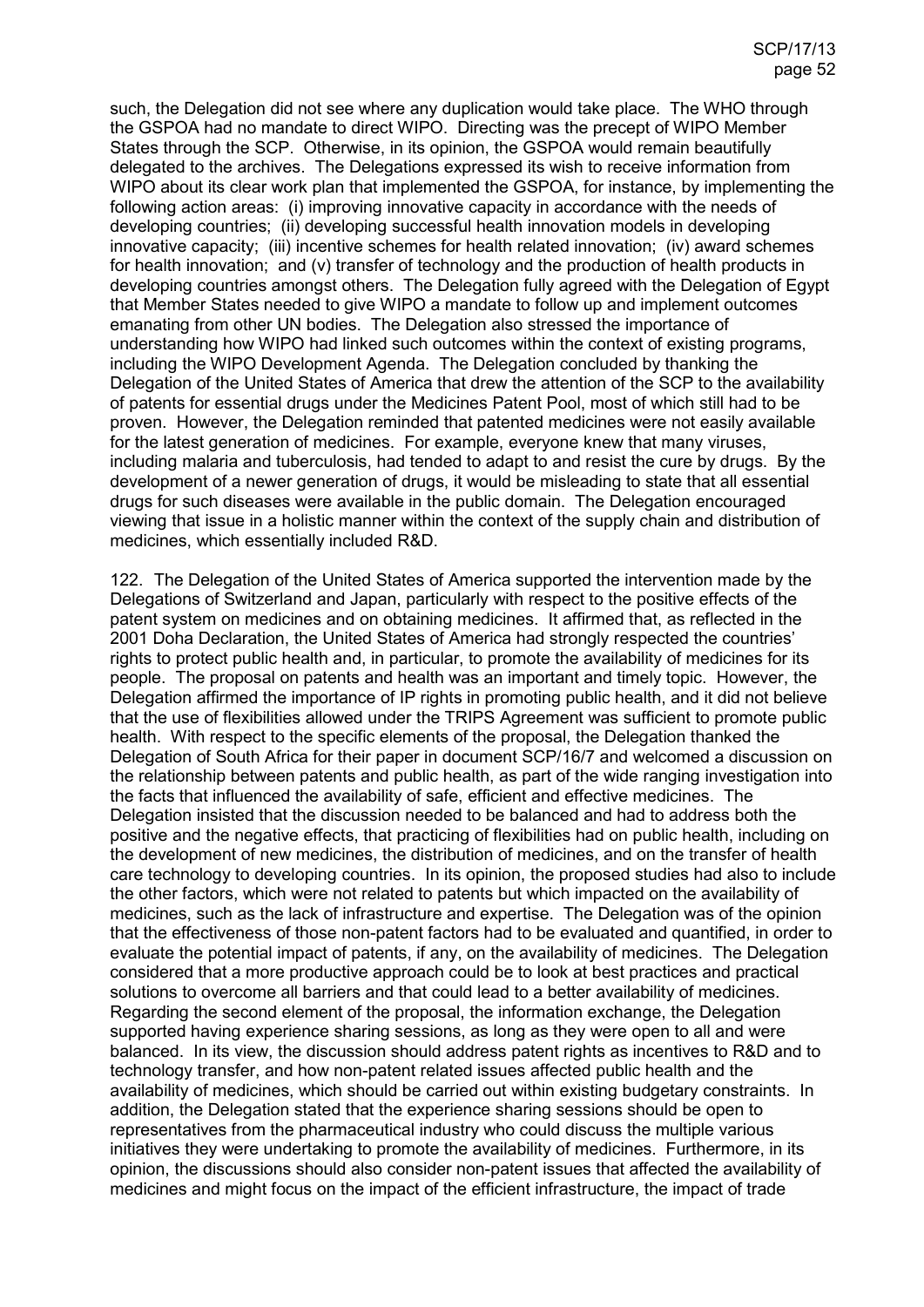such, the Delegation did not see where any duplication would take place. The WHO through the GSPOA had no mandate to direct WIPO. Directing was the precept of WIPO Member States through the SCP. Otherwise, in its opinion, the GSPOA would remain beautifully delegated to the archives. The Delegations expressed its wish to receive information from WIPO about its clear work plan that implemented the GSPOA, for instance, by implementing the following action areas: (i) improving innovative capacity in accordance with the needs of developing countries; (ii) developing successful health innovation models in developing innovative capacity; (iii) incentive schemes for health related innovation; (iv) award schemes for health innovation; and (v) transfer of technology and the production of health products in developing countries amongst others. The Delegation fully agreed with the Delegation of Egypt that Member States needed to give WIPO a mandate to follow up and implement outcomes emanating from other UN bodies. The Delegation also stressed the importance of understanding how WIPO had linked such outcomes within the context of existing programs, including the WIPO Development Agenda. The Delegation concluded by thanking the Delegation of the United States of America that drew the attention of the SCP to the availability of patents for essential drugs under the Medicines Patent Pool, most of which still had to be proven. However, the Delegation reminded that patented medicines were not easily available for the latest generation of medicines. For example, everyone knew that many viruses, including malaria and tuberculosis, had tended to adapt to and resist the cure by drugs. By the development of a newer generation of drugs, it would be misleading to state that all essential drugs for such diseases were available in the public domain. The Delegation encouraged viewing that issue in a holistic manner within the context of the supply chain and distribution of medicines, which essentially included R&D.

122. The Delegation of the United States of America supported the intervention made by the Delegations of Switzerland and Japan, particularly with respect to the positive effects of the patent system on medicines and on obtaining medicines. It affirmed that, as reflected in the 2001 Doha Declaration, the United States of America had strongly respected the countries' rights to protect public health and, in particular, to promote the availability of medicines for its people. The proposal on patents and health was an important and timely topic. However, the Delegation affirmed the importance of IP rights in promoting public health, and it did not believe that the use of flexibilities allowed under the TRIPS Agreement was sufficient to promote public health. With respect to the specific elements of the proposal, the Delegation thanked the Delegation of South Africa for their paper in document SCP/16/7 and welcomed a discussion on the relationship between patents and public health, as part of the wide ranging investigation into the facts that influenced the availability of safe, efficient and effective medicines. The Delegation insisted that the discussion needed to be balanced and had to address both the positive and the negative effects, that practicing of flexibilities had on public health, including on the development of new medicines, the distribution of medicines, and on the transfer of health care technology to developing countries. In its opinion, the proposed studies had also to include the other factors, which were not related to patents but which impacted on the availability of medicines, such as the lack of infrastructure and expertise. The Delegation was of the opinion that the effectiveness of those non-patent factors had to be evaluated and quantified, in order to evaluate the potential impact of patents, if any, on the availability of medicines. The Delegation considered that a more productive approach could be to look at best practices and practical solutions to overcome all barriers and that could lead to a better availability of medicines. Regarding the second element of the proposal, the information exchange, the Delegation supported having experience sharing sessions, as long as they were open to all and were balanced. In its view, the discussion should address patent rights as incentives to R&D and to technology transfer, and how non-patent related issues affected public health and the availability of medicines, which should be carried out within existing budgetary constraints. In addition, the Delegation stated that the experience sharing sessions should be open to representatives from the pharmaceutical industry who could discuss the multiple various initiatives they were undertaking to promote the availability of medicines. Furthermore, in its opinion, the discussions should also consider non-patent issues that affected the availability of medicines and might focus on the impact of the efficient infrastructure, the impact of trade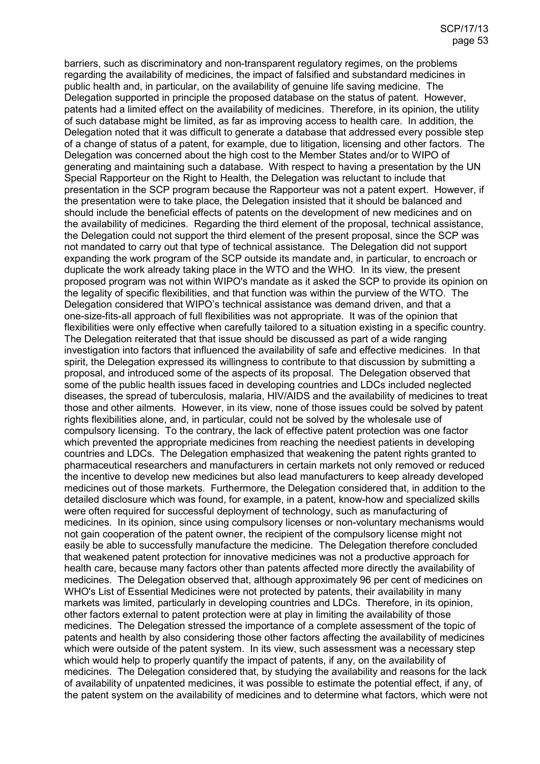barriers, such as discriminatory and non-transparent regulatory regimes, on the problems regarding the availability of medicines, the impact of falsified and substandard medicines in public health and, in particular, on the availability of genuine life saving medicine. The Delegation supported in principle the proposed database on the status of patent. However, patents had a limited effect on the availability of medicines. Therefore, in its opinion, the utility of such database might be limited, as far as improving access to health care. In addition, the Delegation noted that it was difficult to generate a database that addressed every possible step of a change of status of a patent, for example, due to litigation, licensing and other factors. The Delegation was concerned about the high cost to the Member States and/or to WIPO of generating and maintaining such a database. With respect to having a presentation by the UN Special Rapporteur on the Right to Health, the Delegation was reluctant to include that presentation in the SCP program because the Rapporteur was not a patent expert. However, if the presentation were to take place, the Delegation insisted that it should be balanced and should include the beneficial effects of patents on the development of new medicines and on the availability of medicines. Regarding the third element of the proposal, technical assistance, the Delegation could not support the third element of the present proposal, since the SCP was not mandated to carry out that type of technical assistance. The Delegation did not support expanding the work program of the SCP outside its mandate and, in particular, to encroach or duplicate the work already taking place in the WTO and the WHO. In its view, the present proposed program was not within WIPO's mandate as it asked the SCP to provide its opinion on the legality of specific flexibilities, and that function was within the purview of the WTO. The Delegation considered that WIPO's technical assistance was demand driven, and that a one-size-fits-all approach of full flexibilities was not appropriate. It was of the opinion that flexibilities were only effective when carefully tailored to a situation existing in a specific country. The Delegation reiterated that that issue should be discussed as part of a wide ranging investigation into factors that influenced the availability of safe and effective medicines. In that spirit, the Delegation expressed its willingness to contribute to that discussion by submitting a proposal, and introduced some of the aspects of its proposal. The Delegation observed that some of the public health issues faced in developing countries and LDCs included neglected diseases, the spread of tuberculosis, malaria, HIV/AIDS and the availability of medicines to treat those and other ailments. However, in its view, none of those issues could be solved by patent rights flexibilities alone, and, in particular, could not be solved by the wholesale use of compulsory licensing. To the contrary, the lack of effective patent protection was one factor which prevented the appropriate medicines from reaching the neediest patients in developing countries and LDCs. The Delegation emphasized that weakening the patent rights granted to pharmaceutical researchers and manufacturers in certain markets not only removed or reduced the incentive to develop new medicines but also lead manufacturers to keep already developed medicines out of those markets. Furthermore, the Delegation considered that, in addition to the detailed disclosure which was found, for example, in a patent, know-how and specialized skills were often required for successful deployment of technology, such as manufacturing of medicines. In its opinion, since using compulsory licenses or non-voluntary mechanisms would not gain cooperation of the patent owner, the recipient of the compulsory license might not easily be able to successfully manufacture the medicine. The Delegation therefore concluded that weakened patent protection for innovative medicines was not a productive approach for health care, because many factors other than patents affected more directly the availability of medicines. The Delegation observed that, although approximately 96 per cent of medicines on WHO's List of Essential Medicines were not protected by patents, their availability in many markets was limited, particularly in developing countries and LDCs. Therefore, in its opinion, other factors external to patent protection were at play in limiting the availability of those medicines. The Delegation stressed the importance of a complete assessment of the topic of patents and health by also considering those other factors affecting the availability of medicines which were outside of the patent system. In its view, such assessment was a necessary step which would help to properly quantify the impact of patents, if any, on the availability of medicines. The Delegation considered that, by studying the availability and reasons for the lack of availability of unpatented medicines, it was possible to estimate the potential effect, if any, of the patent system on the availability of medicines and to determine what factors, which were not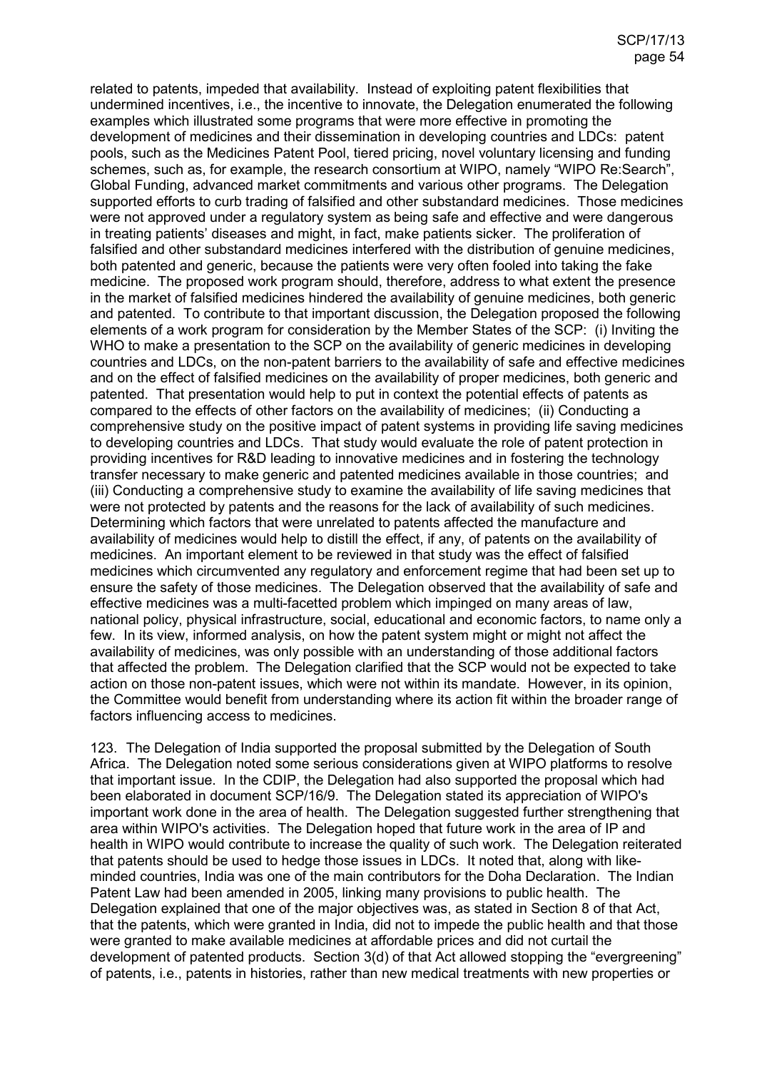related to patents, impeded that availability. Instead of exploiting patent flexibilities that undermined incentives, i.e., the incentive to innovate, the Delegation enumerated the following examples which illustrated some programs that were more effective in promoting the development of medicines and their dissemination in developing countries and LDCs: patent pools, such as the Medicines Patent Pool, tiered pricing, novel voluntary licensing and funding schemes, such as, for example, the research consortium at WIPO, namely "WIPO Re:Search", Global Funding, advanced market commitments and various other programs. The Delegation supported efforts to curb trading of falsified and other substandard medicines. Those medicines were not approved under a regulatory system as being safe and effective and were dangerous in treating patients' diseases and might, in fact, make patients sicker. The proliferation of falsified and other substandard medicines interfered with the distribution of genuine medicines, both patented and generic, because the patients were very often fooled into taking the fake medicine. The proposed work program should, therefore, address to what extent the presence in the market of falsified medicines hindered the availability of genuine medicines, both generic and patented. To contribute to that important discussion, the Delegation proposed the following elements of a work program for consideration by the Member States of the SCP: (i) Inviting the WHO to make a presentation to the SCP on the availability of generic medicines in developing countries and LDCs, on the non-patent barriers to the availability of safe and effective medicines and on the effect of falsified medicines on the availability of proper medicines, both generic and patented. That presentation would help to put in context the potential effects of patents as compared to the effects of other factors on the availability of medicines; (ii) Conducting a comprehensive study on the positive impact of patent systems in providing life saving medicines to developing countries and LDCs. That study would evaluate the role of patent protection in providing incentives for R&D leading to innovative medicines and in fostering the technology transfer necessary to make generic and patented medicines available in those countries; and (iii) Conducting a comprehensive study to examine the availability of life saving medicines that were not protected by patents and the reasons for the lack of availability of such medicines. Determining which factors that were unrelated to patents affected the manufacture and availability of medicines would help to distill the effect, if any, of patents on the availability of medicines. An important element to be reviewed in that study was the effect of falsified medicines which circumvented any regulatory and enforcement regime that had been set up to ensure the safety of those medicines. The Delegation observed that the availability of safe and effective medicines was a multi-facetted problem which impinged on many areas of law, national policy, physical infrastructure, social, educational and economic factors, to name only a few. In its view, informed analysis, on how the patent system might or might not affect the availability of medicines, was only possible with an understanding of those additional factors that affected the problem. The Delegation clarified that the SCP would not be expected to take action on those non-patent issues, which were not within its mandate. However, in its opinion, the Committee would benefit from understanding where its action fit within the broader range of factors influencing access to medicines.

123. The Delegation of India supported the proposal submitted by the Delegation of South Africa. The Delegation noted some serious considerations given at WIPO platforms to resolve that important issue. In the CDIP, the Delegation had also supported the proposal which had been elaborated in document SCP/16/9. The Delegation stated its appreciation of WIPO's important work done in the area of health. The Delegation suggested further strengthening that area within WIPO's activities. The Delegation hoped that future work in the area of IP and health in WIPO would contribute to increase the quality of such work. The Delegation reiterated that patents should be used to hedge those issues in LDCs. It noted that, along with like-minded countries, India was one of the main contributors for the Doha Declaration. The Indian Patent Law had been amended in 2005, linking many provisions to public health. The Delegation explained that one of the major objectives was, as stated in Section 8 of that Act, that the patents, which were granted in India, did not to impede the public health and that those were granted to make available medicines at affordable prices and did not curtail the development of patented products. Section 3(d) of that Act allowed stopping the "evergreening" of patents, i.e., patents in histories, rather than new medical treatments with new properties or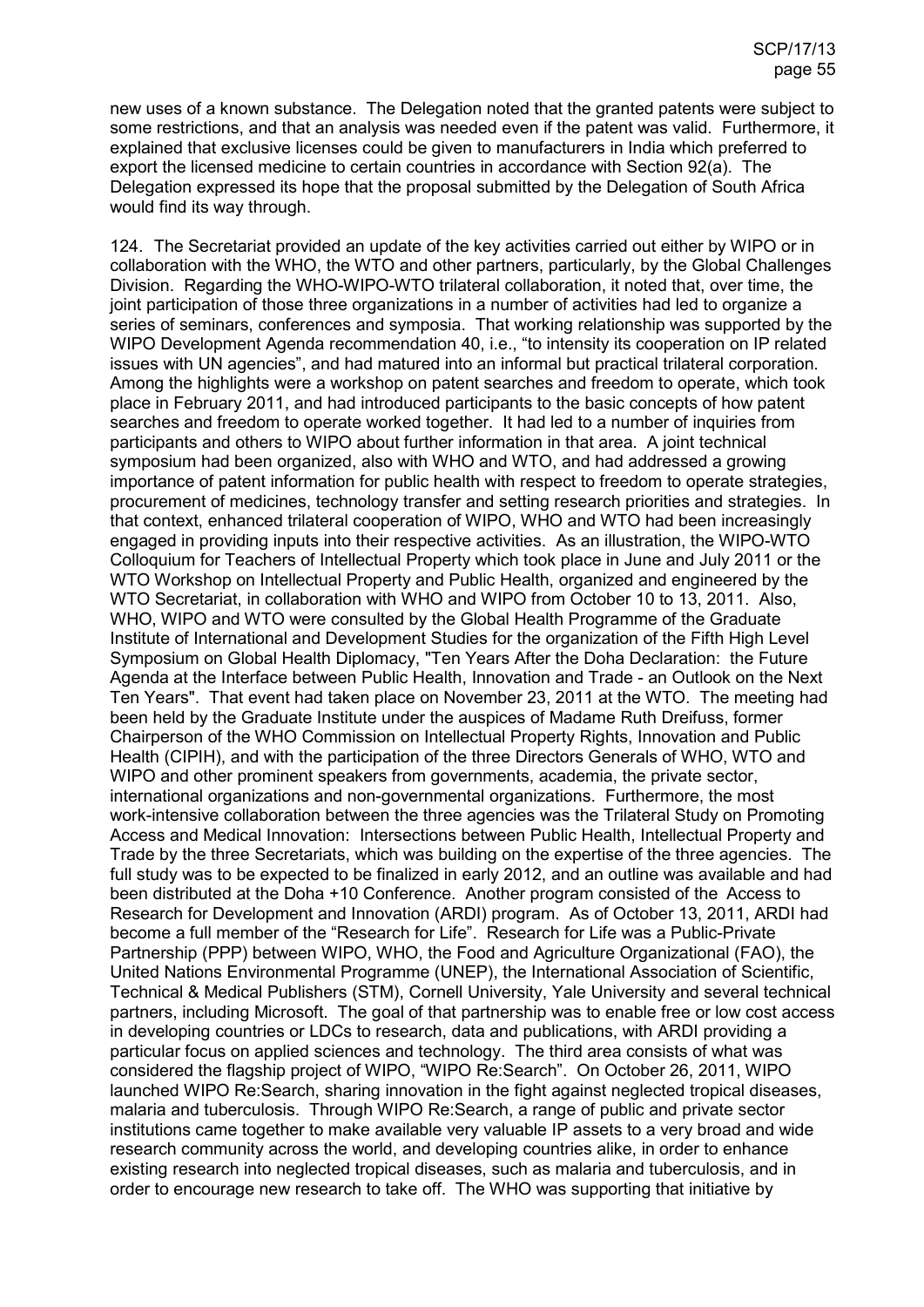new uses of a known substance. The Delegation noted that the granted patents were subject to some restrictions, and that an analysis was needed even if the patent was valid. Furthermore, it explained that exclusive licenses could be given to manufacturers in India which preferred to export the licensed medicine to certain countries in accordance with Section 92(a). The Delegation expressed its hope that the proposal submitted by the Delegation of South Africa would find its way through.

124. The Secretariat provided an update of the key activities carried out either by WIPO or in collaboration with the WHO, the WTO and other partners, particularly, by the Global Challenges Division. Regarding the WHO-WIPO-WTO trilateral collaboration, it noted that, over time, the joint participation of those three organizations in a number of activities had led to organize a series of seminars, conferences and symposia. That working relationship was supported by the WIPO Development Agenda recommendation 40, i.e., "to intensity its cooperation on IP related issues with UN agencies", and had matured into an informal but practical trilateral corporation. Among the highlights were a workshop on patent searches and freedom to operate, which took place in February 2011, and had introduced participants to the basic concepts of how patent searches and freedom to operate worked together. It had led to a number of inquiries from participants and others to WIPO about further information in that area. A joint technical symposium had been organized, also with WHO and WTO, and had addressed a growing importance of patent information for public health with respect to freedom to operate strategies, procurement of medicines, technology transfer and setting research priorities and strategies. In that context, enhanced trilateral cooperation of WIPO, WHO and WTO had been increasingly engaged in providing inputs into their respective activities. As an illustration, the WIPO-WTO Colloquium for Teachers of Intellectual Property which took place in June and July 2011 or the WTO Workshop on Intellectual Property and Public Health, organized and engineered by the WTO Secretariat, in collaboration with WHO and WIPO from October 10 to 13, 2011. Also, WHO, WIPO and WTO were consulted by the Global Health Programme of the Graduate Institute of International and Development Studies for the organization of the Fifth High Level Symposium on Global Health Diplomacy, "Ten Years After the Doha Declaration: the Future Agenda at the Interface between Public Health, Innovation and Trade - an Outlook on the Next Ten Years". That event had taken place on November 23, 2011 at the WTO. The meeting had been held by the Graduate Institute under the auspices of Madame Ruth Dreifuss, former Chairperson of the WHO Commission on Intellectual Property Rights, Innovation and Public Health (CIPIH), and with the participation of the three Directors Generals of WHO, WTO and WIPO and other prominent speakers from governments, academia, the private sector, international organizations and non-governmental organizations. Furthermore, the most work-intensive collaboration between the three agencies was the Trilateral Study on Promoting Access and Medical Innovation: Intersections between Public Health, Intellectual Property and Trade by the three Secretariats, which was building on the expertise of the three agencies. The full study was to be expected to be finalized in early 2012, and an outline was available and had been distributed at the Doha +10 Conference. Another program consisted of the Access to Research for Development and Innovation (ARDI) program. As of October 13, 2011, ARDI had become a full member of the "Research for Life". Research for Life was a Public-Private Partnership (PPP) between WIPO, WHO, the Food and Agriculture Organizational (FAO), the United Nations Environmental Programme (UNEP), the International Association of Scientific, Technical & Medical Publishers (STM), Cornell University, Yale University and several technical partners, including Microsoft. The goal of that partnership was to enable free or low cost access in developing countries or LDCs to research, data and publications, with ARDI providing a particular focus on applied sciences and technology. The third area consists of what was considered the flagship project of WIPO, "WIPO Re:Search". On October 26, 2011, WIPO launched WIPO Re:Search, sharing innovation in the fight against neglected tropical diseases, malaria and tuberculosis. Through WIPO Re:Search, a range of public and private sector institutions came together to make available very valuable IP assets to a very broad and wide research community across the world, and developing countries alike, in order to enhance existing research into neglected tropical diseases, such as malaria and tuberculosis, and in order to encourage new research to take off. The WHO was supporting that initiative by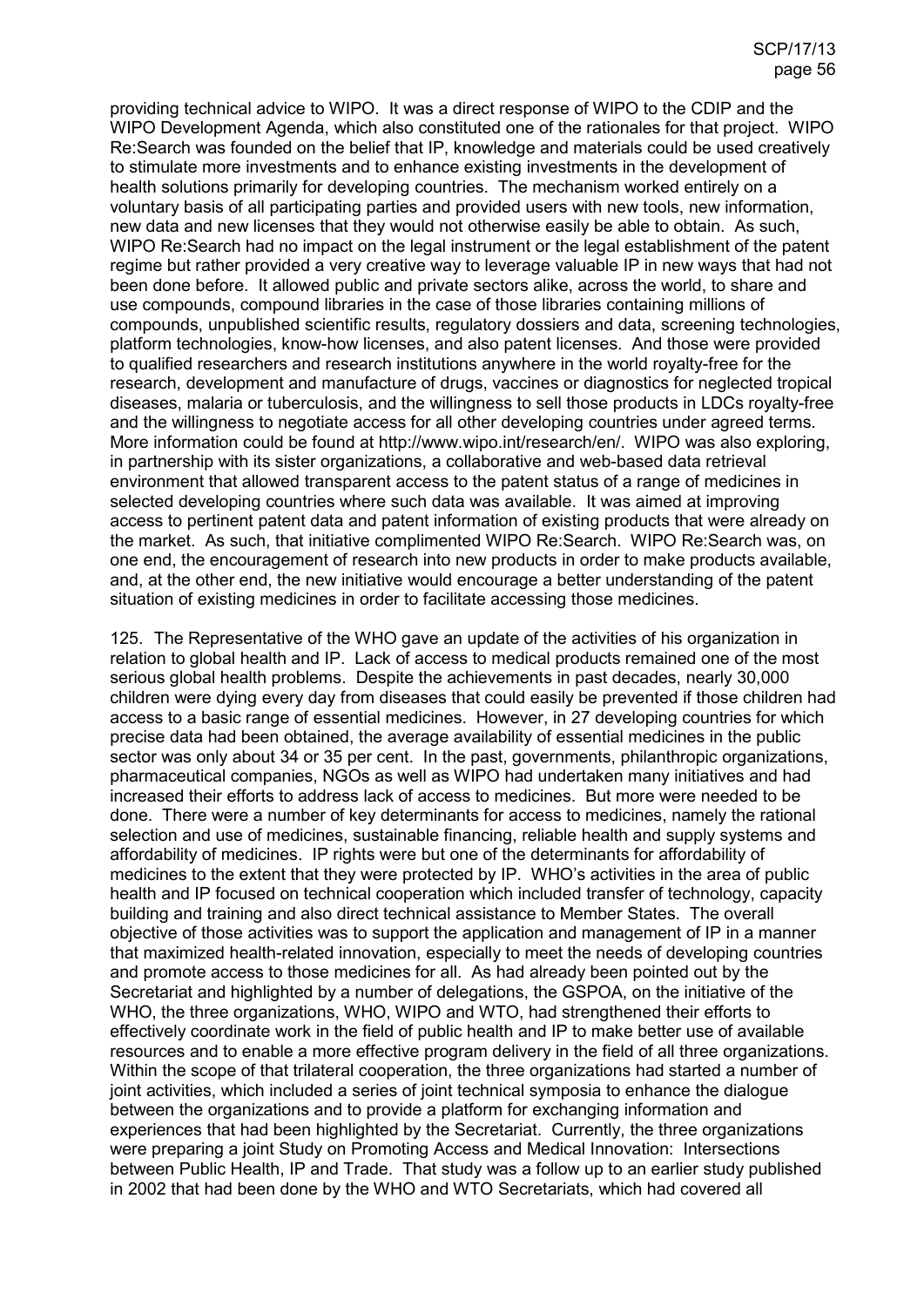providing technical advice to WIPO. It was a direct response of WIPO to the CDIP and the WIPO Development Agenda, which also constituted one of the rationales for that project. WIPO Re:Search was founded on the belief that IP, knowledge and materials could be used creatively to stimulate more investments and to enhance existing investments in the development of health solutions primarily for developing countries. The mechanism worked entirely on a voluntary basis of all participating parties and provided users with new tools, new information, new data and new licenses that they would not otherwise easily be able to obtain. As such, WIPO Re:Search had no impact on the legal instrument or the legal establishment of the patent regime but rather provided a very creative way to leverage valuable IP in new ways that had not been done before. It allowed public and private sectors alike, across the world, to share and use compounds, compound libraries in the case of those libraries containing millions of compounds, unpublished scientific results, regulatory dossiers and data, screening technologies, platform technologies, know-how licenses, and also patent licenses. And those were provided to qualified researchers and research institutions anywhere in the world royalty-free for the research, development and manufacture of drugs, vaccines or diagnostics for neglected tropical diseases, malaria or tuberculosis, and the willingness to sell those products in LDCs royalty-free and the willingness to negotiate access for all other developing countries under agreed terms. More information could be found at http://www.wipo.int/research/en/. WIPO was also exploring, in partnership with its sister organizations, a collaborative and web-based data retrieval environment that allowed transparent access to the patent status of a range of medicines in selected developing countries where such data was available. It was aimed at improving access to pertinent patent data and patent information of existing products that were already on the market. As such, that initiative complimented WIPO Re:Search. WIPO Re:Search was, on one end, the encouragement of research into new products in order to make products available, and, at the other end, the new initiative would encourage a better understanding of the patent situation of existing medicines in order to facilitate accessing those medicines.

125. The Representative of the WHO gave an update of the activities of his organization in relation to global health and IP. Lack of access to medical products remained one of the most serious global health problems. Despite the achievements in past decades, nearly 30,000 children were dying every day from diseases that could easily be prevented if those children had access to a basic range of essential medicines. However, in 27 developing countries for which precise data had been obtained, the average availability of essential medicines in the public sector was only about 34 or 35 per cent. In the past, governments, philanthropic organizations, pharmaceutical companies, NGOs as well as WIPO had undertaken many initiatives and had increased their efforts to address lack of access to medicines. But more were needed to be done. There were a number of key determinants for access to medicines, namely the rational selection and use of medicines, sustainable financing, reliable health and supply systems and affordability of medicines. IP rights were but one of the determinants for affordability of medicines to the extent that they were protected by IP. WHO's activities in the area of public health and IP focused on technical cooperation which included transfer of technology, capacity building and training and also direct technical assistance to Member States. The overall objective of those activities was to support the application and management of IP in a manner that maximized health-related innovation, especially to meet the needs of developing countries and promote access to those medicines for all. As had already been pointed out by the Secretariat and highlighted by a number of delegations, the GSPOA, on the initiative of the WHO, the three organizations, WHO, WIPO and WTO, had strengthened their efforts to effectively coordinate work in the field of public health and IP to make better use of available resources and to enable a more effective program delivery in the field of all three organizations. Within the scope of that trilateral cooperation, the three organizations had started a number of joint activities, which included a series of joint technical symposia to enhance the dialogue between the organizations and to provide a platform for exchanging information and experiences that had been highlighted by the Secretariat. Currently, the three organizations were preparing a joint Study on Promoting Access and Medical Innovation: Intersections between Public Health, IP and Trade. That study was a follow up to an earlier study published in 2002 that had been done by the WHO and WTO Secretariats, which had covered all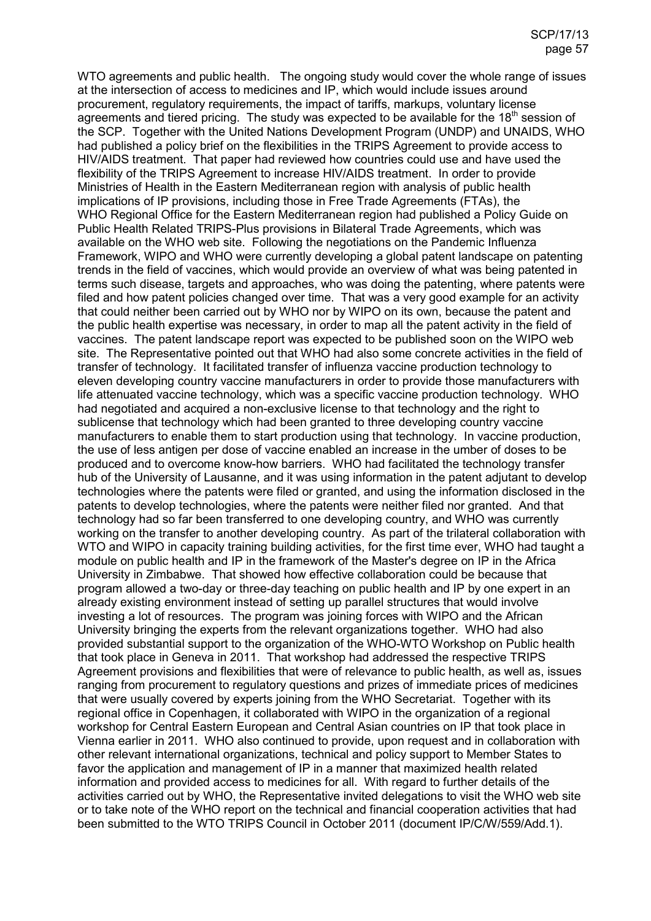WTO agreements and public health. The ongoing study would cover the whole range of issues at the intersection of access to medicines and IP, which would include issues around procurement, regulatory requirements, the impact of tariffs, markups, voluntary license agreements and tiered pricing. The study was expected to be available for the 18th session of the SCP. Together with the United Nations Development Program (UNDP) and UNAIDS, WHO had published a policy brief on the flexibilities in the TRIPS Agreement to provide access to HIV/AIDS treatment. That paper had reviewed how countries could use and have used the flexibility of the TRIPS Agreement to increase HIV/AIDS treatment. In order to provide Ministries of Health in the Eastern Mediterranean region with analysis of public health implications of IP provisions, including those in Free Trade Agreements (FTAs), the WHO Regional Office for the Eastern Mediterranean region had published a Policy Guide on Public Health Related TRIPS-Plus provisions in Bilateral Trade Agreements, which was available on the WHO web site. Following the negotiations on the Pandemic Influenza Framework, WIPO and WHO were currently developing a global patent landscape on patenting trends in the field of vaccines, which would provide an overview of what was being patented in terms such disease, targets and approaches, who was doing the patenting, where patents were filed and how patent policies changed over time. That was a very good example for an activity that could neither been carried out by WHO nor by WIPO on its own, because the patent and the public health expertise was necessary, in order to map all the patent activity in the field of vaccines. The patent landscape report was expected to be published soon on the WIPO web site. The Representative pointed out that WHO had also some concrete activities in the field of transfer of technology. It facilitated transfer of influenza vaccine production technology to eleven developing country vaccine manufacturers in order to provide those manufacturers with life attenuated vaccine technology, which was a specific vaccine production technology. WHO had negotiated and acquired a non-exclusive license to that technology and the right to sublicense that technology which had been granted to three developing country vaccine manufacturers to enable them to start production using that technology. In vaccine production, the use of less antigen per dose of vaccine enabled an increase in the umber of doses to be produced and to overcome know-how barriers. WHO had facilitated the technology transfer hub of the University of Lausanne, and it was using information in the patent adjutant to develop technologies where the patents were filed or granted, and using the information disclosed in the patents to develop technologies, where the patents were neither filed nor granted. And that technology had so far been transferred to one developing country, and WHO was currently working on the transfer to another developing country. As part of the trilateral collaboration with WTO and WIPO in capacity training building activities, for the first time ever, WHO had taught a module on public health and IP in the framework of the Master's degree on IP in the Africa University in Zimbabwe. That showed how effective collaboration could be because that program allowed a two-day or three-day teaching on public health and IP by one expert in an already existing environment instead of setting up parallel structures that would involve investing a lot of resources. The program was joining forces with WIPO and the African University bringing the experts from the relevant organizations together. WHO had also provided substantial support to the organization of the WHO-WTO Workshop on Public health that took place in Geneva in 2011. That workshop had addressed the respective TRIPS Agreement provisions and flexibilities that were of relevance to public health, as well as, issues ranging from procurement to regulatory questions and prizes of immediate prices of medicines that were usually covered by experts joining from the WHO Secretariat. Together with its regional office in Copenhagen, it collaborated with WIPO in the organization of a regional workshop for Central Eastern European and Central Asian countries on IP that took place in Vienna earlier in 2011. WHO also continued to provide, upon request and in collaboration with other relevant international organizations, technical and policy support to Member States to favor the application and management of IP in a manner that maximized health related information and provided access to medicines for all. With regard to further details of the activities carried out by WHO, the Representative invited delegations to visit the WHO web site or to take note of the WHO report on the technical and financial cooperation activities that had been submitted to the WTO TRIPS Council in October 2011 (document IP/C/W/559/Add.1).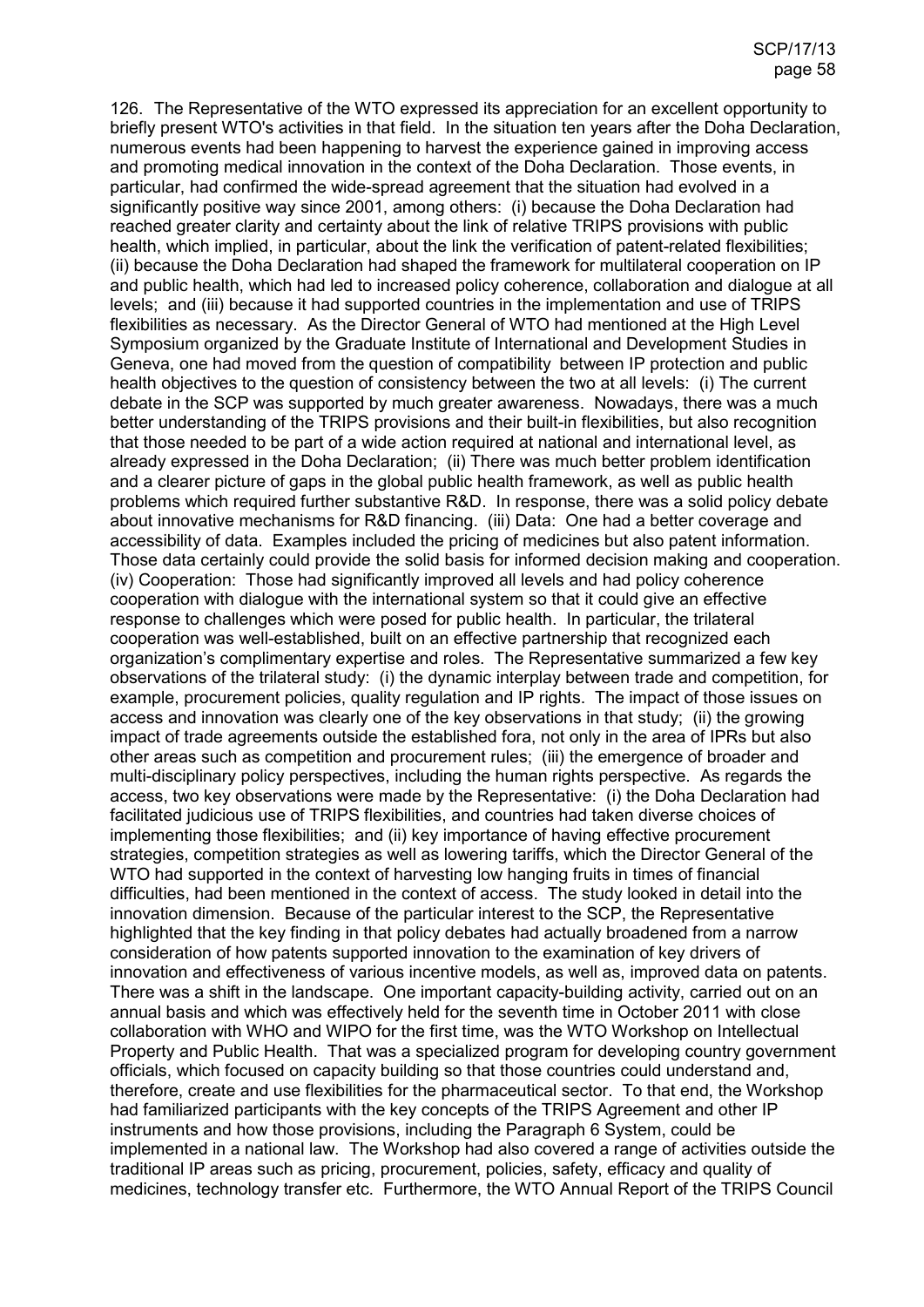126. The Representative of the WTO expressed its appreciation for an excellent opportunity to briefly present WTO's activities in that field. In the situation ten years after the Doha Declaration, numerous events had been happening to harvest the experience gained in improving access and promoting medical innovation in the context of the Doha Declaration. Those events, in particular, had confirmed the wide-spread agreement that the situation had evolved in a significantly positive way since 2001, among others: (i) because the Doha Declaration had reached greater clarity and certainty about the link of relative TRIPS provisions with public health, which implied, in particular, about the link the verification of patent-related flexibilities; (ii) because the Doha Declaration had shaped the framework for multilateral cooperation on IP and public health, which had led to increased policy coherence, collaboration and dialogue at all levels; and (iii) because it had supported countries in the implementation and use of TRIPS flexibilities as necessary. As the Director General of WTO had mentioned at the High Level Symposium organized by the Graduate Institute of International and Development Studies in Geneva, one had moved from the question of compatibility between IP protection and public health objectives to the question of consistency between the two at all levels: (i) The current debate in the SCP was supported by much greater awareness. Nowadays, there was a much better understanding of the TRIPS provisions and their built-in flexibilities, but also recognition that those needed to be part of a wide action required at national and international level, as already expressed in the Doha Declaration; (ii) There was much better problem identification and a clearer picture of gaps in the global public health framework, as well as public health problems which required further substantive R&D. In response, there was a solid policy debate about innovative mechanisms for R&D financing. (iii) Data: One had a better coverage and accessibility of data. Examples included the pricing of medicines but also patent information. Those data certainly could provide the solid basis for informed decision making and cooperation. (iv) Cooperation: Those had significantly improved all levels and had policy coherence cooperation with dialogue with the international system so that it could give an effective response to challenges which were posed for public health. In particular, the trilateral cooperation was well-established, built on an effective partnership that recognized each organization's complimentary expertise and roles. The Representative summarized a few key observations of the trilateral study: (i) the dynamic interplay between trade and competition, for example, procurement policies, quality regulation and IP rights. The impact of those issues on access and innovation was clearly one of the key observations in that study; (ii) the growing impact of trade agreements outside the established fora, not only in the area of IPRs but also other areas such as competition and procurement rules; (iii) the emergence of broader and multi-disciplinary policy perspectives, including the human rights perspective. As regards the access, two key observations were made by the Representative: (i) the Doha Declaration had facilitated judicious use of TRIPS flexibilities, and countries had taken diverse choices of implementing those flexibilities; and (ii) key importance of having effective procurement strategies, competition strategies as well as lowering tariffs, which the Director General of the WTO had supported in the context of harvesting low hanging fruits in times of financial difficulties, had been mentioned in the context of access. The study looked in detail into the innovation dimension. Because of the particular interest to the SCP, the Representative highlighted that the key finding in that policy debates had actually broadened from a narrow consideration of how patents supported innovation to the examination of key drivers of innovation and effectiveness of various incentive models, as well as, improved data on patents. There was a shift in the landscape. One important capacity-building activity, carried out on an annual basis and which was effectively held for the seventh time in October 2011 with close collaboration with WHO and WIPO for the first time, was the WTO Workshop on Intellectual Property and Public Health. That was a specialized program for developing country government officials, which focused on capacity building so that those countries could understand and, therefore, create and use flexibilities for the pharmaceutical sector. To that end, the Workshop had familiarized participants with the key concepts of the TRIPS Agreement and other IP instruments and how those provisions, including the Paragraph 6 System, could be implemented in a national law. The Workshop had also covered a range of activities outside the traditional IP areas such as pricing, procurement, policies, safety, efficacy and quality of medicines, technology transfer etc. Furthermore, the WTO Annual Report of the TRIPS Council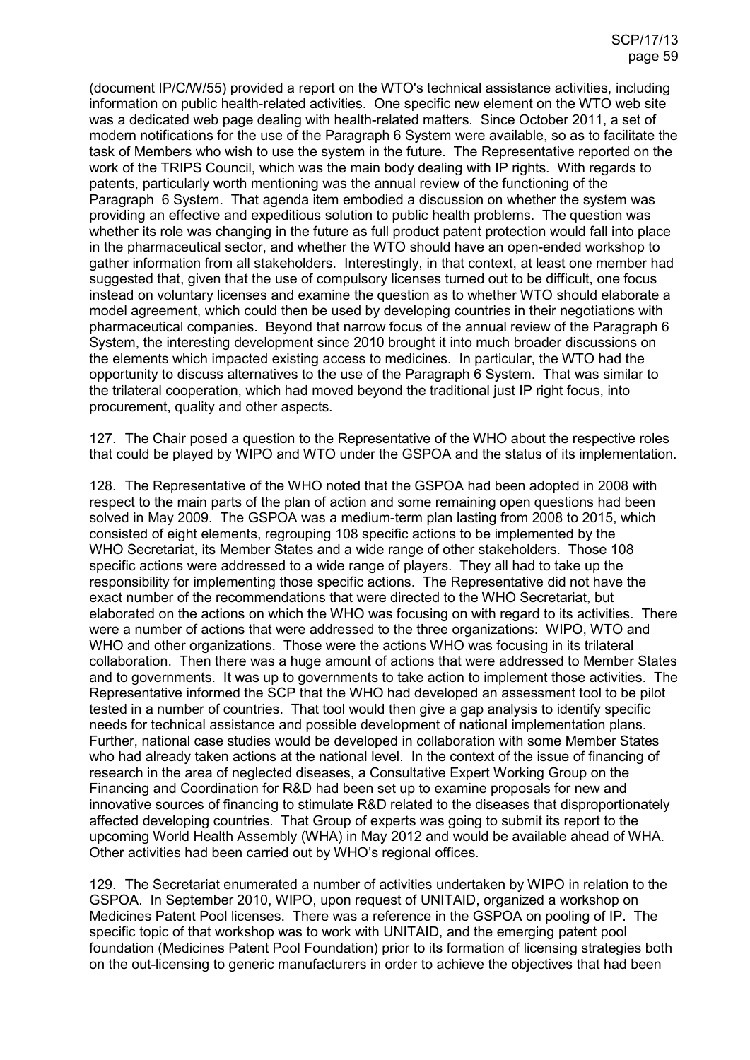(document IP/C/W/55) provided a report on the WTO's technical assistance activities, including information on public health-related activities. One specific new element on the WTO web site was a dedicated web page dealing with health-related matters. Since October 2011, a set of modern notifications for the use of the Paragraph 6 System were available, so as to facilitate the task of Members who wish to use the system in the future. The Representative reported on the work of the TRIPS Council, which was the main body dealing with IP rights. With regards to patents, particularly worth mentioning was the annual review of the functioning of the Paragraph 6 System. That agenda item embodied a discussion on whether the system was providing an effective and expeditious solution to public health problems. The question was whether its role was changing in the future as full product patent protection would fall into place in the pharmaceutical sector, and whether the WTO should have an open-ended workshop to gather information from all stakeholders. Interestingly, in that context, at least one member had suggested that, given that the use of compulsory licenses turned out to be difficult, one focus instead on voluntary licenses and examine the question as to whether WTO should elaborate a model agreement, which could then be used by developing countries in their negotiations with pharmaceutical companies. Beyond that narrow focus of the annual review of the Paragraph 6 System, the interesting development since 2010 brought it into much broader discussions on the elements which impacted existing access to medicines. In particular, the WTO had the opportunity to discuss alternatives to the use of the Paragraph 6 System. That was similar to the trilateral cooperation, which had moved beyond the traditional just IP right focus, into procurement, quality and other aspects.

127. The Chair posed a question to the Representative of the WHO about the respective roles that could be played by WIPO and WTO under the GSPOA and the status of its implementation.

128. The Representative of the WHO noted that the GSPOA had been adopted in 2008 with respect to the main parts of the plan of action and some remaining open questions had been solved in May 2009. The GSPOA was a medium-term plan lasting from 2008 to 2015, which consisted of eight elements, regrouping 108 specific actions to be implemented by the WHO Secretariat, its Member States and a wide range of other stakeholders. Those 108 specific actions were addressed to a wide range of players. They all had to take up the responsibility for implementing those specific actions. The Representative did not have the exact number of the recommendations that were directed to the WHO Secretariat, but elaborated on the actions on which the WHO was focusing on with regard to its activities. There were a number of actions that were addressed to the three organizations: WIPO, WTO and WHO and other organizations. Those were the actions WHO was focusing in its trilateral collaboration. Then there was a huge amount of actions that were addressed to Member States and to governments. It was up to governments to take action to implement those activities. The Representative informed the SCP that the WHO had developed an assessment tool to be pilot tested in a number of countries. That tool would then give a gap analysis to identify specific needs for technical assistance and possible development of national implementation plans. Further, national case studies would be developed in collaboration with some Member States who had already taken actions at the national level. In the context of the issue of financing of research in the area of neglected diseases, a Consultative Expert Working Group on the Financing and Coordination for R&D had been set up to examine proposals for new and innovative sources of financing to stimulate R&D related to the diseases that disproportionately affected developing countries. That Group of experts was going to submit its report to the upcoming World Health Assembly (WHA) in May 2012 and would be available ahead of WHA. Other activities had been carried out by WHO's regional offices.

129. The Secretariat enumerated a number of activities undertaken by WIPO in relation to the GSPOA. In September 2010, WIPO, upon request of UNITAID, organized a workshop on Medicines Patent Pool licenses. There was a reference in the GSPOA on pooling of IP. The specific topic of that workshop was to work with UNITAID, and the emerging patent pool foundation (Medicines Patent Pool Foundation) prior to its formation of licensing strategies both on the out-licensing to generic manufacturers in order to achieve the objectives that had been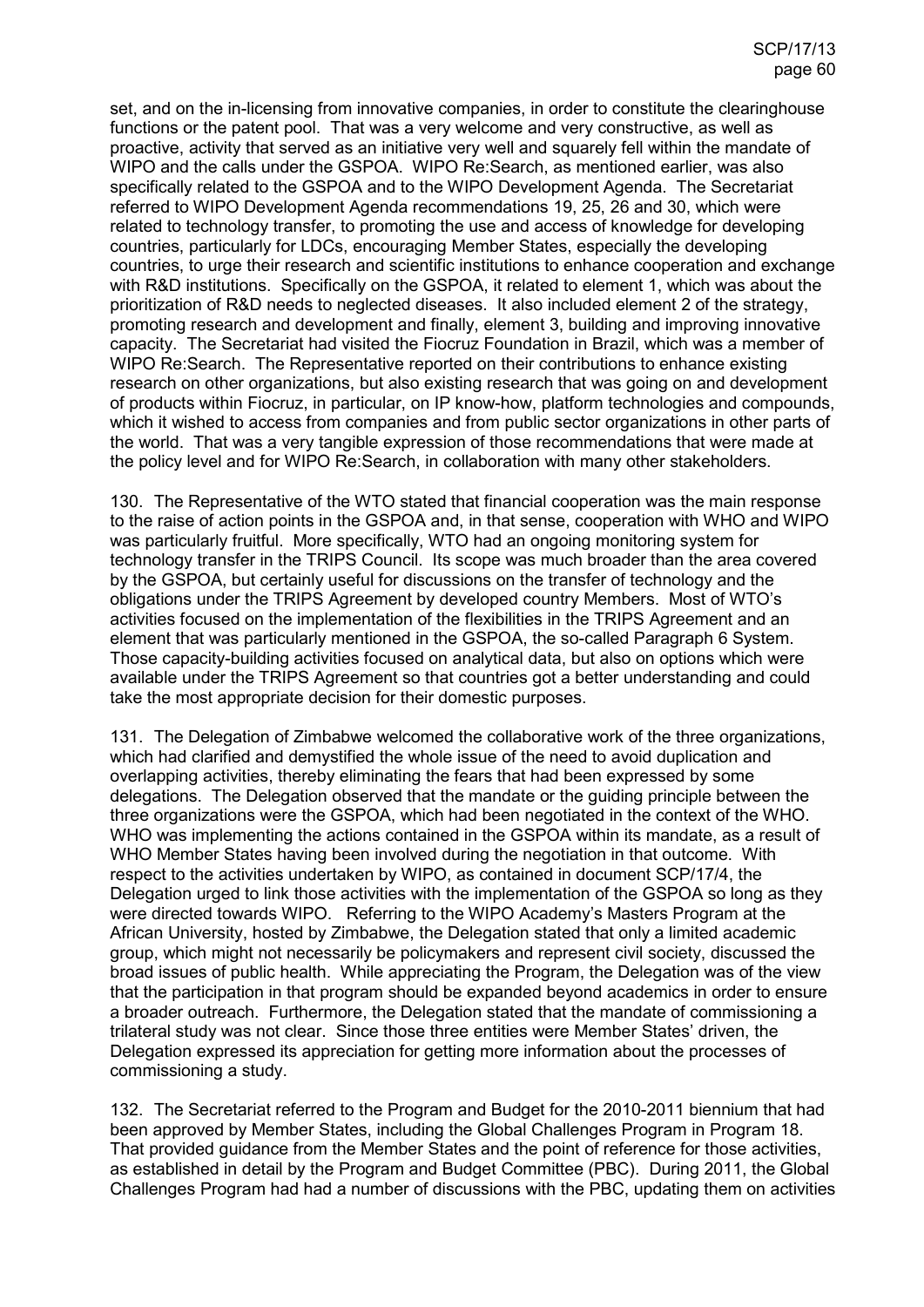set, and on the in-licensing from innovative companies, in order to constitute the clearinghouse functions or the patent pool. That was a very welcome and very constructive, as well as proactive, activity that served as an initiative very well and squarely fell within the mandate of WIPO and the calls under the GSPOA. WIPO Re:Search, as mentioned earlier, was also specifically related to the GSPOA and to the WIPO Development Agenda. The Secretariat referred to WIPO Development Agenda recommendations 19, 25, 26 and 30, which were related to technology transfer, to promoting the use and access of knowledge for developing countries, particularly for LDCs, encouraging Member States, especially the developing countries, to urge their research and scientific institutions to enhance cooperation and exchange with R&D institutions. Specifically on the GSPOA, it related to element 1, which was about the prioritization of R&D needs to neglected diseases. It also included element 2 of the strategy, promoting research and development and finally, element 3, building and improving innovative capacity. The Secretariat had visited the Fiocruz Foundation in Brazil, which was a member of WIPO Re:Search. The Representative reported on their contributions to enhance existing research on other organizations, but also existing research that was going on and development of products within Fiocruz, in particular, on IP know-how, platform technologies and compounds, which it wished to access from companies and from public sector organizations in other parts of the world. That was a very tangible expression of those recommendations that were made at the policy level and for WIPO Re:Search, in collaboration with many other stakeholders.

130. The Representative of the WTO stated that financial cooperation was the main response to the raise of action points in the GSPOA and, in that sense, cooperation with WHO and WIPO was particularly fruitful. More specifically, WTO had an ongoing monitoring system for technology transfer in the TRIPS Council. Its scope was much broader than the area covered by the GSPOA, but certainly useful for discussions on the transfer of technology and the obligations under the TRIPS Agreement by developed country Members. Most of WTO's activities focused on the implementation of the flexibilities in the TRIPS Agreement and an element that was particularly mentioned in the GSPOA, the so-called Paragraph 6 System. Those capacity-building activities focused on analytical data, but also on options which were available under the TRIPS Agreement so that countries got a better understanding and could take the most appropriate decision for their domestic purposes.

131. The Delegation of Zimbabwe welcomed the collaborative work of the three organizations, which had clarified and demystified the whole issue of the need to avoid duplication and overlapping activities, thereby eliminating the fears that had been expressed by some delegations. The Delegation observed that the mandate or the guiding principle between the three organizations were the GSPOA, which had been negotiated in the context of the WHO. WHO was implementing the actions contained in the GSPOA within its mandate, as a result of WHO Member States having been involved during the negotiation in that outcome. With respect to the activities undertaken by WIPO, as contained in document SCP/17/4, the Delegation urged to link those activities with the implementation of the GSPOA so long as they were directed towards WIPO. Referring to the WIPO Academy's Masters Program at the African University, hosted by Zimbabwe, the Delegation stated that only a limited academic group, which might not necessarily be policymakers and represent civil society, discussed the broad issues of public health. While appreciating the Program, the Delegation was of the view that the participation in that program should be expanded beyond academics in order to ensure a broader outreach. Furthermore, the Delegation stated that the mandate of commissioning a trilateral study was not clear. Since those three entities were Member States' driven, the Delegation expressed its appreciation for getting more information about the processes of commissioning a study.

132. The Secretariat referred to the Program and Budget for the 2010-2011 biennium that had been approved by Member States, including the Global Challenges Program in Program 18. That provided guidance from the Member States and the point of reference for those activities, as established in detail by the Program and Budget Committee (PBC). During 2011, the Global Challenges Program had had a number of discussions with the PBC, updating them on activities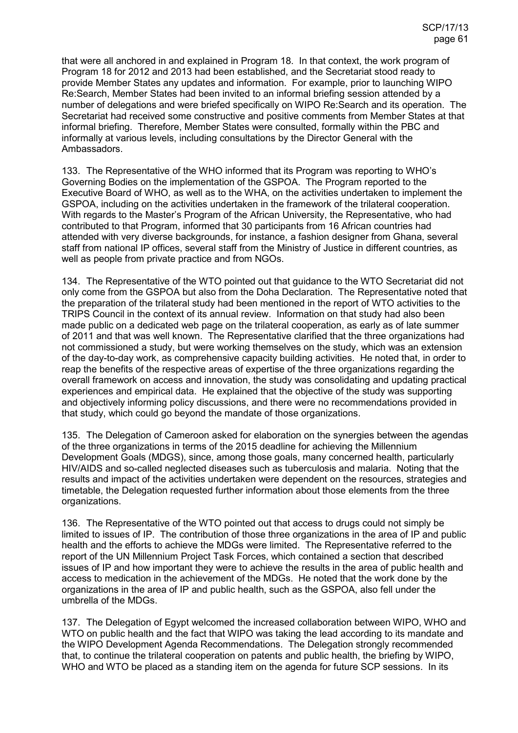that were all anchored in and explained in Program 18. In that context, the work program of Program 18 for 2012 and 2013 had been established, and the Secretariat stood ready to provide Member States any updates and information. For example, prior to launching WIPO Re:Search, Member States had been invited to an informal briefing session attended by a number of delegations and were briefed specifically on WIPO Re:Search and its operation. The Secretariat had received some constructive and positive comments from Member States at that informal briefing. Therefore, Member States were consulted, formally within the PBC and informally at various levels, including consultations by the Director General with the Ambassadors.

133. The Representative of the WHO informed that its Program was reporting to WHO's Governing Bodies on the implementation of the GSPOA. The Program reported to the Executive Board of WHO, as well as to the WHA, on the activities undertaken to implement the GSPOA, including on the activities undertaken in the framework of the trilateral cooperation. With regards to the Master's Program of the African University, the Representative, who had contributed to that Program, informed that 30 participants from 16 African countries had attended with very diverse backgrounds, for instance, a fashion designer from Ghana, several staff from national IP offices, several staff from the Ministry of Justice in different countries, as well as people from private practice and from NGOs.

134. The Representative of the WTO pointed out that guidance to the WTO Secretariat did not only come from the GSPOA but also from the Doha Declaration. The Representative noted that the preparation of the trilateral study had been mentioned in the report of WTO activities to the TRIPS Council in the context of its annual review. Information on that study had also been made public on a dedicated web page on the trilateral cooperation, as early as of late summer of 2011 and that was well known. The Representative clarified that the three organizations had not commissioned a study, but were working themselves on the study, which was an extension of the day-to-day work, as comprehensive capacity building activities. He noted that, in order to reap the benefits of the respective areas of expertise of the three organizations regarding the overall framework on access and innovation, the study was consolidating and updating practical experiences and empirical data. He explained that the objective of the study was supporting and objectively informing policy discussions, and there were no recommendations provided in that study, which could go beyond the mandate of those organizations.

135. The Delegation of Cameroon asked for elaboration on the synergies between the agendas of the three organizations in terms of the 2015 deadline for achieving the Millennium Development Goals (MDGS), since, among those goals, many concerned health, particularly HIV/AIDS and so-called neglected diseases such as tuberculosis and malaria. Noting that the results and impact of the activities undertaken were dependent on the resources, strategies and timetable, the Delegation requested further information about those elements from the three organizations.

136. The Representative of the WTO pointed out that access to drugs could not simply be limited to issues of IP. The contribution of those three organizations in the area of IP and public health and the efforts to achieve the MDGs were limited. The Representative referred to the report of the UN Millennium Project Task Forces, which contained a section that described issues of IP and how important they were to achieve the results in the area of public health and access to medication in the achievement of the MDGs. He noted that the work done by the organizations in the area of IP and public health, such as the GSPOA, also fell under the umbrella of the MDGs.

137. The Delegation of Egypt welcomed the increased collaboration between WIPO, WHO and WTO on public health and the fact that WIPO was taking the lead according to its mandate and the WIPO Development Agenda Recommendations. The Delegation strongly recommended that, to continue the trilateral cooperation on patents and public health, the briefing by WIPO, WHO and WTO be placed as a standing item on the agenda for future SCP sessions. In its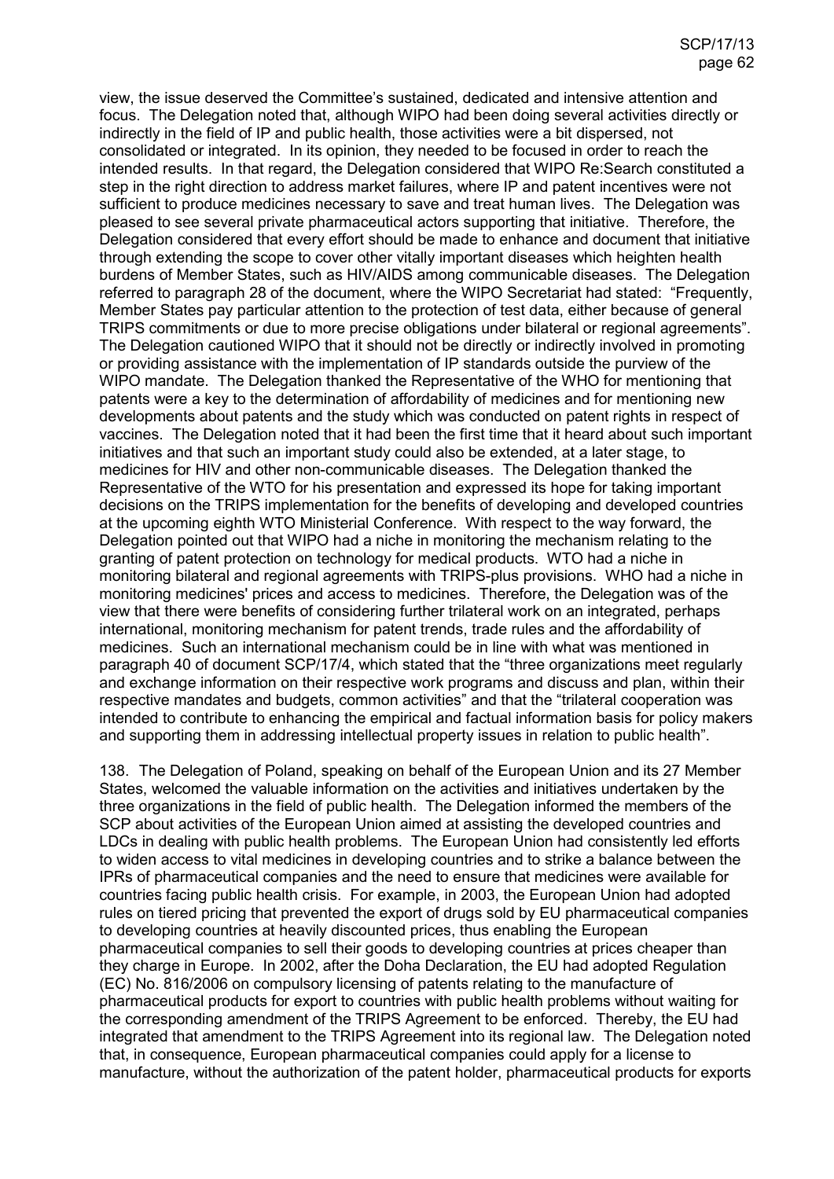view, the issue deserved the Committee's sustained, dedicated and intensive attention and focus. The Delegation noted that, although WIPO had been doing several activities directly or indirectly in the field of IP and public health, those activities were a bit dispersed, not consolidated or integrated. In its opinion, they needed to be focused in order to reach the intended results. In that regard, the Delegation considered that WIPO Re:Search constituted a step in the right direction to address market failures, where IP and patent incentives were not sufficient to produce medicines necessary to save and treat human lives. The Delegation was pleased to see several private pharmaceutical actors supporting that initiative. Therefore, the Delegation considered that every effort should be made to enhance and document that initiative through extending the scope to cover other vitally important diseases which heighten health burdens of Member States, such as HIV/AIDS among communicable diseases. The Delegation referred to paragraph 28 of the document, where the WIPO Secretariat had stated: "Frequently, Member States pay particular attention to the protection of test data, either because of general TRIPS commitments or due to more precise obligations under bilateral or regional agreements". The Delegation cautioned WIPO that it should not be directly or indirectly involved in promoting or providing assistance with the implementation of IP standards outside the purview of the WIPO mandate. The Delegation thanked the Representative of the WHO for mentioning that patents were a key to the determination of affordability of medicines and for mentioning new developments about patents and the study which was conducted on patent rights in respect of vaccines. The Delegation noted that it had been the first time that it heard about such important initiatives and that such an important study could also be extended, at a later stage, to medicines for HIV and other non-communicable diseases. The Delegation thanked the Representative of the WTO for his presentation and expressed its hope for taking important decisions on the TRIPS implementation for the benefits of developing and developed countries at the upcoming eighth WTO Ministerial Conference. With respect to the way forward, the Delegation pointed out that WIPO had a niche in monitoring the mechanism relating to the granting of patent protection on technology for medical products. WTO had a niche in monitoring bilateral and regional agreements with TRIPS-plus provisions. WHO had a niche in monitoring medicines' prices and access to medicines. Therefore, the Delegation was of the view that there were benefits of considering further trilateral work on an integrated, perhaps international, monitoring mechanism for patent trends, trade rules and the affordability of medicines. Such an international mechanism could be in line with what was mentioned in paragraph 40 of document SCP/17/4, which stated that the "three organizations meet regularly and exchange information on their respective work programs and discuss and plan, within their respective mandates and budgets, common activities" and that the "trilateral cooperation was intended to contribute to enhancing the empirical and factual information basis for policy makers and supporting them in addressing intellectual property issues in relation to public health".

138. The Delegation of Poland, speaking on behalf of the European Union and its 27 Member States, welcomed the valuable information on the activities and initiatives undertaken by the three organizations in the field of public health. The Delegation informed the members of the SCP about activities of the European Union aimed at assisting the developed countries and LDCs in dealing with public health problems. The European Union had consistently led efforts to widen access to vital medicines in developing countries and to strike a balance between the IPRs of pharmaceutical companies and the need to ensure that medicines were available for countries facing public health crisis. For example, in 2003, the European Union had adopted rules on tiered pricing that prevented the export of drugs sold by EU pharmaceutical companies to developing countries at heavily discounted prices, thus enabling the European pharmaceutical companies to sell their goods to developing countries at prices cheaper than they charge in Europe. In 2002, after the Doha Declaration, the EU had adopted Regulation (EC) No. 816/2006 on compulsory licensing of patents relating to the manufacture of pharmaceutical products for export to countries with public health problems without waiting for the corresponding amendment of the TRIPS Agreement to be enforced. Thereby, the EU had integrated that amendment to the TRIPS Agreement into its regional law. The Delegation noted that, in consequence, European pharmaceutical companies could apply for a license to manufacture, without the authorization of the patent holder, pharmaceutical products for exports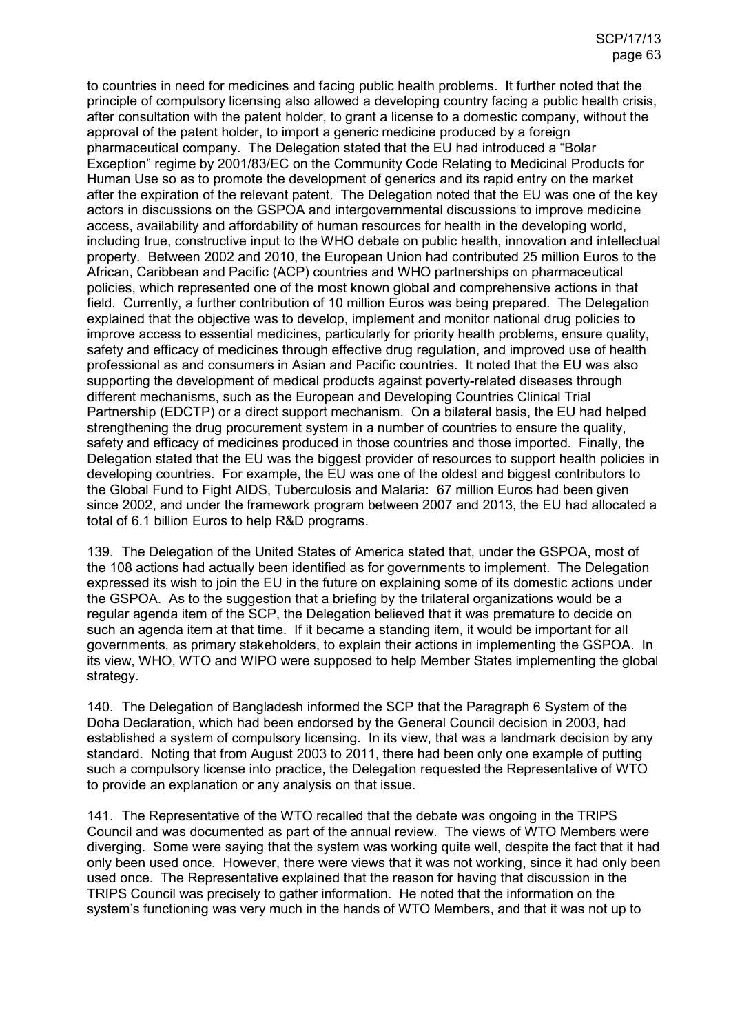to countries in need for medicines and facing public health problems. It further noted that the principle of compulsory licensing also allowed a developing country facing a public health crisis, after consultation with the patent holder, to grant a license to a domestic company, without the approval of the patent holder, to import a generic medicine produced by a foreign pharmaceutical company. The Delegation stated that the EU had introduced a "Bolar Exception" regime by 2001/83/EC on the Community Code Relating to Medicinal Products for Human Use so as to promote the development of generics and its rapid entry on the market after the expiration of the relevant patent. The Delegation noted that the EU was one of the key actors in discussions on the GSPOA and intergovernmental discussions to improve medicine access, availability and affordability of human resources for health in the developing world, including true, constructive input to the WHO debate on public health, innovation and intellectual property. Between 2002 and 2010, the European Union had contributed 25 million Euros to the African, Caribbean and Pacific (ACP) countries and WHO partnerships on pharmaceutical policies, which represented one of the most known global and comprehensive actions in that field. Currently, a further contribution of 10 million Euros was being prepared. The Delegation explained that the objective was to develop, implement and monitor national drug policies to improve access to essential medicines, particularly for priority health problems, ensure quality, safety and efficacy of medicines through effective drug regulation, and improved use of health professional as and consumers in Asian and Pacific countries. It noted that the EU was also supporting the development of medical products against poverty-related diseases through different mechanisms, such as the European and Developing Countries Clinical Trial Partnership (EDCTP) or a direct support mechanism. On a bilateral basis, the EU had helped strengthening the drug procurement system in a number of countries to ensure the quality, safety and efficacy of medicines produced in those countries and those imported. Finally, the Delegation stated that the EU was the biggest provider of resources to support health policies in developing countries. For example, the EU was one of the oldest and biggest contributors to the Global Fund to Fight AIDS, Tuberculosis and Malaria: 67 million Euros had been given since 2002, and under the framework program between 2007 and 2013, the EU had allocated a total of 6.1 billion Euros to help R&D programs.

139. The Delegation of the United States of America stated that, under the GSPOA, most of the 108 actions had actually been identified as for governments to implement. The Delegation expressed its wish to join the EU in the future on explaining some of its domestic actions under the GSPOA. As to the suggestion that a briefing by the trilateral organizations would be a regular agenda item of the SCP, the Delegation believed that it was premature to decide on such an agenda item at that time. If it became a standing item, it would be important for all governments, as primary stakeholders, to explain their actions in implementing the GSPOA. In its view, WHO, WTO and WIPO were supposed to help Member States implementing the global strategy.

140. The Delegation of Bangladesh informed the SCP that the Paragraph 6 System of the Doha Declaration, which had been endorsed by the General Council decision in 2003, had established a system of compulsory licensing. In its view, that was a landmark decision by any standard. Noting that from August 2003 to 2011, there had been only one example of putting such a compulsory license into practice, the Delegation requested the Representative of WTO to provide an explanation or any analysis on that issue.

141. The Representative of the WTO recalled that the debate was ongoing in the TRIPS Council and was documented as part of the annual review. The views of WTO Members were diverging. Some were saying that the system was working quite well, despite the fact that it had only been used once. However, there were views that it was not working, since it had only been used once. The Representative explained that the reason for having that discussion in the TRIPS Council was precisely to gather information. He noted that the information on the system's functioning was very much in the hands of WTO Members, and that it was not up to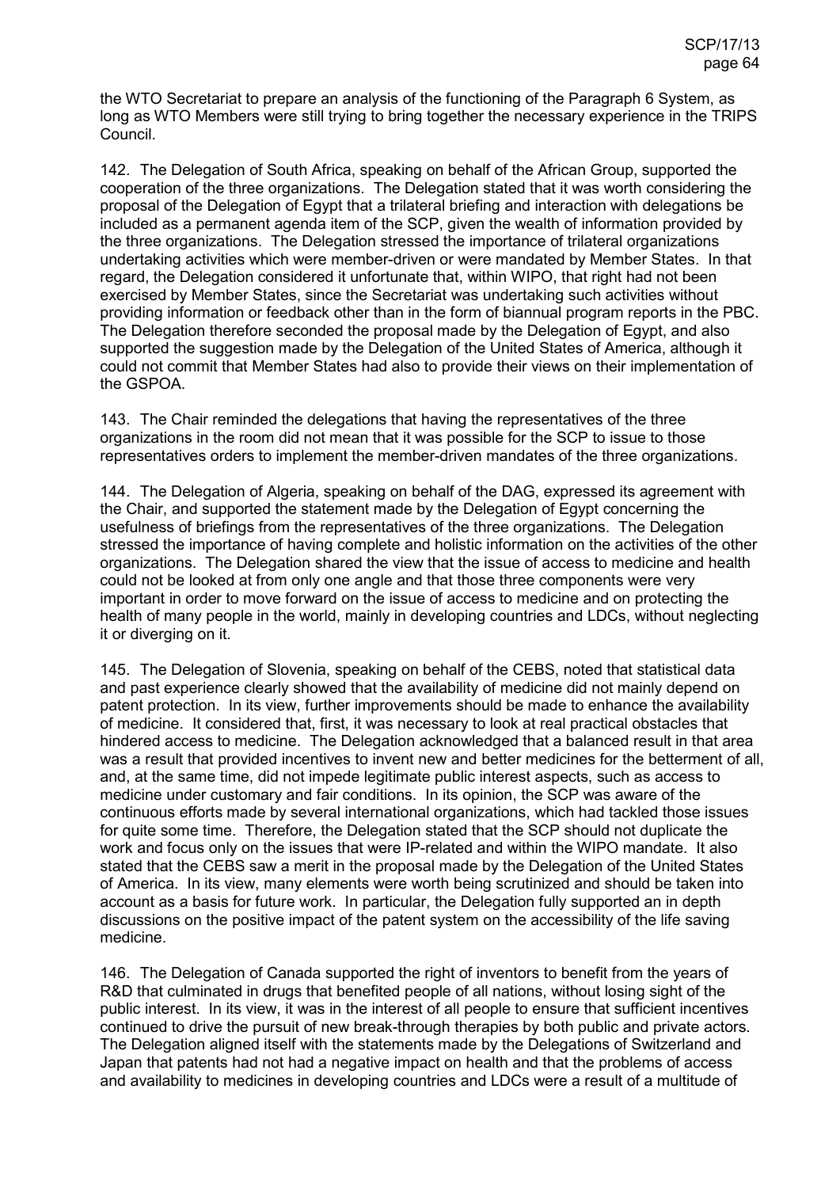the WTO Secretariat to prepare an analysis of the functioning of the Paragraph 6 System, as long as WTO Members were still trying to bring together the necessary experience in the TRIPS Council.

142. The Delegation of South Africa, speaking on behalf of the African Group, supported the cooperation of the three organizations. The Delegation stated that it was worth considering the proposal of the Delegation of Egypt that a trilateral briefing and interaction with delegations be included as a permanent agenda item of the SCP, given the wealth of information provided by the three organizations. The Delegation stressed the importance of trilateral organizations undertaking activities which were member-driven or were mandated by Member States. In that regard, the Delegation considered it unfortunate that, within WIPO, that right had not been exercised by Member States, since the Secretariat was undertaking such activities without providing information or feedback other than in the form of biannual program reports in the PBC. The Delegation therefore seconded the proposal made by the Delegation of Egypt, and also supported the suggestion made by the Delegation of the United States of America, although it could not commit that Member States had also to provide their views on their implementation of the GSPOA.

143. The Chair reminded the delegations that having the representatives of the three organizations in the room did not mean that it was possible for the SCP to issue to those representatives orders to implement the member-driven mandates of the three organizations.

144. The Delegation of Algeria, speaking on behalf of the DAG, expressed its agreement with the Chair, and supported the statement made by the Delegation of Egypt concerning the usefulness of briefings from the representatives of the three organizations. The Delegation stressed the importance of having complete and holistic information on the activities of the other organizations. The Delegation shared the view that the issue of access to medicine and health could not be looked at from only one angle and that those three components were very important in order to move forward on the issue of access to medicine and on protecting the health of many people in the world, mainly in developing countries and LDCs, without neglecting it or diverging on it.

145. The Delegation of Slovenia, speaking on behalf of the CEBS, noted that statistical data and past experience clearly showed that the availability of medicine did not mainly depend on patent protection. In its view, further improvements should be made to enhance the availability of medicine. It considered that, first, it was necessary to look at real practical obstacles that hindered access to medicine. The Delegation acknowledged that a balanced result in that area was a result that provided incentives to invent new and better medicines for the betterment of all, and, at the same time, did not impede legitimate public interest aspects, such as access to medicine under customary and fair conditions. In its opinion, the SCP was aware of the continuous efforts made by several international organizations, which had tackled those issues for quite some time. Therefore, the Delegation stated that the SCP should not duplicate the work and focus only on the issues that were IP-related and within the WIPO mandate. It also stated that the CEBS saw a merit in the proposal made by the Delegation of the United States of America. In its view, many elements were worth being scrutinized and should be taken into account as a basis for future work. In particular, the Delegation fully supported an in depth discussions on the positive impact of the patent system on the accessibility of the life saving medicine.

146. The Delegation of Canada supported the right of inventors to benefit from the years of R&D that culminated in drugs that benefited people of all nations, without losing sight of the public interest. In its view, it was in the interest of all people to ensure that sufficient incentives continued to drive the pursuit of new break-through therapies by both public and private actors. The Delegation aligned itself with the statements made by the Delegations of Switzerland and Japan that patents had not had a negative impact on health and that the problems of access and availability to medicines in developing countries and LDCs were a result of a multitude of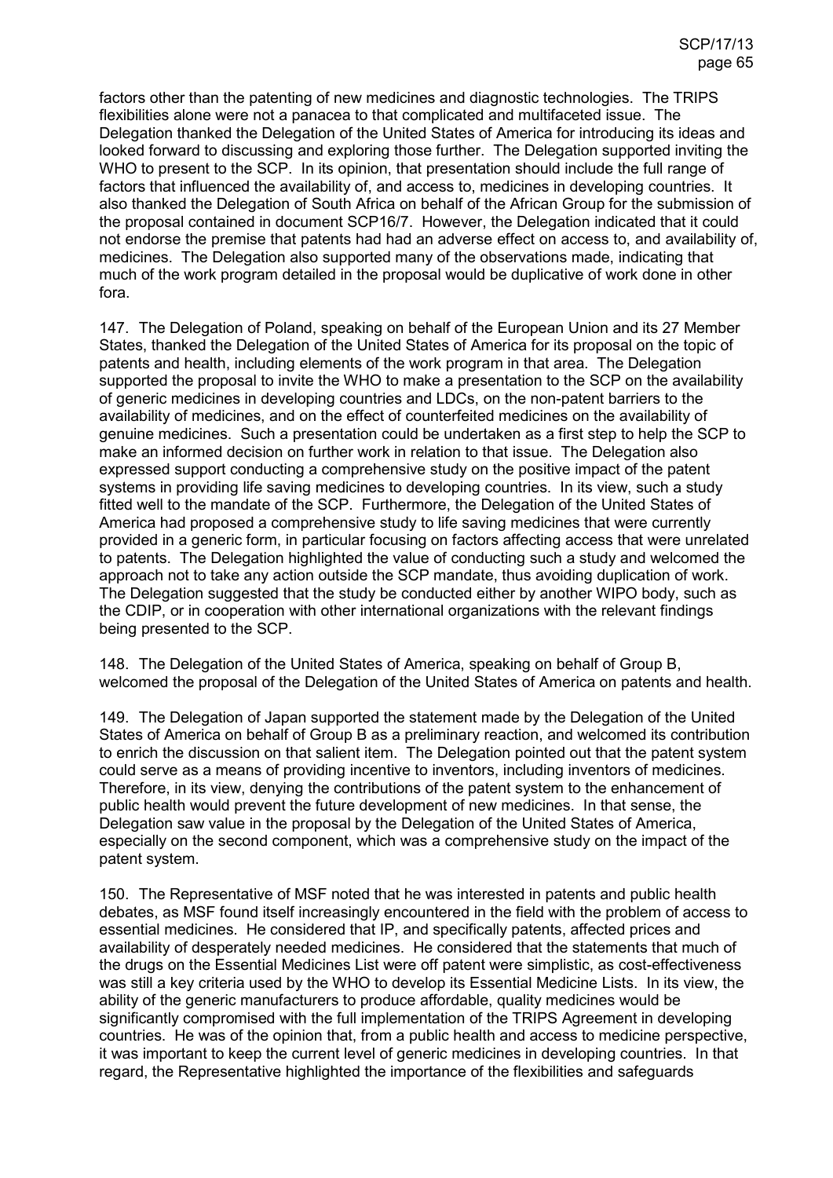factors other than the patenting of new medicines and diagnostic technologies. The TRIPS flexibilities alone were not a panacea to that complicated and multifaceted issue. The Delegation thanked the Delegation of the United States of America for introducing its ideas and looked forward to discussing and exploring those further. The Delegation supported inviting the WHO to present to the SCP. In its opinion, that presentation should include the full range of factors that influenced the availability of, and access to, medicines in developing countries. It also thanked the Delegation of South Africa on behalf of the African Group for the submission of the proposal contained in document SCP16/7. However, the Delegation indicated that it could not endorse the premise that patents had had an adverse effect on access to, and availability of, medicines. The Delegation also supported many of the observations made, indicating that much of the work program detailed in the proposal would be duplicative of work done in other fora.

147. The Delegation of Poland, speaking on behalf of the European Union and its 27 Member States, thanked the Delegation of the United States of America for its proposal on the topic of patents and health, including elements of the work program in that area. The Delegation supported the proposal to invite the WHO to make a presentation to the SCP on the availability of generic medicines in developing countries and LDCs, on the non-patent barriers to the availability of medicines, and on the effect of counterfeited medicines on the availability of genuine medicines. Such a presentation could be undertaken as a first step to help the SCP to make an informed decision on further work in relation to that issue. The Delegation also expressed support conducting a comprehensive study on the positive impact of the patent systems in providing life saving medicines to developing countries. In its view, such a study fitted well to the mandate of the SCP. Furthermore, the Delegation of the United States of America had proposed a comprehensive study to life saving medicines that were currently provided in a generic form, in particular focusing on factors affecting access that were unrelated to patents. The Delegation highlighted the value of conducting such a study and welcomed the approach not to take any action outside the SCP mandate, thus avoiding duplication of work. The Delegation suggested that the study be conducted either by another WIPO body, such as the CDIP, or in cooperation with other international organizations with the relevant findings being presented to the SCP.

148. The Delegation of the United States of America, speaking on behalf of Group B, welcomed the proposal of the Delegation of the United States of America on patents and health.

149. The Delegation of Japan supported the statement made by the Delegation of the United States of America on behalf of Group B as a preliminary reaction, and welcomed its contribution to enrich the discussion on that salient item. The Delegation pointed out that the patent system could serve as a means of providing incentive to inventors, including inventors of medicines. Therefore, in its view, denying the contributions of the patent system to the enhancement of public health would prevent the future development of new medicines. In that sense, the Delegation saw value in the proposal by the Delegation of the United States of America, especially on the second component, which was a comprehensive study on the impact of the patent system.

150. The Representative of MSF noted that he was interested in patents and public health debates, as MSF found itself increasingly encountered in the field with the problem of access to essential medicines. He considered that IP, and specifically patents, affected prices and availability of desperately needed medicines. He considered that the statements that much of the drugs on the Essential Medicines List were off patent were simplistic, as cost-effectiveness was still a key criteria used by the WHO to develop its Essential Medicine Lists. In its view, the ability of the generic manufacturers to produce affordable, quality medicines would be significantly compromised with the full implementation of the TRIPS Agreement in developing countries. He was of the opinion that, from a public health and access to medicine perspective, it was important to keep the current level of generic medicines in developing countries. In that regard, the Representative highlighted the importance of the flexibilities and safeguards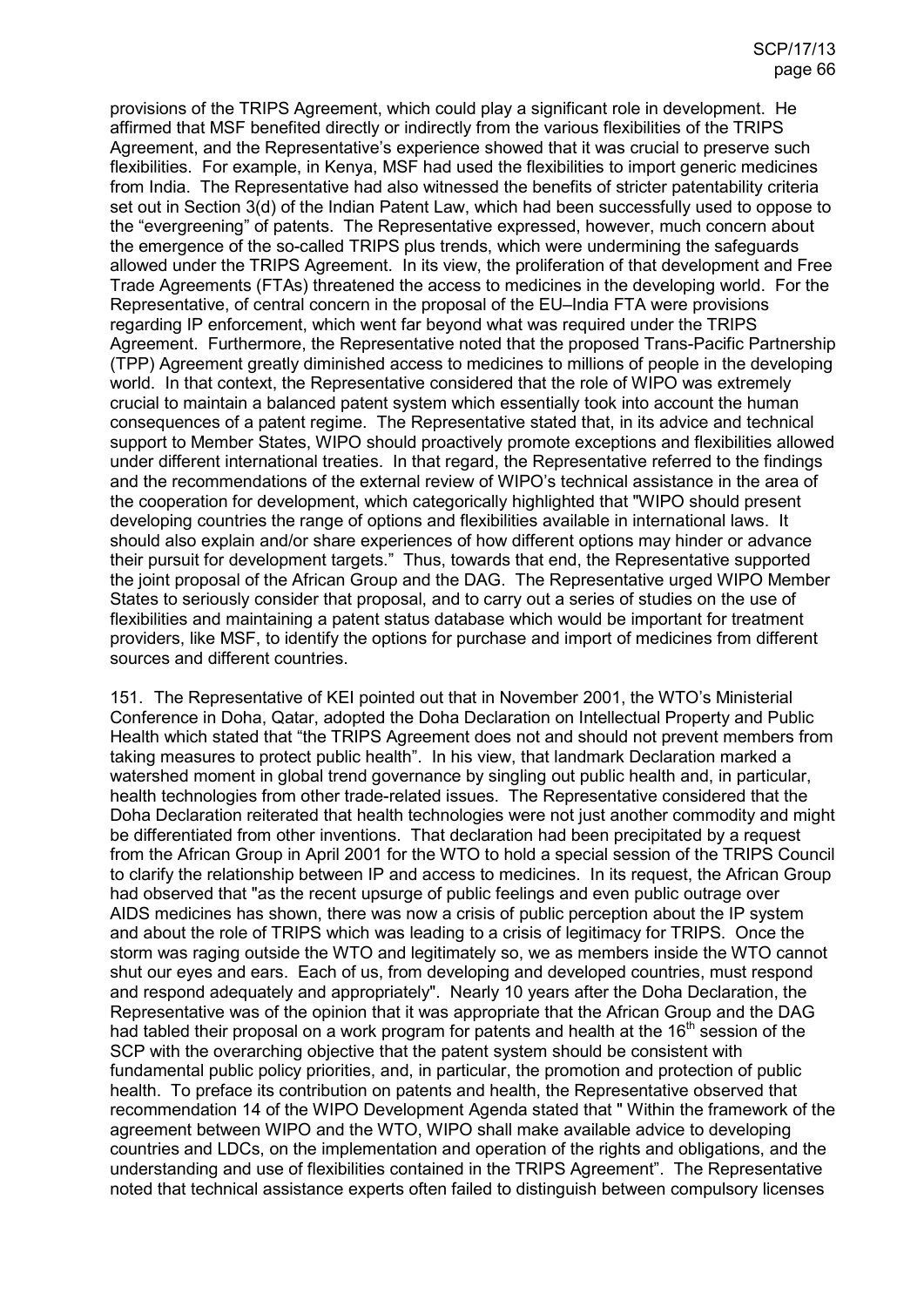provisions of the TRIPS Agreement, which could play a significant role in development. He affirmed that MSF benefited directly or indirectly from the various flexibilities of the TRIPS Agreement, and the Representative's experience showed that it was crucial to preserve such flexibilities. For example, in Kenya, MSF had used the flexibilities to import generic medicines from India. The Representative had also witnessed the benefits of stricter patentability criteria set out in Section 3(d) of the Indian Patent Law, which had been successfully used to oppose to the "evergreening" of patents. The Representative expressed, however, much concern about the emergence of the so-called TRIPS plus trends, which were undermining the safeguards allowed under the TRIPS Agreement. In its view, the proliferation of that development and Free Trade Agreements (FTAs) threatened the access to medicines in the developing world. For the Representative, of central concern in the proposal of the EU–India FTA were provisions regarding IP enforcement, which went far beyond what was required under the TRIPS Agreement. Furthermore, the Representative noted that the proposed Trans-Pacific Partnership (TPP) Agreement greatly diminished access to medicines to millions of people in the developing world. In that context, the Representative considered that the role of WIPO was extremely crucial to maintain a balanced patent system which essentially took into account the human consequences of a patent regime. The Representative stated that, in its advice and technical support to Member States, WIPO should proactively promote exceptions and flexibilities allowed under different international treaties. In that regard, the Representative referred to the findings and the recommendations of the external review of WIPO's technical assistance in the area of the cooperation for development, which categorically highlighted that "WIPO should present developing countries the range of options and flexibilities available in international laws. It should also explain and/or share experiences of how different options may hinder or advance their pursuit for development targets." Thus, towards that end, the Representative supported the joint proposal of the African Group and the DAG. The Representative urged WIPO Member States to seriously consider that proposal, and to carry out a series of studies on the use of flexibilities and maintaining a patent status database which would be important for treatment providers, like MSF, to identify the options for purchase and import of medicines from different sources and different countries.

151. The Representative of KEI pointed out that in November 2001, the WTO's Ministerial Conference in Doha, Qatar, adopted the Doha Declaration on Intellectual Property and Public Health which stated that "the TRIPS Agreement does not and should not prevent members from taking measures to protect public health". In his view, that landmark Declaration marked a watershed moment in global trend governance by singling out public health and, in particular, health technologies from other trade-related issues. The Representative considered that the Doha Declaration reiterated that health technologies were not just another commodity and might be differentiated from other inventions. That declaration had been precipitated by a request from the African Group in April 2001 for the WTO to hold a special session of the TRIPS Council to clarify the relationship between IP and access to medicines. In its request, the African Group had observed that "as the recent upsurge of public feelings and even public outrage over AIDS medicines has shown, there was now a crisis of public perception about the IP system and about the role of TRIPS which was leading to a crisis of legitimacy for TRIPS. Once the storm was raging outside the WTO and legitimately so, we as members inside the WTO cannot shut our eyes and ears. Each of us, from developing and developed countries, must respond and respond adequately and appropriately". Nearly 10 years after the Doha Declaration, the Representative was of the opinion that it was appropriate that the African Group and the DAG had tabled their proposal on a work program for patents and health at the 16th session of the SCP with the overarching objective that the patent system should be consistent with fundamental public policy priorities, and, in particular, the promotion and protection of public health. To preface its contribution on patents and health, the Representative observed that recommendation 14 of the WIPO Development Agenda stated that " Within the framework of the agreement between WIPO and the WTO, WIPO shall make available advice to developing countries and LDCs, on the implementation and operation of the rights and obligations, and the understanding and use of flexibilities contained in the TRIPS Agreement". The Representative noted that technical assistance experts often failed to distinguish between compulsory licenses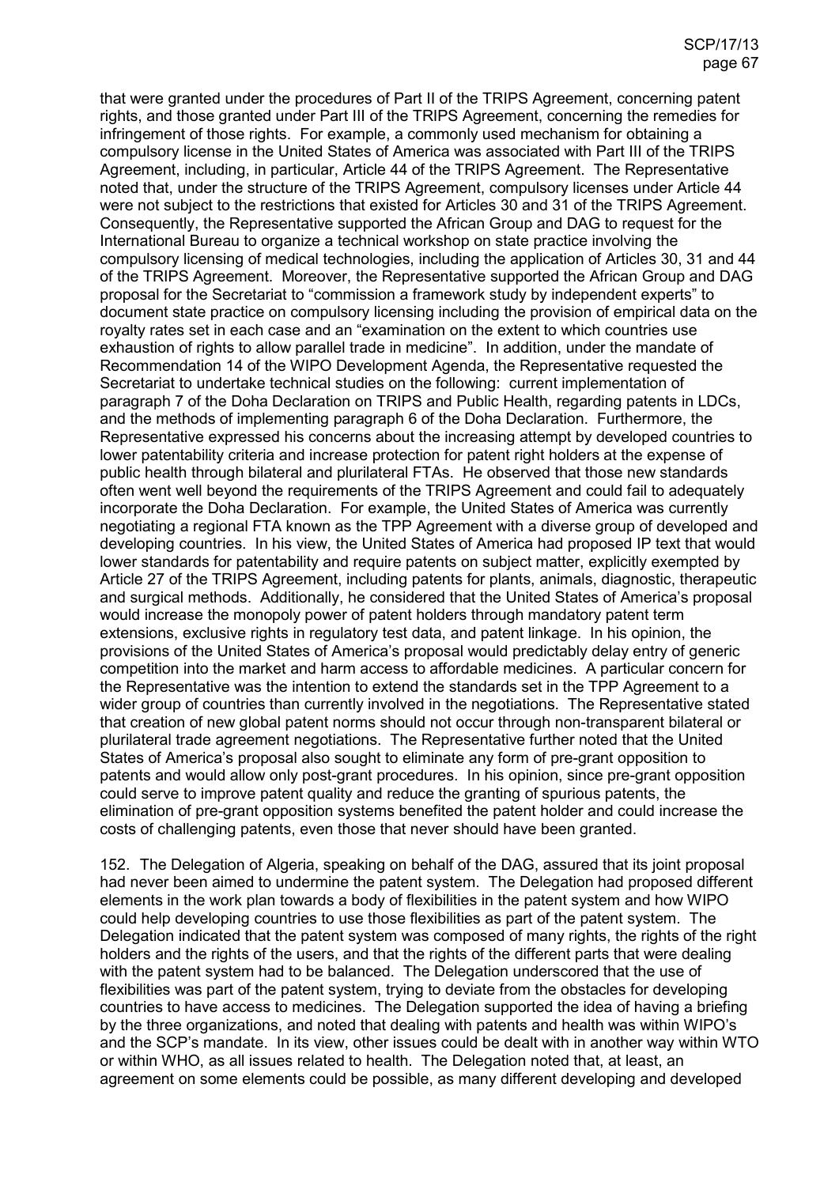that were granted under the procedures of Part II of the TRIPS Agreement, concerning patent rights, and those granted under Part III of the TRIPS Agreement, concerning the remedies for infringement of those rights. For example, a commonly used mechanism for obtaining a compulsory license in the United States of America was associated with Part III of the TRIPS Agreement, including, in particular, Article 44 of the TRIPS Agreement. The Representative noted that, under the structure of the TRIPS Agreement, compulsory licenses under Article 44 were not subject to the restrictions that existed for Articles 30 and 31 of the TRIPS Agreement. Consequently, the Representative supported the African Group and DAG to request for the International Bureau to organize a technical workshop on state practice involving the compulsory licensing of medical technologies, including the application of Articles 30, 31 and 44 of the TRIPS Agreement. Moreover, the Representative supported the African Group and DAG proposal for the Secretariat to "commission a framework study by independent experts" to document state practice on compulsory licensing including the provision of empirical data on the royalty rates set in each case and an "examination on the extent to which countries use exhaustion of rights to allow parallel trade in medicine". In addition, under the mandate of Recommendation 14 of the WIPO Development Agenda, the Representative requested the Secretariat to undertake technical studies on the following: current implementation of paragraph 7 of the Doha Declaration on TRIPS and Public Health, regarding patents in LDCs, and the methods of implementing paragraph 6 of the Doha Declaration. Furthermore, the Representative expressed his concerns about the increasing attempt by developed countries to lower patentability criteria and increase protection for patent right holders at the expense of public health through bilateral and plurilateral FTAs. He observed that those new standards often went well beyond the requirements of the TRIPS Agreement and could fail to adequately incorporate the Doha Declaration. For example, the United States of America was currently negotiating a regional FTA known as the TPP Agreement with a diverse group of developed and developing countries. In his view, the United States of America had proposed IP text that would lower standards for patentability and require patents on subject matter, explicitly exempted by Article 27 of the TRIPS Agreement, including patents for plants, animals, diagnostic, therapeutic and surgical methods. Additionally, he considered that the United States of America's proposal would increase the monopoly power of patent holders through mandatory patent term extensions, exclusive rights in regulatory test data, and patent linkage. In his opinion, the provisions of the United States of America's proposal would predictably delay entry of generic competition into the market and harm access to affordable medicines. A particular concern for the Representative was the intention to extend the standards set in the TPP Agreement to a wider group of countries than currently involved in the negotiations. The Representative stated that creation of new global patent norms should not occur through non-transparent bilateral or plurilateral trade agreement negotiations. The Representative further noted that the United States of America's proposal also sought to eliminate any form of pre-grant opposition to patents and would allow only post-grant procedures. In his opinion, since pre-grant opposition could serve to improve patent quality and reduce the granting of spurious patents, the elimination of pre-grant opposition systems benefited the patent holder and could increase the costs of challenging patents, even those that never should have been granted.

152. The Delegation of Algeria, speaking on behalf of the DAG, assured that its joint proposal had never been aimed to undermine the patent system. The Delegation had proposed different elements in the work plan towards a body of flexibilities in the patent system and how WIPO could help developing countries to use those flexibilities as part of the patent system. The Delegation indicated that the patent system was composed of many rights, the rights of the right holders and the rights of the users, and that the rights of the different parts that were dealing with the patent system had to be balanced. The Delegation underscored that the use of flexibilities was part of the patent system, trying to deviate from the obstacles for developing countries to have access to medicines. The Delegation supported the idea of having a briefing by the three organizations, and noted that dealing with patents and health was within WIPO's and the SCP's mandate. In its view, other issues could be dealt with in another way within WTO or within WHO, as all issues related to health. The Delegation noted that, at least, an agreement on some elements could be possible, as many different developing and developed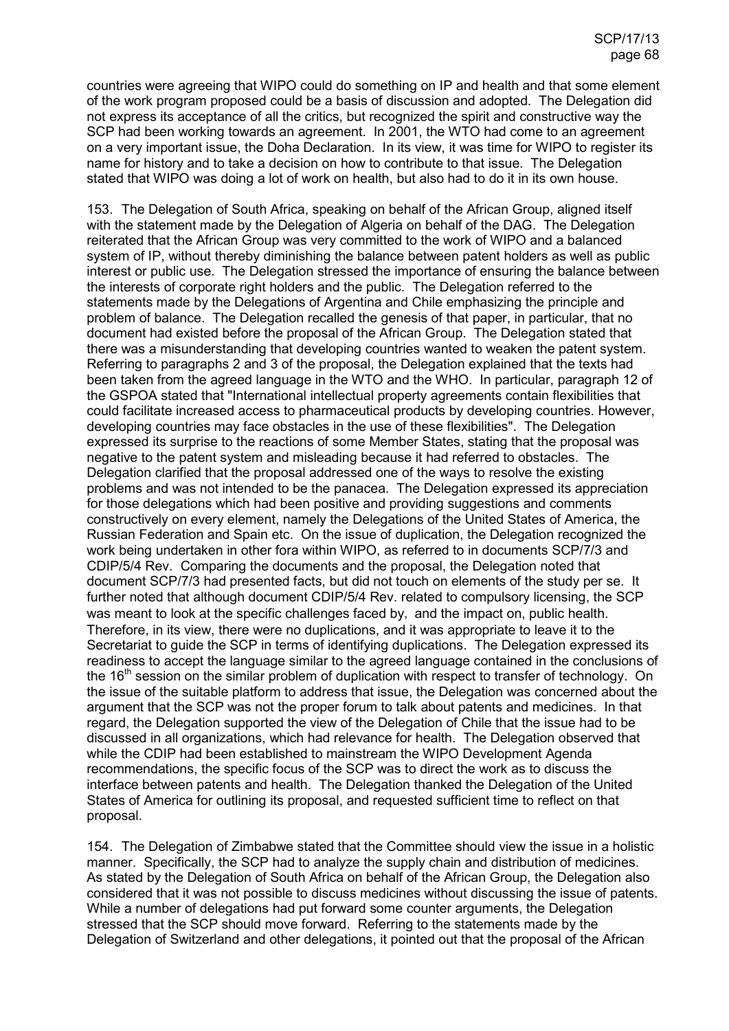countries were agreeing that WIPO could do something on IP and health and that some element of the work program proposed could be a basis of discussion and adopted. The Delegation did not express its acceptance of all the critics, but recognized the spirit and constructive way the SCP had been working towards an agreement. In 2001, the WTO had come to an agreement on a very important issue, the Doha Declaration. In its view, it was time for WIPO to register its name for history and to take a decision on how to contribute to that issue. The Delegation stated that WIPO was doing a lot of work on health, but also had to do it in its own house.

153. The Delegation of South Africa, speaking on behalf of the African Group, aligned itself with the statement made by the Delegation of Algeria on behalf of the DAG. The Delegation reiterated that the African Group was very committed to the work of WIPO and a balanced system of IP, without thereby diminishing the balance between patent holders as well as public interest or public use. The Delegation stressed the importance of ensuring the balance between the interests of corporate right holders and the public. The Delegation referred to the statements made by the Delegations of Argentina and Chile emphasizing the principle and problem of balance. The Delegation recalled the genesis of that paper, in particular, that no document had existed before the proposal of the African Group. The Delegation stated that there was a misunderstanding that developing countries wanted to weaken the patent system. Referring to paragraphs 2 and 3 of the proposal, the Delegation explained that the texts had been taken from the agreed language in the WTO and the WHO. In particular, paragraph 12 of the GSPOA stated that "International intellectual property agreements contain flexibilities that could facilitate increased access to pharmaceutical products by developing countries. However, developing countries may face obstacles in the use of these flexibilities". The Delegation expressed its surprise to the reactions of some Member States, stating that the proposal was negative to the patent system and misleading because it had referred to obstacles. The Delegation clarified that the proposal addressed one of the ways to resolve the existing problems and was not intended to be the panacea. The Delegation expressed its appreciation for those delegations which had been positive and providing suggestions and comments constructively on every element, namely the Delegations of the United States of America, the Russian Federation and Spain etc. On the issue of duplication, the Delegation recognized the work being undertaken in other fora within WIPO, as referred to in documents SCP/7/3 and CDIP/5/4 Rev. Comparing the documents and the proposal, the Delegation noted that document SCP/7/3 had presented facts, but did not touch on elements of the study per se. It further noted that although document CDIP/5/4 Rev. related to compulsory licensing, the SCP was meant to look at the specific challenges faced by, and the impact on, public health. Therefore, in its view, there were no duplications, and it was appropriate to leave it to the Secretariat to guide the SCP in terms of identifying duplications. The Delegation expressed its readiness to accept the language similar to the agreed language contained in the conclusions of the 16th session on the similar problem of duplication with respect to transfer of technology. On the issue of the suitable platform to address that issue, the Delegation was concerned about the argument that the SCP was not the proper forum to talk about patents and medicines. In that regard, the Delegation supported the view of the Delegation of Chile that the issue had to be discussed in all organizations, which had relevance for health. The Delegation observed that while the CDIP had been established to mainstream the WIPO Development Agenda recommendations, the specific focus of the SCP was to direct the work as to discuss the interface between patents and health. The Delegation thanked the Delegation of the United States of America for outlining its proposal, and requested sufficient time to reflect on that proposal.

154. The Delegation of Zimbabwe stated that the Committee should view the issue in a holistic manner. Specifically, the SCP had to analyze the supply chain and distribution of medicines. As stated by the Delegation of South Africa on behalf of the African Group, the Delegation also considered that it was not possible to discuss medicines without discussing the issue of patents. While a number of delegations had put forward some counter arguments, the Delegation stressed that the SCP should move forward. Referring to the statements made by the Delegation of Switzerland and other delegations, it pointed out that the proposal of the African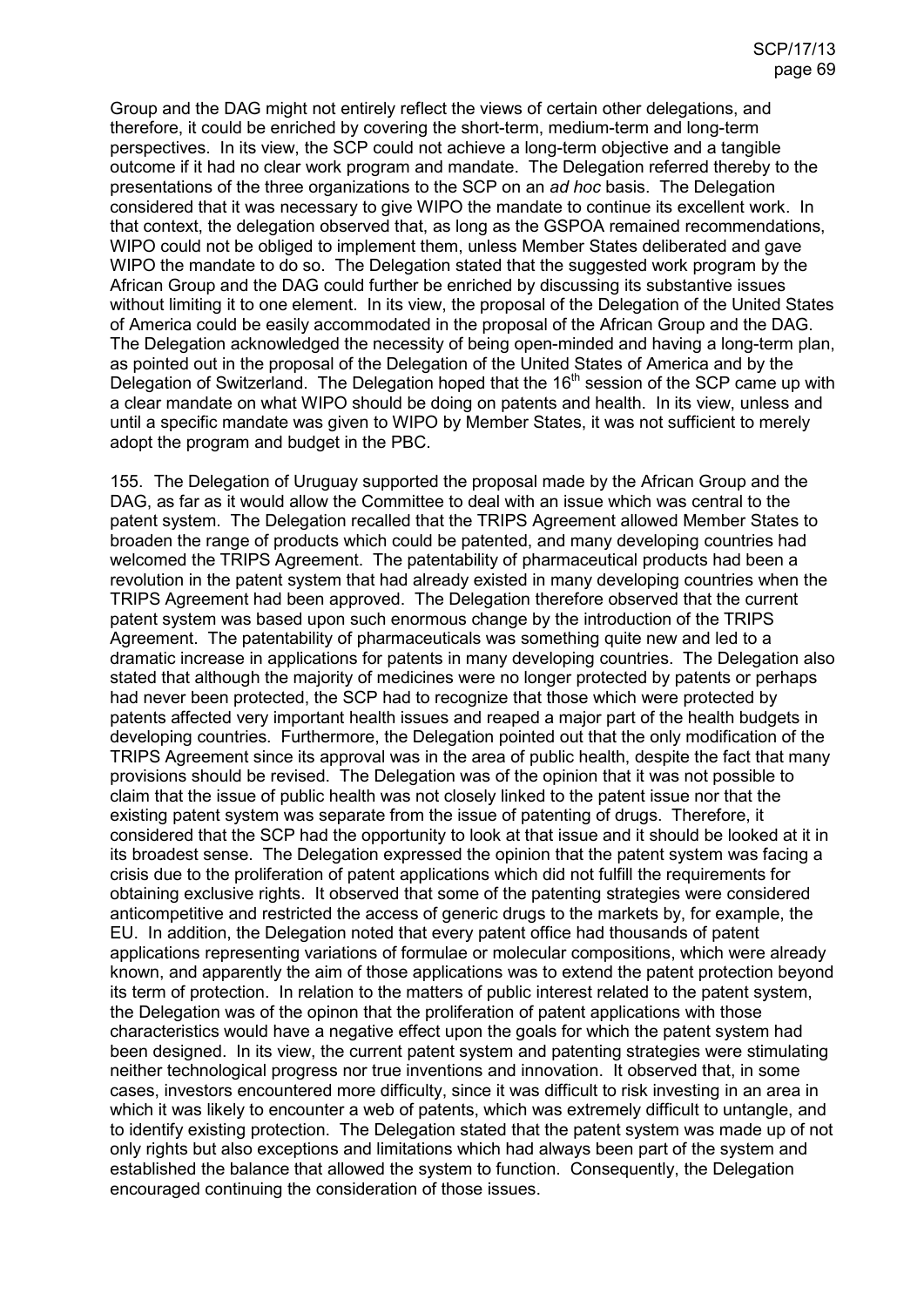Group and the DAG might not entirely reflect the views of certain other delegations, and therefore, it could be enriched by covering the short-term, medium-term and long-term perspectives. In its view, the SCP could not achieve a long-term objective and a tangible outcome if it had no clear work program and mandate. The Delegation referred thereby to the presentations of the three organizations to the SCP on an *ad hoc* basis. The Delegation considered that it was necessary to give WIPO the mandate to continue its excellent work. In that context, the delegation observed that, as long as the GSPOA remained recommendations, WIPO could not be obliged to implement them, unless Member States deliberated and gave WIPO the mandate to do so. The Delegation stated that the suggested work program by the African Group and the DAG could further be enriched by discussing its substantive issues without limiting it to one element. In its view, the proposal of the Delegation of the United States of America could be easily accommodated in the proposal of the African Group and the DAG. The Delegation acknowledged the necessity of being open-minded and having a long-term plan, as pointed out in the proposal of the Delegation of the United States of America and by the Delegation of Switzerland. The Delegation hoped that the 16th session of the SCP came up with a clear mandate on what WIPO should be doing on patents and health. In its view, unless and until a specific mandate was given to WIPO by Member States, it was not sufficient to merely adopt the program and budget in the PBC.

155. The Delegation of Uruguay supported the proposal made by the African Group and the DAG, as far as it would allow the Committee to deal with an issue which was central to the patent system. The Delegation recalled that the TRIPS Agreement allowed Member States to broaden the range of products which could be patented, and many developing countries had welcomed the TRIPS Agreement. The patentability of pharmaceutical products had been a revolution in the patent system that had already existed in many developing countries when the TRIPS Agreement had been approved. The Delegation therefore observed that the current patent system was based upon such enormous change by the introduction of the TRIPS Agreement. The patentability of pharmaceuticals was something quite new and led to a dramatic increase in applications for patents in many developing countries. The Delegation also stated that although the majority of medicines were no longer protected by patents or perhaps had never been protected, the SCP had to recognize that those which were protected by patents affected very important health issues and reaped a major part of the health budgets in developing countries. Furthermore, the Delegation pointed out that the only modification of the TRIPS Agreement since its approval was in the area of public health, despite the fact that many provisions should be revised. The Delegation was of the opinion that it was not possible to claim that the issue of public health was not closely linked to the patent issue nor that the existing patent system was separate from the issue of patenting of drugs. Therefore, it considered that the SCP had the opportunity to look at that issue and it should be looked at it in its broadest sense. The Delegation expressed the opinion that the patent system was facing a crisis due to the proliferation of patent applications which did not fulfill the requirements for obtaining exclusive rights. It observed that some of the patenting strategies were considered anticompetitive and restricted the access of generic drugs to the markets by, for example, the EU. In addition, the Delegation noted that every patent office had thousands of patent applications representing variations of formulae or molecular compositions, which were already known, and apparently the aim of those applications was to extend the patent protection beyond its term of protection. In relation to the matters of public interest related to the patent system, the Delegation was of the opinon that the proliferation of patent applications with those characteristics would have a negative effect upon the goals for which the patent system had been designed. In its view, the current patent system and patenting strategies were stimulating neither technological progress nor true inventions and innovation. It observed that, in some cases, investors encountered more difficulty, since it was difficult to risk investing in an area in which it was likely to encounter a web of patents, which was extremely difficult to untangle, and to identify existing protection. The Delegation stated that the patent system was made up of not only rights but also exceptions and limitations which had always been part of the system and established the balance that allowed the system to function. Consequently, the Delegation encouraged continuing the consideration of those issues.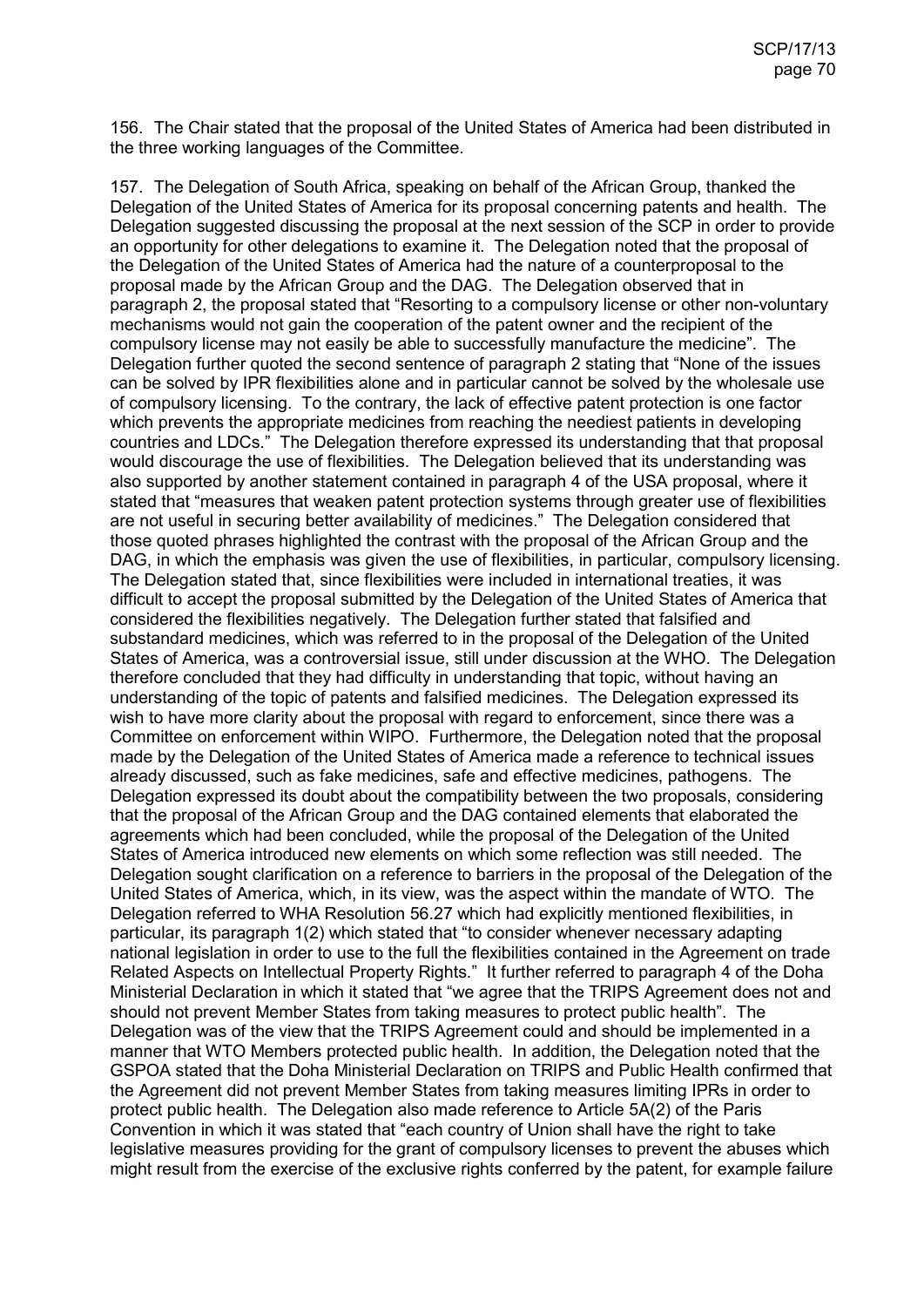156. The Chair stated that the proposal of the United States of America had been distributed in the three working languages of the Committee.

157. The Delegation of South Africa, speaking on behalf of the African Group, thanked the Delegation of the United States of America for its proposal concerning patents and health. The Delegation suggested discussing the proposal at the next session of the SCP in order to provide an opportunity for other delegations to examine it. The Delegation noted that the proposal of the Delegation of the United States of America had the nature of a counterproposal to the proposal made by the African Group and the DAG. The Delegation observed that in paragraph 2, the proposal stated that "Resorting to a compulsory license or other non-voluntary mechanisms would not gain the cooperation of the patent owner and the recipient of the compulsory license may not easily be able to successfully manufacture the medicine". The Delegation further quoted the second sentence of paragraph 2 stating that "None of the issues can be solved by IPR flexibilities alone and in particular cannot be solved by the wholesale use of compulsory licensing. To the contrary, the lack of effective patent protection is one factor which prevents the appropriate medicines from reaching the neediest patients in developing countries and LDCs." The Delegation therefore expressed its understanding that that proposal would discourage the use of flexibilities. The Delegation believed that its understanding was also supported by another statement contained in paragraph 4 of the USA proposal, where it stated that "measures that weaken patent protection systems through greater use of flexibilities are not useful in securing better availability of medicines." The Delegation considered that those quoted phrases highlighted the contrast with the proposal of the African Group and the DAG, in which the emphasis was given the use of flexibilities, in particular, compulsory licensing. The Delegation stated that, since flexibilities were included in international treaties, it was difficult to accept the proposal submitted by the Delegation of the United States of America that considered the flexibilities negatively. The Delegation further stated that falsified and substandard medicines, which was referred to in the proposal of the Delegation of the United States of America, was a controversial issue, still under discussion at the WHO. The Delegation therefore concluded that they had difficulty in understanding that topic, without having an understanding of the topic of patents and falsified medicines. The Delegation expressed its wish to have more clarity about the proposal with regard to enforcement, since there was a Committee on enforcement within WIPO. Furthermore, the Delegation noted that the proposal made by the Delegation of the United States of America made a reference to technical issues already discussed, such as fake medicines, safe and effective medicines, pathogens. The Delegation expressed its doubt about the compatibility between the two proposals, considering that the proposal of the African Group and the DAG contained elements that elaborated the agreements which had been concluded, while the proposal of the Delegation of the United States of America introduced new elements on which some reflection was still needed. The Delegation sought clarification on a reference to barriers in the proposal of the Delegation of the United States of America, which, in its view, was the aspect within the mandate of WTO. The Delegation referred to WHA Resolution 56.27 which had explicitly mentioned flexibilities, in particular, its paragraph 1(2) which stated that "to consider whenever necessary adapting national legislation in order to use to the full the flexibilities contained in the Agreement on trade Related Aspects on Intellectual Property Rights." It further referred to paragraph 4 of the Doha Ministerial Declaration in which it stated that "we agree that the TRIPS Agreement does not and should not prevent Member States from taking measures to protect public health". The Delegation was of the view that the TRIPS Agreement could and should be implemented in a manner that WTO Members protected public health. In addition, the Delegation noted that the GSPOA stated that the Doha Ministerial Declaration on TRIPS and Public Health confirmed that the Agreement did not prevent Member States from taking measures limiting IPRs in order to protect public health. The Delegation also made reference to Article 5A(2) of the Paris Convention in which it was stated that "each country of Union shall have the right to take legislative measures providing for the grant of compulsory licenses to prevent the abuses which might result from the exercise of the exclusive rights conferred by the patent, for example failure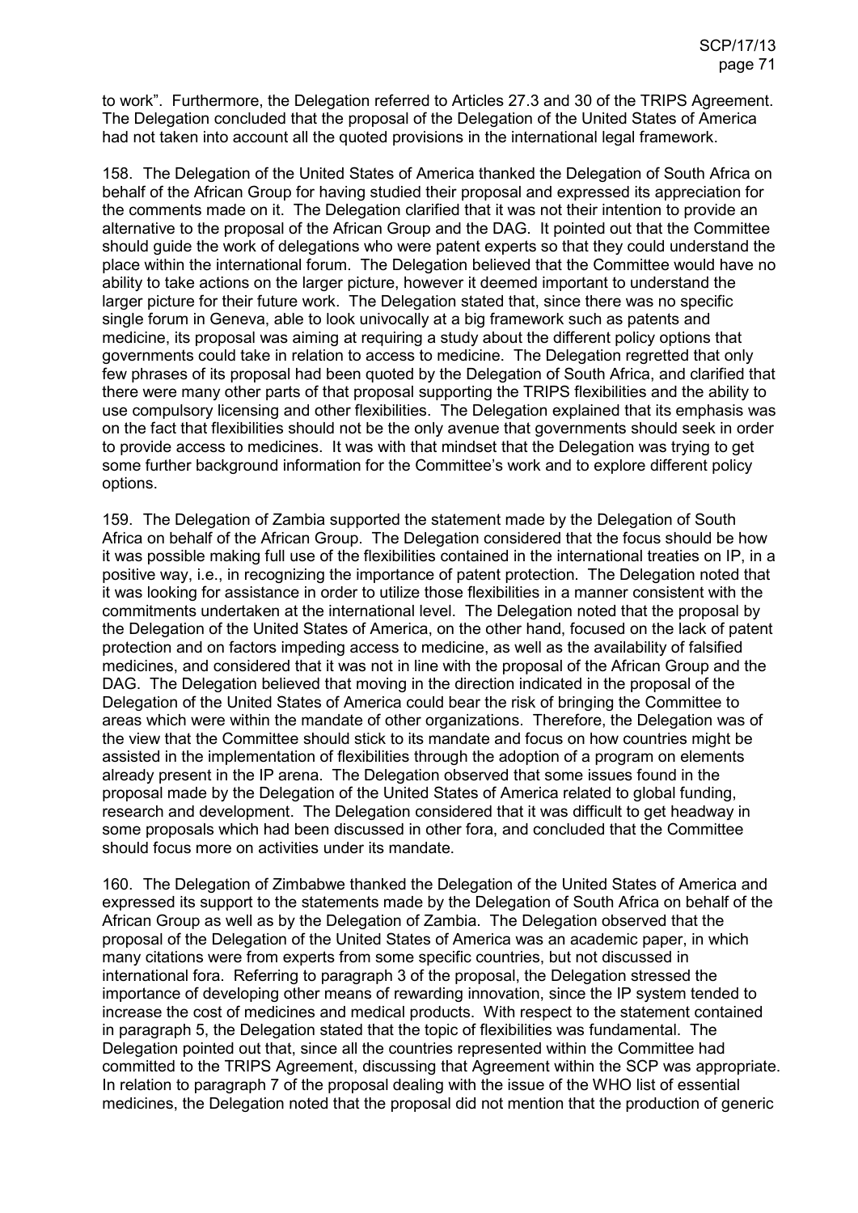to work". Furthermore, the Delegation referred to Articles 27.3 and 30 of the TRIPS Agreement. The Delegation concluded that the proposal of the Delegation of the United States of America had not taken into account all the quoted provisions in the international legal framework.

158. The Delegation of the United States of America thanked the Delegation of South Africa on behalf of the African Group for having studied their proposal and expressed its appreciation for the comments made on it. The Delegation clarified that it was not their intention to provide an alternative to the proposal of the African Group and the DAG. It pointed out that the Committee should guide the work of delegations who were patent experts so that they could understand the place within the international forum. The Delegation believed that the Committee would have no ability to take actions on the larger picture, however it deemed important to understand the larger picture for their future work. The Delegation stated that, since there was no specific single forum in Geneva, able to look univocally at a big framework such as patents and medicine, its proposal was aiming at requiring a study about the different policy options that governments could take in relation to access to medicine. The Delegation regretted that only few phrases of its proposal had been quoted by the Delegation of South Africa, and clarified that there were many other parts of that proposal supporting the TRIPS flexibilities and the ability to use compulsory licensing and other flexibilities. The Delegation explained that its emphasis was on the fact that flexibilities should not be the only avenue that governments should seek in order to provide access to medicines. It was with that mindset that the Delegation was trying to get some further background information for the Committee's work and to explore different policy options.

159. The Delegation of Zambia supported the statement made by the Delegation of South Africa on behalf of the African Group. The Delegation considered that the focus should be how it was possible making full use of the flexibilities contained in the international treaties on IP, in a positive way, i.e., in recognizing the importance of patent protection. The Delegation noted that it was looking for assistance in order to utilize those flexibilities in a manner consistent with the commitments undertaken at the international level. The Delegation noted that the proposal by the Delegation of the United States of America, on the other hand, focused on the lack of patent protection and on factors impeding access to medicine, as well as the availability of falsified medicines, and considered that it was not in line with the proposal of the African Group and the DAG. The Delegation believed that moving in the direction indicated in the proposal of the Delegation of the United States of America could bear the risk of bringing the Committee to areas which were within the mandate of other organizations. Therefore, the Delegation was of the view that the Committee should stick to its mandate and focus on how countries might be assisted in the implementation of flexibilities through the adoption of a program on elements already present in the IP arena. The Delegation observed that some issues found in the proposal made by the Delegation of the United States of America related to global funding, research and development. The Delegation considered that it was difficult to get headway in some proposals which had been discussed in other fora, and concluded that the Committee should focus more on activities under its mandate.

160. The Delegation of Zimbabwe thanked the Delegation of the United States of America and expressed its support to the statements made by the Delegation of South Africa on behalf of the African Group as well as by the Delegation of Zambia. The Delegation observed that the proposal of the Delegation of the United States of America was an academic paper, in which many citations were from experts from some specific countries, but not discussed in international fora. Referring to paragraph 3 of the proposal, the Delegation stressed the importance of developing other means of rewarding innovation, since the IP system tended to increase the cost of medicines and medical products. With respect to the statement contained in paragraph 5, the Delegation stated that the topic of flexibilities was fundamental. The Delegation pointed out that, since all the countries represented within the Committee had committed to the TRIPS Agreement, discussing that Agreement within the SCP was appropriate. In relation to paragraph 7 of the proposal dealing with the issue of the WHO list of essential medicines, the Delegation noted that the proposal did not mention that the production of generic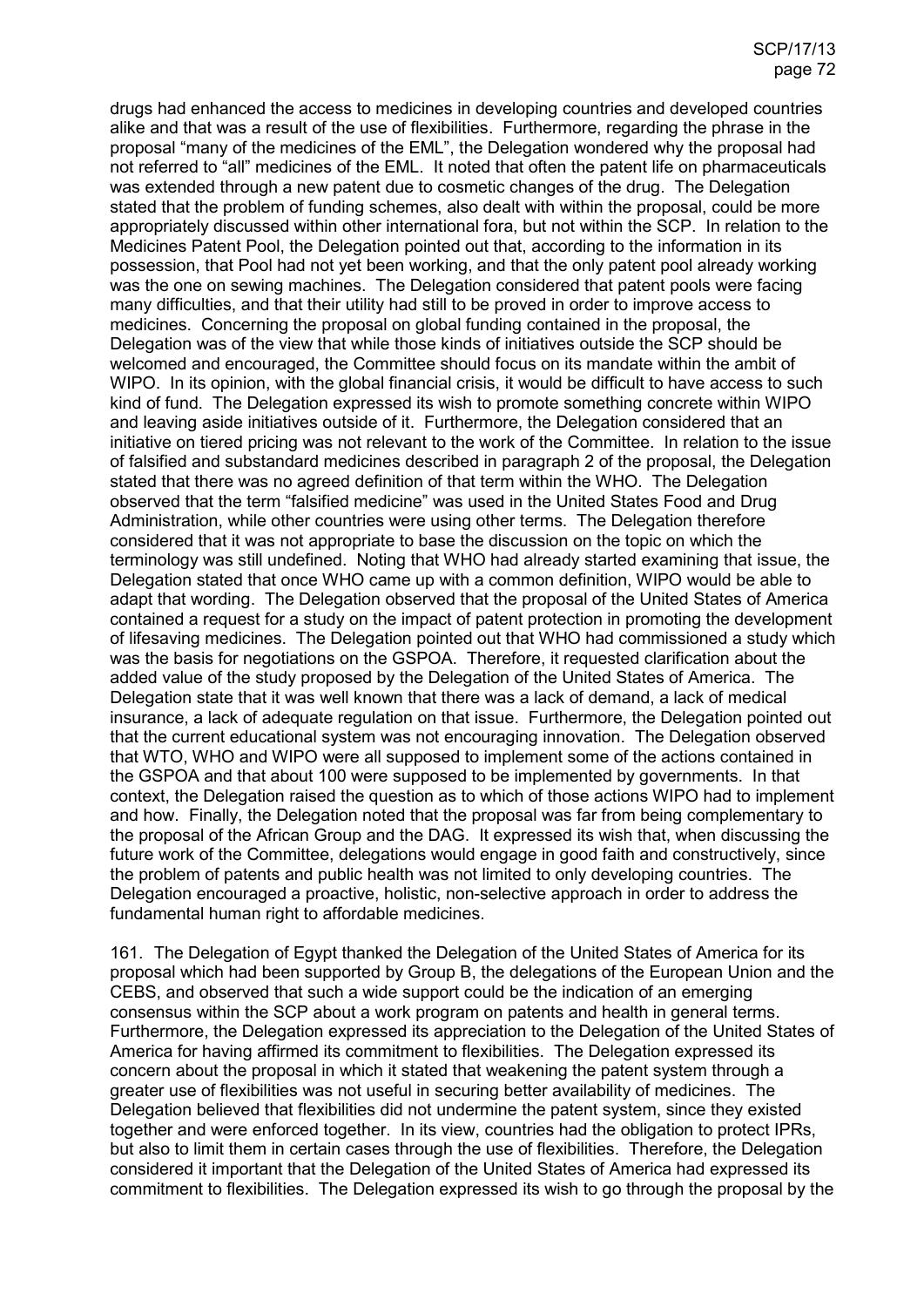drugs had enhanced the access to medicines in developing countries and developed countries alike and that was a result of the use of flexibilities. Furthermore, regarding the phrase in the proposal "many of the medicines of the EML", the Delegation wondered why the proposal had not referred to "all" medicines of the EML. It noted that often the patent life on pharmaceuticals was extended through a new patent due to cosmetic changes of the drug. The Delegation stated that the problem of funding schemes, also dealt with within the proposal, could be more appropriately discussed within other international fora, but not within the SCP. In relation to the Medicines Patent Pool, the Delegation pointed out that, according to the information in its possession, that Pool had not yet been working, and that the only patent pool already working was the one on sewing machines. The Delegation considered that patent pools were facing many difficulties, and that their utility had still to be proved in order to improve access to medicines. Concerning the proposal on global funding contained in the proposal, the Delegation was of the view that while those kinds of initiatives outside the SCP should be welcomed and encouraged, the Committee should focus on its mandate within the ambit of WIPO. In its opinion, with the global financial crisis, it would be difficult to have access to such kind of fund. The Delegation expressed its wish to promote something concrete within WIPO and leaving aside initiatives outside of it. Furthermore, the Delegation considered that an initiative on tiered pricing was not relevant to the work of the Committee. In relation to the issue of falsified and substandard medicines described in paragraph 2 of the proposal, the Delegation stated that there was no agreed definition of that term within the WHO. The Delegation observed that the term "falsified medicine" was used in the United States Food and Drug Administration, while other countries were using other terms. The Delegation therefore considered that it was not appropriate to base the discussion on the topic on which the terminology was still undefined. Noting that WHO had already started examining that issue, the Delegation stated that once WHO came up with a common definition, WIPO would be able to adapt that wording. The Delegation observed that the proposal of the United States of America contained a request for a study on the impact of patent protection in promoting the development of lifesaving medicines. The Delegation pointed out that WHO had commissioned a study which was the basis for negotiations on the GSPOA. Therefore, it requested clarification about the added value of the study proposed by the Delegation of the United States of America. The Delegation state that it was well known that there was a lack of demand, a lack of medical insurance, a lack of adequate regulation on that issue. Furthermore, the Delegation pointed out that the current educational system was not encouraging innovation. The Delegation observed that WTO, WHO and WIPO were all supposed to implement some of the actions contained in the GSPOA and that about 100 were supposed to be implemented by governments. In that context, the Delegation raised the question as to which of those actions WIPO had to implement and how. Finally, the Delegation noted that the proposal was far from being complementary to the proposal of the African Group and the DAG. It expressed its wish that, when discussing the future work of the Committee, delegations would engage in good faith and constructively, since the problem of patents and public health was not limited to only developing countries. The Delegation encouraged a proactive, holistic, non-selective approach in order to address the fundamental human right to affordable medicines.

161. The Delegation of Egypt thanked the Delegation of the United States of America for its proposal which had been supported by Group B, the delegations of the European Union and the CEBS, and observed that such a wide support could be the indication of an emerging consensus within the SCP about a work program on patents and health in general terms. Furthermore, the Delegation expressed its appreciation to the Delegation of the United States of America for having affirmed its commitment to flexibilities. The Delegation expressed its concern about the proposal in which it stated that weakening the patent system through a greater use of flexibilities was not useful in securing better availability of medicines. The Delegation believed that flexibilities did not undermine the patent system, since they existed together and were enforced together. In its view, countries had the obligation to protect IPRs, but also to limit them in certain cases through the use of flexibilities. Therefore, the Delegation considered it important that the Delegation of the United States of America had expressed its commitment to flexibilities. The Delegation expressed its wish to go through the proposal by the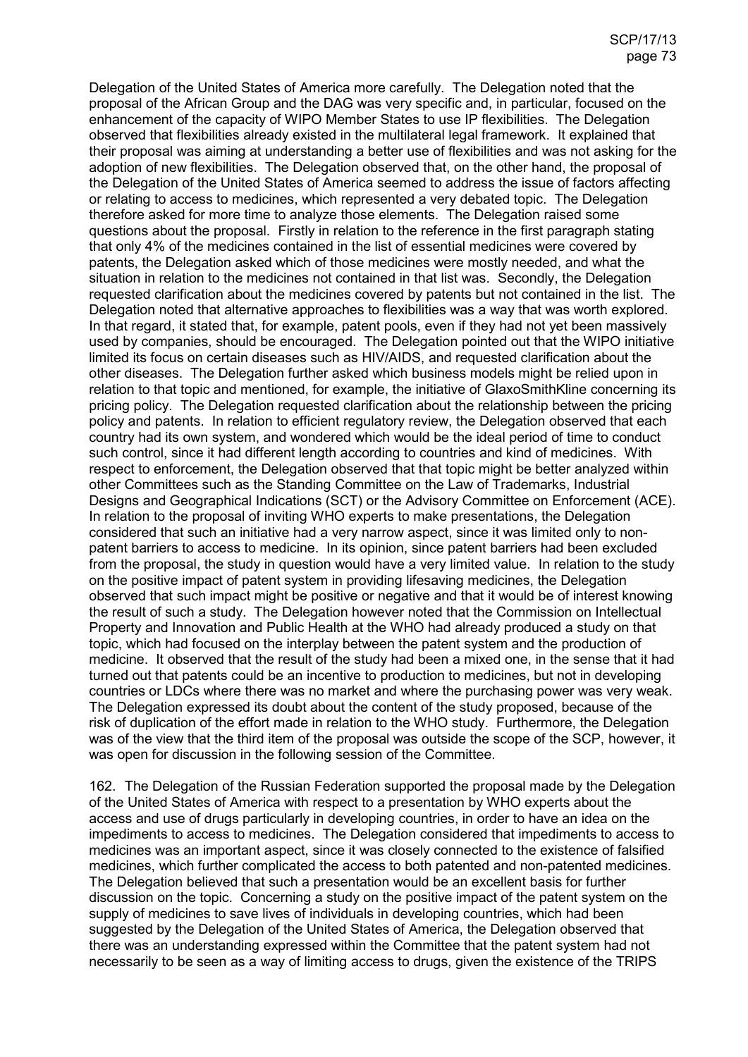Delegation of the United States of America more carefully. The Delegation noted that the proposal of the African Group and the DAG was very specific and, in particular, focused on the enhancement of the capacity of WIPO Member States to use IP flexibilities. The Delegation observed that flexibilities already existed in the multilateral legal framework. It explained that their proposal was aiming at understanding a better use of flexibilities and was not asking for the adoption of new flexibilities. The Delegation observed that, on the other hand, the proposal of the Delegation of the United States of America seemed to address the issue of factors affecting or relating to access to medicines, which represented a very debated topic. The Delegation therefore asked for more time to analyze those elements. The Delegation raised some questions about the proposal. Firstly in relation to the reference in the first paragraph stating that only 4% of the medicines contained in the list of essential medicines were covered by patents, the Delegation asked which of those medicines were mostly needed, and what the situation in relation to the medicines not contained in that list was. Secondly, the Delegation requested clarification about the medicines covered by patents but not contained in the list. The Delegation noted that alternative approaches to flexibilities was a way that was worth explored. In that regard, it stated that, for example, patent pools, even if they had not yet been massively used by companies, should be encouraged. The Delegation pointed out that the WIPO initiative limited its focus on certain diseases such as HIV/AIDS, and requested clarification about the other diseases. The Delegation further asked which business models might be relied upon in relation to that topic and mentioned, for example, the initiative of GlaxoSmithKline concerning its pricing policy. The Delegation requested clarification about the relationship between the pricing policy and patents. In relation to efficient regulatory review, the Delegation observed that each country had its own system, and wondered which would be the ideal period of time to conduct such control, since it had different length according to countries and kind of medicines. With respect to enforcement, the Delegation observed that that topic might be better analyzed within other Committees such as the Standing Committee on the Law of Trademarks, Industrial Designs and Geographical Indications (SCT) or the Advisory Committee on Enforcement (ACE). In relation to the proposal of inviting WHO experts to make presentations, the Delegation considered that such an initiative had a very narrow aspect, since it was limited only to non-patent barriers to access to medicine. In its opinion, since patent barriers had been excluded from the proposal, the study in question would have a very limited value. In relation to the study on the positive impact of patent system in providing lifesaving medicines, the Delegation observed that such impact might be positive or negative and that it would be of interest knowing the result of such a study. The Delegation however noted that the Commission on Intellectual Property and Innovation and Public Health at the WHO had already produced a study on that topic, which had focused on the interplay between the patent system and the production of medicine. It observed that the result of the study had been a mixed one, in the sense that it had turned out that patents could be an incentive to production to medicines, but not in developing countries or LDCs where there was no market and where the purchasing power was very weak. The Delegation expressed its doubt about the content of the study proposed, because of the risk of duplication of the effort made in relation to the WHO study. Furthermore, the Delegation was of the view that the third item of the proposal was outside the scope of the SCP, however, it was open for discussion in the following session of the Committee.

162. The Delegation of the Russian Federation supported the proposal made by the Delegation of the United States of America with respect to a presentation by WHO experts about the access and use of drugs particularly in developing countries, in order to have an idea on the impediments to access to medicines. The Delegation considered that impediments to access to medicines was an important aspect, since it was closely connected to the existence of falsified medicines, which further complicated the access to both patented and non-patented medicines. The Delegation believed that such a presentation would be an excellent basis for further discussion on the topic. Concerning a study on the positive impact of the patent system on the supply of medicines to save lives of individuals in developing countries, which had been suggested by the Delegation of the United States of America, the Delegation observed that there was an understanding expressed within the Committee that the patent system had not necessarily to be seen as a way of limiting access to drugs, given the existence of the TRIPS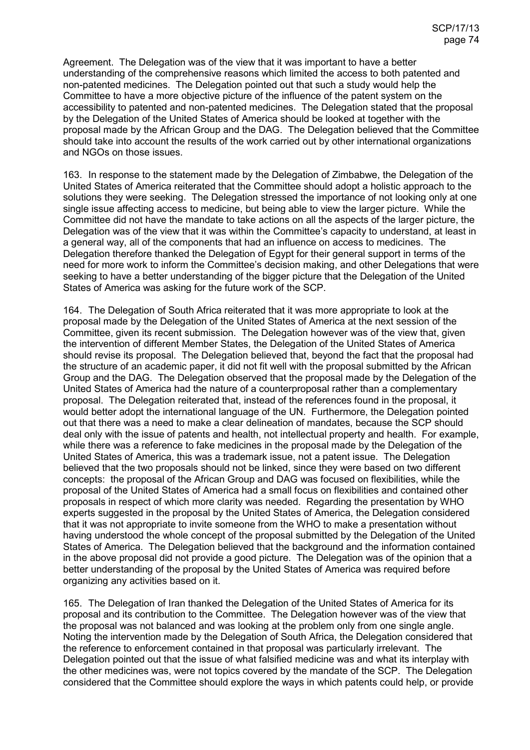Agreement. The Delegation was of the view that it was important to have a better understanding of the comprehensive reasons which limited the access to both patented and non-patented medicines. The Delegation pointed out that such a study would help the Committee to have a more objective picture of the influence of the patent system on the accessibility to patented and non-patented medicines. The Delegation stated that the proposal by the Delegation of the United States of America should be looked at together with the proposal made by the African Group and the DAG. The Delegation believed that the Committee should take into account the results of the work carried out by other international organizations and NGOs on those issues.

163. In response to the statement made by the Delegation of Zimbabwe, the Delegation of the United States of America reiterated that the Committee should adopt a holistic approach to the solutions they were seeking. The Delegation stressed the importance of not looking only at one single issue affecting access to medicine, but being able to view the larger picture. While the Committee did not have the mandate to take actions on all the aspects of the larger picture, the Delegation was of the view that it was within the Committee's capacity to understand, at least in a general way, all of the components that had an influence on access to medicines. The Delegation therefore thanked the Delegation of Egypt for their general support in terms of the need for more work to inform the Committee's decision making, and other Delegations that were seeking to have a better understanding of the bigger picture that the Delegation of the United States of America was asking for the future work of the SCP.

164. The Delegation of South Africa reiterated that it was more appropriate to look at the proposal made by the Delegation of the United States of America at the next session of the Committee, given its recent submission. The Delegation however was of the view that, given the intervention of different Member States, the Delegation of the United States of America should revise its proposal. The Delegation believed that, beyond the fact that the proposal had the structure of an academic paper, it did not fit well with the proposal submitted by the African Group and the DAG. The Delegation observed that the proposal made by the Delegation of the United States of America had the nature of a counterproposal rather than a complementary proposal. The Delegation reiterated that, instead of the references found in the proposal, it would better adopt the international language of the UN. Furthermore, the Delegation pointed out that there was a need to make a clear delineation of mandates, because the SCP should deal only with the issue of patents and health, not intellectual property and health. For example, while there was a reference to fake medicines in the proposal made by the Delegation of the United States of America, this was a trademark issue, not a patent issue. The Delegation believed that the two proposals should not be linked, since they were based on two different concepts: the proposal of the African Group and DAG was focused on flexibilities, while the proposal of the United States of America had a small focus on flexibilities and contained other proposals in respect of which more clarity was needed. Regarding the presentation by WHO experts suggested in the proposal by the United States of America, the Delegation considered that it was not appropriate to invite someone from the WHO to make a presentation without having understood the whole concept of the proposal submitted by the Delegation of the United States of America. The Delegation believed that the background and the information contained in the above proposal did not provide a good picture. The Delegation was of the opinion that a better understanding of the proposal by the United States of America was required before organizing any activities based on it.

165. The Delegation of Iran thanked the Delegation of the United States of America for its proposal and its contribution to the Committee. The Delegation however was of the view that the proposal was not balanced and was looking at the problem only from one single angle. Noting the intervention made by the Delegation of South Africa, the Delegation considered that the reference to enforcement contained in that proposal was particularly irrelevant. The Delegation pointed out that the issue of what falsified medicine was and what its interplay with the other medicines was, were not topics covered by the mandate of the SCP. The Delegation considered that the Committee should explore the ways in which patents could help, or provide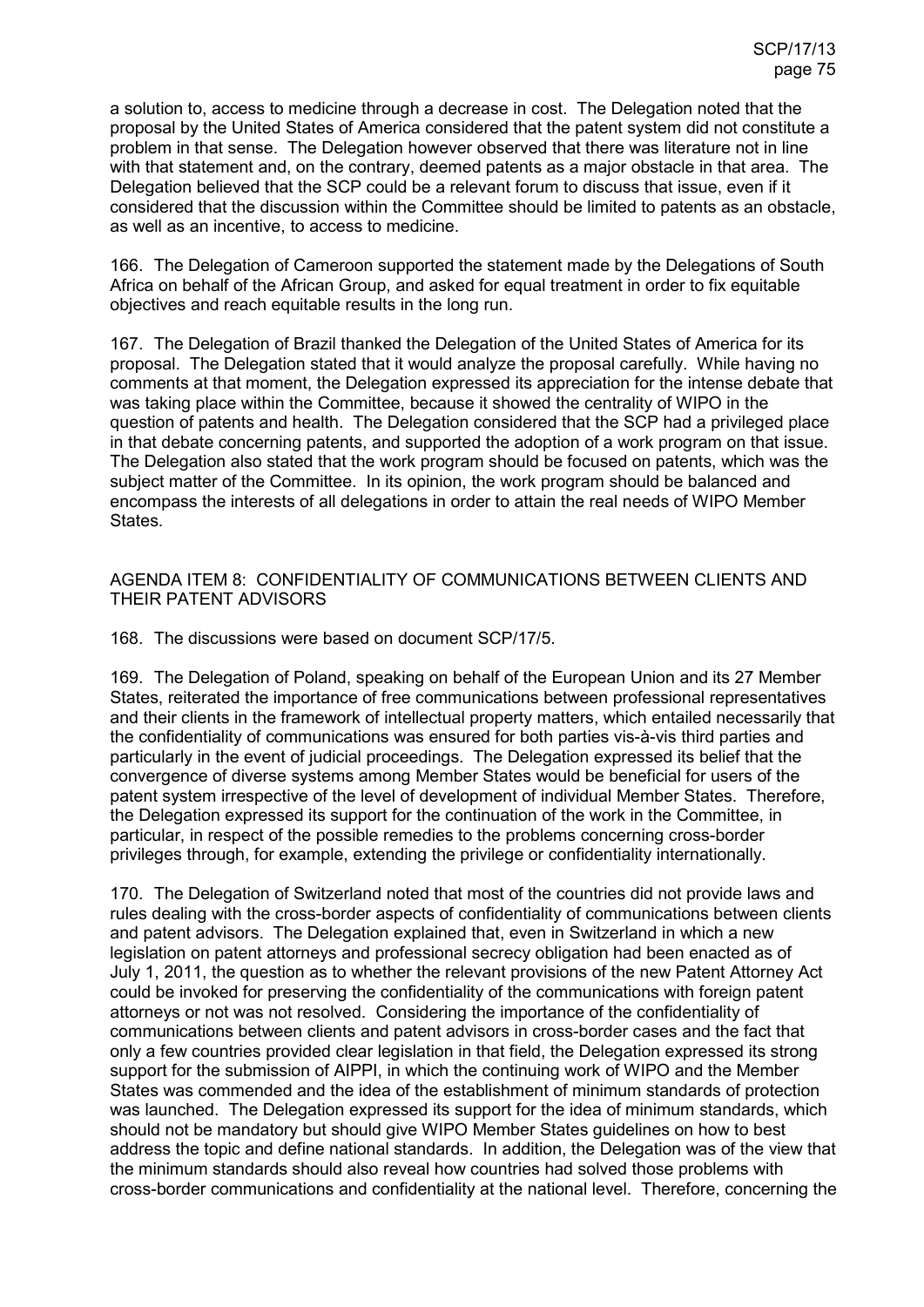a solution to, access to medicine through a decrease in cost. The Delegation noted that the proposal by the United States of America considered that the patent system did not constitute a problem in that sense. The Delegation however observed that there was literature not in line with that statement and, on the contrary, deemed patents as a major obstacle in that area. The Delegation believed that the SCP could be a relevant forum to discuss that issue, even if it considered that the discussion within the Committee should be limited to patents as an obstacle, as well as an incentive, to access to medicine.

166. The Delegation of Cameroon supported the statement made by the Delegations of South Africa on behalf of the African Group, and asked for equal treatment in order to fix equitable objectives and reach equitable results in the long run.

167. The Delegation of Brazil thanked the Delegation of the United States of America for its proposal. The Delegation stated that it would analyze the proposal carefully. While having no comments at that moment, the Delegation expressed its appreciation for the intense debate that was taking place within the Committee, because it showed the centrality of WIPO in the question of patents and health. The Delegation considered that the SCP had a privileged place in that debate concerning patents, and supported the adoption of a work program on that issue. The Delegation also stated that the work program should be focused on patents, which was the subject matter of the Committee. In its opinion, the work program should be balanced and encompass the interests of all delegations in order to attain the real needs of WIPO Member States.

## AGENDA ITEM 8: CONFIDENTIALITY OF COMMUNICATIONS BETWEEN CLIENTS AND THEIR PATENT ADVISORS

168. The discussions were based on document SCP/17/5.

169. The Delegation of Poland, speaking on behalf of the European Union and its 27 Member States, reiterated the importance of free communications between professional representatives and their clients in the framework of intellectual property matters, which entailed necessarily that the confidentiality of communications was ensured for both parties vis-à-vis third parties and particularly in the event of judicial proceedings. The Delegation expressed its belief that the convergence of diverse systems among Member States would be beneficial for users of the patent system irrespective of the level of development of individual Member States. Therefore, the Delegation expressed its support for the continuation of the work in the Committee, in particular, in respect of the possible remedies to the problems concerning cross-border privileges through, for example, extending the privilege or confidentiality internationally.

170. The Delegation of Switzerland noted that most of the countries did not provide laws and rules dealing with the cross-border aspects of confidentiality of communications between clients and patent advisors. The Delegation explained that, even in Switzerland in which a new legislation on patent attorneys and professional secrecy obligation had been enacted as of July 1, 2011, the question as to whether the relevant provisions of the new Patent Attorney Act could be invoked for preserving the confidentiality of the communications with foreign patent attorneys or not was not resolved. Considering the importance of the confidentiality of communications between clients and patent advisors in cross-border cases and the fact that only a few countries provided clear legislation in that field, the Delegation expressed its strong support for the submission of AIPPI, in which the continuing work of WIPO and the Member States was commended and the idea of the establishment of minimum standards of protection was launched. The Delegation expressed its support for the idea of minimum standards, which should not be mandatory but should give WIPO Member States guidelines on how to best address the topic and define national standards. In addition, the Delegation was of the view that the minimum standards should also reveal how countries had solved those problems with cross-border communications and confidentiality at the national level. Therefore, concerning the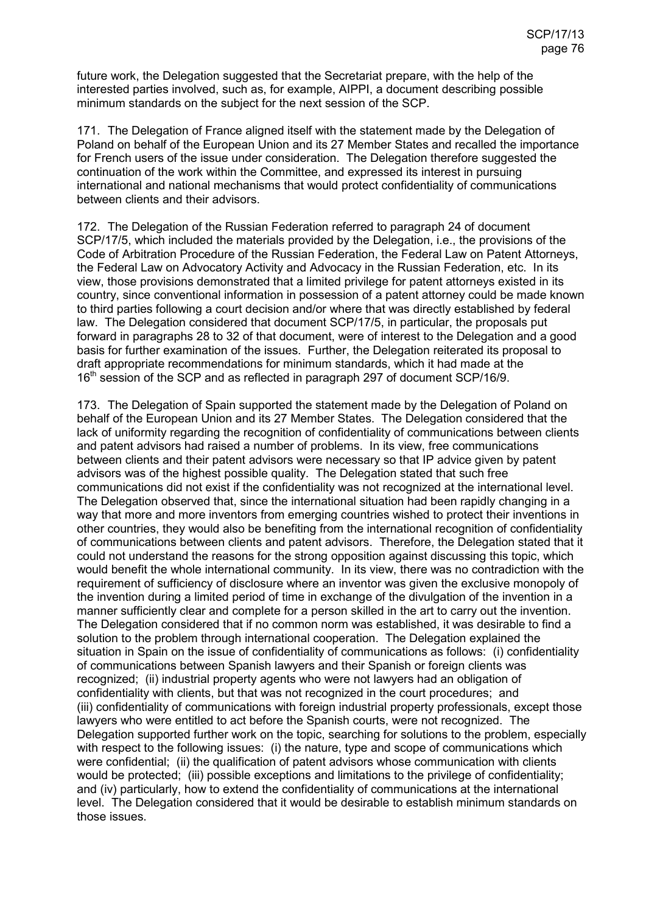future work, the Delegation suggested that the Secretariat prepare, with the help of the interested parties involved, such as, for example, AIPPI, a document describing possible minimum standards on the subject for the next session of the SCP.

171. The Delegation of France aligned itself with the statement made by the Delegation of Poland on behalf of the European Union and its 27 Member States and recalled the importance for French users of the issue under consideration. The Delegation therefore suggested the continuation of the work within the Committee, and expressed its interest in pursuing international and national mechanisms that would protect confidentiality of communications between clients and their advisors.

172. The Delegation of the Russian Federation referred to paragraph 24 of document SCP/17/5, which included the materials provided by the Delegation, i.e., the provisions of the Code of Arbitration Procedure of the Russian Federation, the Federal Law on Patent Attorneys, the Federal Law on Advocatory Activity and Advocacy in the Russian Federation, etc. In its view, those provisions demonstrated that a limited privilege for patent attorneys existed in its country, since conventional information in possession of a patent attorney could be made known to third parties following a court decision and/or where that was directly established by federal law. The Delegation considered that document SCP/17/5, in particular, the proposals put forward in paragraphs 28 to 32 of that document, were of interest to the Delegation and a good basis for further examination of the issues. Further, the Delegation reiterated its proposal to draft appropriate recommendations for minimum standards, which it had made at the 16th session of the SCP and as reflected in paragraph 297 of document SCP/16/9.

173. The Delegation of Spain supported the statement made by the Delegation of Poland on behalf of the European Union and its 27 Member States. The Delegation considered that the lack of uniformity regarding the recognition of confidentiality of communications between clients and patent advisors had raised a number of problems. In its view, free communications between clients and their patent advisors were necessary so that IP advice given by patent advisors was of the highest possible quality. The Delegation stated that such free communications did not exist if the confidentiality was not recognized at the international level. The Delegation observed that, since the international situation had been rapidly changing in a way that more and more inventors from emerging countries wished to protect their inventions in other countries, they would also be benefiting from the international recognition of confidentiality of communications between clients and patent advisors. Therefore, the Delegation stated that it could not understand the reasons for the strong opposition against discussing this topic, which would benefit the whole international community. In its view, there was no contradiction with the requirement of sufficiency of disclosure where an inventor was given the exclusive monopoly of the invention during a limited period of time in exchange of the divulgation of the invention in a manner sufficiently clear and complete for a person skilled in the art to carry out the invention. The Delegation considered that if no common norm was established, it was desirable to find a solution to the problem through international cooperation. The Delegation explained the situation in Spain on the issue of confidentiality of communications as follows: (i) confidentiality of communications between Spanish lawyers and their Spanish or foreign clients was recognized; (ii) industrial property agents who were not lawyers had an obligation of confidentiality with clients, but that was not recognized in the court procedures; and (iii) confidentiality of communications with foreign industrial property professionals, except those lawyers who were entitled to act before the Spanish courts, were not recognized. The Delegation supported further work on the topic, searching for solutions to the problem, especially with respect to the following issues: (i) the nature, type and scope of communications which were confidential; (ii) the qualification of patent advisors whose communication with clients would be protected; (iii) possible exceptions and limitations to the privilege of confidentiality; and (iv) particularly, how to extend the confidentiality of communications at the international level. The Delegation considered that it would be desirable to establish minimum standards on those issues.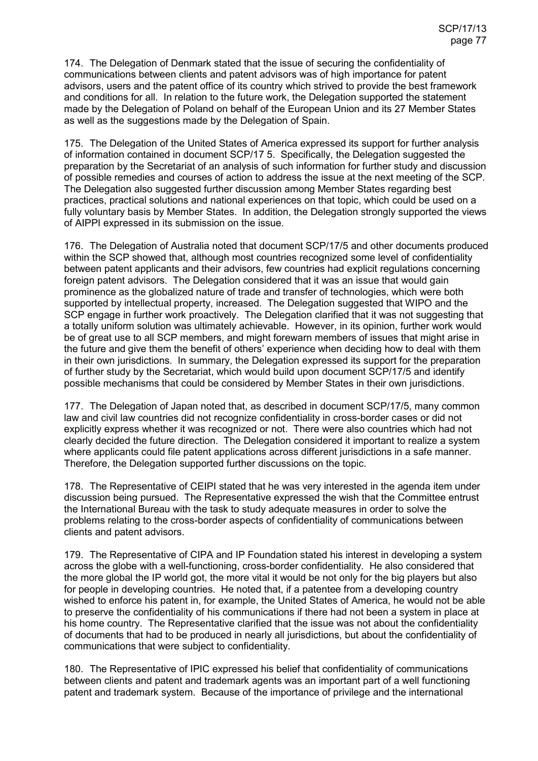174. The Delegation of Denmark stated that the issue of securing the confidentiality of communications between clients and patent advisors was of high importance for patent advisors, users and the patent office of its country which strived to provide the best framework and conditions for all. In relation to the future work, the Delegation supported the statement made by the Delegation of Poland on behalf of the European Union and its 27 Member States as well as the suggestions made by the Delegation of Spain.

175. The Delegation of the United States of America expressed its support for further analysis of information contained in document SCP/17 5. Specifically, the Delegation suggested the preparation by the Secretariat of an analysis of such information for further study and discussion of possible remedies and courses of action to address the issue at the next meeting of the SCP. The Delegation also suggested further discussion among Member States regarding best practices, practical solutions and national experiences on that topic, which could be used on a fully voluntary basis by Member States. In addition, the Delegation strongly supported the views of AIPPI expressed in its submission on the issue.

176. The Delegation of Australia noted that document SCP/17/5 and other documents produced within the SCP showed that, although most countries recognized some level of confidentiality between patent applicants and their advisors, few countries had explicit regulations concerning foreign patent advisors. The Delegation considered that it was an issue that would gain prominence as the globalized nature of trade and transfer of technologies, which were both supported by intellectual property, increased. The Delegation suggested that WIPO and the SCP engage in further work proactively. The Delegation clarified that it was not suggesting that a totally uniform solution was ultimately achievable. However, in its opinion, further work would be of great use to all SCP members, and might forewarn members of issues that might arise in the future and give them the benefit of others' experience when deciding how to deal with them in their own jurisdictions. In summary, the Delegation expressed its support for the preparation of further study by the Secretariat, which would build upon document SCP/17/5 and identify possible mechanisms that could be considered by Member States in their own jurisdictions.

177. The Delegation of Japan noted that, as described in document SCP/17/5, many common law and civil law countries did not recognize confidentiality in cross-border cases or did not explicitly express whether it was recognized or not. There were also countries which had not clearly decided the future direction. The Delegation considered it important to realize a system where applicants could file patent applications across different jurisdictions in a safe manner. Therefore, the Delegation supported further discussions on the topic.

178. The Representative of CEIPI stated that he was very interested in the agenda item under discussion being pursued. The Representative expressed the wish that the Committee entrust the International Bureau with the task to study adequate measures in order to solve the problems relating to the cross-border aspects of confidentiality of communications between clients and patent advisors.

179. The Representative of CIPA and IP Foundation stated his interest in developing a system across the globe with a well-functioning, cross-border confidentiality. He also considered that the more global the IP world got, the more vital it would be not only for the big players but also for people in developing countries. He noted that, if a patentee from a developing country wished to enforce his patent in, for example, the United States of America, he would not be able to preserve the confidentiality of his communications if there had not been a system in place at his home country. The Representative clarified that the issue was not about the confidentiality of documents that had to be produced in nearly all jurisdictions, but about the confidentiality of communications that were subject to confidentiality.

180. The Representative of IPIC expressed his belief that confidentiality of communications between clients and patent and trademark agents was an important part of a well functioning patent and trademark system. Because of the importance of privilege and the international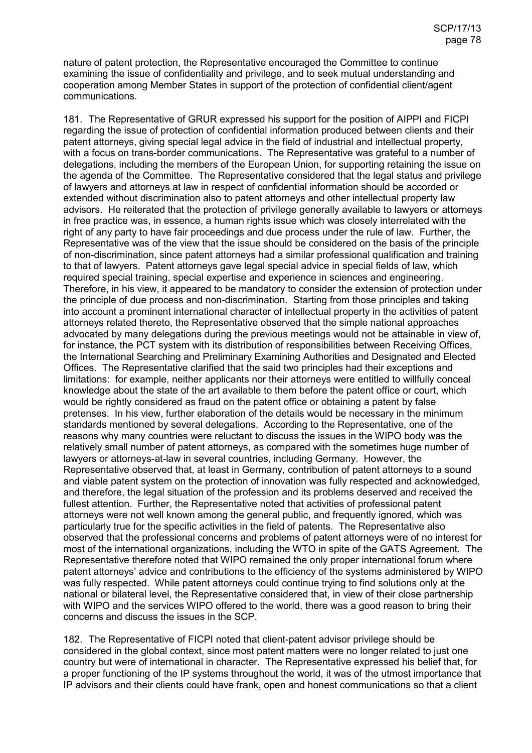nature of patent protection, the Representative encouraged the Committee to continue examining the issue of confidentiality and privilege, and to seek mutual understanding and cooperation among Member States in support of the protection of confidential client/agent communications.

181. The Representative of GRUR expressed his support for the position of AIPPI and FICPI regarding the issue of protection of confidential information produced between clients and their patent attorneys, giving special legal advice in the field of industrial and intellectual property, with a focus on trans-border communications. The Representative was grateful to a number of delegations, including the members of the European Union, for supporting retaining the issue on the agenda of the Committee. The Representative considered that the legal status and privilege of lawyers and attorneys at law in respect of confidential information should be accorded or extended without discrimination also to patent attorneys and other intellectual property law advisors. He reiterated that the protection of privilege generally available to lawyers or attorneys in free practice was, in essence, a human rights issue which was closely interrelated with the right of any party to have fair proceedings and due process under the rule of law. Further, the Representative was of the view that the issue should be considered on the basis of the principle of non-discrimination, since patent attorneys had a similar professional qualification and training to that of lawyers. Patent attorneys gave legal special advice in special fields of law, which required special training, special expertise and experience in sciences and engineering. Therefore, in his view, it appeared to be mandatory to consider the extension of protection under the principle of due process and non-discrimination. Starting from those principles and taking into account a prominent international character of intellectual property in the activities of patent attorneys related thereto, the Representative observed that the simple national approaches advocated by many delegations during the previous meetings would not be attainable in view of, for instance, the PCT system with its distribution of responsibilities between Receiving Offices, the International Searching and Preliminary Examining Authorities and Designated and Elected Offices. The Representative clarified that the said two principles had their exceptions and limitations: for example, neither applicants nor their attorneys were entitled to willfully conceal knowledge about the state of the art available to them before the patent office or court, which would be rightly considered as fraud on the patent office or obtaining a patent by false pretenses. In his view, further elaboration of the details would be necessary in the minimum standards mentioned by several delegations. According to the Representative, one of the reasons why many countries were reluctant to discuss the issues in the WIPO body was the relatively small number of patent attorneys, as compared with the sometimes huge number of lawyers or attorneys-at-law in several countries, including Germany. However, the Representative observed that, at least in Germany, contribution of patent attorneys to a sound and viable patent system on the protection of innovation was fully respected and acknowledged, and therefore, the legal situation of the profession and its problems deserved and received the fullest attention. Further, the Representative noted that activities of professional patent attorneys were not well known among the general public, and frequently ignored, which was particularly true for the specific activities in the field of patents. The Representative also observed that the professional concerns and problems of patent attorneys were of no interest for most of the international organizations, including the WTO in spite of the GATS Agreement. The Representative therefore noted that WIPO remained the only proper international forum where patent attorneys' advice and contributions to the efficiency of the systems administered by WIPO was fully respected. While patent attorneys could continue trying to find solutions only at the national or bilateral level, the Representative considered that, in view of their close partnership with WIPO and the services WIPO offered to the world, there was a good reason to bring their concerns and discuss the issues in the SCP.

182. The Representative of FICPI noted that client-patent advisor privilege should be considered in the global context, since most patent matters were no longer related to just one country but were of international in character. The Representative expressed his belief that, for a proper functioning of the IP systems throughout the world, it was of the utmost importance that IP advisors and their clients could have frank, open and honest communications so that a client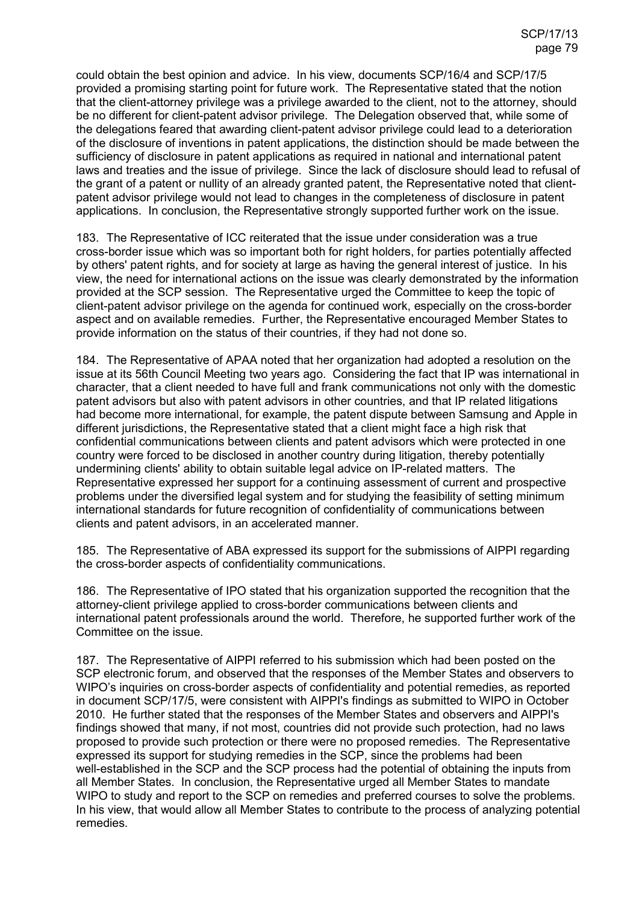could obtain the best opinion and advice. In his view, documents SCP/16/4 and SCP/17/5 provided a promising starting point for future work. The Representative stated that the notion that the client-attorney privilege was a privilege awarded to the client, not to the attorney, should be no different for client-patent advisor privilege. The Delegation observed that, while some of the delegations feared that awarding client-patent advisor privilege could lead to a deterioration of the disclosure of inventions in patent applications, the distinction should be made between the sufficiency of disclosure in patent applications as required in national and international patent laws and treaties and the issue of privilege. Since the lack of disclosure should lead to refusal of the grant of a patent or nullity of an already granted patent, the Representative noted that client-patent advisor privilege would not lead to changes in the completeness of disclosure in patent applications. In conclusion, the Representative strongly supported further work on the issue.

183. The Representative of ICC reiterated that the issue under consideration was a true cross-border issue which was so important both for right holders, for parties potentially affected by others' patent rights, and for society at large as having the general interest of justice. In his view, the need for international actions on the issue was clearly demonstrated by the information provided at the SCP session. The Representative urged the Committee to keep the topic of client-patent advisor privilege on the agenda for continued work, especially on the cross-border aspect and on available remedies. Further, the Representative encouraged Member States to provide information on the status of their countries, if they had not done so.

184. The Representative of APAA noted that her organization had adopted a resolution on the issue at its 56th Council Meeting two years ago. Considering the fact that IP was international in character, that a client needed to have full and frank communications not only with the domestic patent advisors but also with patent advisors in other countries, and that IP related litigations had become more international, for example, the patent dispute between Samsung and Apple in different jurisdictions, the Representative stated that a client might face a high risk that confidential communications between clients and patent advisors which were protected in one country were forced to be disclosed in another country during litigation, thereby potentially undermining clients' ability to obtain suitable legal advice on IP-related matters. The Representative expressed her support for a continuing assessment of current and prospective problems under the diversified legal system and for studying the feasibility of setting minimum international standards for future recognition of confidentiality of communications between clients and patent advisors, in an accelerated manner.

185. The Representative of ABA expressed its support for the submissions of AIPPI regarding the cross-border aspects of confidentiality communications.

186. The Representative of IPO stated that his organization supported the recognition that the attorney-client privilege applied to cross-border communications between clients and international patent professionals around the world. Therefore, he supported further work of the Committee on the issue.

187. The Representative of AIPPI referred to his submission which had been posted on the SCP electronic forum, and observed that the responses of the Member States and observers to WIPO's inquiries on cross-border aspects of confidentiality and potential remedies, as reported in document SCP/17/5, were consistent with AIPPI's findings as submitted to WIPO in October 2010. He further stated that the responses of the Member States and observers and AIPPI's findings showed that many, if not most, countries did not provide such protection, had no laws proposed to provide such protection or there were no proposed remedies. The Representative expressed its support for studying remedies in the SCP, since the problems had been well-established in the SCP and the SCP process had the potential of obtaining the inputs from all Member States. In conclusion, the Representative urged all Member States to mandate WIPO to study and report to the SCP on remedies and preferred courses to solve the problems. In his view, that would allow all Member States to contribute to the process of analyzing potential remedies.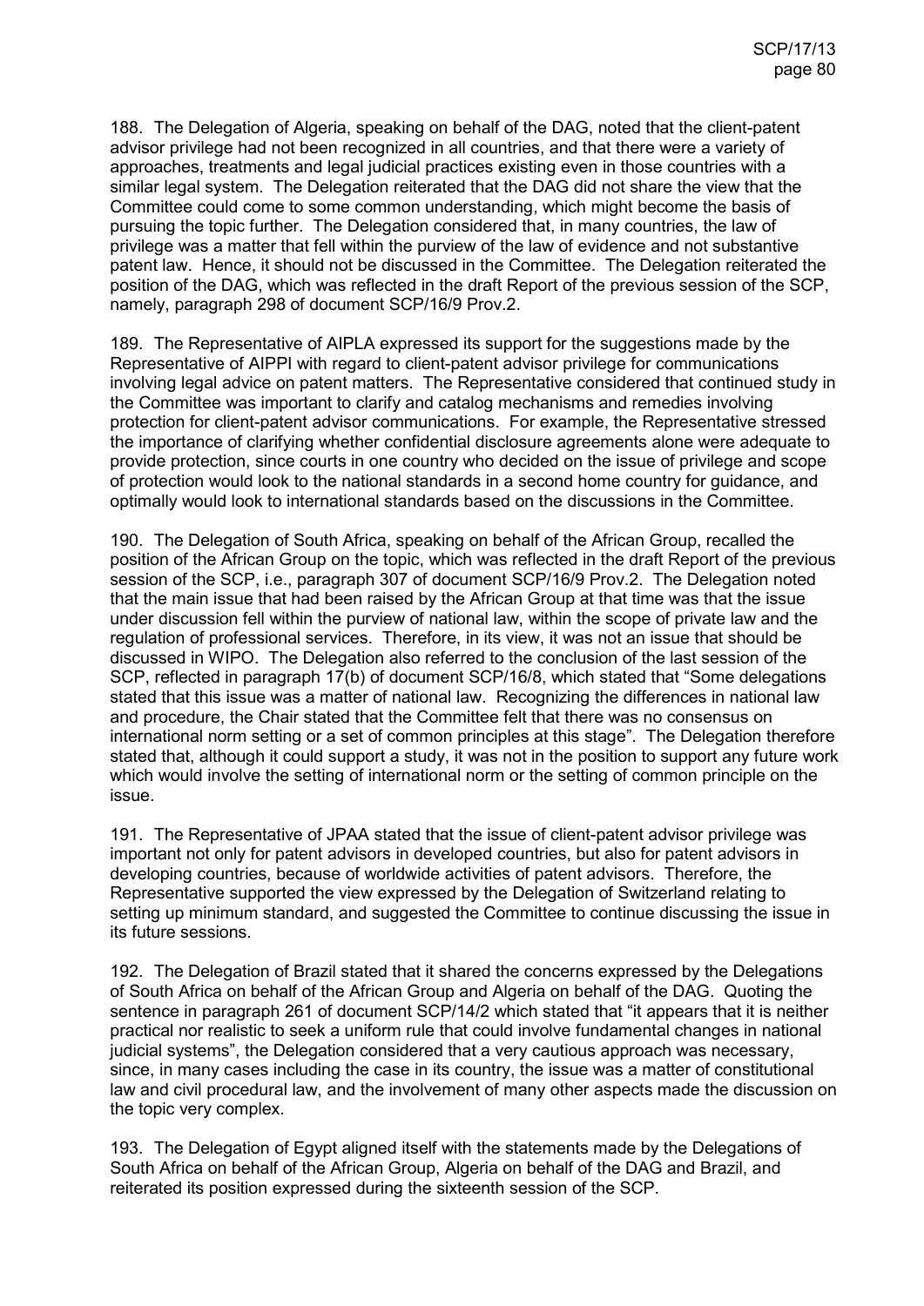188. The Delegation of Algeria, speaking on behalf of the DAG, noted that the client-patent advisor privilege had not been recognized in all countries, and that there were a variety of approaches, treatments and legal judicial practices existing even in those countries with a similar legal system. The Delegation reiterated that the DAG did not share the view that the Committee could come to some common understanding, which might become the basis of pursuing the topic further. The Delegation considered that, in many countries, the law of privilege was a matter that fell within the purview of the law of evidence and not substantive patent law. Hence, it should not be discussed in the Committee. The Delegation reiterated the position of the DAG, which was reflected in the draft Report of the previous session of the SCP, namely, paragraph 298 of document SCP/16/9 Prov.2.

189. The Representative of AIPLA expressed its support for the suggestions made by the Representative of AIPPI with regard to client-patent advisor privilege for communications involving legal advice on patent matters. The Representative considered that continued study in the Committee was important to clarify and catalog mechanisms and remedies involving protection for client-patent advisor communications. For example, the Representative stressed the importance of clarifying whether confidential disclosure agreements alone were adequate to provide protection, since courts in one country who decided on the issue of privilege and scope of protection would look to the national standards in a second home country for guidance, and optimally would look to international standards based on the discussions in the Committee.

190. The Delegation of South Africa, speaking on behalf of the African Group, recalled the position of the African Group on the topic, which was reflected in the draft Report of the previous session of the SCP, i.e., paragraph 307 of document SCP/16/9 Prov.2. The Delegation noted that the main issue that had been raised by the African Group at that time was that the issue under discussion fell within the purview of national law, within the scope of private law and the regulation of professional services. Therefore, in its view, it was not an issue that should be discussed in WIPO. The Delegation also referred to the conclusion of the last session of the SCP, reflected in paragraph 17(b) of document SCP/16/8, which stated that "Some delegations stated that this issue was a matter of national law. Recognizing the differences in national law and procedure, the Chair stated that the Committee felt that there was no consensus on international norm setting or a set of common principles at this stage". The Delegation therefore stated that, although it could support a study, it was not in the position to support any future work which would involve the setting of international norm or the setting of common principle on the issue.

191. The Representative of JPAA stated that the issue of client-patent advisor privilege was important not only for patent advisors in developed countries, but also for patent advisors in developing countries, because of worldwide activities of patent advisors. Therefore, the Representative supported the view expressed by the Delegation of Switzerland relating to setting up minimum standard, and suggested the Committee to continue discussing the issue in its future sessions.

192. The Delegation of Brazil stated that it shared the concerns expressed by the Delegations of South Africa on behalf of the African Group and Algeria on behalf of the DAG. Quoting the sentence in paragraph 261 of document SCP/14/2 which stated that "it appears that it is neither practical nor realistic to seek a uniform rule that could involve fundamental changes in national judicial systems", the Delegation considered that a very cautious approach was necessary, since, in many cases including the case in its country, the issue was a matter of constitutional law and civil procedural law, and the involvement of many other aspects made the discussion on the topic very complex.

193. The Delegation of Egypt aligned itself with the statements made by the Delegations of South Africa on behalf of the African Group, Algeria on behalf of the DAG and Brazil, and reiterated its position expressed during the sixteenth session of the SCP.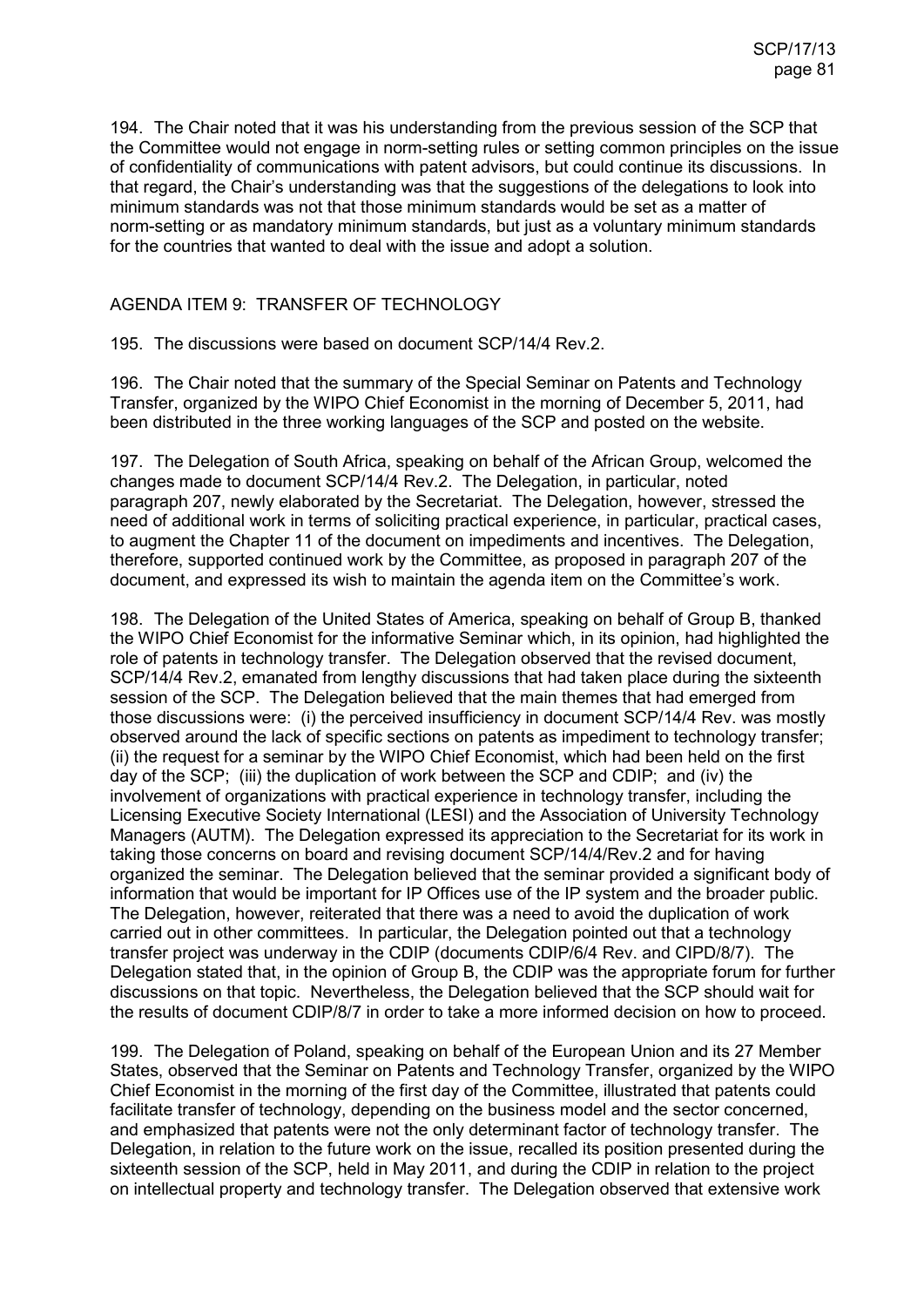194. The Chair noted that it was his understanding from the previous session of the SCP that the Committee would not engage in norm-setting rules or setting common principles on the issue of confidentiality of communications with patent advisors, but could continue its discussions. In that regard, the Chair's understanding was that the suggestions of the delegations to look into minimum standards was not that those minimum standards would be set as a matter of norm-setting or as mandatory minimum standards, but just as a voluntary minimum standards for the countries that wanted to deal with the issue and adopt a solution.

## AGENDA ITEM 9: TRANSFER OF TECHNOLOGY

195. The discussions were based on document SCP/14/4 Rev.2.

196. The Chair noted that the summary of the Special Seminar on Patents and Technology Transfer, organized by the WIPO Chief Economist in the morning of December 5, 2011, had been distributed in the three working languages of the SCP and posted on the website.

197. The Delegation of South Africa, speaking on behalf of the African Group, welcomed the changes made to document SCP/14/4 Rev.2. The Delegation, in particular, noted paragraph 207, newly elaborated by the Secretariat. The Delegation, however, stressed the need of additional work in terms of soliciting practical experience, in particular, practical cases, to augment the Chapter 11 of the document on impediments and incentives. The Delegation, therefore, supported continued work by the Committee, as proposed in paragraph 207 of the document, and expressed its wish to maintain the agenda item on the Committee's work.

198. The Delegation of the United States of America, speaking on behalf of Group B, thanked the WIPO Chief Economist for the informative Seminar which, in its opinion, had highlighted the role of patents in technology transfer. The Delegation observed that the revised document, SCP/14/4 Rev.2, emanated from lengthy discussions that had taken place during the sixteenth session of the SCP. The Delegation believed that the main themes that had emerged from those discussions were: (i) the perceived insufficiency in document SCP/14/4 Rev. was mostly observed around the lack of specific sections on patents as impediment to technology transfer; (ii) the request for a seminar by the WIPO Chief Economist, which had been held on the first day of the SCP; (iii) the duplication of work between the SCP and CDIP; and (iv) the involvement of organizations with practical experience in technology transfer, including the Licensing Executive Society International (LESI) and the Association of University Technology Managers (AUTM). The Delegation expressed its appreciation to the Secretariat for its work in taking those concerns on board and revising document SCP/14/4/Rev.2 and for having organized the seminar. The Delegation believed that the seminar provided a significant body of information that would be important for IP Offices use of the IP system and the broader public. The Delegation, however, reiterated that there was a need to avoid the duplication of work carried out in other committees. In particular, the Delegation pointed out that a technology transfer project was underway in the CDIP (documents CDIP/6/4 Rev. and CIPD/8/7). The Delegation stated that, in the opinion of Group B, the CDIP was the appropriate forum for further discussions on that topic. Nevertheless, the Delegation believed that the SCP should wait for the results of document CDIP/8/7 in order to take a more informed decision on how to proceed.

199. The Delegation of Poland, speaking on behalf of the European Union and its 27 Member States, observed that the Seminar on Patents and Technology Transfer, organized by the WIPO Chief Economist in the morning of the first day of the Committee, illustrated that patents could facilitate transfer of technology, depending on the business model and the sector concerned, and emphasized that patents were not the only determinant factor of technology transfer. The Delegation, in relation to the future work on the issue, recalled its position presented during the sixteenth session of the SCP, held in May 2011, and during the CDIP in relation to the project on intellectual property and technology transfer. The Delegation observed that extensive work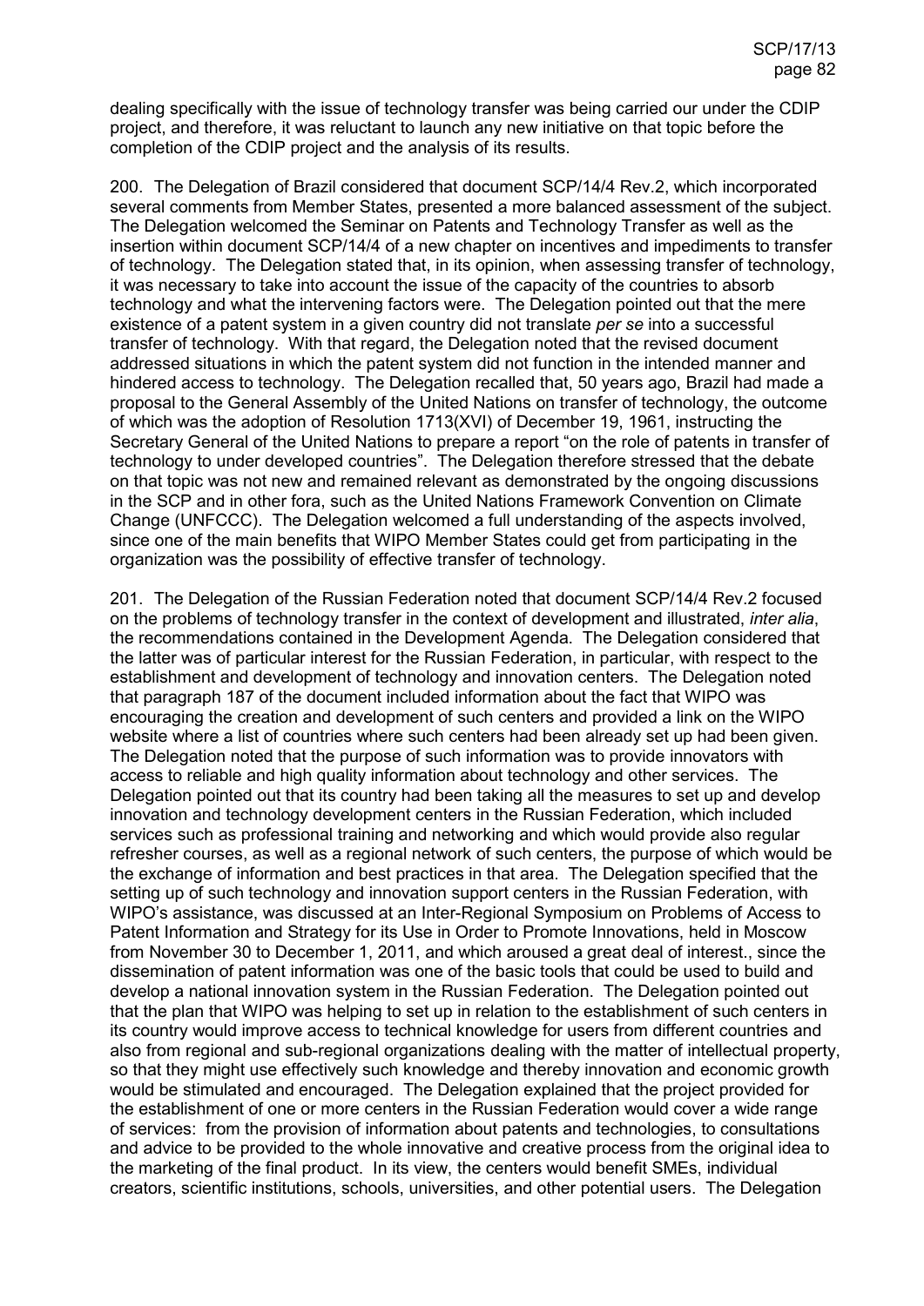dealing specifically with the issue of technology transfer was being carried our under the CDIP project, and therefore, it was reluctant to launch any new initiative on that topic before the completion of the CDIP project and the analysis of its results.

200. The Delegation of Brazil considered that document SCP/14/4 Rev.2, which incorporated several comments from Member States, presented a more balanced assessment of the subject. The Delegation welcomed the Seminar on Patents and Technology Transfer as well as the insertion within document SCP/14/4 of a new chapter on incentives and impediments to transfer of technology. The Delegation stated that, in its opinion, when assessing transfer of technology, it was necessary to take into account the issue of the capacity of the countries to absorb technology and what the intervening factors were. The Delegation pointed out that the mere existence of a patent system in a given country did not translate *per se* into a successful transfer of technology. With that regard, the Delegation noted that the revised document addressed situations in which the patent system did not function in the intended manner and hindered access to technology. The Delegation recalled that, 50 years ago, Brazil had made a proposal to the General Assembly of the United Nations on transfer of technology, the outcome of which was the adoption of Resolution 1713(XVI) of December 19, 1961, instructing the Secretary General of the United Nations to prepare a report "on the role of patents in transfer of technology to under developed countries". The Delegation therefore stressed that the debate on that topic was not new and remained relevant as demonstrated by the ongoing discussions in the SCP and in other fora, such as the United Nations Framework Convention on Climate Change (UNFCCC). The Delegation welcomed a full understanding of the aspects involved, since one of the main benefits that WIPO Member States could get from participating in the organization was the possibility of effective transfer of technology.

201. The Delegation of the Russian Federation noted that document SCP/14/4 Rev.2 focused on the problems of technology transfer in the context of development and illustrated, *inter alia*, the recommendations contained in the Development Agenda. The Delegation considered that the latter was of particular interest for the Russian Federation, in particular, with respect to the establishment and development of technology and innovation centers. The Delegation noted that paragraph 187 of the document included information about the fact that WIPO was encouraging the creation and development of such centers and provided a link on the WIPO website where a list of countries where such centers had been already set up had been given. The Delegation noted that the purpose of such information was to provide innovators with access to reliable and high quality information about technology and other services. The Delegation pointed out that its country had been taking all the measures to set up and develop innovation and technology development centers in the Russian Federation, which included services such as professional training and networking and which would provide also regular refresher courses, as well as a regional network of such centers, the purpose of which would be the exchange of information and best practices in that area. The Delegation specified that the setting up of such technology and innovation support centers in the Russian Federation, with WIPO's assistance, was discussed at an Inter-Regional Symposium on Problems of Access to Patent Information and Strategy for its Use in Order to Promote Innovations, held in Moscow from November 30 to December 1, 2011, and which aroused a great deal of interest., since the dissemination of patent information was one of the basic tools that could be used to build and develop a national innovation system in the Russian Federation. The Delegation pointed out that the plan that WIPO was helping to set up in relation to the establishment of such centers in its country would improve access to technical knowledge for users from different countries and also from regional and sub-regional organizations dealing with the matter of intellectual property, so that they might use effectively such knowledge and thereby innovation and economic growth would be stimulated and encouraged. The Delegation explained that the project provided for the establishment of one or more centers in the Russian Federation would cover a wide range of services: from the provision of information about patents and technologies, to consultations and advice to be provided to the whole innovative and creative process from the original idea to the marketing of the final product. In its view, the centers would benefit SMEs, individual creators, scientific institutions, schools, universities, and other potential users. The Delegation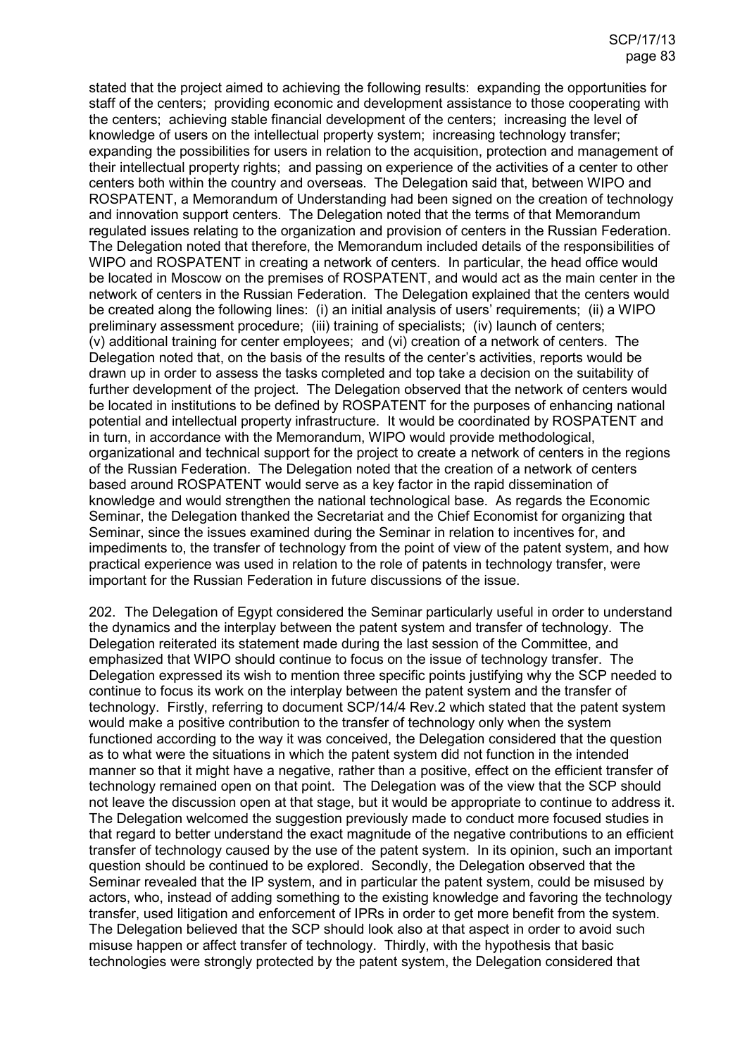stated that the project aimed to achieving the following results: expanding the opportunities for staff of the centers; providing economic and development assistance to those cooperating with the centers; achieving stable financial development of the centers; increasing the level of knowledge of users on the intellectual property system; increasing technology transfer; expanding the possibilities for users in relation to the acquisition, protection and management of their intellectual property rights; and passing on experience of the activities of a center to other centers both within the country and overseas. The Delegation said that, between WIPO and ROSPATENT, a Memorandum of Understanding had been signed on the creation of technology and innovation support centers. The Delegation noted that the terms of that Memorandum regulated issues relating to the organization and provision of centers in the Russian Federation. The Delegation noted that therefore, the Memorandum included details of the responsibilities of WIPO and ROSPATENT in creating a network of centers. In particular, the head office would be located in Moscow on the premises of ROSPATENT, and would act as the main center in the network of centers in the Russian Federation. The Delegation explained that the centers would be created along the following lines: (i) an initial analysis of users' requirements; (ii) a WIPO preliminary assessment procedure; (iii) training of specialists; (iv) launch of centers; (v) additional training for center employees; and (vi) creation of a network of centers. The Delegation noted that, on the basis of the results of the center's activities, reports would be drawn up in order to assess the tasks completed and top take a decision on the suitability of further development of the project. The Delegation observed that the network of centers would be located in institutions to be defined by ROSPATENT for the purposes of enhancing national potential and intellectual property infrastructure. It would be coordinated by ROSPATENT and in turn, in accordance with the Memorandum, WIPO would provide methodological, organizational and technical support for the project to create a network of centers in the regions of the Russian Federation. The Delegation noted that the creation of a network of centers based around ROSPATENT would serve as a key factor in the rapid dissemination of knowledge and would strengthen the national technological base. As regards the Economic Seminar, the Delegation thanked the Secretariat and the Chief Economist for organizing that Seminar, since the issues examined during the Seminar in relation to incentives for, and impediments to, the transfer of technology from the point of view of the patent system, and how practical experience was used in relation to the role of patents in technology transfer, were important for the Russian Federation in future discussions of the issue.

202. The Delegation of Egypt considered the Seminar particularly useful in order to understand the dynamics and the interplay between the patent system and transfer of technology. The Delegation reiterated its statement made during the last session of the Committee, and emphasized that WIPO should continue to focus on the issue of technology transfer. The Delegation expressed its wish to mention three specific points justifying why the SCP needed to continue to focus its work on the interplay between the patent system and the transfer of technology. Firstly, referring to document SCP/14/4 Rev.2 which stated that the patent system would make a positive contribution to the transfer of technology only when the system functioned according to the way it was conceived, the Delegation considered that the question as to what were the situations in which the patent system did not function in the intended manner so that it might have a negative, rather than a positive, effect on the efficient transfer of technology remained open on that point. The Delegation was of the view that the SCP should not leave the discussion open at that stage, but it would be appropriate to continue to address it. The Delegation welcomed the suggestion previously made to conduct more focused studies in that regard to better understand the exact magnitude of the negative contributions to an efficient transfer of technology caused by the use of the patent system. In its opinion, such an important question should be continued to be explored. Secondly, the Delegation observed that the Seminar revealed that the IP system, and in particular the patent system, could be misused by actors, who, instead of adding something to the existing knowledge and favoring the technology transfer, used litigation and enforcement of IPRs in order to get more benefit from the system. The Delegation believed that the SCP should look also at that aspect in order to avoid such misuse happen or affect transfer of technology. Thirdly, with the hypothesis that basic technologies were strongly protected by the patent system, the Delegation considered that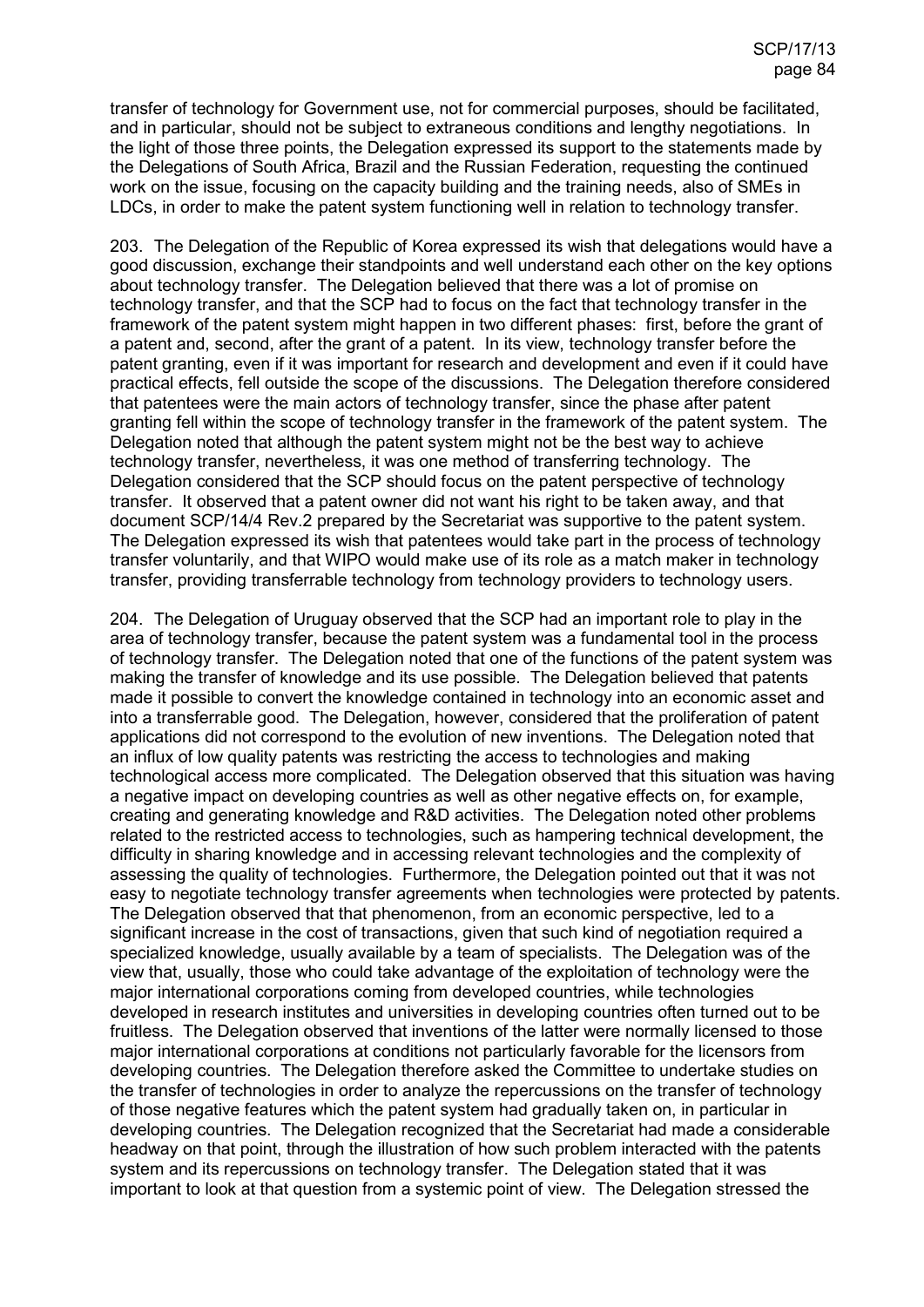transfer of technology for Government use, not for commercial purposes, should be facilitated, and in particular, should not be subject to extraneous conditions and lengthy negotiations. In the light of those three points, the Delegation expressed its support to the statements made by the Delegations of South Africa, Brazil and the Russian Federation, requesting the continued work on the issue, focusing on the capacity building and the training needs, also of SMEs in LDCs, in order to make the patent system functioning well in relation to technology transfer.

203. The Delegation of the Republic of Korea expressed its wish that delegations would have a good discussion, exchange their standpoints and well understand each other on the key options about technology transfer. The Delegation believed that there was a lot of promise on technology transfer, and that the SCP had to focus on the fact that technology transfer in the framework of the patent system might happen in two different phases: first, before the grant of a patent and, second, after the grant of a patent. In its view, technology transfer before the patent granting, even if it was important for research and development and even if it could have practical effects, fell outside the scope of the discussions. The Delegation therefore considered that patentees were the main actors of technology transfer, since the phase after patent granting fell within the scope of technology transfer in the framework of the patent system. The Delegation noted that although the patent system might not be the best way to achieve technology transfer, nevertheless, it was one method of transferring technology. The Delegation considered that the SCP should focus on the patent perspective of technology transfer. It observed that a patent owner did not want his right to be taken away, and that document SCP/14/4 Rev.2 prepared by the Secretariat was supportive to the patent system. The Delegation expressed its wish that patentees would take part in the process of technology transfer voluntarily, and that WIPO would make use of its role as a match maker in technology transfer, providing transferrable technology from technology providers to technology users.

204. The Delegation of Uruguay observed that the SCP had an important role to play in the area of technology transfer, because the patent system was a fundamental tool in the process of technology transfer. The Delegation noted that one of the functions of the patent system was making the transfer of knowledge and its use possible. The Delegation believed that patents made it possible to convert the knowledge contained in technology into an economic asset and into a transferrable good. The Delegation, however, considered that the proliferation of patent applications did not correspond to the evolution of new inventions. The Delegation noted that an influx of low quality patents was restricting the access to technologies and making technological access more complicated. The Delegation observed that this situation was having a negative impact on developing countries as well as other negative effects on, for example, creating and generating knowledge and R&D activities. The Delegation noted other problems related to the restricted access to technologies, such as hampering technical development, the difficulty in sharing knowledge and in accessing relevant technologies and the complexity of assessing the quality of technologies. Furthermore, the Delegation pointed out that it was not easy to negotiate technology transfer agreements when technologies were protected by patents. The Delegation observed that that phenomenon, from an economic perspective, led to a significant increase in the cost of transactions, given that such kind of negotiation required a specialized knowledge, usually available by a team of specialists. The Delegation was of the view that, usually, those who could take advantage of the exploitation of technology were the major international corporations coming from developed countries, while technologies developed in research institutes and universities in developing countries often turned out to be fruitless. The Delegation observed that inventions of the latter were normally licensed to those major international corporations at conditions not particularly favorable for the licensors from developing countries. The Delegation therefore asked the Committee to undertake studies on the transfer of technologies in order to analyze the repercussions on the transfer of technology of those negative features which the patent system had gradually taken on, in particular in developing countries. The Delegation recognized that the Secretariat had made a considerable headway on that point, through the illustration of how such problem interacted with the patents system and its repercussions on technology transfer. The Delegation stated that it was important to look at that question from a systemic point of view. The Delegation stressed the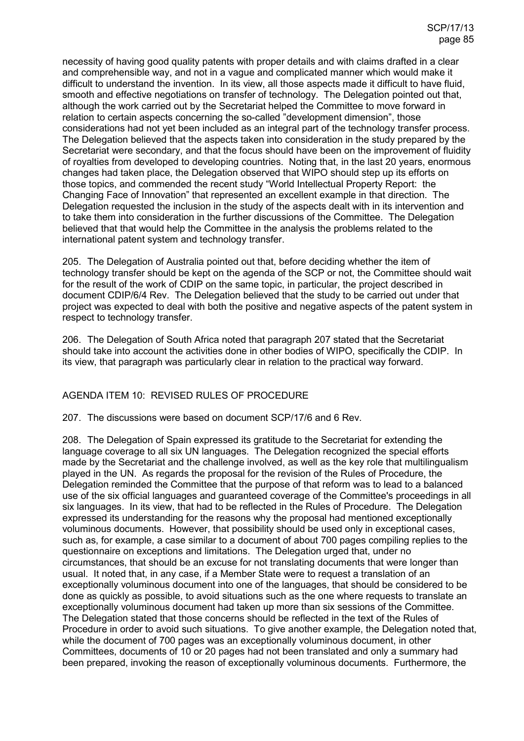necessity of having good quality patents with proper details and with claims drafted in a clear and comprehensible way, and not in a vague and complicated manner which would make it difficult to understand the invention. In its view, all those aspects made it difficult to have fluid, smooth and effective negotiations on transfer of technology. The Delegation pointed out that, although the work carried out by the Secretariat helped the Committee to move forward in relation to certain aspects concerning the so-called "development dimension", those considerations had not yet been included as an integral part of the technology transfer process. The Delegation believed that the aspects taken into consideration in the study prepared by the Secretariat were secondary, and that the focus should have been on the improvement of fluidity of royalties from developed to developing countries. Noting that, in the last 20 years, enormous changes had taken place, the Delegation observed that WIPO should step up its efforts on those topics, and commended the recent study "World Intellectual Property Report: the Changing Face of Innovation" that represented an excellent example in that direction. The Delegation requested the inclusion in the study of the aspects dealt with in its intervention and to take them into consideration in the further discussions of the Committee. The Delegation believed that that would help the Committee in the analysis the problems related to the international patent system and technology transfer.

205. The Delegation of Australia pointed out that, before deciding whether the item of technology transfer should be kept on the agenda of the SCP or not, the Committee should wait for the result of the work of CDIP on the same topic, in particular, the project described in document CDIP/6/4 Rev. The Delegation believed that the study to be carried out under that project was expected to deal with both the positive and negative aspects of the patent system in respect to technology transfer.

206. The Delegation of South Africa noted that paragraph 207 stated that the Secretariat should take into account the activities done in other bodies of WIPO, specifically the CDIP. In its view, that paragraph was particularly clear in relation to the practical way forward.

## AGENDA ITEM 10: REVISED RULES OF PROCEDURE

207. The discussions were based on document SCP/17/6 and 6 Rev.

208. The Delegation of Spain expressed its gratitude to the Secretariat for extending the language coverage to all six UN languages. The Delegation recognized the special efforts made by the Secretariat and the challenge involved, as well as the key role that multilingualism played in the UN. As regards the proposal for the revision of the Rules of Procedure, the Delegation reminded the Committee that the purpose of that reform was to lead to a balanced use of the six official languages and guaranteed coverage of the Committee's proceedings in all six languages. In its view, that had to be reflected in the Rules of Procedure. The Delegation expressed its understanding for the reasons why the proposal had mentioned exceptionally voluminous documents. However, that possibility should be used only in exceptional cases, such as, for example, a case similar to a document of about 700 pages compiling replies to the questionnaire on exceptions and limitations. The Delegation urged that, under no circumstances, that should be an excuse for not translating documents that were longer than usual. It noted that, in any case, if a Member State were to request a translation of an exceptionally voluminous document into one of the languages, that should be considered to be done as quickly as possible, to avoid situations such as the one where requests to translate an exceptionally voluminous document had taken up more than six sessions of the Committee. The Delegation stated that those concerns should be reflected in the text of the Rules of Procedure in order to avoid such situations. To give another example, the Delegation noted that, while the document of 700 pages was an exceptionally voluminous document, in other Committees, documents of 10 or 20 pages had not been translated and only a summary had been prepared, invoking the reason of exceptionally voluminous documents. Furthermore, the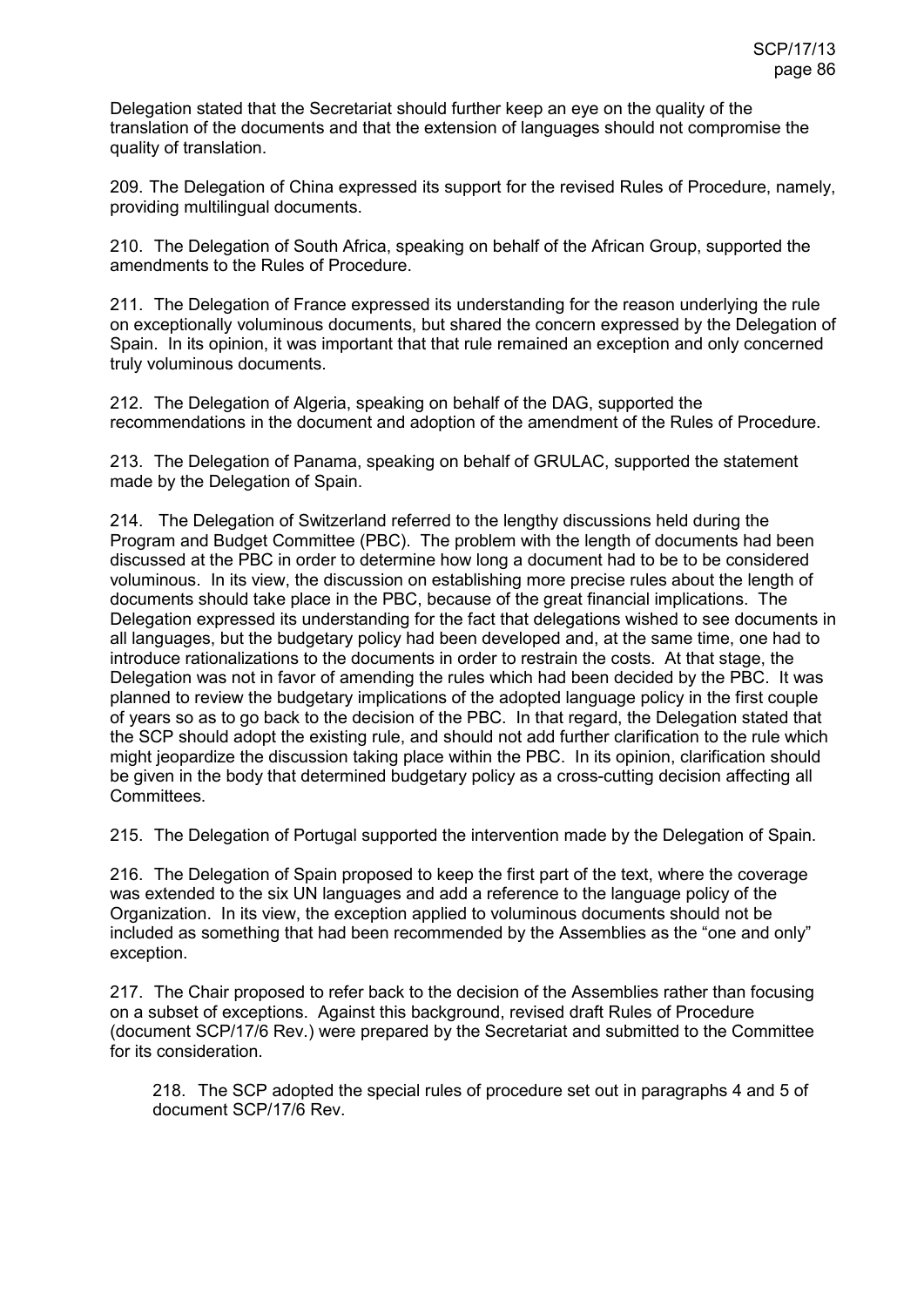Delegation stated that the Secretariat should further keep an eye on the quality of the translation of the documents and that the extension of languages should not compromise the quality of translation.

209. The Delegation of China expressed its support for the revised Rules of Procedure, namely, providing multilingual documents.

210. The Delegation of South Africa, speaking on behalf of the African Group, supported the amendments to the Rules of Procedure.

211. The Delegation of France expressed its understanding for the reason underlying the rule on exceptionally voluminous documents, but shared the concern expressed by the Delegation of Spain. In its opinion, it was important that that rule remained an exception and only concerned truly voluminous documents.

212. The Delegation of Algeria, speaking on behalf of the DAG, supported the recommendations in the document and adoption of the amendment of the Rules of Procedure.

213. The Delegation of Panama, speaking on behalf of GRULAC, supported the statement made by the Delegation of Spain.

214. The Delegation of Switzerland referred to the lengthy discussions held during the Program and Budget Committee (PBC). The problem with the length of documents had been discussed at the PBC in order to determine how long a document had to be to be considered voluminous. In its view, the discussion on establishing more precise rules about the length of documents should take place in the PBC, because of the great financial implications. The Delegation expressed its understanding for the fact that delegations wished to see documents in all languages, but the budgetary policy had been developed and, at the same time, one had to introduce rationalizations to the documents in order to restrain the costs. At that stage, the Delegation was not in favor of amending the rules which had been decided by the PBC. It was planned to review the budgetary implications of the adopted language policy in the first couple of years so as to go back to the decision of the PBC. In that regard, the Delegation stated that the SCP should adopt the existing rule, and should not add further clarification to the rule which might jeopardize the discussion taking place within the PBC. In its opinion, clarification should be given in the body that determined budgetary policy as a cross-cutting decision affecting all Committees.

215. The Delegation of Portugal supported the intervention made by the Delegation of Spain.

216. The Delegation of Spain proposed to keep the first part of the text, where the coverage was extended to the six UN languages and add a reference to the language policy of the Organization. In its view, the exception applied to voluminous documents should not be included as something that had been recommended by the Assemblies as the "one and only" exception.

217. The Chair proposed to refer back to the decision of the Assemblies rather than focusing on a subset of exceptions. Against this background, revised draft Rules of Procedure (document SCP/17/6 Rev.) were prepared by the Secretariat and submitted to the Committee for its consideration.

> 218. The SCP adopted the special rules of procedure set out in paragraphs 4 and 5 of document SCP/17/6 Rev.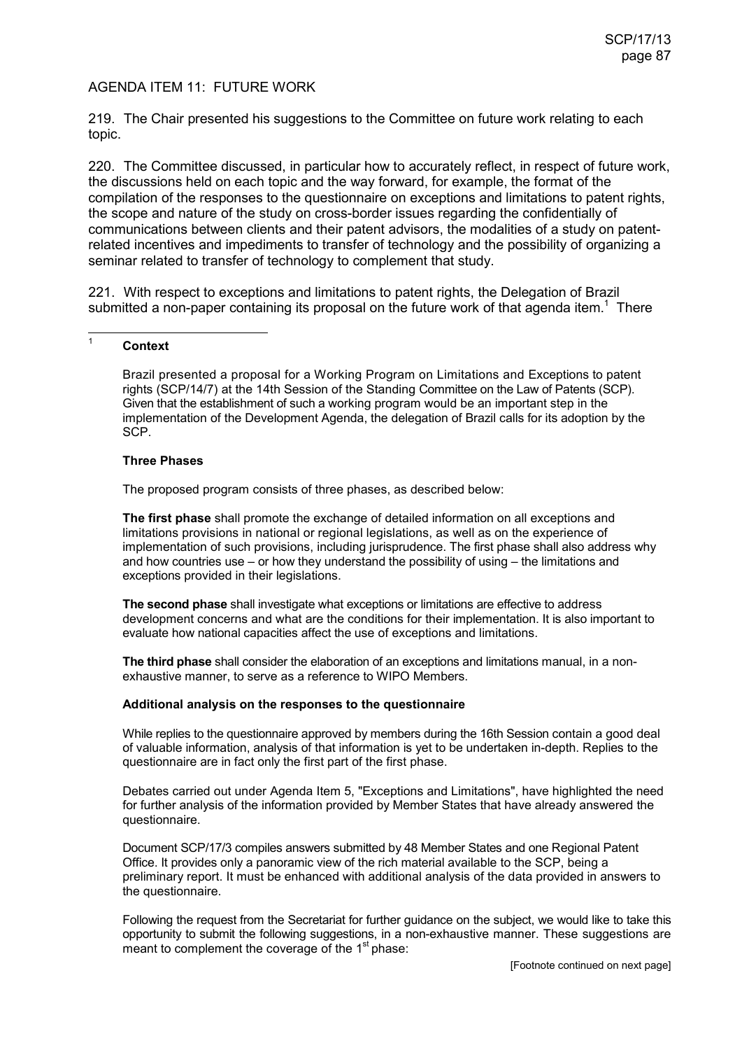AGENDA ITEM 11: FUTURE WORK

219. The Chair presented his suggestions to the Committee on future work relating to each topic.

220. The Committee discussed, in particular how to accurately reflect, in respect of future work, the discussions held on each topic and the way forward, for example, the format of the compilation of the responses to the questionnaire on exceptions and limitations to patent rights, the scope and nature of the study on cross-border issues regarding the confidentially of communications between clients and their patent advisors, the modalities of a study on patent-related incentives and impediments to transfer of technology and the possibility of organizing a seminar related to transfer of technology to complement that study.

221. With respect to exceptions and limitations to patent rights, the Delegation of Brazil submitted a non-paper containing its proposal on the future work of that agenda item.[1] There

---

[1] **Context**

Brazil presented a proposal for a Working Program on Limitations and Exceptions to patent rights (SCP/14/7) at the 14th Session of the Standing Committee on the Law of Patents (SCP). Given that the establishment of such a working program would be an important step in the implementation of the Development Agenda, the delegation of Brazil calls for its adoption by the SCP.

**Three Phases**

The proposed program consists of three phases, as described below:

**The first phase** shall promote the exchange of detailed information on all exceptions and limitations provisions in national or regional legislations, as well as on the experience of implementation of such provisions, including jurisprudence. The first phase shall also address why and how countries use – or how they understand the possibility of using – the limitations and exceptions provided in their legislations.

**The second phase** shall investigate what exceptions or limitations are effective to address development concerns and what are the conditions for their implementation. It is also important to evaluate how national capacities affect the use of exceptions and limitations.

**The third phase** shall consider the elaboration of an exceptions and limitations manual, in a non-exhaustive manner, to serve as a reference to WIPO Members.

**Additional analysis on the responses to the questionnaire**

While replies to the questionnaire approved by members during the 16th Session contain a good deal of valuable information, analysis of that information is yet to be undertaken in-depth. Replies to the questionnaire are in fact only the first part of the first phase.

Debates carried out under Agenda Item 5, "Exceptions and Limitations", have highlighted the need for further analysis of the information provided by Member States that have already answered the questionnaire.

Document SCP/17/3 compiles answers submitted by 48 Member States and one Regional Patent Office. It provides only a panoramic view of the rich material available to the SCP, being a preliminary report. It must be enhanced with additional analysis of the data provided in answers to the questionnaire.

Following the request from the Secretariat for further guidance on the subject, we would like to take this opportunity to submit the following suggestions, in a non-exhaustive manner. These suggestions are meant to complement the coverage of the 1st phase:

[Footnote continued on next page]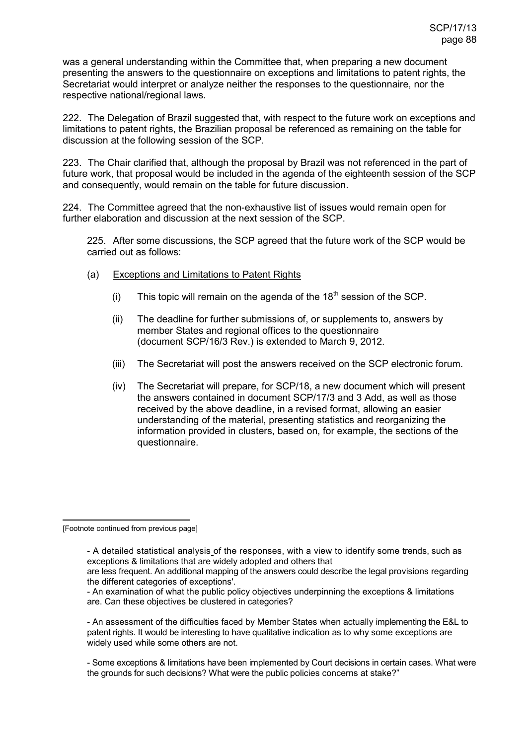was a general understanding within the Committee that, when preparing a new document presenting the answers to the questionnaire on exceptions and limitations to patent rights, the Secretariat would interpret or analyze neither the responses to the questionnaire, nor the respective national/regional laws.

222. The Delegation of Brazil suggested that, with respect to the future work on exceptions and limitations to patent rights, the Brazilian proposal be referenced as remaining on the table for discussion at the following session of the SCP.

223. The Chair clarified that, although the proposal by Brazil was not referenced in the part of future work, that proposal would be included in the agenda of the eighteenth session of the SCP and consequently, would remain on the table for future discussion.

224. The Committee agreed that the non-exhaustive list of issues would remain open for further elaboration and discussion at the next session of the SCP.

225. After some discussions, the SCP agreed that the future work of the SCP would be carried out as follows:

(a) Exceptions and Limitations to Patent Rights

(i) This topic will remain on the agenda of the 18th session of the SCP.

(ii) The deadline for further submissions of, or supplements to, answers by member States and regional offices to the questionnaire (document SCP/16/3 Rev.) is extended to March 9, 2012.

(iii) The Secretariat will post the answers received on the SCP electronic forum.

(iv) The Secretariat will prepare, for SCP/18, a new document which will present the answers contained in document SCP/17/3 and 3 Add, as well as those received by the above deadline, in a revised format, allowing an easier understanding of the material, presenting statistics and reorganizing the information provided in clusters, based on, for example, the sections of the questionnaire.

---

[Footnote continued from previous page]

- A detailed statistical analysis of the responses, with a view to identify some trends, such as exceptions & limitations that are widely adopted and others that are less frequent. An additional mapping of the answers could describe the legal provisions regarding the different categories of exceptions'.
- An examination of what the public policy objectives underpinning the exceptions & limitations are. Can these objectives be clustered in categories?

- An assessment of the difficulties faced by Member States when actually implementing the E&L to patent rights. It would be interesting to have qualitative indication as to why some exceptions are widely used while some others are not.

- Some exceptions & limitations have been implemented by Court decisions in certain cases. What were the grounds for such decisions? What were the public policies concerns at stake?"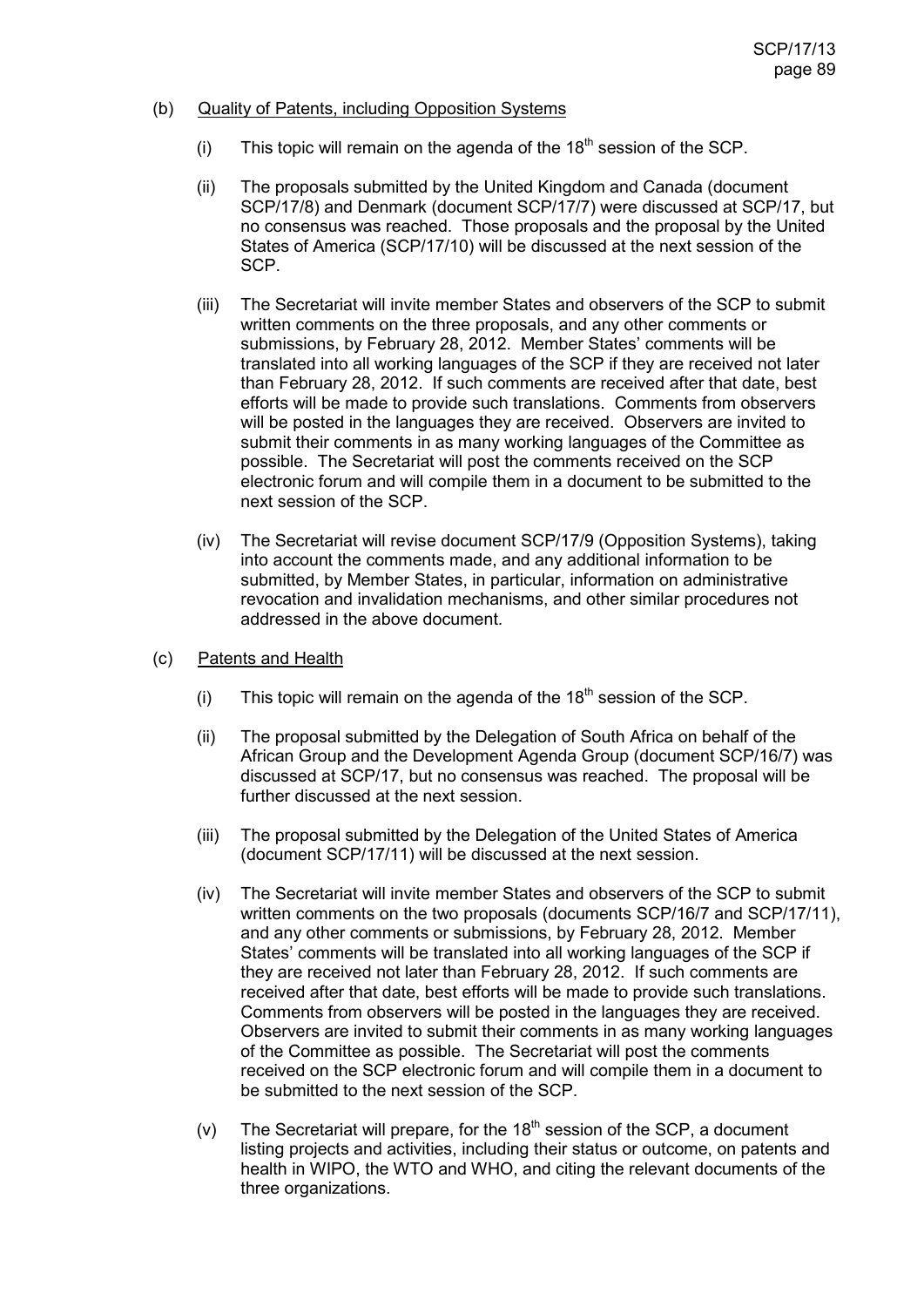(b) Quality of Patents, including Opposition Systems

(i) This topic will remain on the agenda of the 18th session of the SCP.

(ii) The proposals submitted by the United Kingdom and Canada (document SCP/17/8) and Denmark (document SCP/17/7) were discussed at SCP/17, but no consensus was reached. Those proposals and the proposal by the United States of America (SCP/17/10) will be discussed at the next session of the SCP.

(iii) The Secretariat will invite member States and observers of the SCP to submit written comments on the three proposals, and any other comments or submissions, by February 28, 2012. Member States' comments will be translated into all working languages of the SCP if they are received not later than February 28, 2012. If such comments are received after that date, best efforts will be made to provide such translations. Comments from observers will be posted in the languages they are received. Observers are invited to submit their comments in as many working languages of the Committee as possible. The Secretariat will post the comments received on the SCP electronic forum and will compile them in a document to be submitted to the next session of the SCP.

(iv) The Secretariat will revise document SCP/17/9 (Opposition Systems), taking into account the comments made, and any additional information to be submitted, by Member States, in particular, information on administrative revocation and invalidation mechanisms, and other similar procedures not addressed in the above document.

(c) Patents and Health

(i) This topic will remain on the agenda of the 18th session of the SCP.

(ii) The proposal submitted by the Delegation of South Africa on behalf of the African Group and the Development Agenda Group (document SCP/16/7) was discussed at SCP/17, but no consensus was reached. The proposal will be further discussed at the next session.

(iii) The proposal submitted by the Delegation of the United States of America (document SCP/17/11) will be discussed at the next session.

(iv) The Secretariat will invite member States and observers of the SCP to submit written comments on the two proposals (documents SCP/16/7 and SCP/17/11), and any other comments or submissions, by February 28, 2012. Member States' comments will be translated into all working languages of the SCP if they are received not later than February 28, 2012. If such comments are received after that date, best efforts will be made to provide such translations. Comments from observers will be posted in the languages they are received. Observers are invited to submit their comments in as many working languages of the Committee as possible. The Secretariat will post the comments received on the SCP electronic forum and will compile them in a document to be submitted to the next session of the SCP.

(v) The Secretariat will prepare, for the 18th session of the SCP, a document listing projects and activities, including their status or outcome, on patents and health in WIPO, the WTO and WHO, and citing the relevant documents of the three organizations.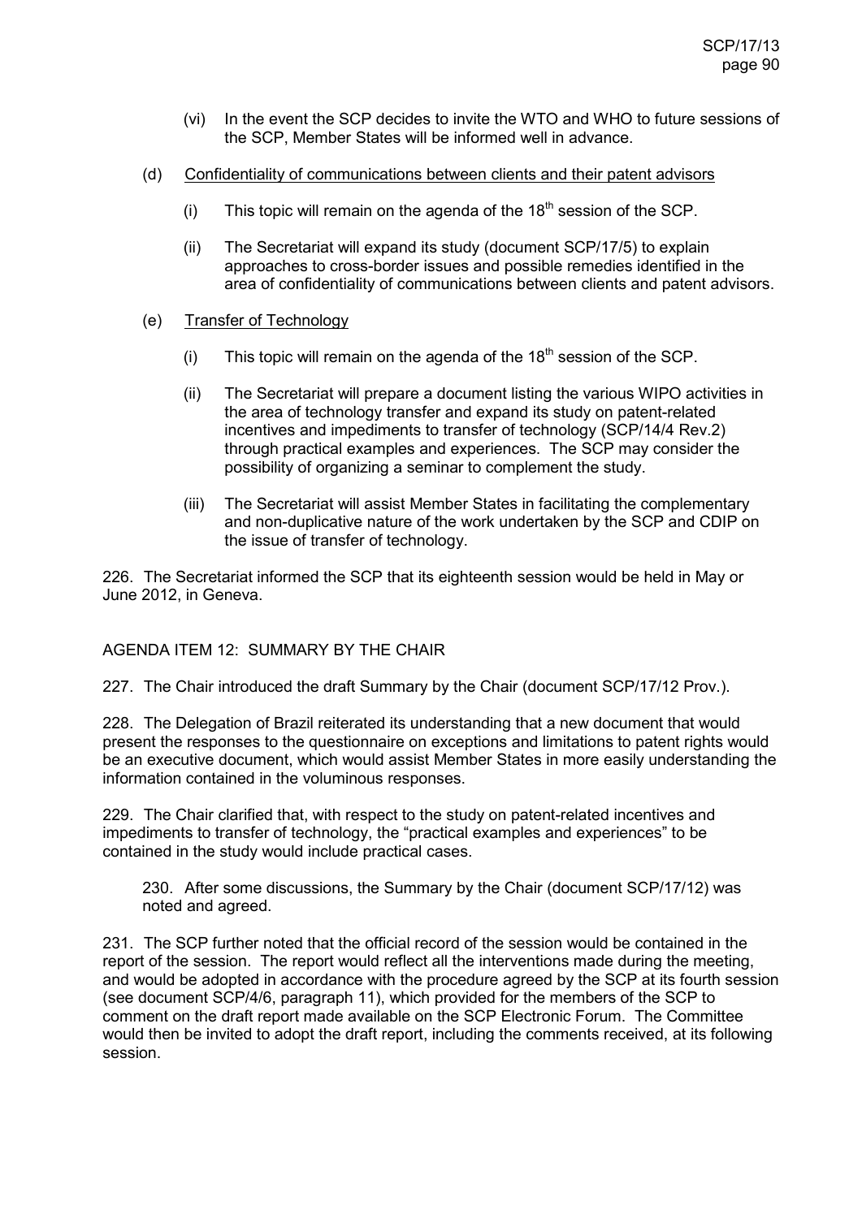(vi) In the event the SCP decides to invite the WTO and WHO to future sessions of the SCP, Member States will be informed well in advance.

(d) Confidentiality of communications between clients and their patent advisors

(i) This topic will remain on the agenda of the 18th session of the SCP.

(ii) The Secretariat will expand its study (document SCP/17/5) to explain approaches to cross-border issues and possible remedies identified in the area of confidentiality of communications between clients and patent advisors.

(e) Transfer of Technology

(i) This topic will remain on the agenda of the 18th session of the SCP.

(ii) The Secretariat will prepare a document listing the various WIPO activities in the area of technology transfer and expand its study on patent-related incentives and impediments to transfer of technology (SCP/14/4 Rev.2) through practical examples and experiences. The SCP may consider the possibility of organizing a seminar to complement the study.

(iii) The Secretariat will assist Member States in facilitating the complementary and non-duplicative nature of the work undertaken by the SCP and CDIP on the issue of transfer of technology.

226. The Secretariat informed the SCP that its eighteenth session would be held in May or June 2012, in Geneva.

AGENDA ITEM 12: SUMMARY BY THE CHAIR

227. The Chair introduced the draft Summary by the Chair (document SCP/17/12 Prov.).

228. The Delegation of Brazil reiterated its understanding that a new document that would present the responses to the questionnaire on exceptions and limitations to patent rights would be an executive document, which would assist Member States in more easily understanding the information contained in the voluminous responses.

229. The Chair clarified that, with respect to the study on patent-related incentives and impediments to transfer of technology, the "practical examples and experiences" to be contained in the study would include practical cases.

230. After some discussions, the Summary by the Chair (document SCP/17/12) was noted and agreed.

231. The SCP further noted that the official record of the session would be contained in the report of the session. The report would reflect all the interventions made during the meeting, and would be adopted in accordance with the procedure agreed by the SCP at its fourth session (see document SCP/4/6, paragraph 11), which provided for the members of the SCP to comment on the draft report made available on the SCP Electronic Forum. The Committee would then be invited to adopt the draft report, including the comments received, at its following session.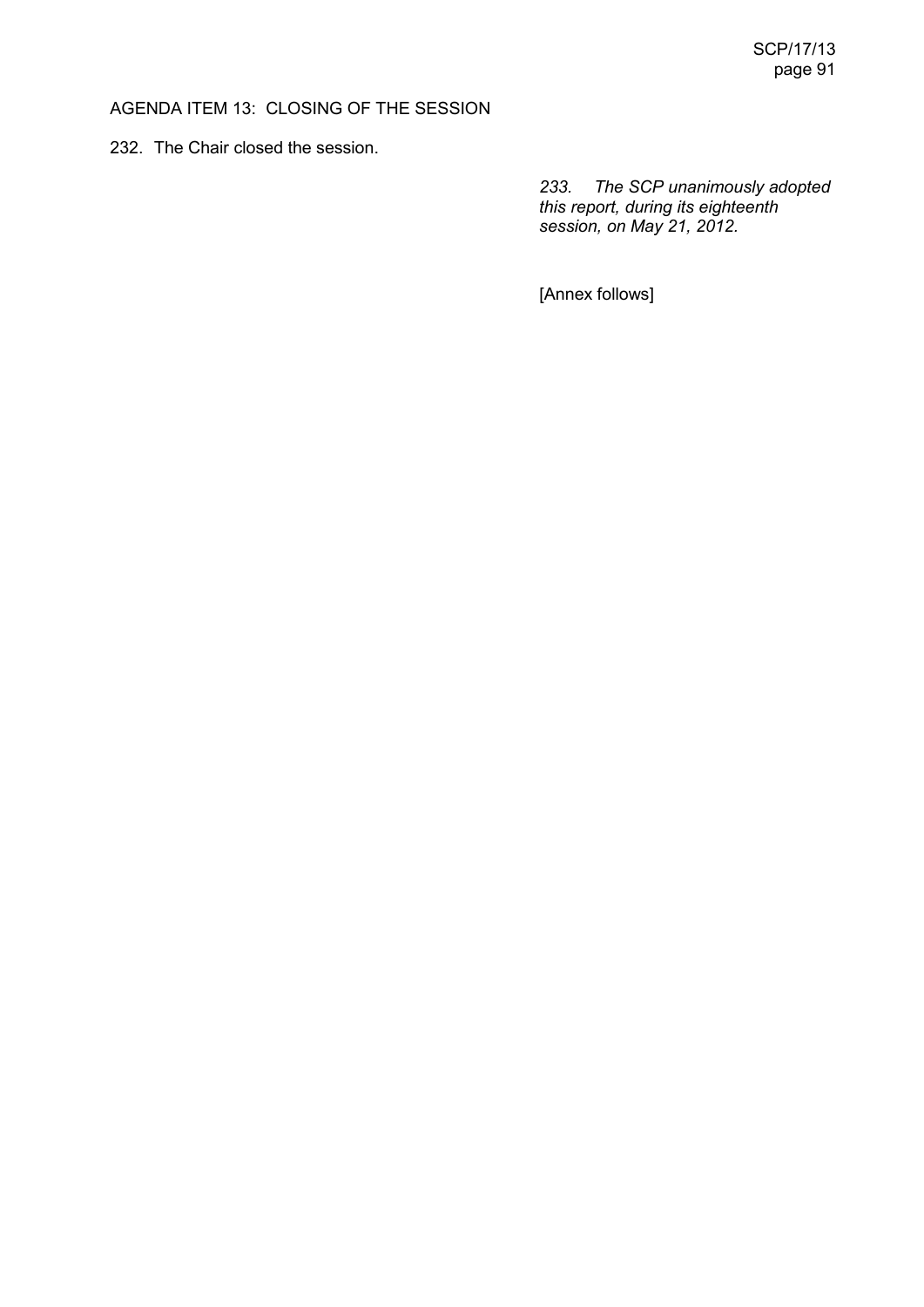## AGENDA ITEM 13: CLOSING OF THE SESSION

232. The Chair closed the session.

*233. The SCP unanimously adopted this report, during its eighteenth session, on May 21, 2012.*

[Annex follows]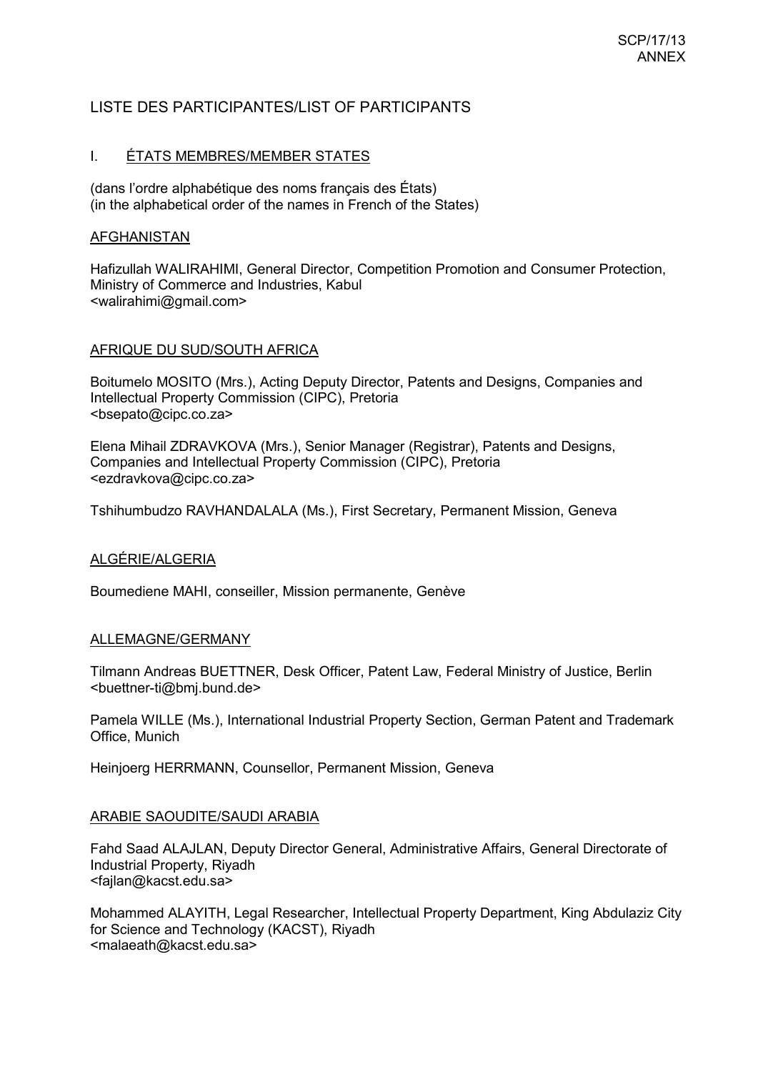# LISTE DES PARTICIPANTES/LIST OF PARTICIPANTS

## I. ÉTATS MEMBRES/MEMBER STATES

(dans l'ordre alphabétique des noms français des États)
(in the alphabetical order of the names in French of the States)

### AFGHANISTAN

Hafizullah WALIRAHIMI, General Director, Competition Promotion and Consumer Protection, Ministry of Commerce and Industries, Kabul
<walirahimi@gmail.com>

### AFRIQUE DU SUD/SOUTH AFRICA

Boitumelo MOSITO (Mrs.), Acting Deputy Director, Patents and Designs, Companies and Intellectual Property Commission (CIPC), Pretoria
<bsepato@cipc.co.za>

Elena Mihail ZDRAVKOVA (Mrs.), Senior Manager (Registrar), Patents and Designs, Companies and Intellectual Property Commission (CIPC), Pretoria
<ezdravkova@cipc.co.za>

Tshihumbudzo RAVHANDALALA (Ms.), First Secretary, Permanent Mission, Geneva

### ALGÉRIE/ALGERIA

Boumediene MAHI, conseiller, Mission permanente, Genève

### ALLEMAGNE/GERMANY

Tilmann Andreas BUETTNER, Desk Officer, Patent Law, Federal Ministry of Justice, Berlin
<buettner-ti@bmj.bund.de>

Pamela WILLE (Ms.), International Industrial Property Section, German Patent and Trademark Office, Munich

Heinjoerg HERRMANN, Counsellor, Permanent Mission, Geneva

### ARABIE SAOUDITE/SAUDI ARABIA

Fahd Saad ALAJLAN, Deputy Director General, Administrative Affairs, General Directorate of Industrial Property, Riyadh
<fajlan@kacst.edu.sa>

Mohammed ALAYITH, Legal Researcher, Intellectual Property Department, King Abdulaziz City for Science and Technology (KACST), Riyadh
<malaeath@kacst.edu.sa>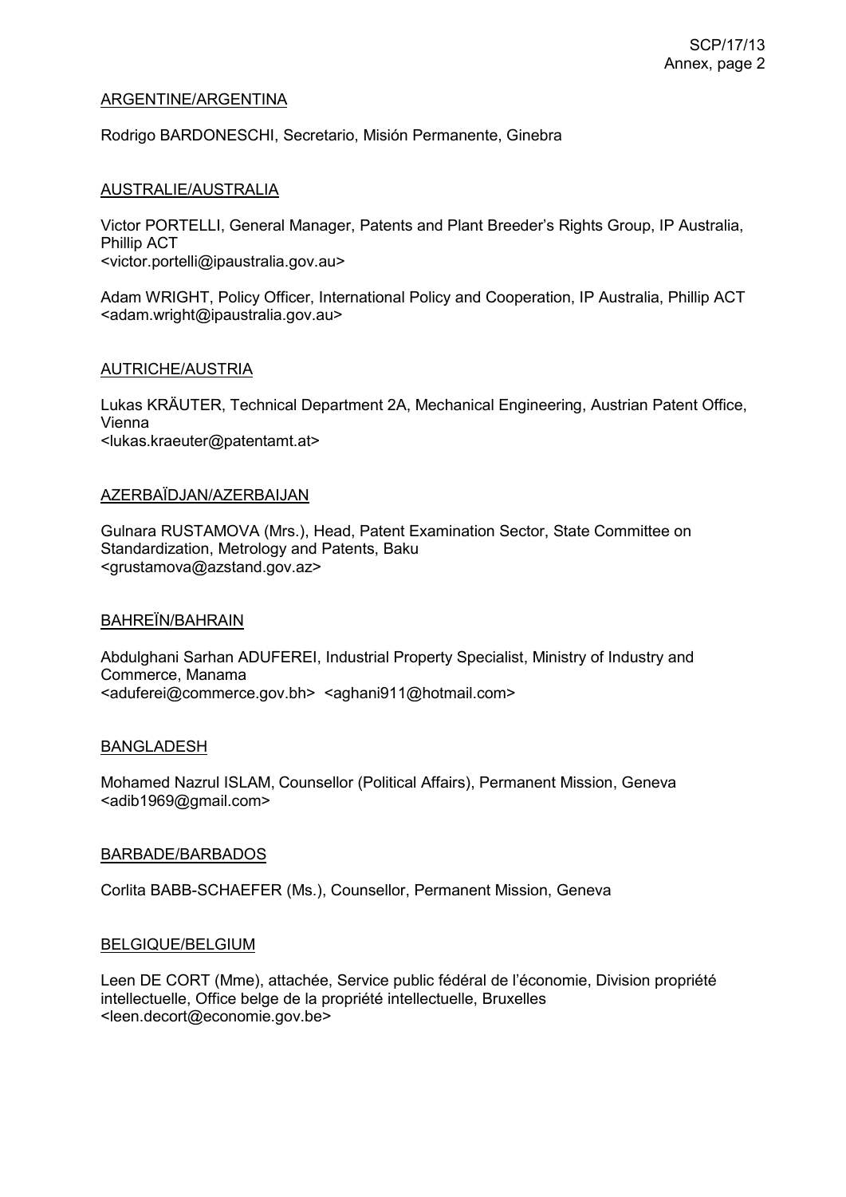<u>ARGENTINE/ARGENTINA</u>

Rodrigo BARDONESCHI, Secretario, Misión Permanente, Ginebra

<u>AUSTRALIE/AUSTRALIA</u>

Victor PORTELLI, General Manager, Patents and Plant Breeder's Rights Group, IP Australia, Phillip ACT
<victor.portelli@ipaustralia.gov.au>

Adam WRIGHT, Policy Officer, International Policy and Cooperation, IP Australia, Phillip ACT
<adam.wright@ipaustralia.gov.au>

<u>AUTRICHE/AUSTRIA</u>

Lukas KRÄUTER, Technical Department 2A, Mechanical Engineering, Austrian Patent Office, Vienna
<lukas.kraeuter@patentamt.at>

<u>AZERBAÏDJAN/AZERBAIJAN</u>

Gulnara RUSTAMOVA (Mrs.), Head, Patent Examination Sector, State Committee on Standardization, Metrology and Patents, Baku
<grustamova@azstand.gov.az>

<u>BAHREÏN/BAHRAIN</u>

Abdulghani Sarhan ADUFEREI, Industrial Property Specialist, Ministry of Industry and Commerce, Manama
<aduferei@commerce.gov.bh> <aghani911@hotmail.com>

<u>BANGLADESH</u>

Mohamed Nazrul ISLAM, Counsellor (Political Affairs), Permanent Mission, Geneva
<adib1969@gmail.com>

<u>BARBADE/BARBADOS</u>

Corlita BABB-SCHAEFER (Ms.), Counsellor, Permanent Mission, Geneva

<u>BELGIQUE/BELGIUM</u>

Leen DE CORT (Mme), attachée, Service public fédéral de l'économie, Division propriété intellectuelle, Office belge de la propriété intellectuelle, Bruxelles
<leen.decort@economie.gov.be>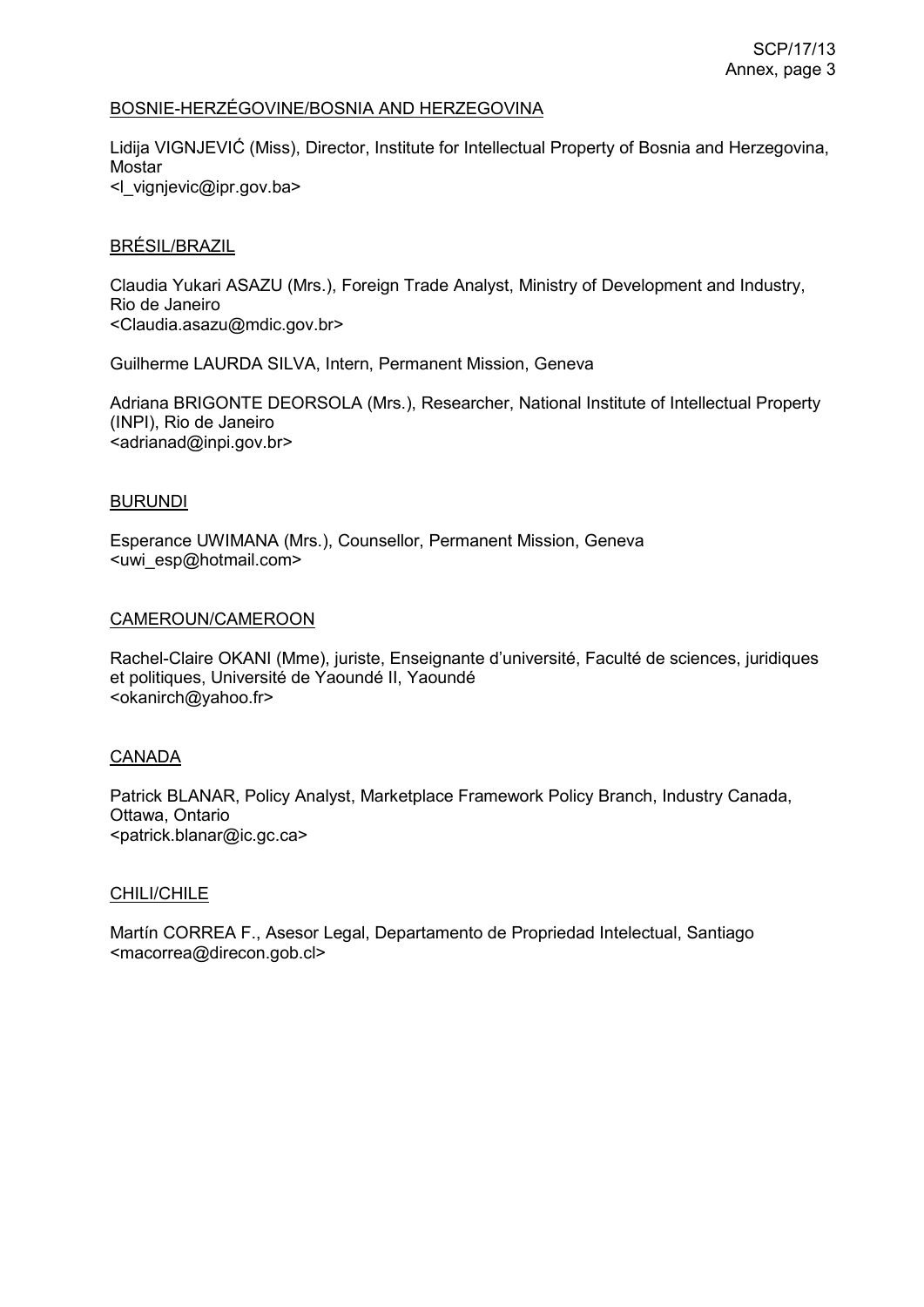BOSNIE-HERZÉGOVINE/BOSNIA AND HERZEGOVINA

Lidija VIGNJEVIĆ (Miss), Director, Institute for Intellectual Property of Bosnia and Herzegovina, Mostar
<l_vignjevic@ipr.gov.ba>

BRÉSIL/BRAZIL

Claudia Yukari ASAZU (Mrs.), Foreign Trade Analyst, Ministry of Development and Industry, Rio de Janeiro
<Claudia.asazu@mdic.gov.br>

Guilherme LAURDA SILVA, Intern, Permanent Mission, Geneva

Adriana BRIGONTE DEORSOLA (Mrs.), Researcher, National Institute of Intellectual Property (INPI), Rio de Janeiro
<adrianad@inpi.gov.br>

BURUNDI

Esperance UWIMANA (Mrs.), Counsellor, Permanent Mission, Geneva
<uwi_esp@hotmail.com>

CAMEROUN/CAMEROON

Rachel-Claire OKANI (Mme), juriste, Enseignante d'université, Faculté de sciences, juridiques et politiques, Université de Yaoundé II, Yaoundé
<okanirch@yahoo.fr>

CANADA

Patrick BLANAR, Policy Analyst, Marketplace Framework Policy Branch, Industry Canada, Ottawa, Ontario
<patrick.blanar@ic.gc.ca>

CHILI/CHILE

Martín CORREA F., Asesor Legal, Departamento de Propriedad Intelectual, Santiago
<macorrea@direcon.gob.cl>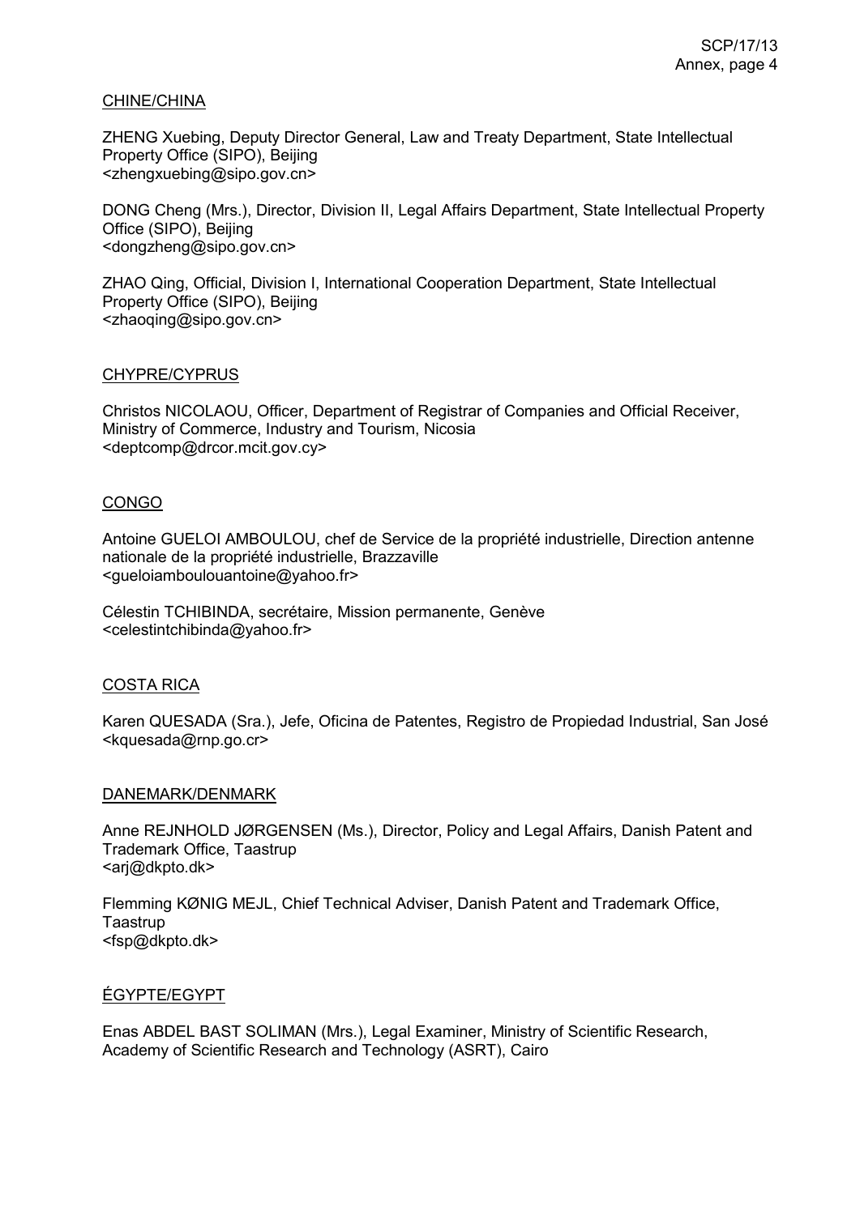CHINE/CHINA

ZHENG Xuebing, Deputy Director General, Law and Treaty Department, State Intellectual Property Office (SIPO), Beijing
<zhengxuebing@sipo.gov.cn>

DONG Cheng (Mrs.), Director, Division II, Legal Affairs Department, State Intellectual Property Office (SIPO), Beijing
<dongzheng@sipo.gov.cn>

ZHAO Qing, Official, Division I, International Cooperation Department, State Intellectual Property Office (SIPO), Beijing
<zhaoqing@sipo.gov.cn>

CHYPRE/CYPRUS

Christos NICOLAOU, Officer, Department of Registrar of Companies and Official Receiver, Ministry of Commerce, Industry and Tourism, Nicosia
<deptcomp@drcor.mcit.gov.cy>

CONGO

Antoine GUELOI AMBOULOU, chef de Service de la propriété industrielle, Direction antenne nationale de la propriété industrielle, Brazzaville
<gueloiamboulouantoine@yahoo.fr>

Célestin TCHIBINDA, secrétaire, Mission permanente, Genève
<celestintchibinda@yahoo.fr>

COSTA RICA

Karen QUESADA (Sra.), Jefe, Oficina de Patentes, Registro de Propiedad Industrial, San José
<kquesada@rnp.go.cr>

DANEMARK/DENMARK

Anne REJNHOLD JØRGENSEN (Ms.), Director, Policy and Legal Affairs, Danish Patent and Trademark Office, Taastrup
<arj@dkpto.dk>

Flemming KØNIG MEJL, Chief Technical Adviser, Danish Patent and Trademark Office, Taastrup
<fsp@dkpto.dk>

ÉGYPTE/EGYPT

Enas ABDEL BAST SOLIMAN (Mrs.), Legal Examiner, Ministry of Scientific Research, Academy of Scientific Research and Technology (ASRT), Cairo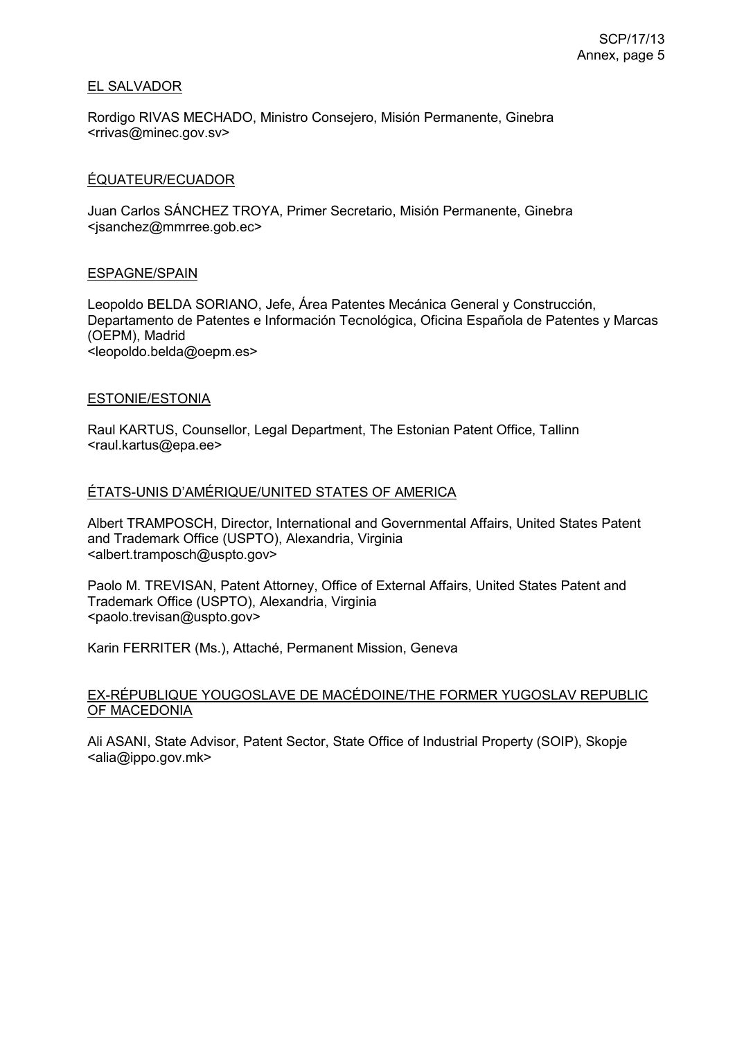EL SALVADOR

Rordigo RIVAS MECHADO, Ministro Consejero, Misión Permanente, Ginebra
<rrivas@minec.gov.sv>

ÉQUATEUR/ECUADOR

Juan Carlos SÁNCHEZ TROYA, Primer Secretario, Misión Permanente, Ginebra
<jsanchez@mmrree.gob.ec>

ESPAGNE/SPAIN

Leopoldo BELDA SORIANO, Jefe, Área Patentes Mecánica General y Construcción, Departamento de Patentes e Información Tecnológica, Oficina Española de Patentes y Marcas (OEPM), Madrid
<leopoldo.belda@oepm.es>

ESTONIE/ESTONIA

Raul KARTUS, Counsellor, Legal Department, The Estonian Patent Office, Tallinn
<raul.kartus@epa.ee>

ÉTATS-UNIS D'AMÉRIQUE/UNITED STATES OF AMERICA

Albert TRAMPOSCH, Director, International and Governmental Affairs, United States Patent and Trademark Office (USPTO), Alexandria, Virginia
<albert.tramposch@uspto.gov>

Paolo M. TREVISAN, Patent Attorney, Office of External Affairs, United States Patent and Trademark Office (USPTO), Alexandria, Virginia
<paolo.trevisan@uspto.gov>

Karin FERRITER (Ms.), Attaché, Permanent Mission, Geneva

EX-RÉPUBLIQUE YOUGOSLAVE DE MACÉDOINE/THE FORMER YUGOSLAV REPUBLIC OF MACEDONIA

Ali ASANI, State Advisor, Patent Sector, State Office of Industrial Property (SOIP), Skopje
<alia@ippo.gov.mk>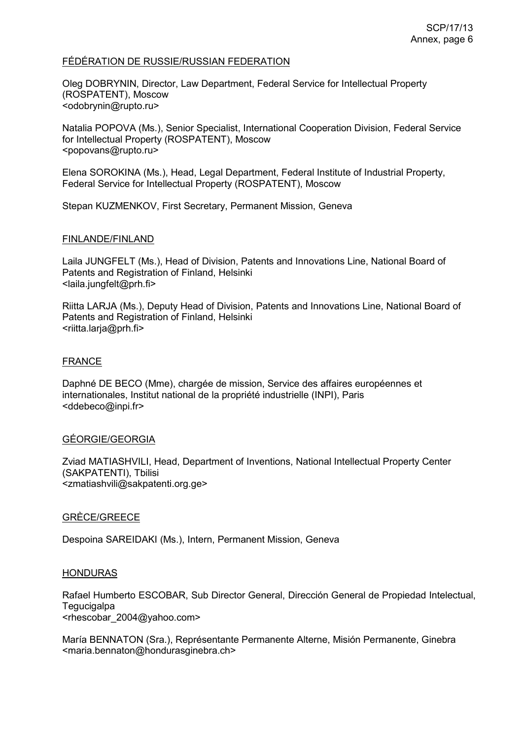FÉDÉRATION DE RUSSIE/RUSSIAN FEDERATION

Oleg DOBRYNIN, Director, Law Department, Federal Service for Intellectual Property (ROSPATENT), Moscow
<odobrynin@rupto.ru>

Natalia POPOVA (Ms.), Senior Specialist, International Cooperation Division, Federal Service for Intellectual Property (ROSPATENT), Moscow
<popovans@rupto.ru>

Elena SOROKINA (Ms.), Head, Legal Department, Federal Institute of Industrial Property, Federal Service for Intellectual Property (ROSPATENT), Moscow

Stepan KUZMENKOV, First Secretary, Permanent Mission, Geneva

FINLANDE/FINLAND

Laila JUNGFELT (Ms.), Head of Division, Patents and Innovations Line, National Board of Patents and Registration of Finland, Helsinki
<laila.jungfelt@prh.fi>

Riitta LARJA (Ms.), Deputy Head of Division, Patents and Innovations Line, National Board of Patents and Registration of Finland, Helsinki
<riitta.larja@prh.fi>

FRANCE

Daphné DE BECO (Mme), chargée de mission, Service des affaires européennes et internationales, Institut national de la propriété industrielle (INPI), Paris
<ddebeco@inpi.fr>

GÉORGIE/GEORGIA

Zviad MATIASHVILI, Head, Department of Inventions, National Intellectual Property Center (SAKPATENTI), Tbilisi
<zmatiashvili@sakpatenti.org.ge>

GRÈCE/GREECE

Despoina SAREIDAKI (Ms.), Intern, Permanent Mission, Geneva

HONDURAS

Rafael Humberto ESCOBAR, Sub Director General, Dirección General de Propiedad Intelectual, Tegucigalpa
<rhescobar_2004@yahoo.com>

María BENNATON (Sra.), Représentante Permanente Alterne, Misión Permanente, Ginebra
<maria.bennaton@hondurasginebra.ch>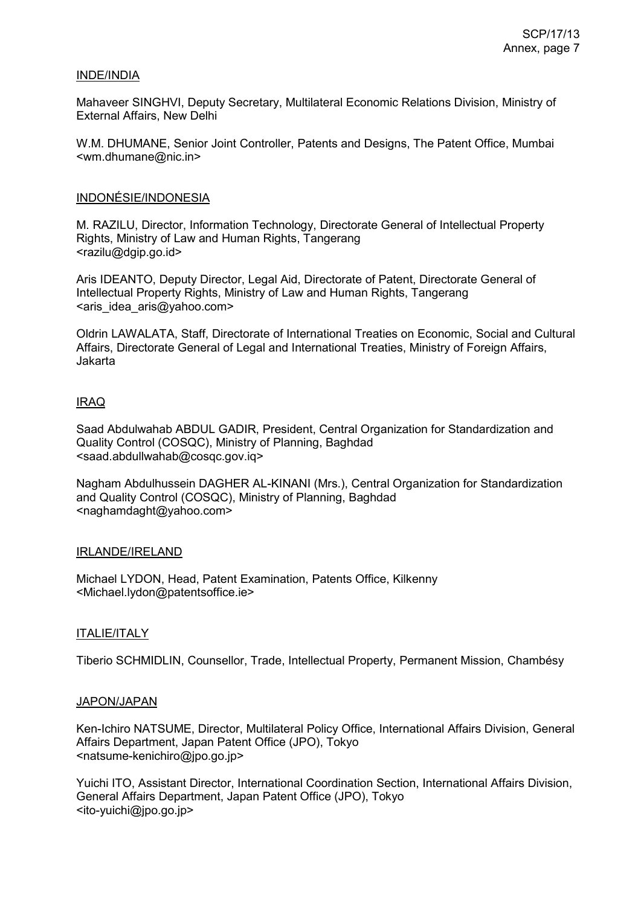INDE/INDIA

Mahaveer SINGHVI, Deputy Secretary, Multilateral Economic Relations Division, Ministry of External Affairs, New Delhi

W.M. DHUMANE, Senior Joint Controller, Patents and Designs, The Patent Office, Mumbai <wm.dhumane@nic.in>

INDONÉSIE/INDONESIA

M. RAZILU, Director, Information Technology, Directorate General of Intellectual Property Rights, Ministry of Law and Human Rights, Tangerang <razilu@dgip.go.id>

Aris IDEANTO, Deputy Director, Legal Aid, Directorate of Patent, Directorate General of Intellectual Property Rights, Ministry of Law and Human Rights, Tangerang <aris_idea_aris@yahoo.com>

Oldrin LAWALATA, Staff, Directorate of International Treaties on Economic, Social and Cultural Affairs, Directorate General of Legal and International Treaties, Ministry of Foreign Affairs, Jakarta

IRAQ

Saad Abdulwahab ABDUL GADIR, President, Central Organization for Standardization and Quality Control (COSQC), Ministry of Planning, Baghdad <saad.abdullwahab@cosqc.gov.iq>

Nagham Abdulhussein DAGHER AL-KINANI (Mrs.), Central Organization for Standardization and Quality Control (COSQC), Ministry of Planning, Baghdad <naghamdaght@yahoo.com>

IRLANDE/IRELAND

Michael LYDON, Head, Patent Examination, Patents Office, Kilkenny <Michael.lydon@patentsoffice.ie>

ITALIE/ITALY

Tiberio SCHMIDLIN, Counsellor, Trade, Intellectual Property, Permanent Mission, Chambésy

JAPON/JAPAN

Ken-Ichiro NATSUME, Director, Multilateral Policy Office, International Affairs Division, General Affairs Department, Japan Patent Office (JPO), Tokyo <natsume-kenichiro@jpo.go.jp>

Yuichi ITO, Assistant Director, International Coordination Section, International Affairs Division, General Affairs Department, Japan Patent Office (JPO), Tokyo <ito-yuichi@jpo.go.jp>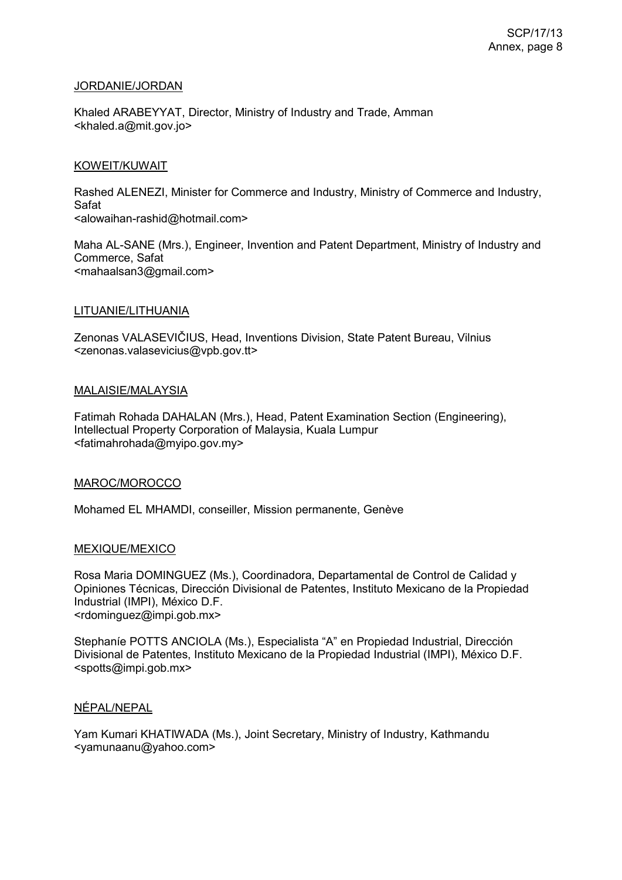JORDANIE/JORDAN

Khaled ARABEYYAT, Director, Ministry of Industry and Trade, Amman
<khaled.a@mit.gov.jo>

KOWEIT/KUWAIT

Rashed ALENEZI, Minister for Commerce and Industry, Ministry of Commerce and Industry, Safat
<alowaihan-rashid@hotmail.com>

Maha AL-SANE (Mrs.), Engineer, Invention and Patent Department, Ministry of Industry and Commerce, Safat
<mahaalsan3@gmail.com>

LITUANIE/LITHUANIA

Zenonas VALASEVIČIUS, Head, Inventions Division, State Patent Bureau, Vilnius
<zenonas.valasevicius@vpb.gov.tt>

MALAISIE/MALAYSIA

Fatimah Rohada DAHALAN (Mrs.), Head, Patent Examination Section (Engineering), Intellectual Property Corporation of Malaysia, Kuala Lumpur
<fatimahrohada@myipo.gov.my>

MAROC/MOROCCO

Mohamed EL MHAMDI, conseiller, Mission permanente, Genève

MEXIQUE/MEXICO

Rosa Maria DOMINGUEZ (Ms.), Coordinadora, Departamental de Control de Calidad y Opiniones Técnicas, Dirección Divisional de Patentes, Instituto Mexicano de la Propiedad Industrial (IMPI), México D.F.
<rdominguez@impi.gob.mx>

Stephanie POTTS ANCIOLA (Ms.), Especialista "A" en Propiedad Industrial, Dirección Divisional de Patentes, Instituto Mexicano de la Propiedad Industrial (IMPI), México D.F.
<spotts@impi.gob.mx>

NÉPAL/NEPAL

Yam Kumari KHATIWADA (Ms.), Joint Secretary, Ministry of Industry, Kathmandu
<yamunaanu@yahoo.com>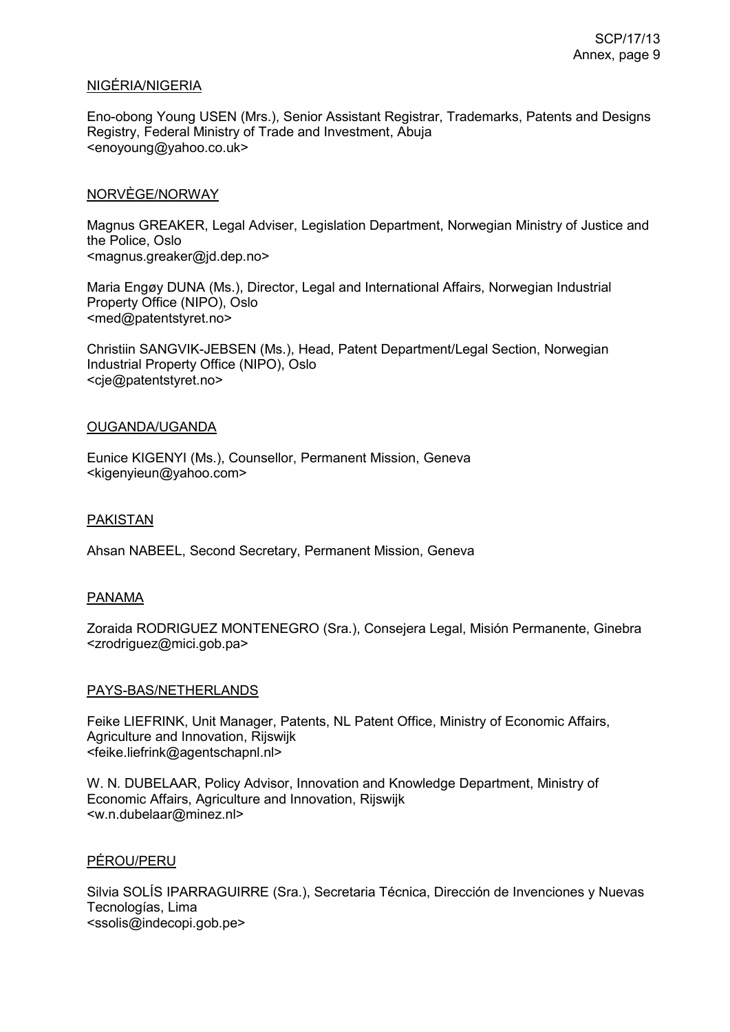NIGÉRIA/NIGERIA

Eno-obong Young USEN (Mrs.), Senior Assistant Registrar, Trademarks, Patents and Designs Registry, Federal Ministry of Trade and Investment, Abuja
<enoyoung@yahoo.co.uk>

NORVÈGE/NORWAY

Magnus GREAKER, Legal Adviser, Legislation Department, Norwegian Ministry of Justice and the Police, Oslo
<magnus.greaker@jd.dep.no>

Maria Engøy DUNA (Ms.), Director, Legal and International Affairs, Norwegian Industrial Property Office (NIPO), Oslo
<med@patentstyret.no>

Christiin SANGVIK-JEBSEN (Ms.), Head, Patent Department/Legal Section, Norwegian Industrial Property Office (NIPO), Oslo
<cje@patentstyret.no>

OUGANDA/UGANDA

Eunice KIGENYI (Ms.), Counsellor, Permanent Mission, Geneva
<kigenyieun@yahoo.com>

PAKISTAN

Ahsan NABEEL, Second Secretary, Permanent Mission, Geneva

PANAMA

Zoraida RODRIGUEZ MONTENEGRO (Sra.), Consejera Legal, Misión Permanente, Ginebra
<zrodriguez@mici.gob.pa>

PAYS-BAS/NETHERLANDS

Feike LIEFRINK, Unit Manager, Patents, NL Patent Office, Ministry of Economic Affairs, Agriculture and Innovation, Rijswijk
<feike.liefrink@agentschapnl.nl>

W. N. DUBELAAR, Policy Advisor, Innovation and Knowledge Department, Ministry of Economic Affairs, Agriculture and Innovation, Rijswijk
<w.n.dubelaar@minez.nl>

PÉROU/PERU

Silvia SOLÍS IPARRAGUIRRE (Sra.), Secretaria Técnica, Dirección de Invenciones y Nuevas Tecnologías, Lima
<ssolis@indecopi.gob.pe>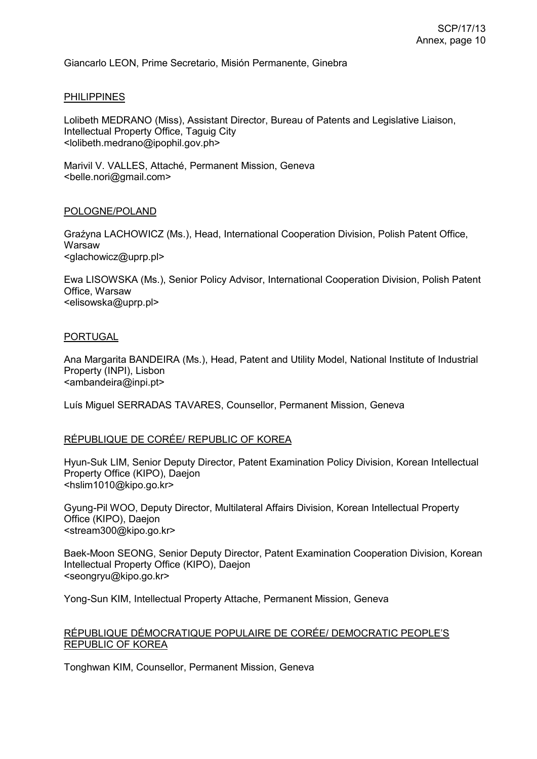Giancarlo LEON, Prime Secretario, Misión Permanente, Ginebra

PHILIPPINES

Lolibeth MEDRANO (Miss), Assistant Director, Bureau of Patents and Legislative Liaison, Intellectual Property Office, Taguig City
<lolibeth.medrano@ipophil.gov.ph>

Marivil V. VALLES, Attaché, Permanent Mission, Geneva
<belle.nori@gmail.com>

POLOGNE/POLAND

Grażyna LACHOWICZ (Ms.), Head, International Cooperation Division, Polish Patent Office, Warsaw
<glachowicz@uprp.pl>

Ewa LISOWSKA (Ms.), Senior Policy Advisor, International Cooperation Division, Polish Patent Office, Warsaw
<elisowska@uprp.pl>

PORTUGAL

Ana Margarita BANDEIRA (Ms.), Head, Patent and Utility Model, National Institute of Industrial Property (INPI), Lisbon
<ambandeira@inpi.pt>

Luís Miguel SERRADAS TAVARES, Counsellor, Permanent Mission, Geneva

RÉPUBLIQUE DE CORÉE/ REPUBLIC OF KOREA

Hyun-Suk LIM, Senior Deputy Director, Patent Examination Policy Division, Korean Intellectual Property Office (KIPO), Daejon
<hslim1010@kipo.go.kr>

Gyung-Pil WOO, Deputy Director, Multilateral Affairs Division, Korean Intellectual Property Office (KIPO), Daejon
<stream300@kipo.go.kr>

Baek-Moon SEONG, Senior Deputy Director, Patent Examination Cooperation Division, Korean Intellectual Property Office (KIPO), Daejon
<seongryu@kipo.go.kr>

Yong-Sun KIM, Intellectual Property Attache, Permanent Mission, Geneva

RÉPUBLIQUE DÉMOCRATIQUE POPULAIRE DE CORÉE/ DEMOCRATIC PEOPLE'S REPUBLIC OF KOREA

Tonghwan KIM, Counsellor, Permanent Mission, Geneva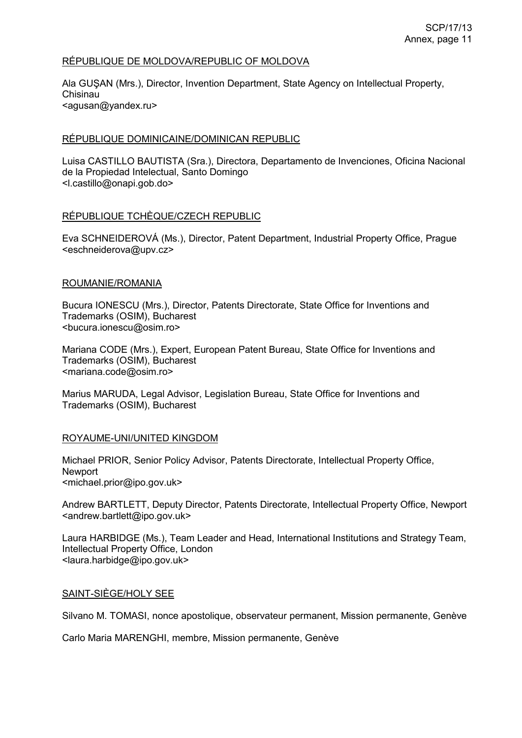RÉPUBLIQUE DE MOLDOVA/REPUBLIC OF MOLDOVA

Ala GUŞAN (Mrs.), Director, Invention Department, State Agency on Intellectual Property, Chisinau
<agusan@yandex.ru>

RÉPUBLIQUE DOMINICAINE/DOMINICAN REPUBLIC

Luisa CASTILLO BAUTISTA (Sra.), Directora, Departamento de Invenciones, Oficina Nacional de la Propiedad Intelectual, Santo Domingo
<l.castillo@onapi.gob.do>

RÉPUBLIQUE TCHÈQUE/CZECH REPUBLIC

Eva SCHNEIDEROVÁ (Ms.), Director, Patent Department, Industrial Property Office, Prague
<eschneiderova@upv.cz>

ROUMANIE/ROMANIA

Bucura IONESCU (Mrs.), Director, Patents Directorate, State Office for Inventions and Trademarks (OSIM), Bucharest
<bucura.ionescu@osim.ro>

Mariana CODE (Mrs.), Expert, European Patent Bureau, State Office for Inventions and Trademarks (OSIM), Bucharest
<mariana.code@osim.ro>

Marius MARUDA, Legal Advisor, Legislation Bureau, State Office for Inventions and Trademarks (OSIM), Bucharest

ROYAUME-UNI/UNITED KINGDOM

Michael PRIOR, Senior Policy Advisor, Patents Directorate, Intellectual Property Office, Newport
<michael.prior@ipo.gov.uk>

Andrew BARTLETT, Deputy Director, Patents Directorate, Intellectual Property Office, Newport
<andrew.bartlett@ipo.gov.uk>

Laura HARBIDGE (Ms.), Team Leader and Head, International Institutions and Strategy Team, Intellectual Property Office, London
<laura.harbidge@ipo.gov.uk>

SAINT-SIÈGE/HOLY SEE

Silvano M. TOMASI, nonce apostolique, observateur permanent, Mission permanente, Genève

Carlo Maria MARENGHI, membre, Mission permanente, Genève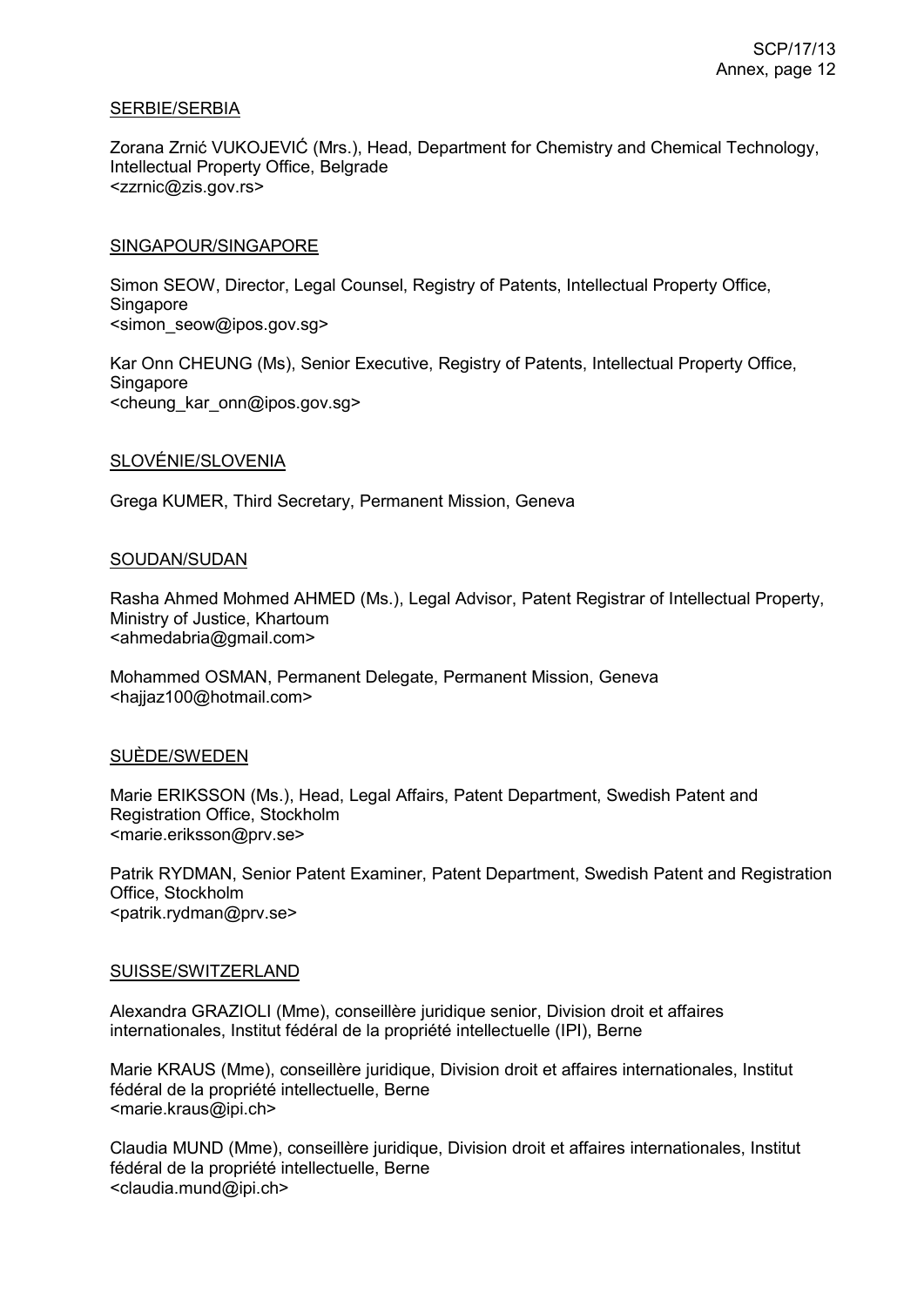SERBIE/SERBIA

Zorana Zrnić VUKOJEVIĆ (Mrs.), Head, Department for Chemistry and Chemical Technology, Intellectual Property Office, Belgrade
<zzrnic@zis.gov.rs>

SINGAPOUR/SINGAPORE

Simon SEOW, Director, Legal Counsel, Registry of Patents, Intellectual Property Office, Singapore
<simon_seow@ipos.gov.sg>

Kar Onn CHEUNG (Ms), Senior Executive, Registry of Patents, Intellectual Property Office, Singapore
<cheung_kar_onn@ipos.gov.sg>

SLOVÉNIE/SLOVENIA

Grega KUMER, Third Secretary, Permanent Mission, Geneva

SOUDAN/SUDAN

Rasha Ahmed Mohmed AHMED (Ms.), Legal Advisor, Patent Registrar of Intellectual Property, Ministry of Justice, Khartoum
<ahmedabria@gmail.com>

Mohammed OSMAN, Permanent Delegate, Permanent Mission, Geneva
<hajjaz100@hotmail.com>

SUÈDE/SWEDEN

Marie ERIKSSON (Ms.), Head, Legal Affairs, Patent Department, Swedish Patent and Registration Office, Stockholm
<marie.eriksson@prv.se>

Patrik RYDMAN, Senior Patent Examiner, Patent Department, Swedish Patent and Registration Office, Stockholm
<patrik.rydman@prv.se>

SUISSE/SWITZERLAND

Alexandra GRAZIOLI (Mme), conseillère juridique senior, Division droit et affaires internationales, Institut fédéral de la propriété intellectuelle (IPI), Berne

Marie KRAUS (Mme), conseillère juridique, Division droit et affaires internationales, Institut fédéral de la propriété intellectuelle, Berne
<marie.kraus@ipi.ch>

Claudia MUND (Mme), conseillère juridique, Division droit et affaires internationales, Institut fédéral de la propriété intellectuelle, Berne
<claudia.mund@ipi.ch>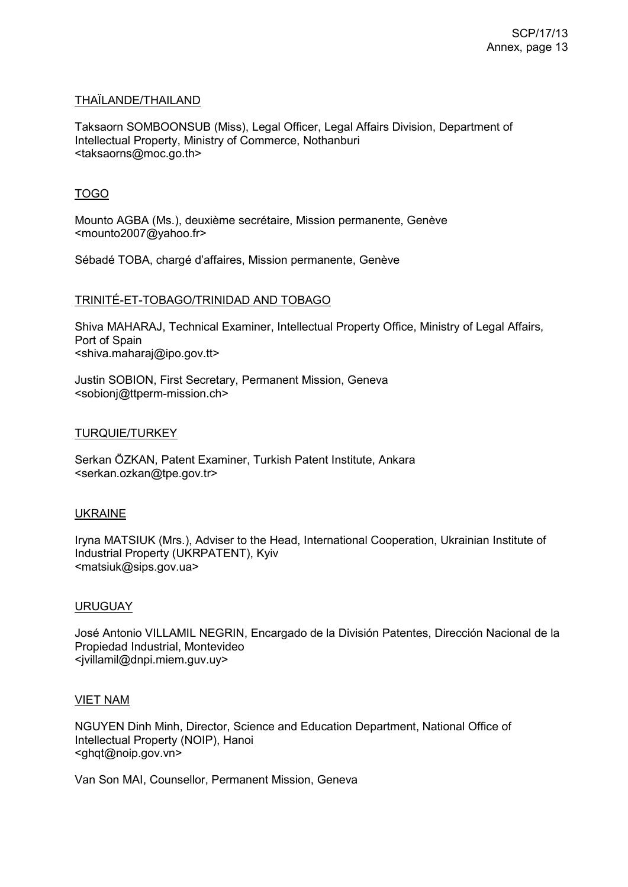THAÏLANDE/THAILAND

Taksaorn SOMBOONSUB (Miss), Legal Officer, Legal Affairs Division, Department of Intellectual Property, Ministry of Commerce, Nothanburi
<taksaorns@moc.go.th>

TOGO

Mounto AGBA (Ms.), deuxième secrétaire, Mission permanente, Genève
<mounto2007@yahoo.fr>

Sébadé TOBA, chargé d'affaires, Mission permanente, Genève

TRINITÉ-ET-TOBAGO/TRINIDAD AND TOBAGO

Shiva MAHARAJ, Technical Examiner, Intellectual Property Office, Ministry of Legal Affairs, Port of Spain
<shiva.maharaj@ipo.gov.tt>

Justin SOBION, First Secretary, Permanent Mission, Geneva
<sobionj@ttperm-mission.ch>

TURQUIE/TURKEY

Serkan ÖZKAN, Patent Examiner, Turkish Patent Institute, Ankara
<serkan.ozkan@tpe.gov.tr>

UKRAINE

Iryna MATSIUK (Mrs.), Adviser to the Head, International Cooperation, Ukrainian Institute of Industrial Property (UKRPATENT), Kyiv
<matsiuk@sips.gov.ua>

URUGUAY

José Antonio VILLAMIL NEGRIN, Encargado de la División Patentes, Dirección Nacional de la Propiedad Industrial, Montevideo
<jvillamil@dnpi.miem.guv.uy>

VIET NAM

NGUYEN Dinh Minh, Director, Science and Education Department, National Office of Intellectual Property (NOIP), Hanoi
<ghqt@noip.gov.vn>

Van Son MAI, Counsellor, Permanent Mission, Geneva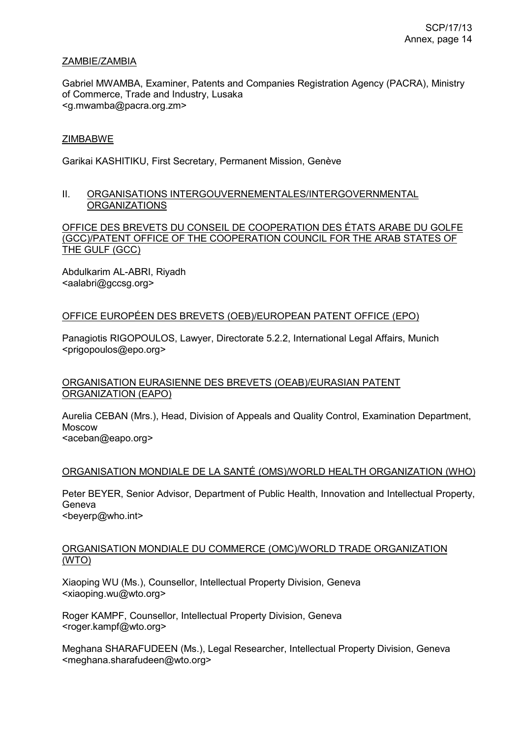ZAMBIE/ZAMBIA

Gabriel MWAMBA, Examiner, Patents and Companies Registration Agency (PACRA), Ministry of Commerce, Trade and Industry, Lusaka
<g.mwamba@pacra.org.zm>

ZIMBABWE

Garikai KASHITIKU, First Secretary, Permanent Mission, Genève

II. ORGANISATIONS INTERGOUVERNEMENTALES/INTERGOVERNMENTAL ORGANIZATIONS

OFFICE DES BREVETS DU CONSEIL DE COOPERATION DES ÉTATS ARABE DU GOLFE (GCC)/PATENT OFFICE OF THE COOPERATION COUNCIL FOR THE ARAB STATES OF THE GULF (GCC)

Abdulkarim AL-ABRI, Riyadh
<aalabri@gccsg.org>

OFFICE EUROPÉEN DES BREVETS (OEB)/EUROPEAN PATENT OFFICE (EPO)

Panagiotis RIGOPOULOS, Lawyer, Directorate 5.2.2, International Legal Affairs, Munich
<prigopoulos@epo.org>

ORGANISATION EURASIENNE DES BREVETS (OEAB)/EURASIAN PATENT ORGANIZATION (EAPO)

Aurelia CEBAN (Mrs.), Head, Division of Appeals and Quality Control, Examination Department, Moscow
<aceban@eapo.org>

ORGANISATION MONDIALE DE LA SANTÉ (OMS)/WORLD HEALTH ORGANIZATION (WHO)

Peter BEYER, Senior Advisor, Department of Public Health, Innovation and Intellectual Property, Geneva
<beyerp@who.int>

ORGANISATION MONDIALE DU COMMERCE (OMC)/WORLD TRADE ORGANIZATION (WTO)

Xiaoping WU (Ms.), Counsellor, Intellectual Property Division, Geneva
<xiaoping.wu@wto.org>

Roger KAMPF, Counsellor, Intellectual Property Division, Geneva
<roger.kampf@wto.org>

Meghana SHARAFUDEEN (Ms.), Legal Researcher, Intellectual Property Division, Geneva
<meghana.sharafudeen@wto.org>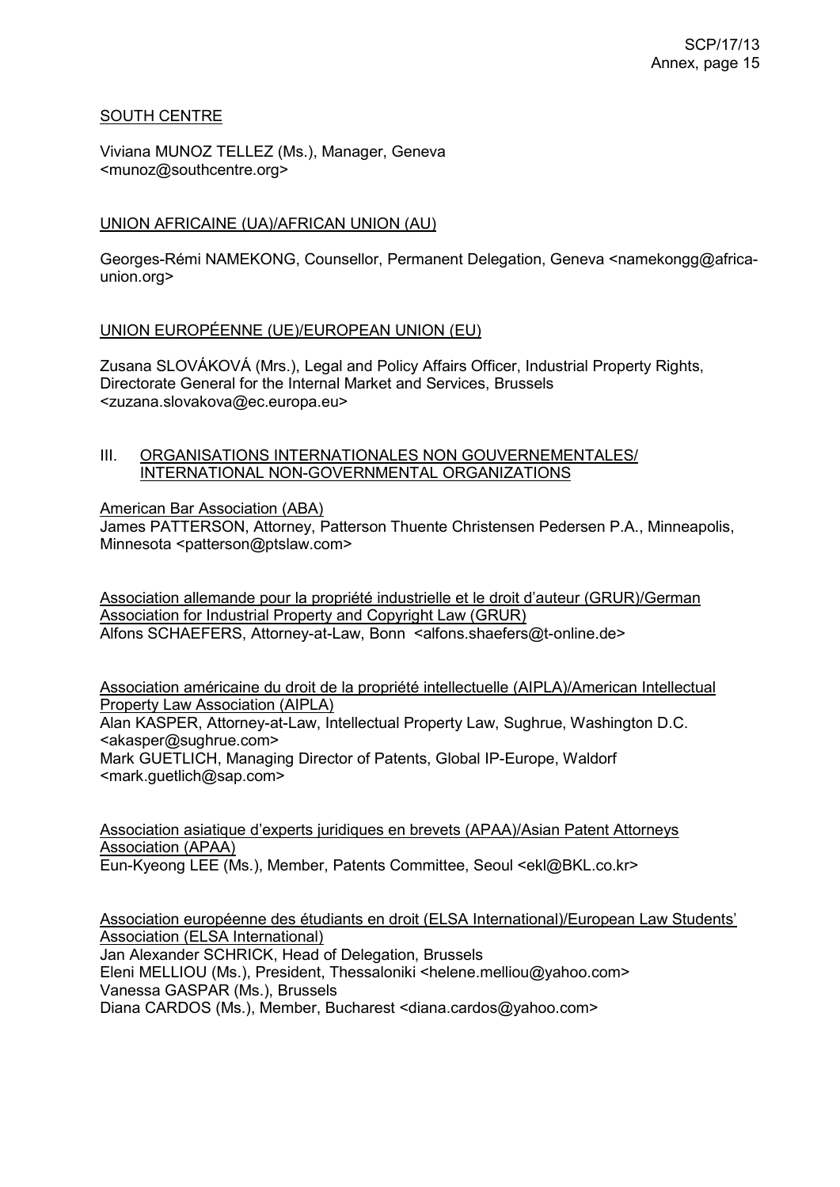SOUTH CENTRE

Viviana MUNOZ TELLEZ (Ms.), Manager, Geneva
<munoz@southcentre.org>

UNION AFRICAINE (UA)/AFRICAN UNION (AU)

Georges-Rémi NAMEKONG, Counsellor, Permanent Delegation, Geneva <namekongg@africa-union.org>

UNION EUROPÉENNE (UE)/EUROPEAN UNION (EU)

Zusana SLOVÁKOVÁ (Mrs.), Legal and Policy Affairs Officer, Industrial Property Rights, Directorate General for the Internal Market and Services, Brussels
<zuzana.slovakova@ec.europa.eu>

## III. ORGANISATIONS INTERNATIONALES NON GOUVERNEMENTALES/ INTERNATIONAL NON-GOVERNMENTAL ORGANIZATIONS

American Bar Association (ABA)
James PATTERSON, Attorney, Patterson Thuente Christensen Pedersen P.A., Minneapolis, Minnesota <patterson@ptslaw.com>

Association allemande pour la propriété industrielle et le droit d'auteur (GRUR)/German Association for Industrial Property and Copyright Law (GRUR)
Alfons SCHAEFERS, Attorney-at-Law, Bonn <alfons.shaefers@t-online.de>

Association américaine du droit de la propriété intellectuelle (AIPLA)/American Intellectual Property Law Association (AIPLA)
Alan KASPER, Attorney-at-Law, Intellectual Property Law, Sughrue, Washington D.C.
<akasper@sughrue.com>
Mark GUETLICH, Managing Director of Patents, Global IP-Europe, Waldorf
<mark.guetlich@sap.com>

Association asiatique d'experts juridiques en brevets (APAA)/Asian Patent Attorneys Association (APAA)
Eun-Kyeong LEE (Ms.), Member, Patents Committee, Seoul <ekl@BKL.co.kr>

Association européenne des étudiants en droit (ELSA International)/European Law Students' Association (ELSA International)
Jan Alexander SCHRICK, Head of Delegation, Brussels
Eleni MELLIOU (Ms.), President, Thessaloniki <helene.melliou@yahoo.com>
Vanessa GASPAR (Ms.), Brussels
Diana CARDOS (Ms.), Member, Bucharest <diana.cardos@yahoo.com>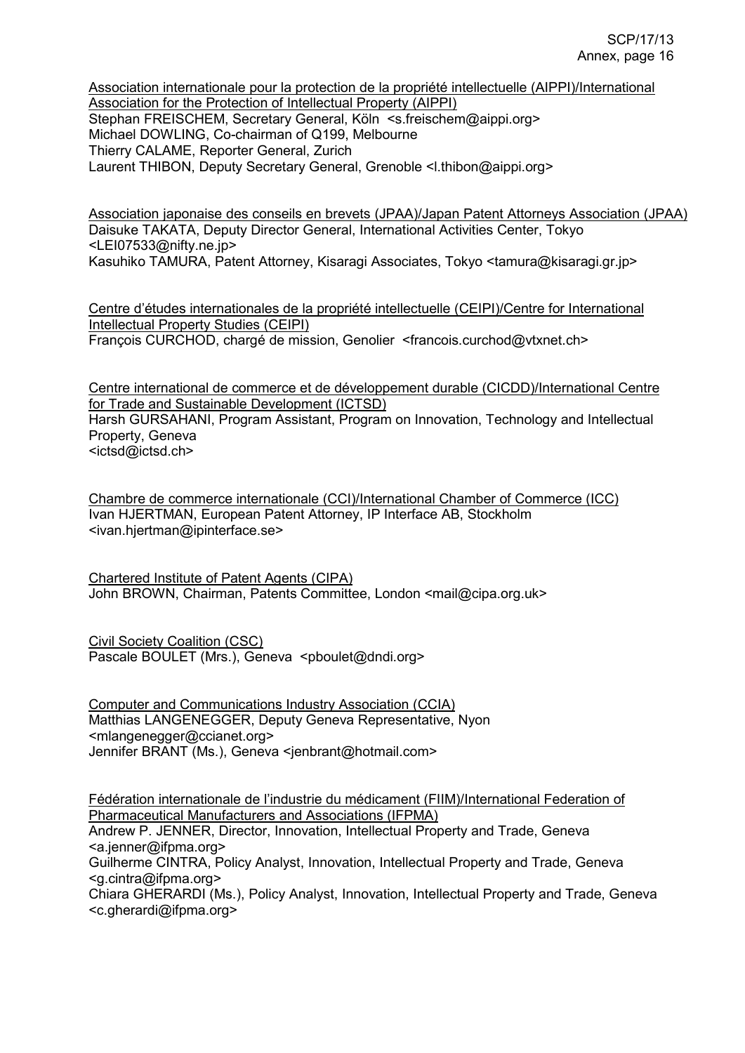<u>Association internationale pour la protection de la propriété intellectuelle (AIPPI)/International Association for the Protection of Intellectual Property (AIPPI)</u>
Stephan FREISCHEM, Secretary General, Köln <s.freischem@aippi.org>
Michael DOWLING, Co-chairman of Q199, Melbourne
Thierry CALAME, Reporter General, Zurich
Laurent THIBON, Deputy Secretary General, Grenoble <l.thibon@aippi.org>

<u>Association japonaise des conseils en brevets (JPAA)/Japan Patent Attorneys Association (JPAA)</u>
Daisuke TAKATA, Deputy Director General, International Activities Center, Tokyo <LEI07533@nifty.ne.jp>
Kasuhiko TAMURA, Patent Attorney, Kisaragi Associates, Tokyo <tamura@kisaragi.gr.jp>

<u>Centre d'études internationales de la propriété intellectuelle (CEIPI)/Centre for International Intellectual Property Studies (CEIPI)</u>
François CURCHOD, chargé de mission, Genolier <francois.curchod@vtxnet.ch>

<u>Centre international de commerce et de développement durable (CICDD)/International Centre for Trade and Sustainable Development (ICTSD)</u>
Harsh GURSAHANI, Program Assistant, Program on Innovation, Technology and Intellectual Property, Geneva
<ictsd@ictsd.ch>

<u>Chambre de commerce internationale (CCI)/International Chamber of Commerce (ICC)</u>
Ivan HJERTMAN, European Patent Attorney, IP Interface AB, Stockholm
<ivan.hjertman@ipinterface.se>

<u>Chartered Institute of Patent Agents (CIPA)</u>
John BROWN, Chairman, Patents Committee, London <mail@cipa.org.uk>

<u>Civil Society Coalition (CSC)</u>
Pascale BOULET (Mrs.), Geneva <pboulet@dndi.org>

<u>Computer and Communications Industry Association (CCIA)</u>
Matthias LANGENEGGER, Deputy Geneva Representative, Nyon
<mlangenegger@ccianet.org>
Jennifer BRANT (Ms.), Geneva <jenbrant@hotmail.com>

<u>Fédération internationale de l'industrie du médicament (FIIM)/International Federation of Pharmaceutical Manufacturers and Associations (IFPMA)</u>
Andrew P. JENNER, Director, Innovation, Intellectual Property and Trade, Geneva
<a.jenner@ifpma.org>
Guilherme CINTRA, Policy Analyst, Innovation, Intellectual Property and Trade, Geneva
<g.cintra@ifpma.org>
Chiara GHERARDI (Ms.), Policy Analyst, Innovation, Intellectual Property and Trade, Geneva
<c.gherardi@ifpma.org>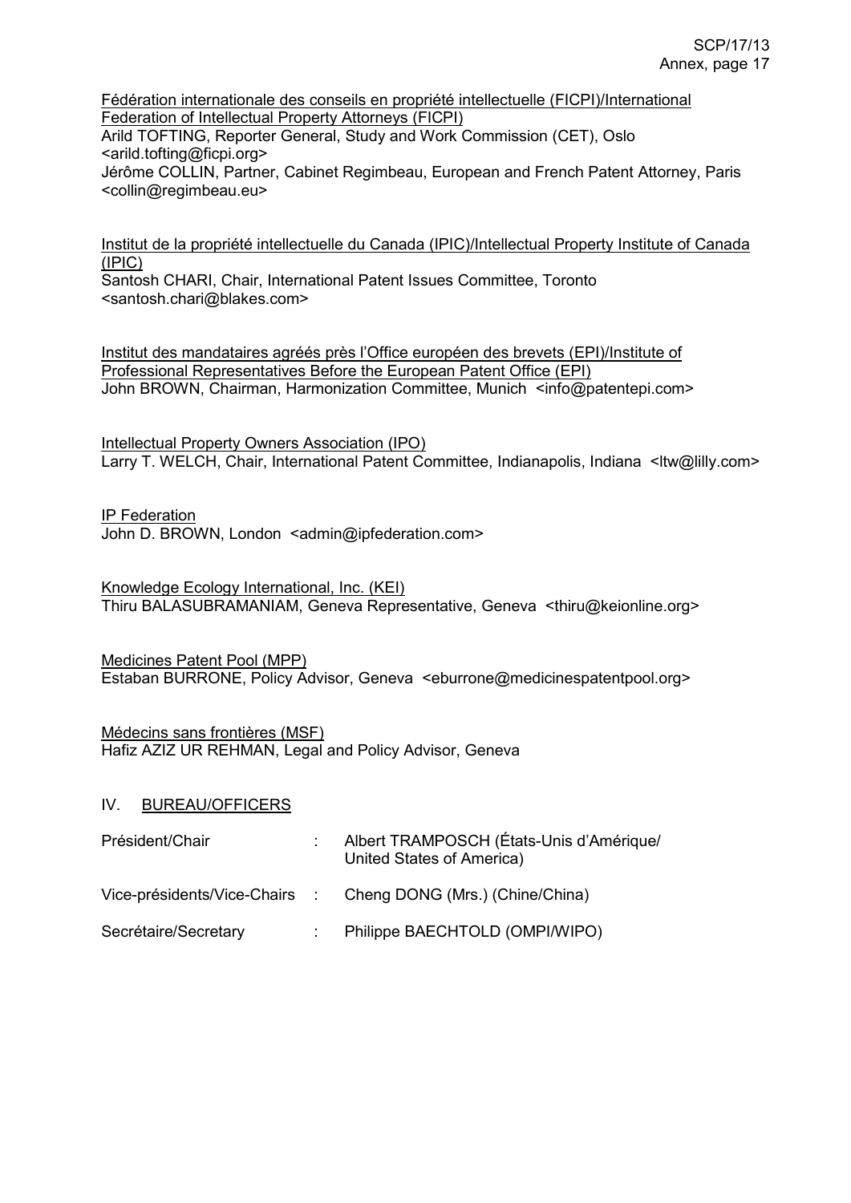Fédération internationale des conseils en propriété intellectuelle (FICPI)/International Federation of Intellectual Property Attorneys (FICPI)
Arild TOFTING, Reporter General, Study and Work Commission (CET), Oslo <arild.tofting@ficpi.org>
Jérôme COLLIN, Partner, Cabinet Regimbeau, European and French Patent Attorney, Paris <collin@regimbeau.eu>

Institut de la propriété intellectuelle du Canada (IPIC)/Intellectual Property Institute of Canada (IPIC)
Santosh CHARI, Chair, International Patent Issues Committee, Toronto <santosh.chari@blakes.com>

Institut des mandataires agréés près l'Office européen des brevets (EPI)/Institute of Professional Representatives Before the European Patent Office (EPI)
John BROWN, Chairman, Harmonization Committee, Munich <info@patentepi.com>

Intellectual Property Owners Association (IPO)
Larry T. WELCH, Chair, International Patent Committee, Indianapolis, Indiana <ltw@lilly.com>

IP Federation
John D. BROWN, London <admin@ipfederation.com>

Knowledge Ecology International, Inc. (KEI)
Thiru BALASUBRAMANIAM, Geneva Representative, Geneva <thiru@keionline.org>

Medicines Patent Pool (MPP)
Estaban BURRONE, Policy Advisor, Geneva <eburrone@medicinespatentpool.org>

Médecins sans frontières (MSF)
Hafiz AZIZ UR REHMAN, Legal and Policy Advisor, Geneva

## IV. BUREAU/OFFICERS

| | | |
|---|---|---|
| Président/Chair | : | Albert TRAMPOSCH (États-Unis d'Amérique/ United States of America) |
| Vice-présidents/Vice-Chairs | : | Cheng DONG (Mrs.) (Chine/China) |
| Secrétaire/Secretary | : | Philippe BAECHTOLD (OMPI/WIPO) |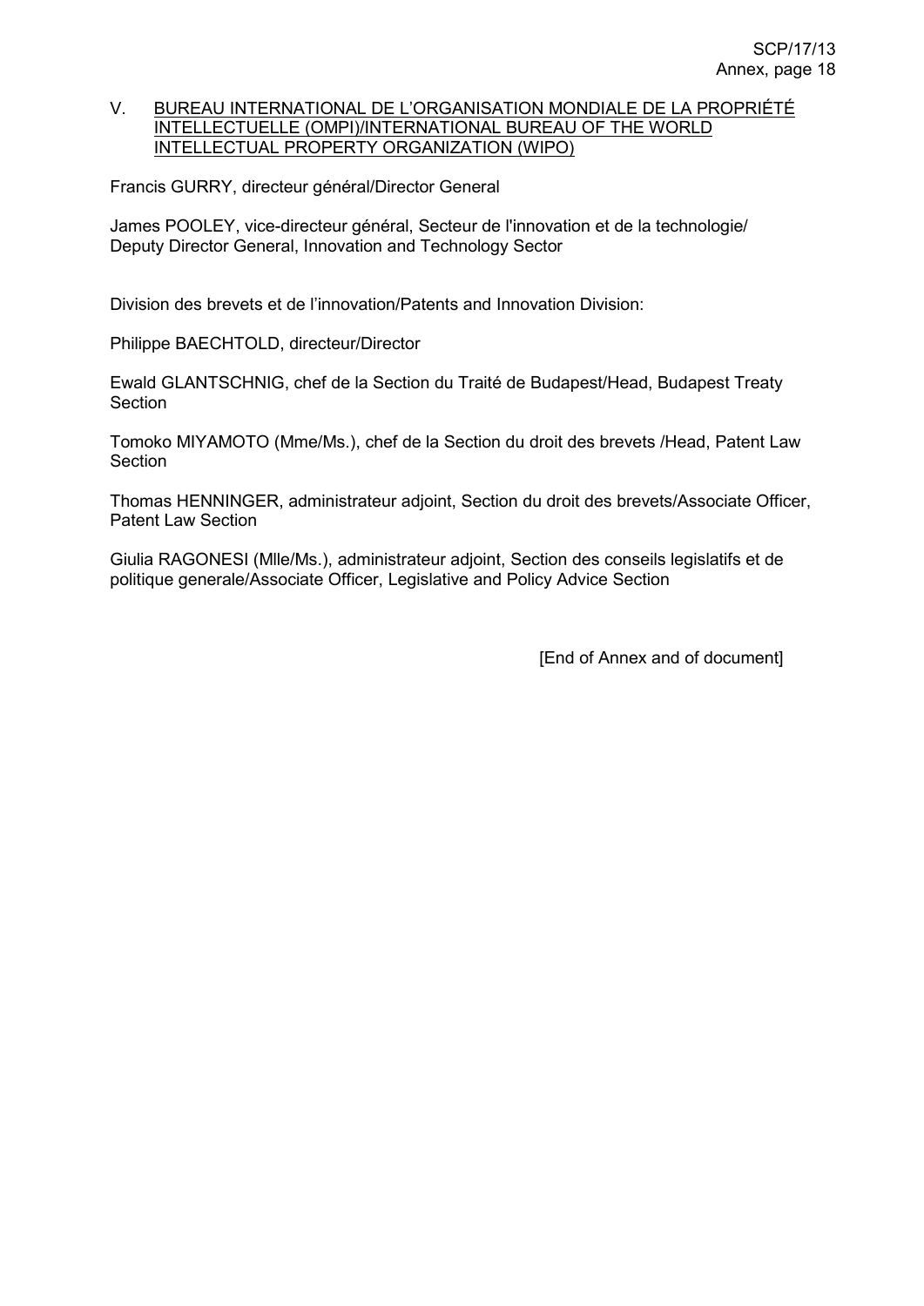## V. BUREAU INTERNATIONAL DE L'ORGANISATION MONDIALE DE LA PROPRIÉTÉ INTELLECTUELLE (OMPI)/INTERNATIONAL BUREAU OF THE WORLD INTELLECTUAL PROPERTY ORGANIZATION (WIPO)

Francis GURRY, directeur général/Director General

James POOLEY, vice-directeur général, Secteur de l'innovation et de la technologie/ Deputy Director General, Innovation and Technology Sector

Division des brevets et de l'innovation/Patents and Innovation Division:

Philippe BAECHTOLD, directeur/Director

Ewald GLANTSCHNIG, chef de la Section du Traité de Budapest/Head, Budapest Treaty Section

Tomoko MIYAMOTO (Mme/Ms.), chef de la Section du droit des brevets /Head, Patent Law Section

Thomas HENNINGER, administrateur adjoint, Section du droit des brevets/Associate Officer, Patent Law Section

Giulia RAGONESI (Mlle/Ms.), administrateur adjoint, Section des conseils legislatifs et de politique generale/Associate Officer, Legislative and Policy Advice Section

[End of Annex and of document]